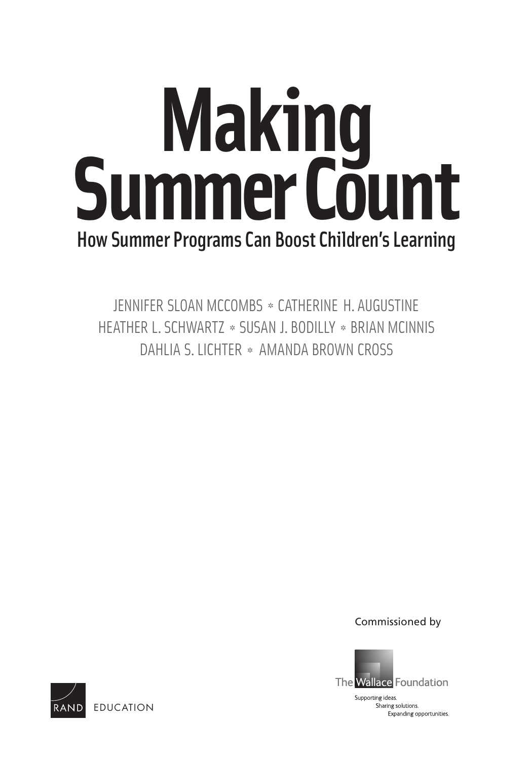# Making Summer Count

## How Summer Programs Can Boost Children's Learning

JENNIFER SLOAN MCCOMBS * CATHERINE H. AUGUSTINE
HEATHER L. SCHWARTZ * SUSAN J. BODILLY * BRIAN MCINNIS
DAHLIA S. LICHTER * AMANDA BROWN CROSS

Commissioned by

The Wallace Foundation

Supporting ideas.
Sharing solutions.
Expanding opportunities.

RAND EDUCATION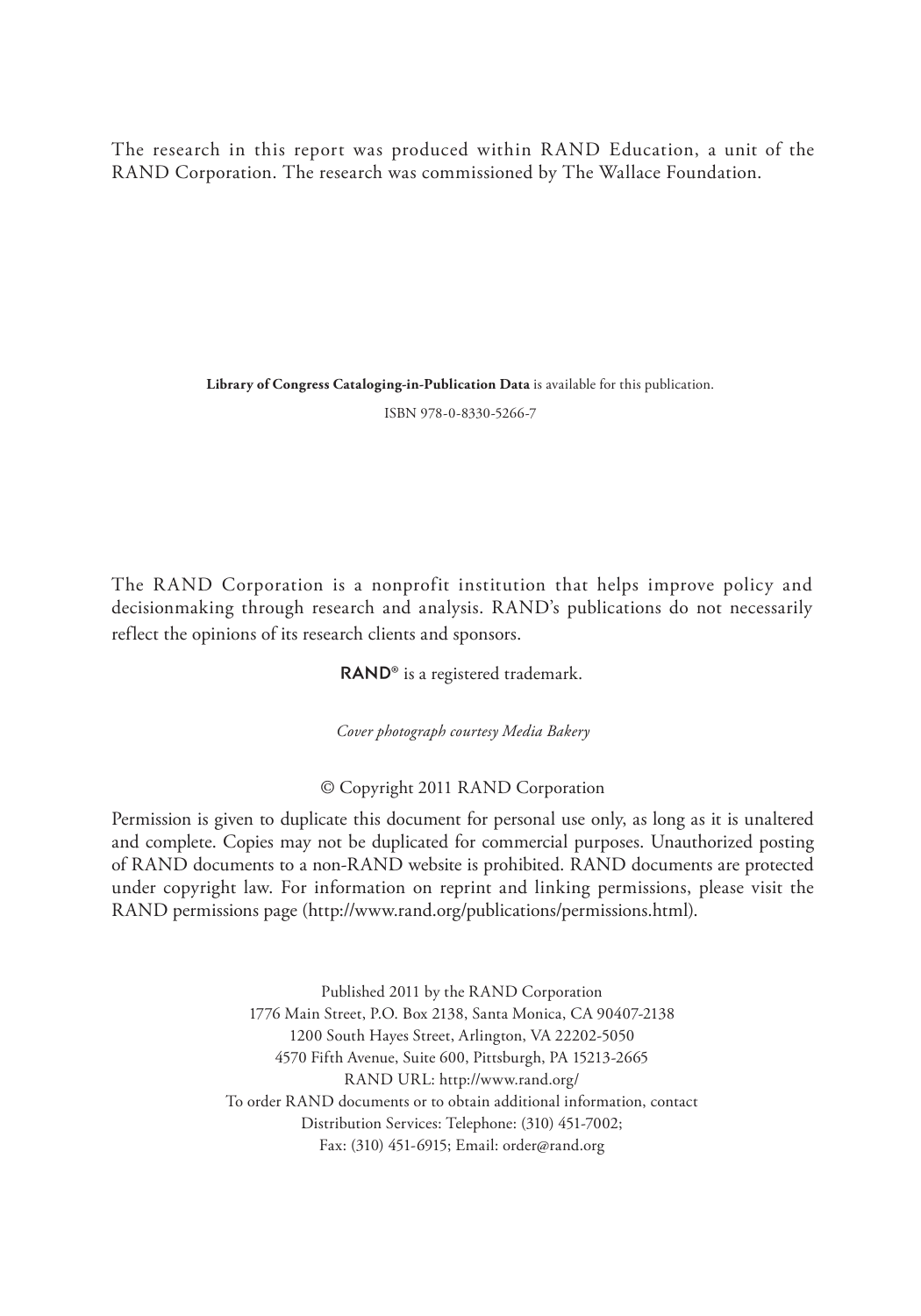The research in this report was produced within RAND Education, a unit of the RAND Corporation. The research was commissioned by The Wallace Foundation.

**Library of Congress Cataloging-in-Publication Data** is available for this publication.

ISBN 978-0-8330-5266-7

The RAND Corporation is a nonprofit institution that helps improve policy and decisionmaking through research and analysis. RAND's publications do not necessarily reflect the opinions of its research clients and sponsors.

**RAND**® is a registered trademark.

*Cover photograph courtesy Media Bakery*

© Copyright 2011 RAND Corporation

Permission is given to duplicate this document for personal use only, as long as it is unaltered and complete. Copies may not be duplicated for commercial purposes. Unauthorized posting of RAND documents to a non-RAND website is prohibited. RAND documents are protected under copyright law. For information on reprint and linking permissions, please visit the RAND permissions page (http://www.rand.org/publications/permissions.html).

Published 2011 by the RAND Corporation
1776 Main Street, P.O. Box 2138, Santa Monica, CA 90407-2138
1200 South Hayes Street, Arlington, VA 22202-5050
4570 Fifth Avenue, Suite 600, Pittsburgh, PA 15213-2665
RAND URL: http://www.rand.org/
To order RAND documents or to obtain additional information, contact
Distribution Services: Telephone: (310) 451-7002;
Fax: (310) 451-6915; Email: order@rand.org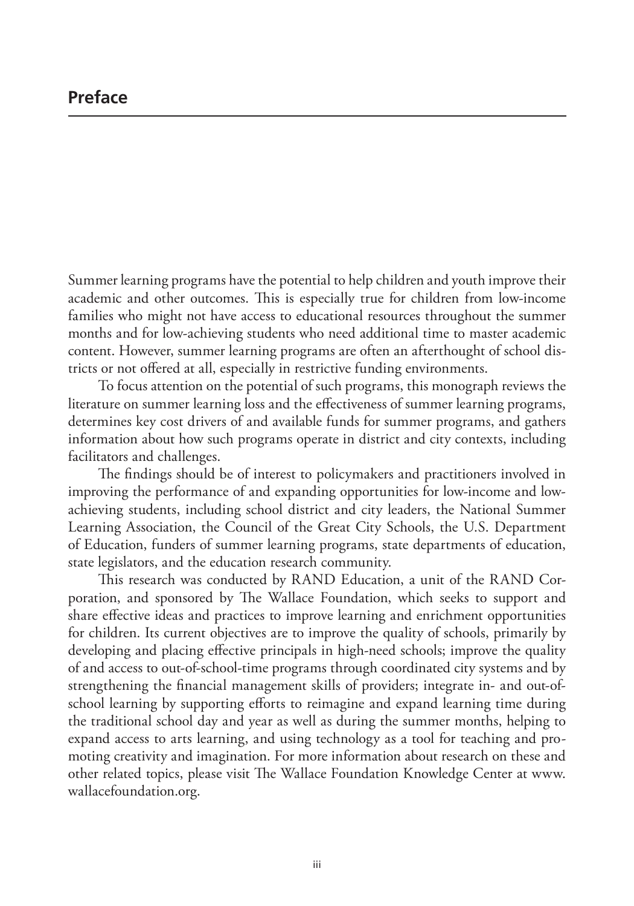# Preface

Summer learning programs have the potential to help children and youth improve their academic and other outcomes. This is especially true for children from low-income families who might not have access to educational resources throughout the summer months and for low-achieving students who need additional time to master academic content. However, summer learning programs are often an afterthought of school districts or not offered at all, especially in restrictive funding environments.

To focus attention on the potential of such programs, this monograph reviews the literature on summer learning loss and the effectiveness of summer learning programs, determines key cost drivers of and available funds for summer programs, and gathers information about how such programs operate in district and city contexts, including facilitators and challenges.

The findings should be of interest to policymakers and practitioners involved in improving the performance of and expanding opportunities for low-income and low-achieving students, including school district and city leaders, the National Summer Learning Association, the Council of the Great City Schools, the U.S. Department of Education, funders of summer learning programs, state departments of education, state legislators, and the education research community.

This research was conducted by RAND Education, a unit of the RAND Corporation, and sponsored by The Wallace Foundation, which seeks to support and share effective ideas and practices to improve learning and enrichment opportunities for children. Its current objectives are to improve the quality of schools, primarily by developing and placing effective principals in high-need schools; improve the quality of and access to out-of-school-time programs through coordinated city systems and by strengthening the financial management skills of providers; integrate in- and out-of-school learning by supporting efforts to reimagine and expand learning time during the traditional school day and year as well as during the summer months, helping to expand access to arts learning, and using technology as a tool for teaching and promoting creativity and imagination. For more information about research on these and other related topics, please visit The Wallace Foundation Knowledge Center at www.wallacefoundation.org.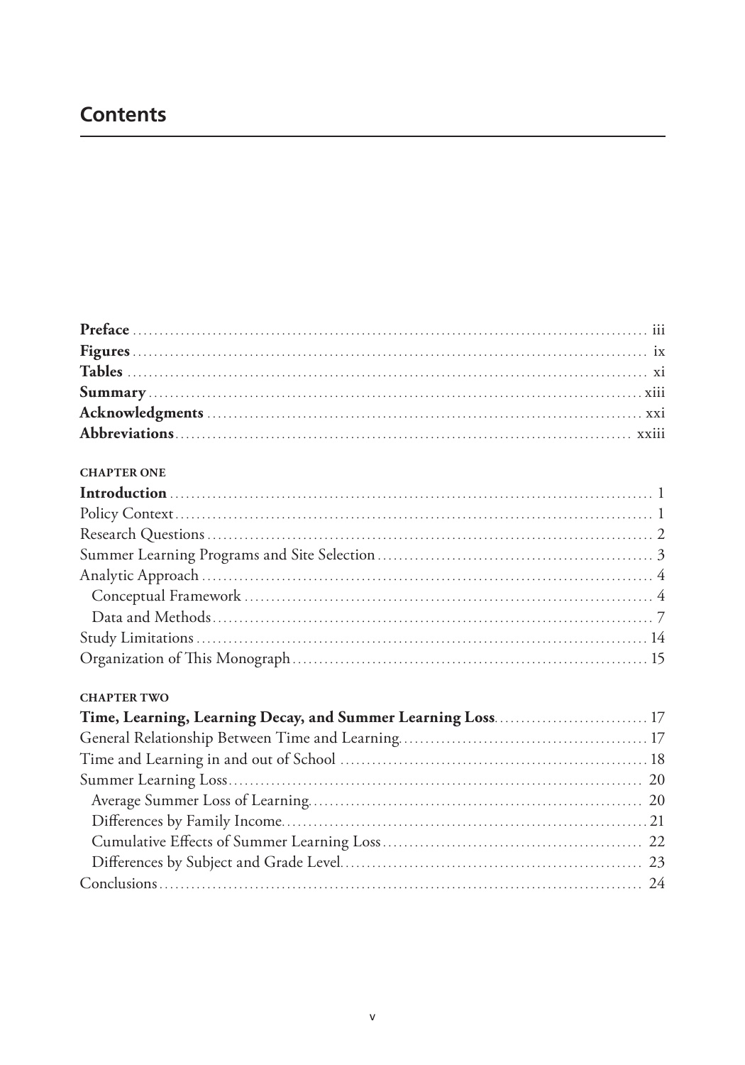# Contents

**Preface** .......... iii
**Figures** .......... ix
**Tables** .......... xi
**Summary** .......... xiii
**Acknowledgments** .......... xxi
**Abbreviations** .......... xxiii

**CHAPTER ONE**

**Introduction** .......... 1
Policy Context .......... 1
Research Questions .......... 2
Summer Learning Programs and Site Selection .......... 3
Analytic Approach .......... 4
  Conceptual Framework .......... 4
  Data and Methods .......... 7
Study Limitations .......... 14
Organization of This Monograph .......... 15

**CHAPTER TWO**

**Time, Learning, Learning Decay, and Summer Learning Loss** .......... 17
General Relationship Between Time and Learning .......... 17
Time and Learning in and out of School .......... 18
Summer Learning Loss .......... 20
  Average Summer Loss of Learning .......... 20
  Differences by Family Income .......... 21
  Cumulative Effects of Summer Learning Loss .......... 22
  Differences by Subject and Grade Level .......... 23
Conclusions .......... 24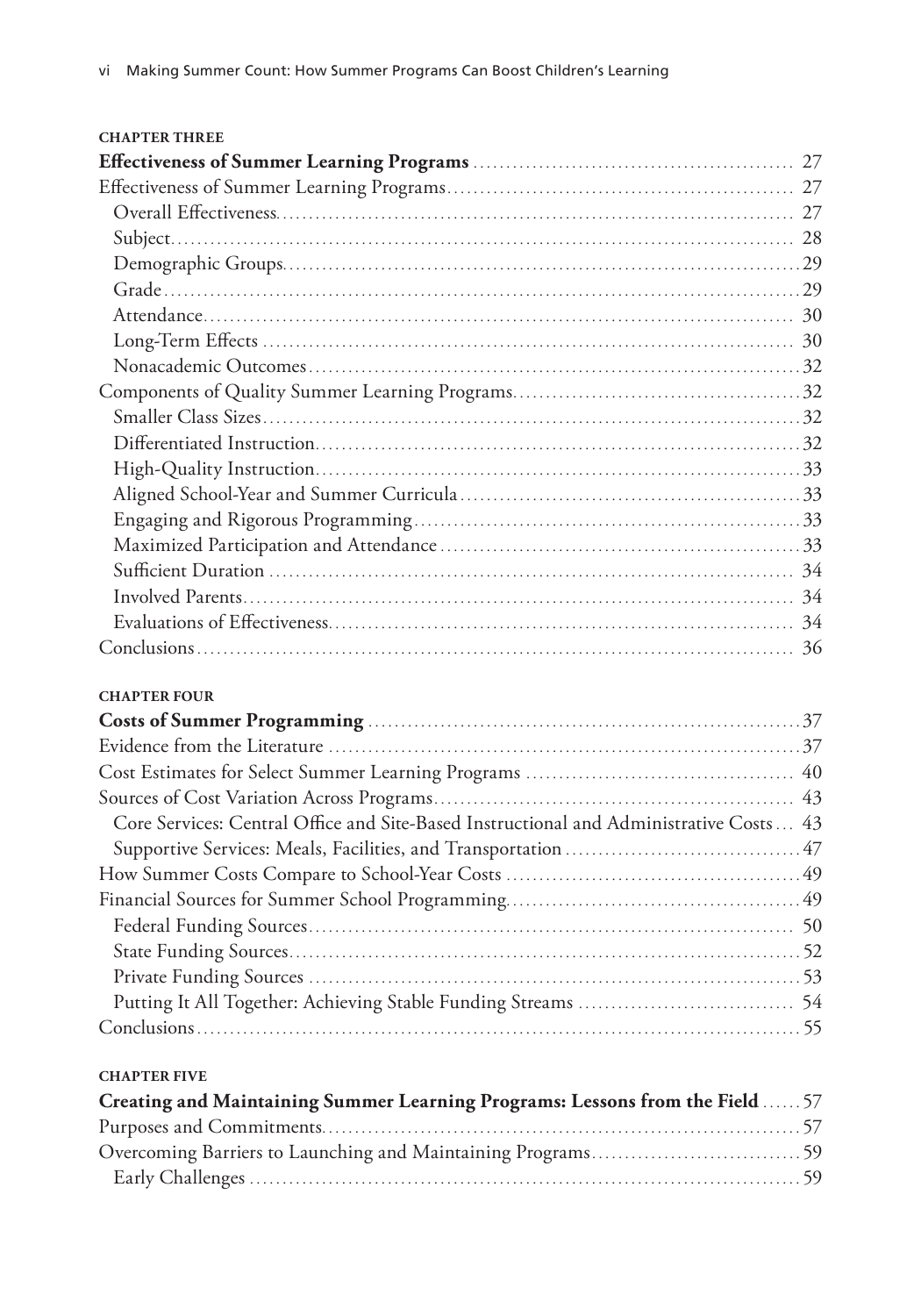**CHAPTER THREE**

**Effectiveness of Summer Learning Programs** ... 27

Effectiveness of Summer Learning Programs ... 27

- Overall Effectiveness ... 27
- Subject ... 28
- Demographic Groups ... 29
- Grade ... 29
- Attendance ... 30
- Long-Term Effects ... 30
- Nonacademic Outcomes ... 32

Components of Quality Summer Learning Programs ... 32

- Smaller Class Sizes ... 32
- Differentiated Instruction ... 32
- High-Quality Instruction ... 33
- Aligned School-Year and Summer Curricula ... 33
- Engaging and Rigorous Programming ... 33
- Maximized Participation and Attendance ... 33
- Sufficient Duration ... 34
- Involved Parents ... 34
- Evaluations of Effectiveness ... 34

Conclusions ... 36

**CHAPTER FOUR**

**Costs of Summer Programming** ... 37

Evidence from the Literature ... 37

Cost Estimates for Select Summer Learning Programs ... 40

Sources of Cost Variation Across Programs ... 43

- Core Services: Central Office and Site-Based Instructional and Administrative Costs ... 43
- Supportive Services: Meals, Facilities, and Transportation ... 47

How Summer Costs Compare to School-Year Costs ... 49

Financial Sources for Summer School Programming ... 49

- Federal Funding Sources ... 50
- State Funding Sources ... 52
- Private Funding Sources ... 53
- Putting It All Together: Achieving Stable Funding Streams ... 54

Conclusions ... 55

**CHAPTER FIVE**

**Creating and Maintaining Summer Learning Programs: Lessons from the Field** ... 57

Purposes and Commitments ... 57

Overcoming Barriers to Launching and Maintaining Programs ... 59

- Early Challenges ... 59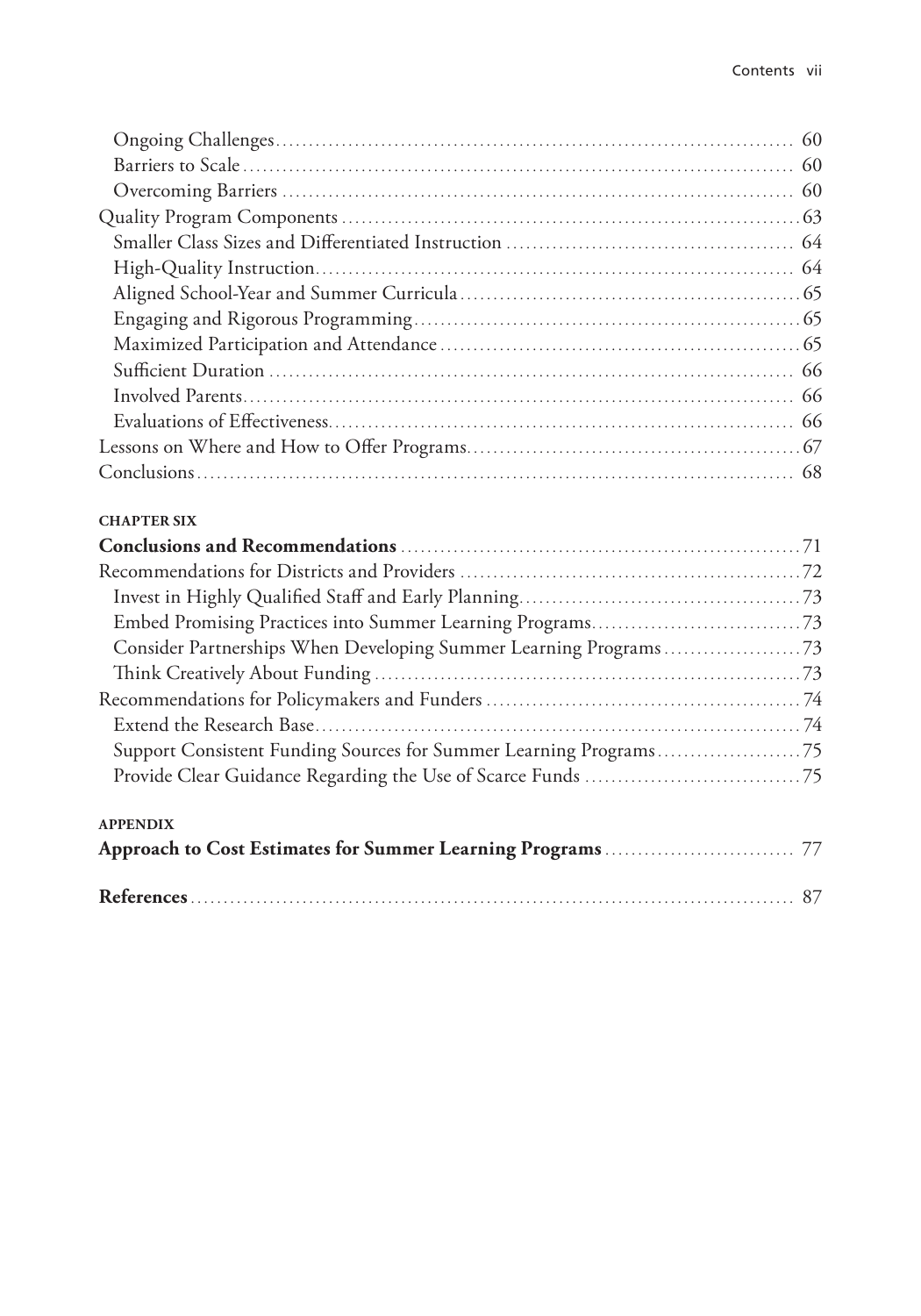Ongoing Challenges .......... 60
Barriers to Scale .......... 60
Overcoming Barriers .......... 60
Quality Program Components .......... 63
Smaller Class Sizes and Differentiated Instruction .......... 64
High-Quality Instruction .......... 64
Aligned School-Year and Summer Curricula .......... 65
Engaging and Rigorous Programming .......... 65
Maximized Participation and Attendance .......... 65
Sufficient Duration .......... 66
Involved Parents .......... 66
Evaluations of Effectiveness .......... 66
Lessons on Where and How to Offer Programs .......... 67
Conclusions .......... 68

**CHAPTER SIX**

**Conclusions and Recommendations** .......... 71
Recommendations for Districts and Providers .......... 72
Invest in Highly Qualified Staff and Early Planning .......... 73
Embed Promising Practices into Summer Learning Programs .......... 73
Consider Partnerships When Developing Summer Learning Programs .......... 73
Think Creatively About Funding .......... 73
Recommendations for Policymakers and Funders .......... 74
Extend the Research Base .......... 74
Support Consistent Funding Sources for Summer Learning Programs .......... 75
Provide Clear Guidance Regarding the Use of Scarce Funds .......... 75

**APPENDIX**

**Approach to Cost Estimates for Summer Learning Programs** .......... 77

**References** .......... 87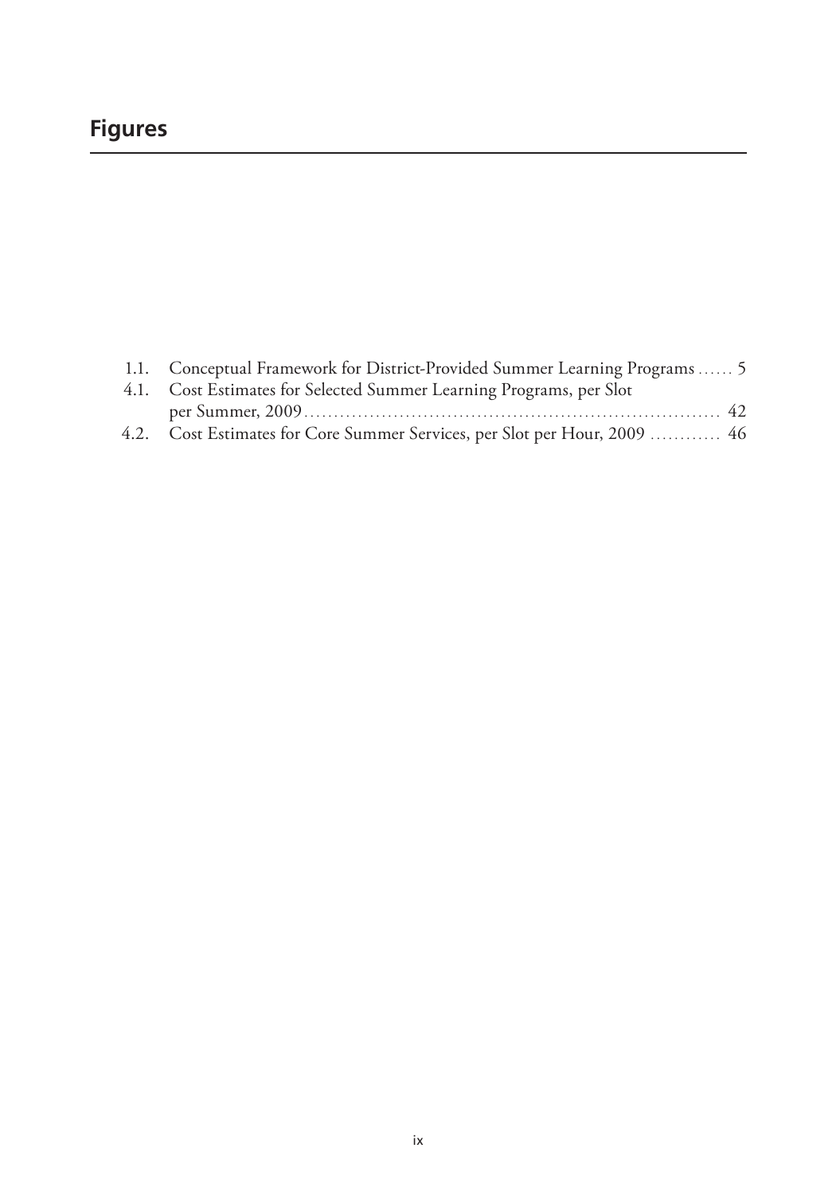# Figures

1.1. Conceptual Framework for District-Provided Summer Learning Programs ...... 5
4.1. Cost Estimates for Selected Summer Learning Programs, per Slot per Summer, 2009 ...... 42
4.2. Cost Estimates for Core Summer Services, per Slot per Hour, 2009 ...... 46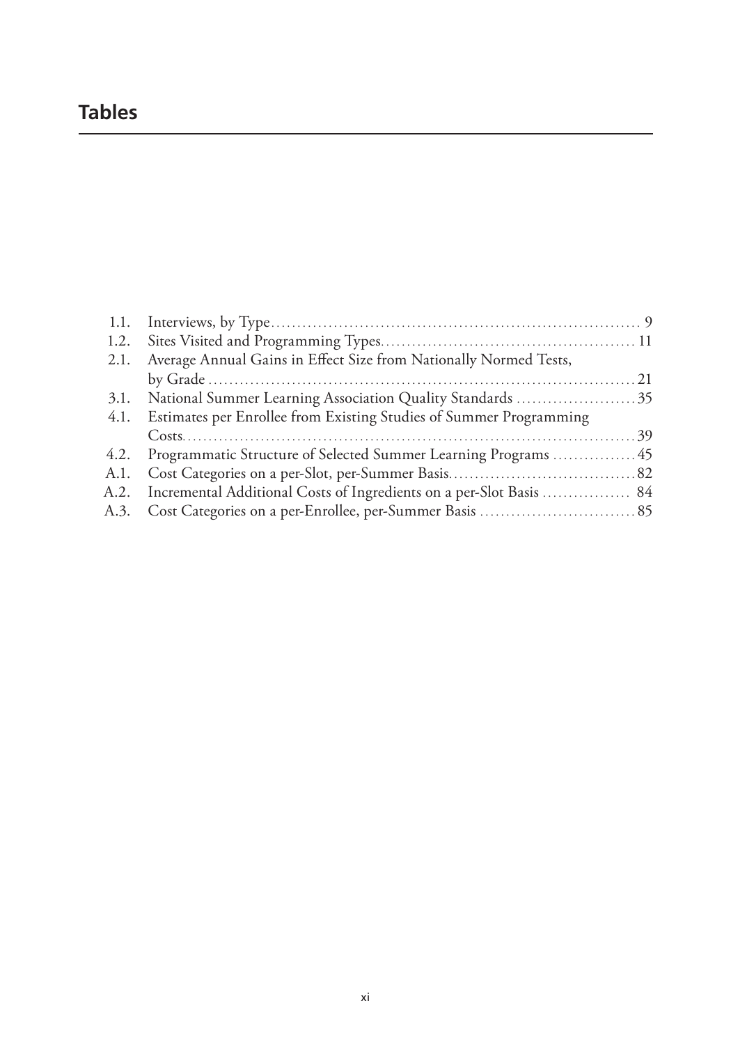## Tables

1.1. Interviews, by Type ........................................................................ 9
1.2. Sites Visited and Programming Types ................................................ 11
2.1. Average Annual Gains in Effect Size from Nationally Normed Tests, by Grade ........................................................................ 21
3.1. National Summer Learning Association Quality Standards ....................... 35
4.1. Estimates per Enrollee from Existing Studies of Summer Programming Costs ........................................................................ 39
4.2. Programmatic Structure of Selected Summer Learning Programs ................ 45
A.1. Cost Categories on a per-Slot, per-Summer Basis ................................... 82
A.2. Incremental Additional Costs of Ingredients on a per-Slot Basis ................ 84
A.3. Cost Categories on a per-Enrollee, per-Summer Basis .............................. 85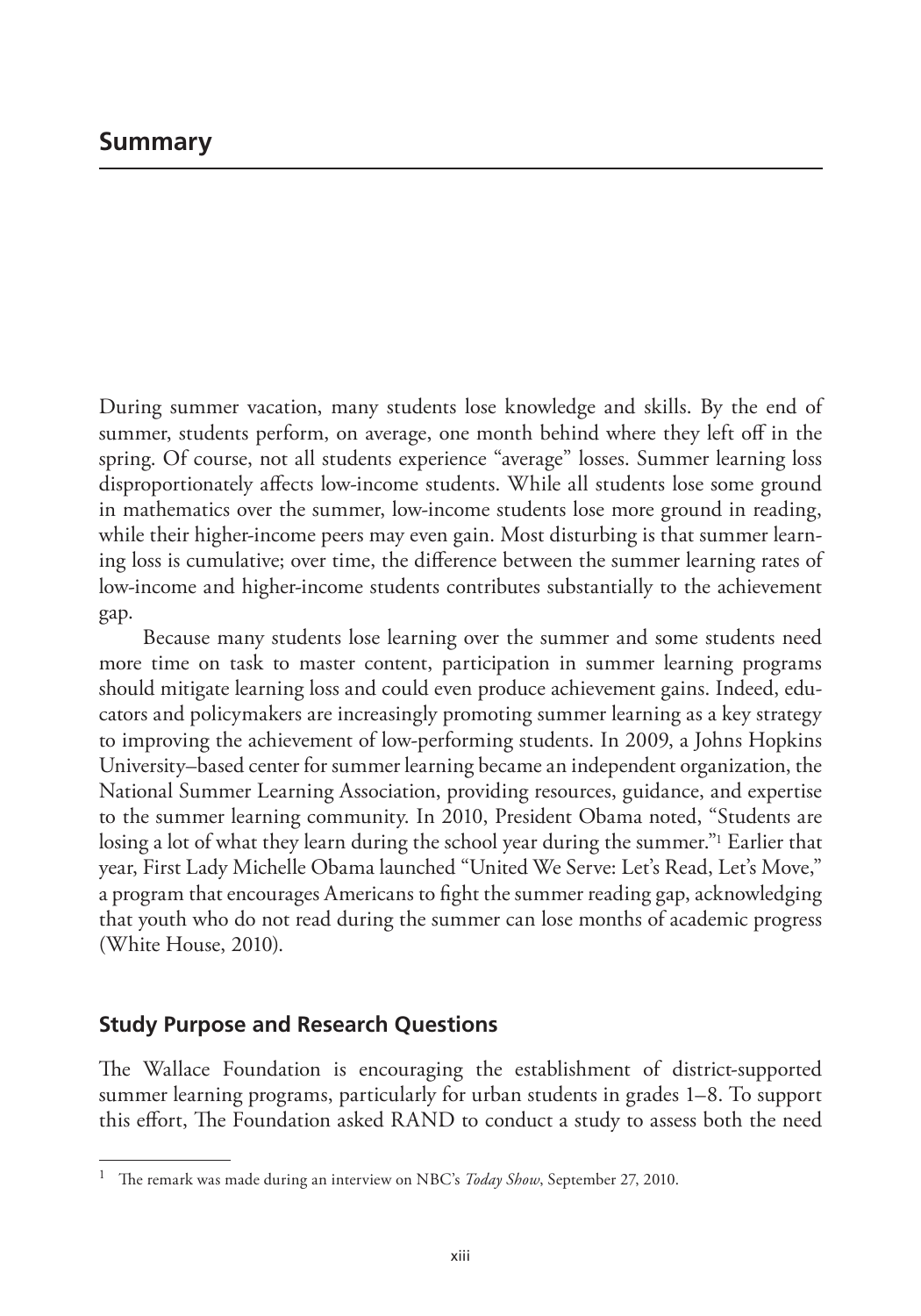# Summary

During summer vacation, many students lose knowledge and skills. By the end of summer, students perform, on average, one month behind where they left off in the spring. Of course, not all students experience "average" losses. Summer learning loss disproportionately affects low-income students. While all students lose some ground in mathematics over the summer, low-income students lose more ground in reading, while their higher-income peers may even gain. Most disturbing is that summer learning loss is cumulative; over time, the difference between the summer learning rates of low-income and higher-income students contributes substantially to the achievement gap.

Because many students lose learning over the summer and some students need more time on task to master content, participation in summer learning programs should mitigate learning loss and could even produce achievement gains. Indeed, educators and policymakers are increasingly promoting summer learning as a key strategy to improving the achievement of low-performing students. In 2009, a Johns Hopkins University–based center for summer learning became an independent organization, the National Summer Learning Association, providing resources, guidance, and expertise to the summer learning community. In 2010, President Obama noted, "Students are losing a lot of what they learn during the school year during the summer."[1] Earlier that year, First Lady Michelle Obama launched "United We Serve: Let's Read, Let's Move," a program that encourages Americans to fight the summer reading gap, acknowledging that youth who do not read during the summer can lose months of academic progress (White House, 2010).

## Study Purpose and Research Questions

The Wallace Foundation is encouraging the establishment of district-supported summer learning programs, particularly for urban students in grades 1–8. To support this effort, The Foundation asked RAND to conduct a study to assess both the need

---

[1] The remark was made during an interview on NBC's *Today Show*, September 27, 2010.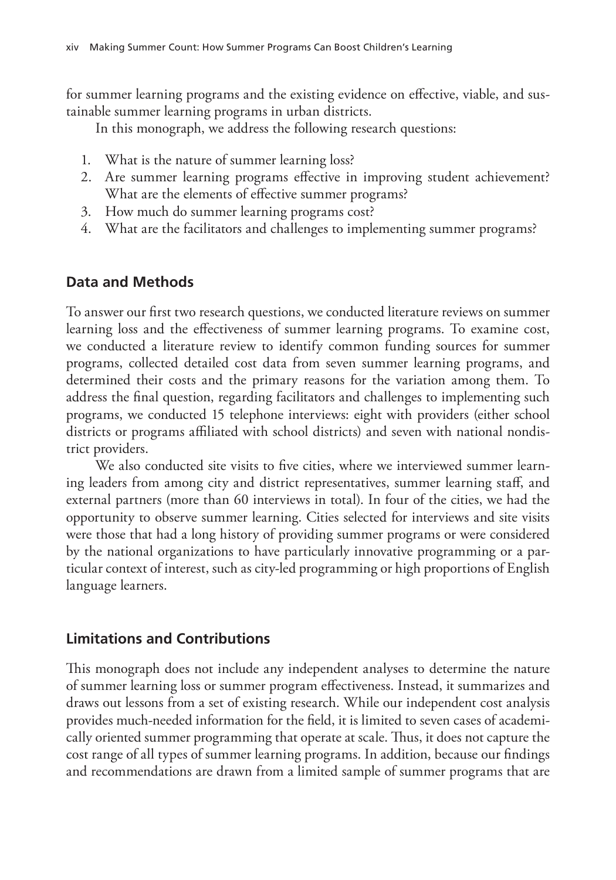for summer learning programs and the existing evidence on effective, viable, and sustainable summer learning programs in urban districts.

In this monograph, we address the following research questions:

1. What is the nature of summer learning loss?
2. Are summer learning programs effective in improving student achievement? What are the elements of effective summer programs?
3. How much do summer learning programs cost?
4. What are the facilitators and challenges to implementing summer programs?

## Data and Methods

To answer our first two research questions, we conducted literature reviews on summer learning loss and the effectiveness of summer learning programs. To examine cost, we conducted a literature review to identify common funding sources for summer programs, collected detailed cost data from seven summer learning programs, and determined their costs and the primary reasons for the variation among them. To address the final question, regarding facilitators and challenges to implementing such programs, we conducted 15 telephone interviews: eight with providers (either school districts or programs affiliated with school districts) and seven with national nondistrict providers.

We also conducted site visits to five cities, where we interviewed summer learning leaders from among city and district representatives, summer learning staff, and external partners (more than 60 interviews in total). In four of the cities, we had the opportunity to observe summer learning. Cities selected for interviews and site visits were those that had a long history of providing summer programs or were considered by the national organizations to have particularly innovative programming or a particular context of interest, such as city-led programming or high proportions of English language learners.

## Limitations and Contributions

This monograph does not include any independent analyses to determine the nature of summer learning loss or summer program effectiveness. Instead, it summarizes and draws out lessons from a set of existing research. While our independent cost analysis provides much-needed information for the field, it is limited to seven cases of academically oriented summer programming that operate at scale. Thus, it does not capture the cost range of all types of summer learning programs. In addition, because our findings and recommendations are drawn from a limited sample of summer programs that are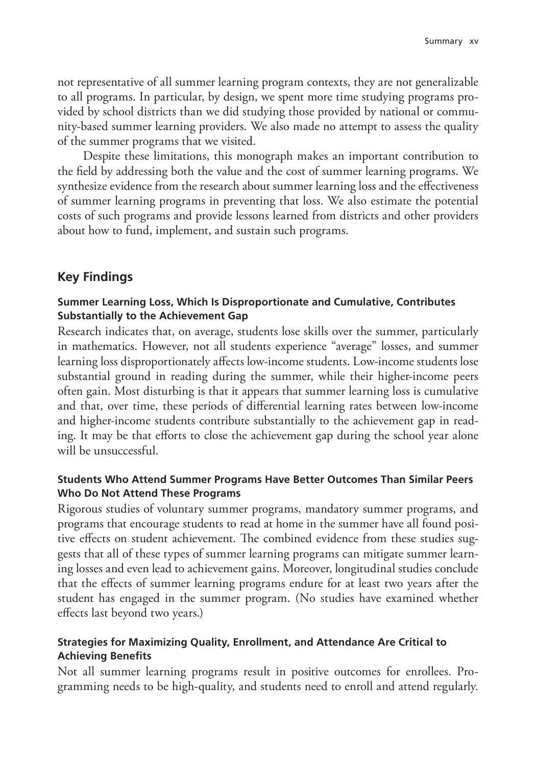not representative of all summer learning program contexts, they are not generalizable to all programs. In particular, by design, we spent more time studying programs provided by school districts than we did studying those provided by national or community-based summer learning providers. We also made no attempt to assess the quality of the summer programs that we visited.

Despite these limitations, this monograph makes an important contribution to the field by addressing both the value and the cost of summer learning programs. We synthesize evidence from the research about summer learning loss and the effectiveness of summer learning programs in preventing that loss. We also estimate the potential costs of such programs and provide lessons learned from districts and other providers about how to fund, implement, and sustain such programs.

## Key Findings

### Summer Learning Loss, Which Is Disproportionate and Cumulative, Contributes Substantially to the Achievement Gap

Research indicates that, on average, students lose skills over the summer, particularly in mathematics. However, not all students experience "average" losses, and summer learning loss disproportionately affects low-income students. Low-income students lose substantial ground in reading during the summer, while their higher-income peers often gain. Most disturbing is that it appears that summer learning loss is cumulative and that, over time, these periods of differential learning rates between low-income and higher-income students contribute substantially to the achievement gap in reading. It may be that efforts to close the achievement gap during the school year alone will be unsuccessful.

### Students Who Attend Summer Programs Have Better Outcomes Than Similar Peers Who Do Not Attend These Programs

Rigorous studies of voluntary summer programs, mandatory summer programs, and programs that encourage students to read at home in the summer have all found positive effects on student achievement. The combined evidence from these studies suggests that all of these types of summer learning programs can mitigate summer learning losses and even lead to achievement gains. Moreover, longitudinal studies conclude that the effects of summer learning programs endure for at least two years after the student has engaged in the summer program. (No studies have examined whether effects last beyond two years.)

### Strategies for Maximizing Quality, Enrollment, and Attendance Are Critical to Achieving Benefits

Not all summer learning programs result in positive outcomes for enrollees. Programming needs to be high-quality, and students need to enroll and attend regularly.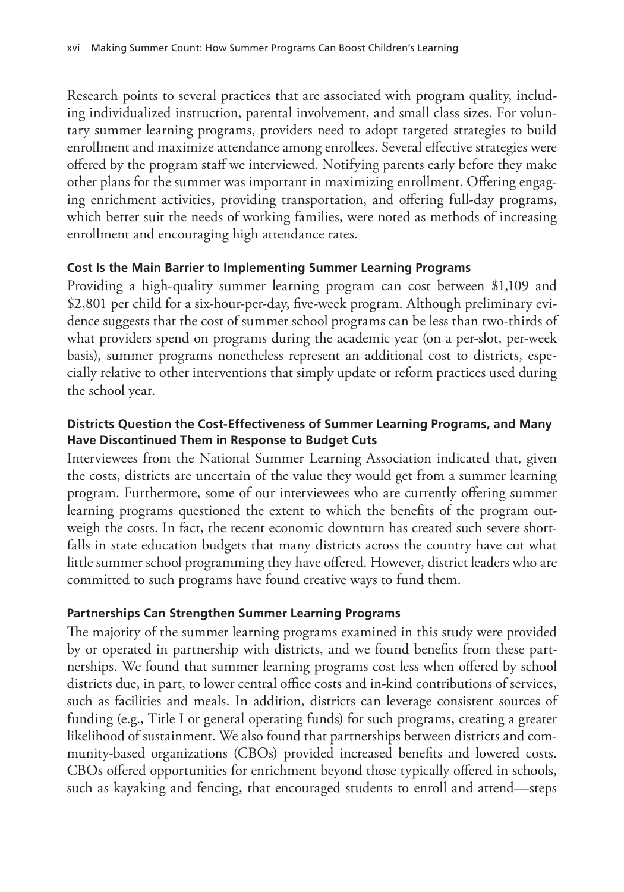Research points to several practices that are associated with program quality, including individualized instruction, parental involvement, and small class sizes. For voluntary summer learning programs, providers need to adopt targeted strategies to build enrollment and maximize attendance among enrollees. Several effective strategies were offered by the program staff we interviewed. Notifying parents early before they make other plans for the summer was important in maximizing enrollment. Offering engaging enrichment activities, providing transportation, and offering full-day programs, which better suit the needs of working families, were noted as methods of increasing enrollment and encouraging high attendance rates.

### Cost Is the Main Barrier to Implementing Summer Learning Programs

Providing a high-quality summer learning program can cost between $1,109 and $2,801 per child for a six-hour-per-day, five-week program. Although preliminary evidence suggests that the cost of summer school programs can be less than two-thirds of what providers spend on programs during the academic year (on a per-slot, per-week basis), summer programs nonetheless represent an additional cost to districts, especially relative to other interventions that simply update or reform practices used during the school year.

### Districts Question the Cost-Effectiveness of Summer Learning Programs, and Many Have Discontinued Them in Response to Budget Cuts

Interviewees from the National Summer Learning Association indicated that, given the costs, districts are uncertain of the value they would get from a summer learning program. Furthermore, some of our interviewees who are currently offering summer learning programs questioned the extent to which the benefits of the program outweigh the costs. In fact, the recent economic downturn has created such severe shortfalls in state education budgets that many districts across the country have cut what little summer school programming they have offered. However, district leaders who are committed to such programs have found creative ways to fund them.

### Partnerships Can Strengthen Summer Learning Programs

The majority of the summer learning programs examined in this study were provided by or operated in partnership with districts, and we found benefits from these partnerships. We found that summer learning programs cost less when offered by school districts due, in part, to lower central office costs and in-kind contributions of services, such as facilities and meals. In addition, districts can leverage consistent sources of funding (e.g., Title I or general operating funds) for such programs, creating a greater likelihood of sustainment. We also found that partnerships between districts and community-based organizations (CBOs) provided increased benefits and lowered costs. CBOs offered opportunities for enrichment beyond those typically offered in schools, such as kayaking and fencing, that encouraged students to enroll and attend—steps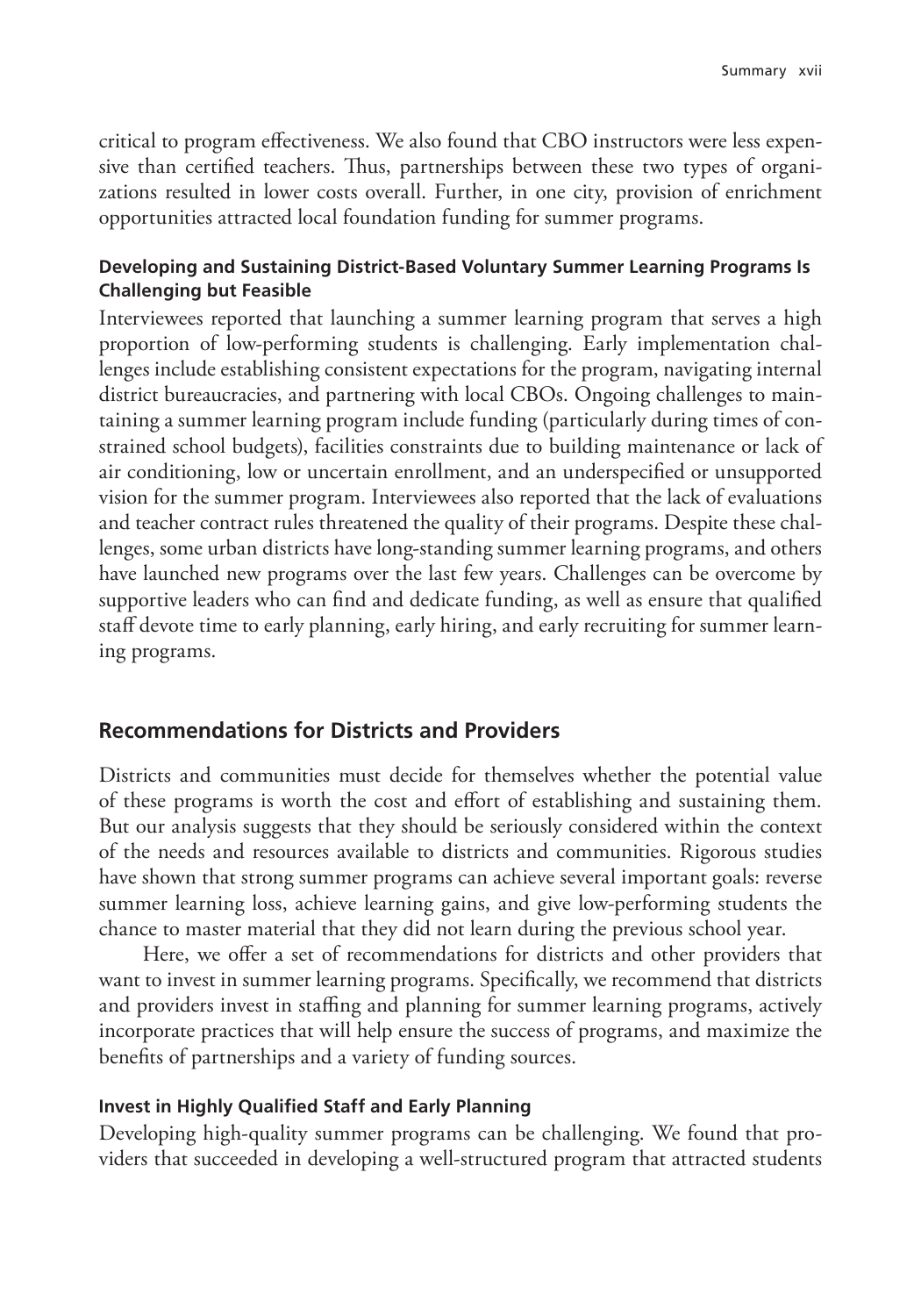critical to program effectiveness. We also found that CBO instructors were less expensive than certified teachers. Thus, partnerships between these two types of organizations resulted in lower costs overall. Further, in one city, provision of enrichment opportunities attracted local foundation funding for summer programs.

### Developing and Sustaining District-Based Voluntary Summer Learning Programs Is Challenging but Feasible

Interviewees reported that launching a summer learning program that serves a high proportion of low-performing students is challenging. Early implementation challenges include establishing consistent expectations for the program, navigating internal district bureaucracies, and partnering with local CBOs. Ongoing challenges to maintaining a summer learning program include funding (particularly during times of constrained school budgets), facilities constraints due to building maintenance or lack of air conditioning, low or uncertain enrollment, and an underspecified or unsupported vision for the summer program. Interviewees also reported that the lack of evaluations and teacher contract rules threatened the quality of their programs. Despite these challenges, some urban districts have long-standing summer learning programs, and others have launched new programs over the last few years. Challenges can be overcome by supportive leaders who can find and dedicate funding, as well as ensure that qualified staff devote time to early planning, early hiring, and early recruiting for summer learning programs.

## Recommendations for Districts and Providers

Districts and communities must decide for themselves whether the potential value of these programs is worth the cost and effort of establishing and sustaining them. But our analysis suggests that they should be seriously considered within the context of the needs and resources available to districts and communities. Rigorous studies have shown that strong summer programs can achieve several important goals: reverse summer learning loss, achieve learning gains, and give low-performing students the chance to master material that they did not learn during the previous school year.

Here, we offer a set of recommendations for districts and other providers that want to invest in summer learning programs. Specifically, we recommend that districts and providers invest in staffing and planning for summer learning programs, actively incorporate practices that will help ensure the success of programs, and maximize the benefits of partnerships and a variety of funding sources.

### Invest in Highly Qualified Staff and Early Planning

Developing high-quality summer programs can be challenging. We found that providers that succeeded in developing a well-structured program that attracted students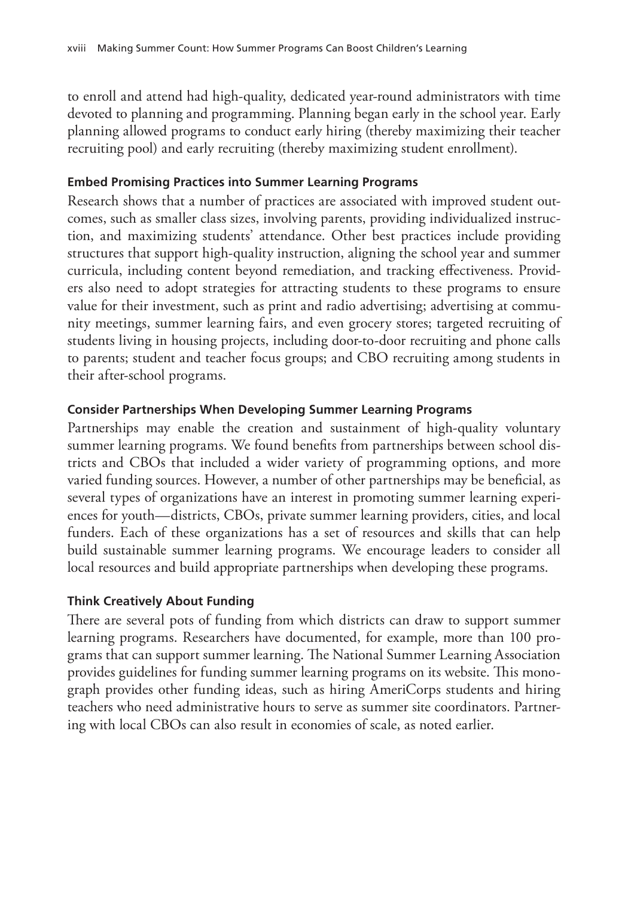to enroll and attend had high-quality, dedicated year-round administrators with time devoted to planning and programming. Planning began early in the school year. Early planning allowed programs to conduct early hiring (thereby maximizing their teacher recruiting pool) and early recruiting (thereby maximizing student enrollment).

### Embed Promising Practices into Summer Learning Programs

Research shows that a number of practices are associated with improved student outcomes, such as smaller class sizes, involving parents, providing individualized instruction, and maximizing students' attendance. Other best practices include providing structures that support high-quality instruction, aligning the school year and summer curricula, including content beyond remediation, and tracking effectiveness. Providers also need to adopt strategies for attracting students to these programs to ensure value for their investment, such as print and radio advertising; advertising at community meetings, summer learning fairs, and even grocery stores; targeted recruiting of students living in housing projects, including door-to-door recruiting and phone calls to parents; student and teacher focus groups; and CBO recruiting among students in their after-school programs.

### Consider Partnerships When Developing Summer Learning Programs

Partnerships may enable the creation and sustainment of high-quality voluntary summer learning programs. We found benefits from partnerships between school districts and CBOs that included a wider variety of programming options, and more varied funding sources. However, a number of other partnerships may be beneficial, as several types of organizations have an interest in promoting summer learning experiences for youth—districts, CBOs, private summer learning providers, cities, and local funders. Each of these organizations has a set of resources and skills that can help build sustainable summer learning programs. We encourage leaders to consider all local resources and build appropriate partnerships when developing these programs.

### Think Creatively About Funding

There are several pots of funding from which districts can draw to support summer learning programs. Researchers have documented, for example, more than 100 programs that can support summer learning. The National Summer Learning Association provides guidelines for funding summer learning programs on its website. This monograph provides other funding ideas, such as hiring AmeriCorps students and hiring teachers who need administrative hours to serve as summer site coordinators. Partnering with local CBOs can also result in economies of scale, as noted earlier.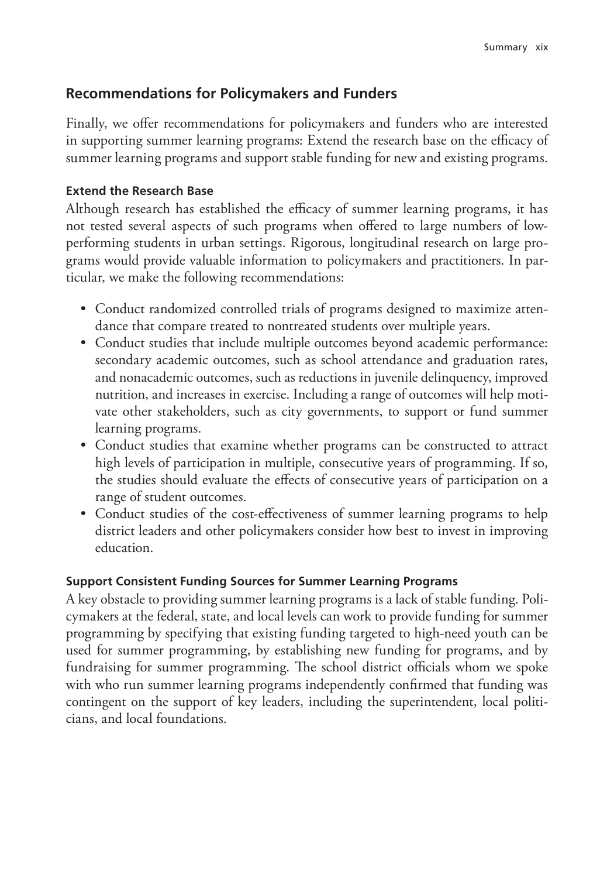## Recommendations for Policymakers and Funders

Finally, we offer recommendations for policymakers and funders who are interested in supporting summer learning programs: Extend the research base on the efficacy of summer learning programs and support stable funding for new and existing programs.

### Extend the Research Base

Although research has established the efficacy of summer learning programs, it has not tested several aspects of such programs when offered to large numbers of low-performing students in urban settings. Rigorous, longitudinal research on large programs would provide valuable information to policymakers and practitioners. In particular, we make the following recommendations:

- Conduct randomized controlled trials of programs designed to maximize attendance that compare treated to nontreated students over multiple years.
- Conduct studies that include multiple outcomes beyond academic performance: secondary academic outcomes, such as school attendance and graduation rates, and nonacademic outcomes, such as reductions in juvenile delinquency, improved nutrition, and increases in exercise. Including a range of outcomes will help motivate other stakeholders, such as city governments, to support or fund summer learning programs.
- Conduct studies that examine whether programs can be constructed to attract high levels of participation in multiple, consecutive years of programming. If so, the studies should evaluate the effects of consecutive years of participation on a range of student outcomes.
- Conduct studies of the cost-effectiveness of summer learning programs to help district leaders and other policymakers consider how best to invest in improving education.

### Support Consistent Funding Sources for Summer Learning Programs

A key obstacle to providing summer learning programs is a lack of stable funding. Policymakers at the federal, state, and local levels can work to provide funding for summer programming by specifying that existing funding targeted to high-need youth can be used for summer programming, by establishing new funding for programs, and by fundraising for summer programming. The school district officials whom we spoke with who run summer learning programs independently confirmed that funding was contingent on the support of key leaders, including the superintendent, local politicians, and local foundations.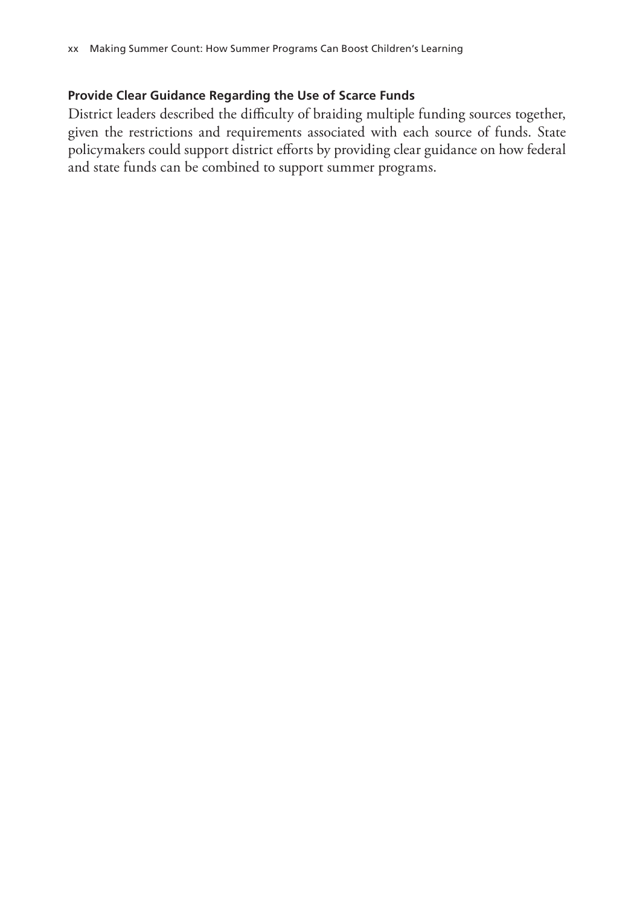### Provide Clear Guidance Regarding the Use of Scarce Funds

District leaders described the difficulty of braiding multiple funding sources together, given the restrictions and requirements associated with each source of funds. State policymakers could support district efforts by providing clear guidance on how federal and state funds can be combined to support summer programs.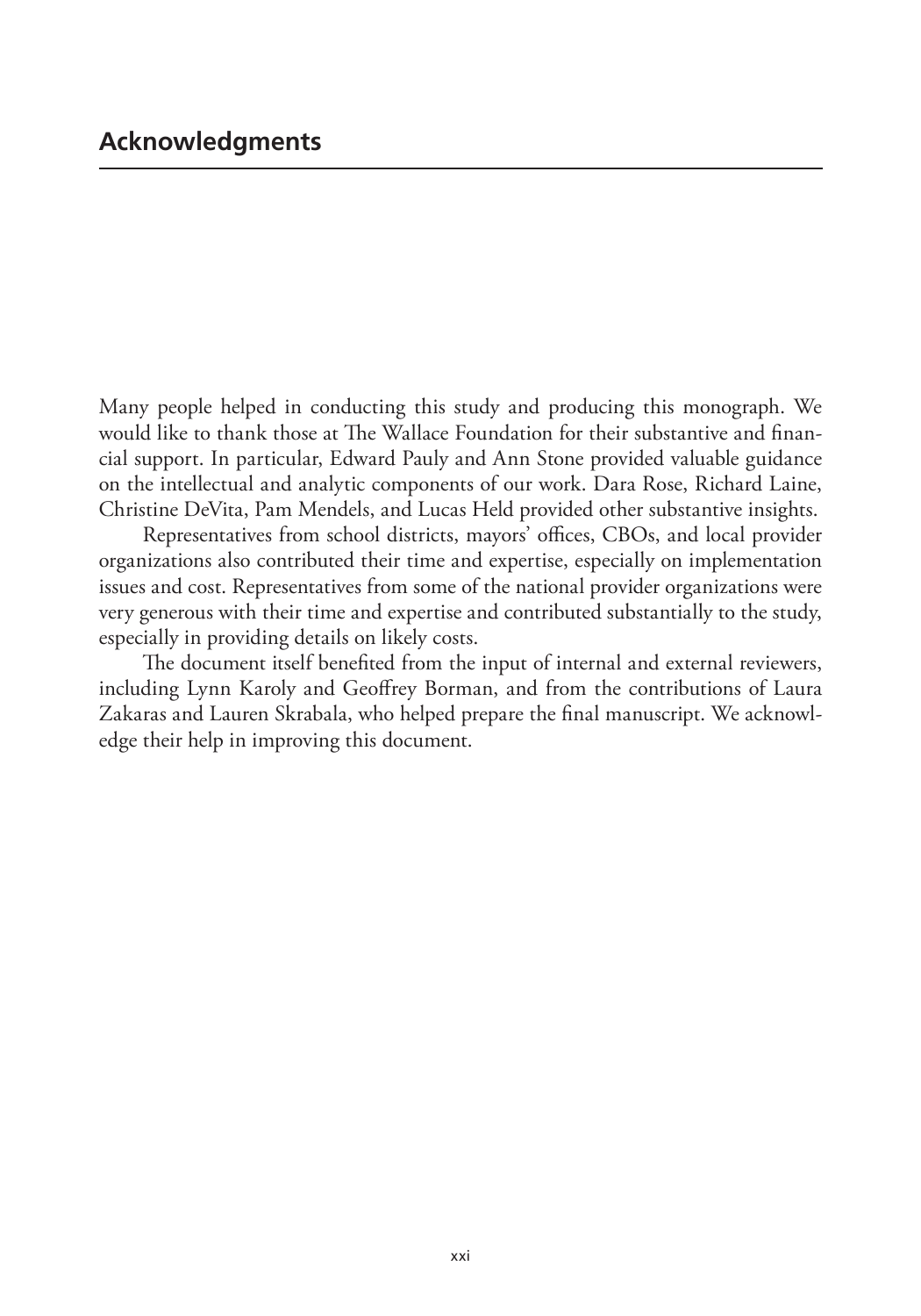## Acknowledgments

Many people helped in conducting this study and producing this monograph. We would like to thank those at The Wallace Foundation for their substantive and financial support. In particular, Edward Pauly and Ann Stone provided valuable guidance on the intellectual and analytic components of our work. Dara Rose, Richard Laine, Christine DeVita, Pam Mendels, and Lucas Held provided other substantive insights.

Representatives from school districts, mayors' offices, CBOs, and local provider organizations also contributed their time and expertise, especially on implementation issues and cost. Representatives from some of the national provider organizations were very generous with their time and expertise and contributed substantially to the study, especially in providing details on likely costs.

The document itself benefited from the input of internal and external reviewers, including Lynn Karoly and Geoffrey Borman, and from the contributions of Laura Zakaras and Lauren Skrabala, who helped prepare the final manuscript. We acknowledge their help in improving this document.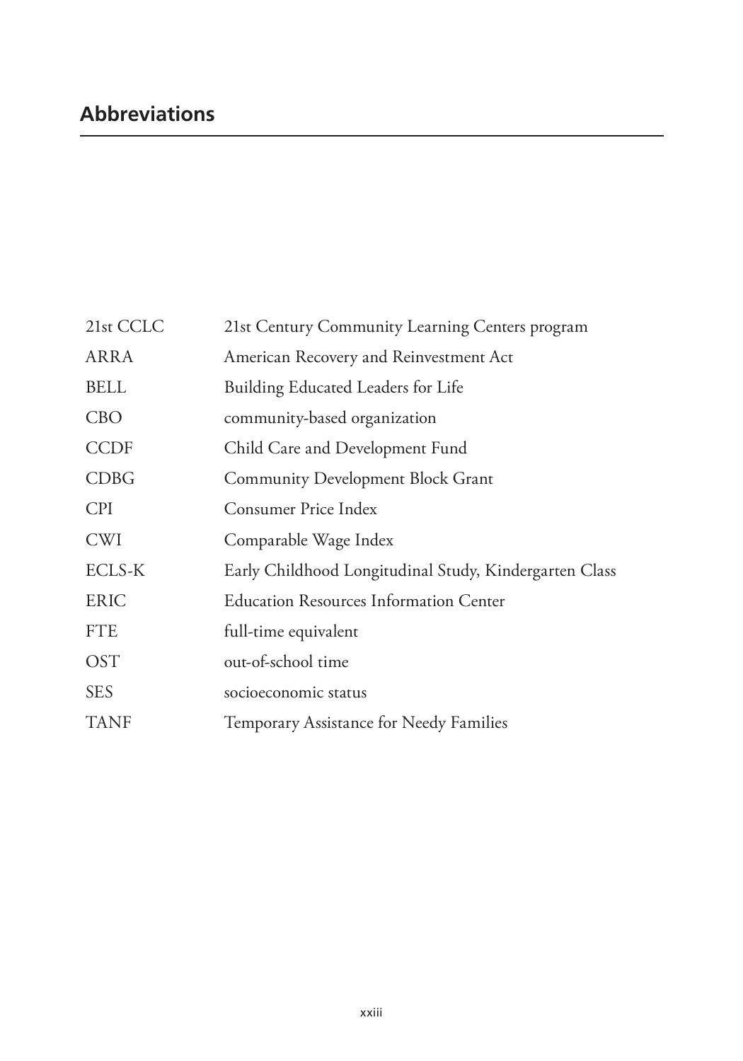## Abbreviations

| | |
|---|---|
| 21st CCLC | 21st Century Community Learning Centers program |
| ARRA | American Recovery and Reinvestment Act |
| BELL | Building Educated Leaders for Life |
| CBO | community-based organization |
| CCDF | Child Care and Development Fund |
| CDBG | Community Development Block Grant |
| CPI | Consumer Price Index |
| CWI | Comparable Wage Index |
| ECLS-K | Early Childhood Longitudinal Study, Kindergarten Class |
| ERIC | Education Resources Information Center |
| FTE | full-time equivalent |
| OST | out-of-school time |
| SES | socioeconomic status |
| TANF | Temporary Assistance for Needy Families |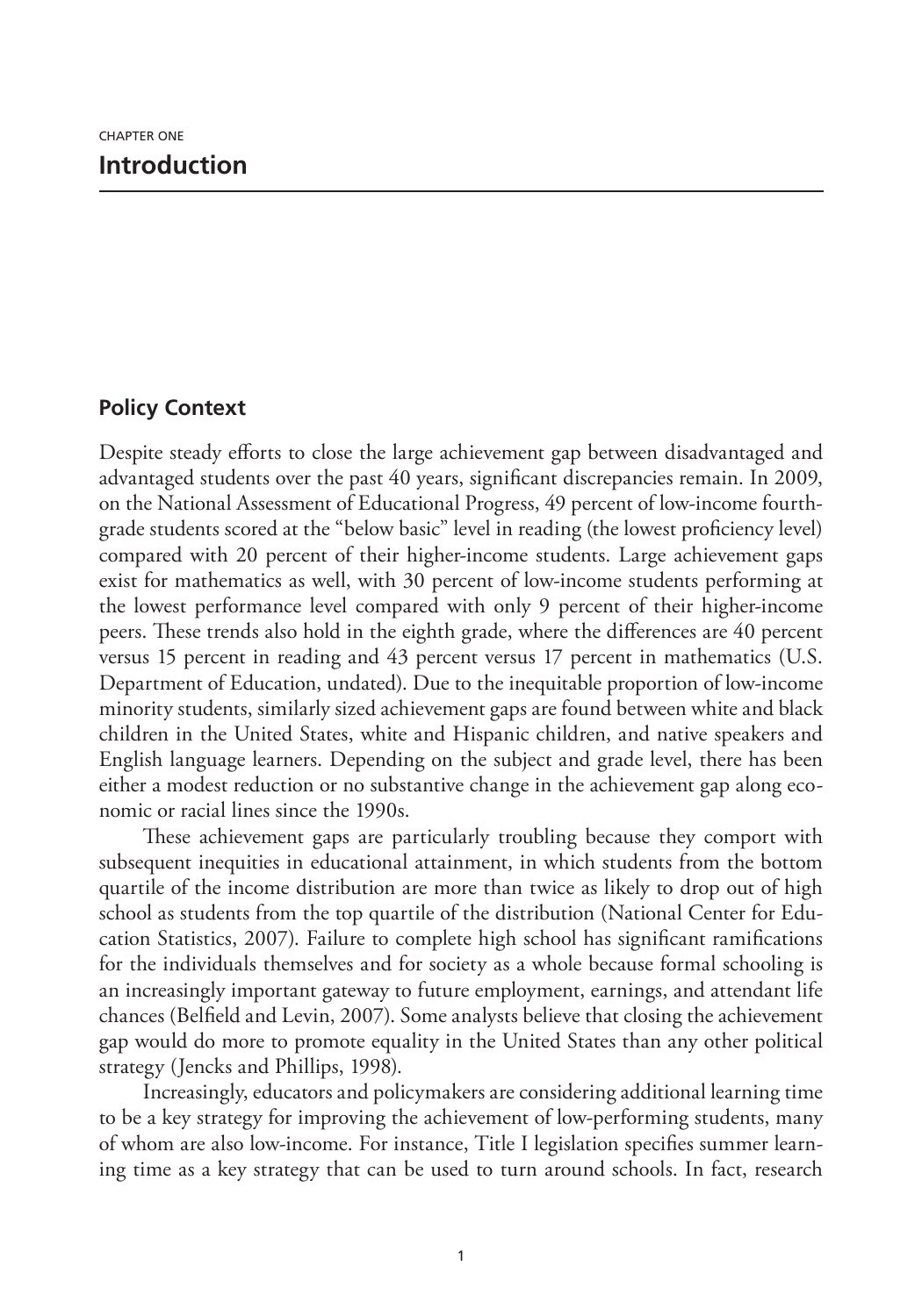CHAPTER ONE

# Introduction

## Policy Context

Despite steady efforts to close the large achievement gap between disadvantaged and advantaged students over the past 40 years, significant discrepancies remain. In 2009, on the National Assessment of Educational Progress, 49 percent of low-income fourth-grade students scored at the "below basic" level in reading (the lowest proficiency level) compared with 20 percent of their higher-income students. Large achievement gaps exist for mathematics as well, with 30 percent of low-income students performing at the lowest performance level compared with only 9 percent of their higher-income peers. These trends also hold in the eighth grade, where the differences are 40 percent versus 15 percent in reading and 43 percent versus 17 percent in mathematics (U.S. Department of Education, undated). Due to the inequitable proportion of low-income minority students, similarly sized achievement gaps are found between white and black children in the United States, white and Hispanic children, and native speakers and English language learners. Depending on the subject and grade level, there has been either a modest reduction or no substantive change in the achievement gap along economic or racial lines since the 1990s.

These achievement gaps are particularly troubling because they comport with subsequent inequities in educational attainment, in which students from the bottom quartile of the income distribution are more than twice as likely to drop out of high school as students from the top quartile of the distribution (National Center for Education Statistics, 2007). Failure to complete high school has significant ramifications for the individuals themselves and for society as a whole because formal schooling is an increasingly important gateway to future employment, earnings, and attendant life chances (Belfield and Levin, 2007). Some analysts believe that closing the achievement gap would do more to promote equality in the United States than any other political strategy (Jencks and Phillips, 1998).

Increasingly, educators and policymakers are considering additional learning time to be a key strategy for improving the achievement of low-performing students, many of whom are also low-income. For instance, Title I legislation specifies summer learning time as a key strategy that can be used to turn around schools. In fact, research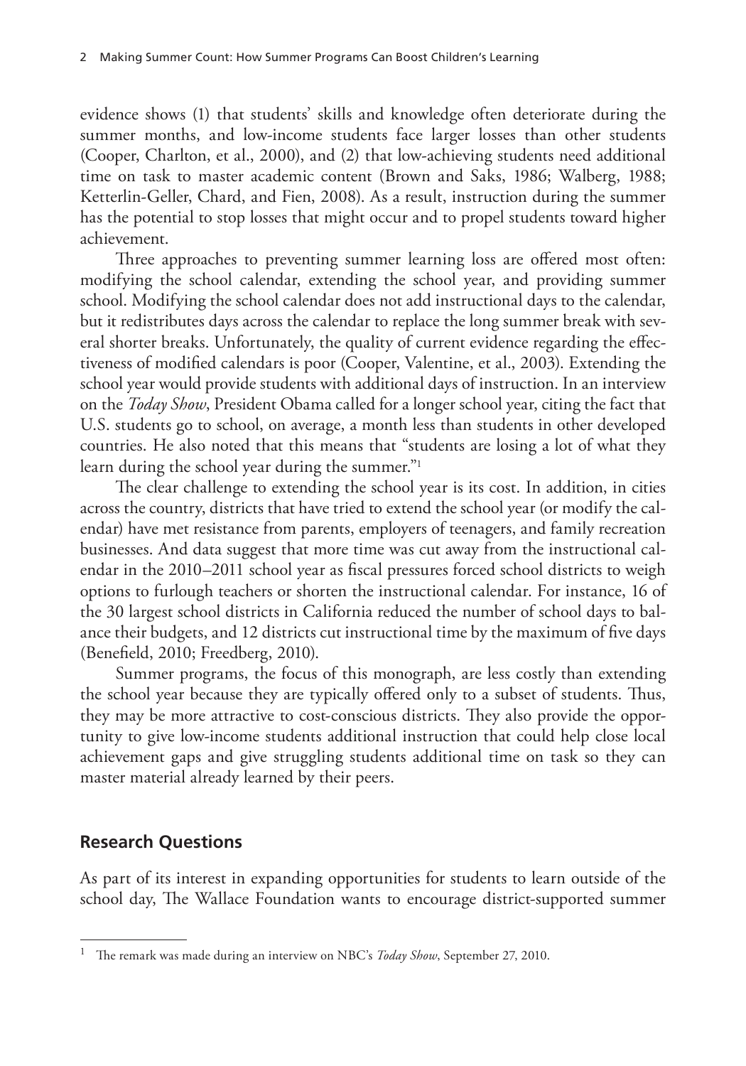evidence shows (1) that students' skills and knowledge often deteriorate during the summer months, and low-income students face larger losses than other students (Cooper, Charlton, et al., 2000), and (2) that low-achieving students need additional time on task to master academic content (Brown and Saks, 1986; Walberg, 1988; Ketterlin-Geller, Chard, and Fien, 2008). As a result, instruction during the summer has the potential to stop losses that might occur and to propel students toward higher achievement.

Three approaches to preventing summer learning loss are offered most often: modifying the school calendar, extending the school year, and providing summer school. Modifying the school calendar does not add instructional days to the calendar, but it redistributes days across the calendar to replace the long summer break with several shorter breaks. Unfortunately, the quality of current evidence regarding the effectiveness of modified calendars is poor (Cooper, Valentine, et al., 2003). Extending the school year would provide students with additional days of instruction. In an interview on the *Today Show*, President Obama called for a longer school year, citing the fact that U.S. students go to school, on average, a month less than students in other developed countries. He also noted that this means that "students are losing a lot of what they learn during the school year during the summer."[1]

The clear challenge to extending the school year is its cost. In addition, in cities across the country, districts that have tried to extend the school year (or modify the calendar) have met resistance from parents, employers of teenagers, and family recreation businesses. And data suggest that more time was cut away from the instructional calendar in the 2010–2011 school year as fiscal pressures forced school districts to weigh options to furlough teachers or shorten the instructional calendar. For instance, 16 of the 30 largest school districts in California reduced the number of school days to balance their budgets, and 12 districts cut instructional time by the maximum of five days (Benefield, 2010; Freedberg, 2010).

Summer programs, the focus of this monograph, are less costly than extending the school year because they are typically offered only to a subset of students. Thus, they may be more attractive to cost-conscious districts. They also provide the opportunity to give low-income students additional instruction that could help close local achievement gaps and give struggling students additional time on task so they can master material already learned by their peers.

## Research Questions

As part of its interest in expanding opportunities for students to learn outside of the school day, The Wallace Foundation wants to encourage district-supported summer

[1] The remark was made during an interview on NBC's *Today Show*, September 27, 2010.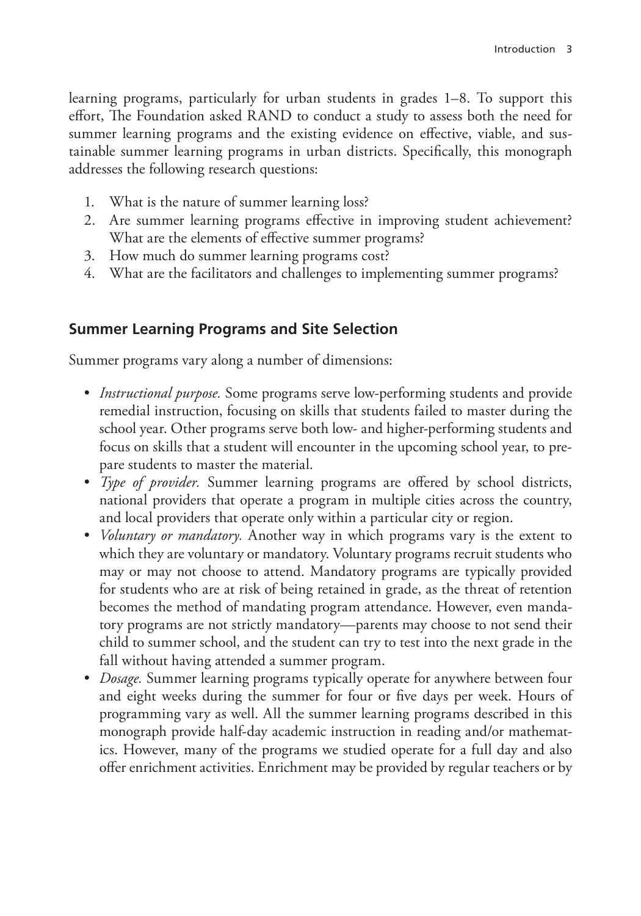learning programs, particularly for urban students in grades 1–8. To support this effort, The Foundation asked RAND to conduct a study to assess both the need for summer learning programs and the existing evidence on effective, viable, and sustainable summer learning programs in urban districts. Specifically, this monograph addresses the following research questions:

1. What is the nature of summer learning loss?
2. Are summer learning programs effective in improving student achievement? What are the elements of effective summer programs?
3. How much do summer learning programs cost?
4. What are the facilitators and challenges to implementing summer programs?

## Summer Learning Programs and Site Selection

Summer programs vary along a number of dimensions:

- *Instructional purpose.* Some programs serve low-performing students and provide remedial instruction, focusing on skills that students failed to master during the school year. Other programs serve both low- and higher-performing students and focus on skills that a student will encounter in the upcoming school year, to prepare students to master the material.
- *Type of provider.* Summer learning programs are offered by school districts, national providers that operate a program in multiple cities across the country, and local providers that operate only within a particular city or region.
- *Voluntary or mandatory.* Another way in which programs vary is the extent to which they are voluntary or mandatory. Voluntary programs recruit students who may or may not choose to attend. Mandatory programs are typically provided for students who are at risk of being retained in grade, as the threat of retention becomes the method of mandating program attendance. However, even mandatory programs are not strictly mandatory—parents may choose to not send their child to summer school, and the student can try to test into the next grade in the fall without having attended a summer program.
- *Dosage.* Summer learning programs typically operate for anywhere between four and eight weeks during the summer for four or five days per week. Hours of programming vary as well. All the summer learning programs described in this monograph provide half-day academic instruction in reading and/or mathematics. However, many of the programs we studied operate for a full day and also offer enrichment activities. Enrichment may be provided by regular teachers or by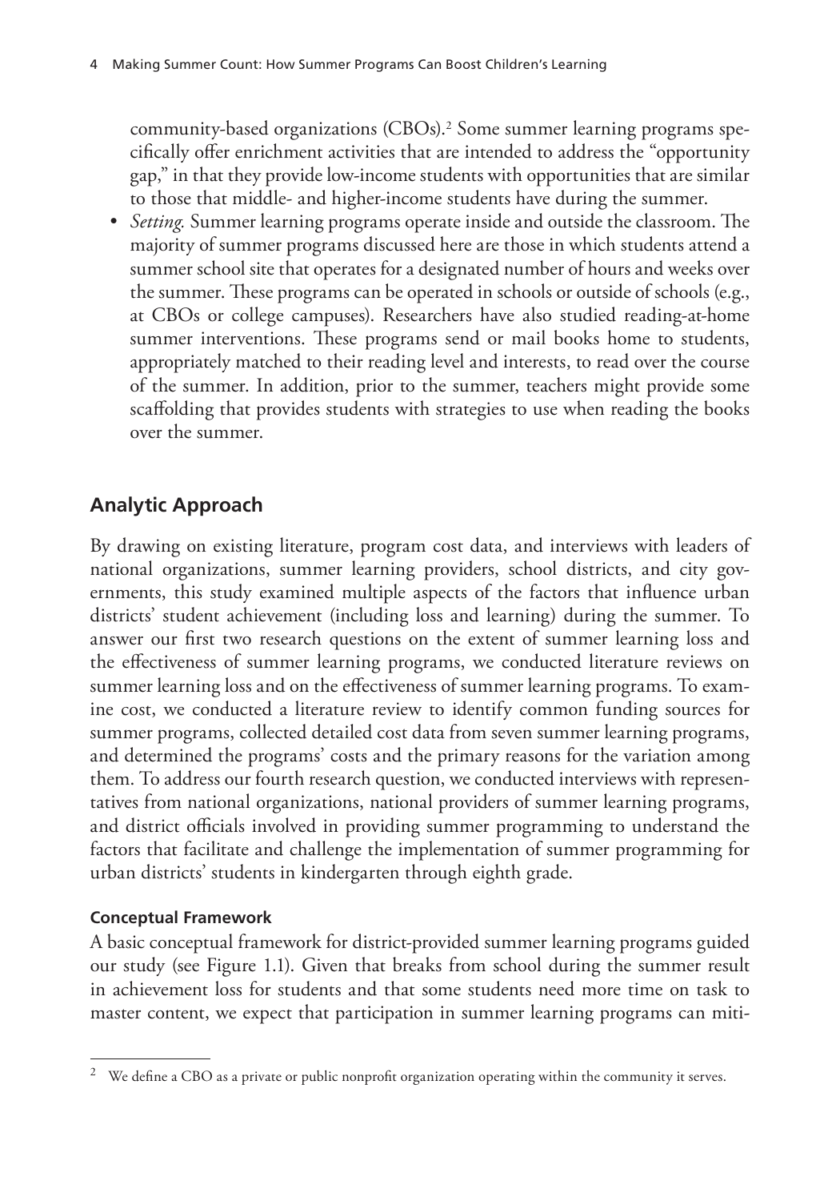community-based organizations (CBOs).[2] Some summer learning programs specifically offer enrichment activities that are intended to address the "opportunity gap," in that they provide low-income students with opportunities that are similar to those that middle- and higher-income students have during the summer.

- *Setting.* Summer learning programs operate inside and outside the classroom. The majority of summer programs discussed here are those in which students attend a summer school site that operates for a designated number of hours and weeks over the summer. These programs can be operated in schools or outside of schools (e.g., at CBOs or college campuses). Researchers have also studied reading-at-home summer interventions. These programs send or mail books home to students, appropriately matched to their reading level and interests, to read over the course of the summer. In addition, prior to the summer, teachers might provide some scaffolding that provides students with strategies to use when reading the books over the summer.

## Analytic Approach

By drawing on existing literature, program cost data, and interviews with leaders of national organizations, summer learning providers, school districts, and city governments, this study examined multiple aspects of the factors that influence urban districts' student achievement (including loss and learning) during the summer. To answer our first two research questions on the extent of summer learning loss and the effectiveness of summer learning programs, we conducted literature reviews on summer learning loss and on the effectiveness of summer learning programs. To examine cost, we conducted a literature review to identify common funding sources for summer programs, collected detailed cost data from seven summer learning programs, and determined the programs' costs and the primary reasons for the variation among them. To address our fourth research question, we conducted interviews with representatives from national organizations, national providers of summer learning programs, and district officials involved in providing summer programming to understand the factors that facilitate and challenge the implementation of summer programming for urban districts' students in kindergarten through eighth grade.

### Conceptual Framework

A basic conceptual framework for district-provided summer learning programs guided our study (see Figure 1.1). Given that breaks from school during the summer result in achievement loss for students and that some students need more time on task to master content, we expect that participation in summer learning programs can miti-

[2] We define a CBO as a private or public nonprofit organization operating within the community it serves.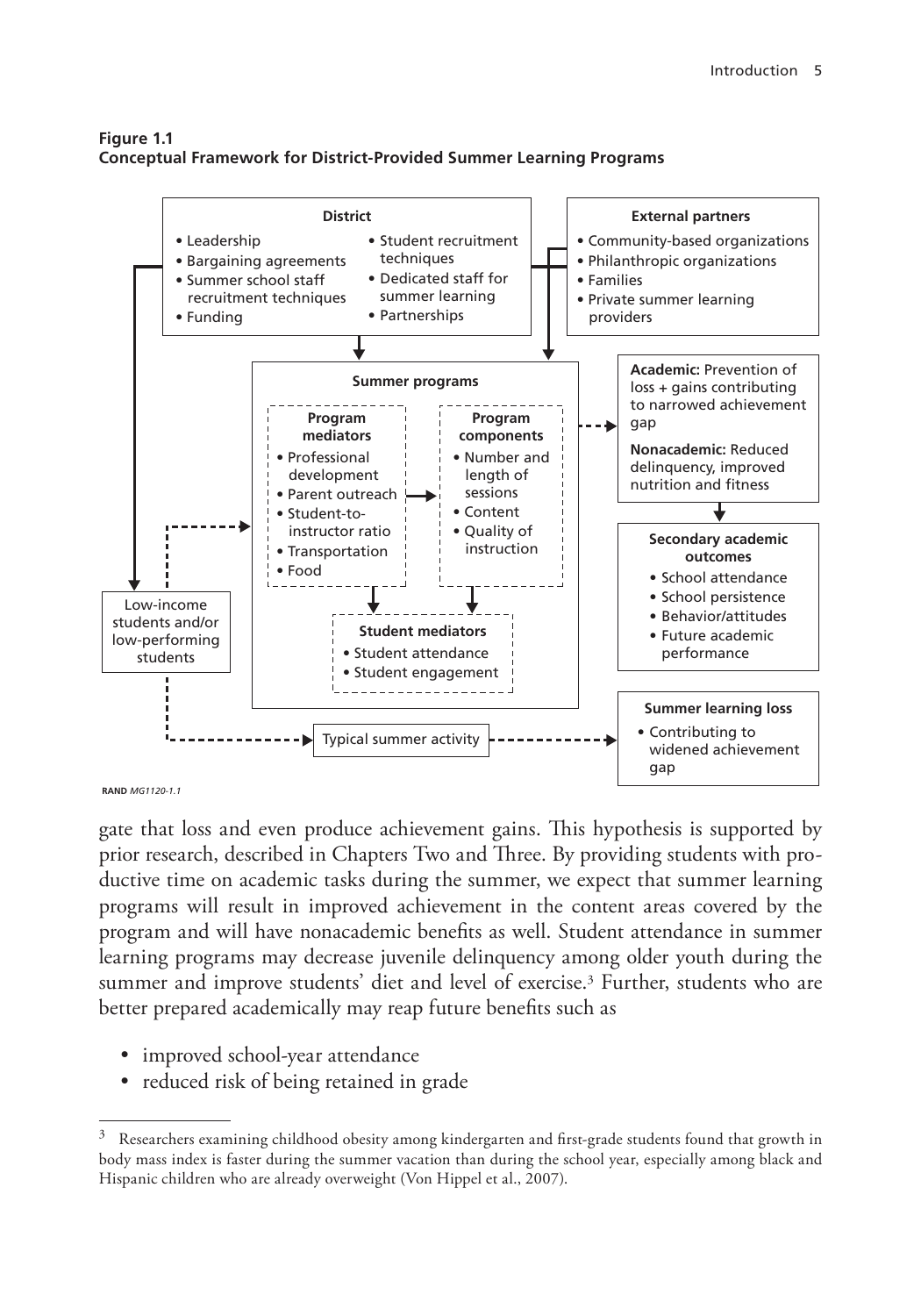**Figure 1.1**
**Conceptual Framework for District-Provided Summer Learning Programs**

**District**
- Leadership
- Bargaining agreements
- Summer school staff recruitment techniques
- Funding
- Student recruitment techniques
- Dedicated staff for summer learning
- Partnerships

**External partners**
- Community-based organizations
- Philanthropic organizations
- Families
- Private summer learning providers

**Summer programs**

**Program mediators**
- Professional development
- Parent outreach
- Student-to-instructor ratio
- Transportation
- Food

**Program components**
- Number and length of sessions
- Content
- Quality of instruction

**Student mediators**
- Student attendance
- Student engagement

Low-income students and/or low-performing students

Typical summer activity

**Academic:** Prevention of loss + gains contributing to narrowed achievement gap

**Nonacademic:** Reduced delinquency, improved nutrition and fitness

**Secondary academic outcomes**
- School attendance
- School persistence
- Behavior/attitudes
- Future academic performance

**Summer learning loss**
- Contributing to widened achievement gap

RAND *MG1120-1.1*

gate that loss and even produce achievement gains. This hypothesis is supported by prior research, described in Chapters Two and Three. By providing students with productive time on academic tasks during the summer, we expect that summer learning programs will result in improved achievement in the content areas covered by the program and will have nonacademic benefits as well. Student attendance in summer learning programs may decrease juvenile delinquency among older youth during the summer and improve students' diet and level of exercise.[3] Further, students who are better prepared academically may reap future benefits such as

- improved school-year attendance
- reduced risk of being retained in grade

---

[3] Researchers examining childhood obesity among kindergarten and first-grade students found that growth in body mass index is faster during the summer vacation than during the school year, especially among black and Hispanic children who are already overweight (Von Hippel et al., 2007).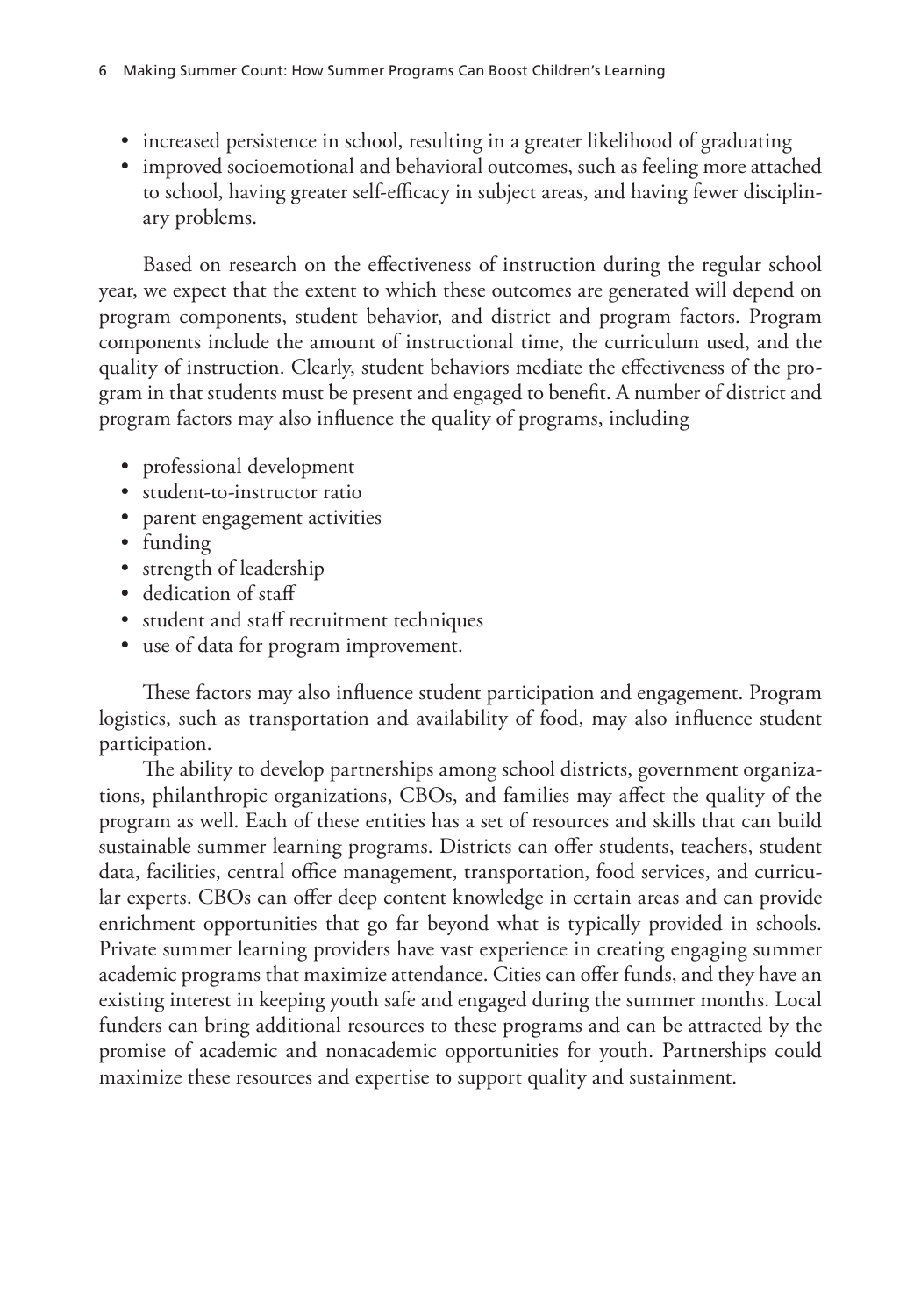- increased persistence in school, resulting in a greater likelihood of graduating
- improved socioemotional and behavioral outcomes, such as feeling more attached to school, having greater self-efficacy in subject areas, and having fewer disciplinary problems.

Based on research on the effectiveness of instruction during the regular school year, we expect that the extent to which these outcomes are generated will depend on program components, student behavior, and district and program factors. Program components include the amount of instructional time, the curriculum used, and the quality of instruction. Clearly, student behaviors mediate the effectiveness of the program in that students must be present and engaged to benefit. A number of district and program factors may also influence the quality of programs, including

- professional development
- student-to-instructor ratio
- parent engagement activities
- funding
- strength of leadership
- dedication of staff
- student and staff recruitment techniques
- use of data for program improvement.

These factors may also influence student participation and engagement. Program logistics, such as transportation and availability of food, may also influence student participation.

The ability to develop partnerships among school districts, government organizations, philanthropic organizations, CBOs, and families may affect the quality of the program as well. Each of these entities has a set of resources and skills that can build sustainable summer learning programs. Districts can offer students, teachers, student data, facilities, central office management, transportation, food services, and curricular experts. CBOs can offer deep content knowledge in certain areas and can provide enrichment opportunities that go far beyond what is typically provided in schools. Private summer learning providers have vast experience in creating engaging summer academic programs that maximize attendance. Cities can offer funds, and they have an existing interest in keeping youth safe and engaged during the summer months. Local funders can bring additional resources to these programs and can be attracted by the promise of academic and nonacademic opportunities for youth. Partnerships could maximize these resources and expertise to support quality and sustainment.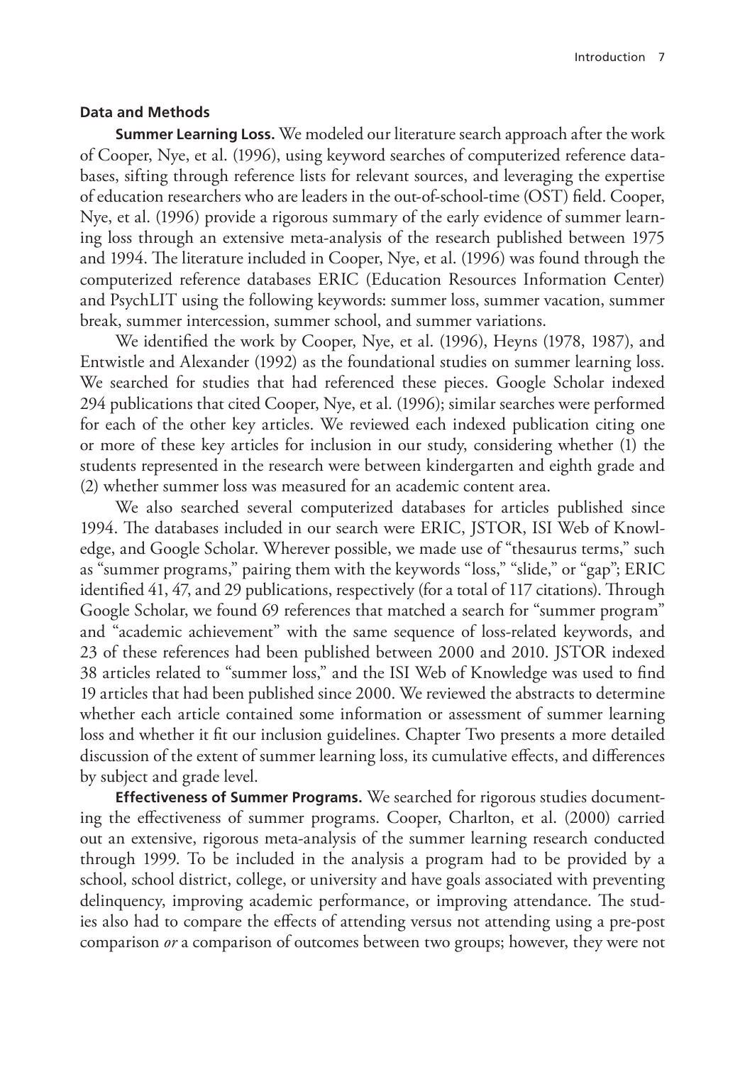### Data and Methods

**Summer Learning Loss.** We modeled our literature search approach after the work of Cooper, Nye, et al. (1996), using keyword searches of computerized reference databases, sifting through reference lists for relevant sources, and leveraging the expertise of education researchers who are leaders in the out-of-school-time (OST) field. Cooper, Nye, et al. (1996) provide a rigorous summary of the early evidence of summer learning loss through an extensive meta-analysis of the research published between 1975 and 1994. The literature included in Cooper, Nye, et al. (1996) was found through the computerized reference databases ERIC (Education Resources Information Center) and PsychLIT using the following keywords: summer loss, summer vacation, summer break, summer intercession, summer school, and summer variations.

We identified the work by Cooper, Nye, et al. (1996), Heyns (1978, 1987), and Entwistle and Alexander (1992) as the foundational studies on summer learning loss. We searched for studies that had referenced these pieces. Google Scholar indexed 294 publications that cited Cooper, Nye, et al. (1996); similar searches were performed for each of the other key articles. We reviewed each indexed publication citing one or more of these key articles for inclusion in our study, considering whether (1) the students represented in the research were between kindergarten and eighth grade and (2) whether summer loss was measured for an academic content area.

We also searched several computerized databases for articles published since 1994. The databases included in our search were ERIC, JSTOR, ISI Web of Knowledge, and Google Scholar. Wherever possible, we made use of "thesaurus terms," such as "summer programs," pairing them with the keywords "loss," "slide," or "gap"; ERIC identified 41, 47, and 29 publications, respectively (for a total of 117 citations). Through Google Scholar, we found 69 references that matched a search for "summer program" and "academic achievement" with the same sequence of loss-related keywords, and 23 of these references had been published between 2000 and 2010. JSTOR indexed 38 articles related to "summer loss," and the ISI Web of Knowledge was used to find 19 articles that had been published since 2000. We reviewed the abstracts to determine whether each article contained some information or assessment of summer learning loss and whether it fit our inclusion guidelines. Chapter Two presents a more detailed discussion of the extent of summer learning loss, its cumulative effects, and differences by subject and grade level.

**Effectiveness of Summer Programs.** We searched for rigorous studies documenting the effectiveness of summer programs. Cooper, Charlton, et al. (2000) carried out an extensive, rigorous meta-analysis of the summer learning research conducted through 1999. To be included in the analysis a program had to be provided by a school, school district, college, or university and have goals associated with preventing delinquency, improving academic performance, or improving attendance. The studies also had to compare the effects of attending versus not attending using a pre-post comparison *or* a comparison of outcomes between two groups; however, they were not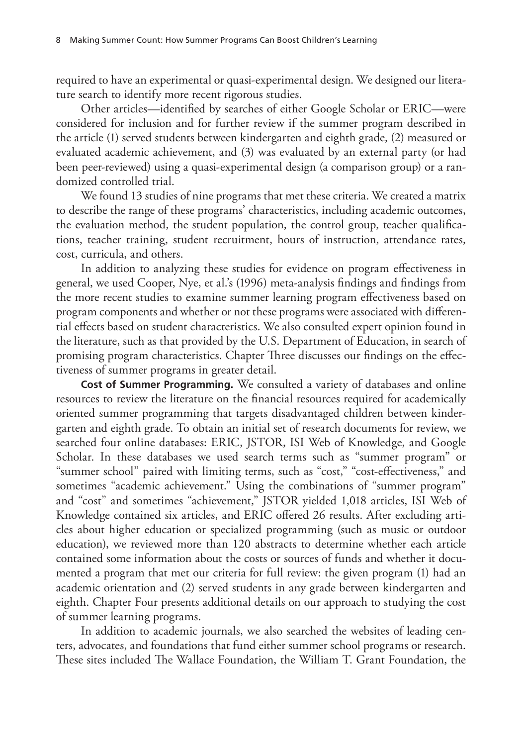required to have an experimental or quasi-experimental design. We designed our literature search to identify more recent rigorous studies.

Other articles—identified by searches of either Google Scholar or ERIC—were considered for inclusion and for further review if the summer program described in the article (1) served students between kindergarten and eighth grade, (2) measured or evaluated academic achievement, and (3) was evaluated by an external party (or had been peer-reviewed) using a quasi-experimental design (a comparison group) or a randomized controlled trial.

We found 13 studies of nine programs that met these criteria. We created a matrix to describe the range of these programs' characteristics, including academic outcomes, the evaluation method, the student population, the control group, teacher qualifications, teacher training, student recruitment, hours of instruction, attendance rates, cost, curricula, and others.

In addition to analyzing these studies for evidence on program effectiveness in general, we used Cooper, Nye, et al.'s (1996) meta-analysis findings and findings from the more recent studies to examine summer learning program effectiveness based on program components and whether or not these programs were associated with differential effects based on student characteristics. We also consulted expert opinion found in the literature, such as that provided by the U.S. Department of Education, in search of promising program characteristics. Chapter Three discusses our findings on the effectiveness of summer programs in greater detail.

**Cost of Summer Programming.** We consulted a variety of databases and online resources to review the literature on the financial resources required for academically oriented summer programming that targets disadvantaged children between kindergarten and eighth grade. To obtain an initial set of research documents for review, we searched four online databases: ERIC, JSTOR, ISI Web of Knowledge, and Google Scholar. In these databases we used search terms such as "summer program" or "summer school" paired with limiting terms, such as "cost," "cost-effectiveness," and sometimes "academic achievement." Using the combinations of "summer program" and "cost" and sometimes "achievement," JSTOR yielded 1,018 articles, ISI Web of Knowledge contained six articles, and ERIC offered 26 results. After excluding articles about higher education or specialized programming (such as music or outdoor education), we reviewed more than 120 abstracts to determine whether each article contained some information about the costs or sources of funds and whether it documented a program that met our criteria for full review: the given program (1) had an academic orientation and (2) served students in any grade between kindergarten and eighth. Chapter Four presents additional details on our approach to studying the cost of summer learning programs.

In addition to academic journals, we also searched the websites of leading centers, advocates, and foundations that fund either summer school programs or research. These sites included The Wallace Foundation, the William T. Grant Foundation, the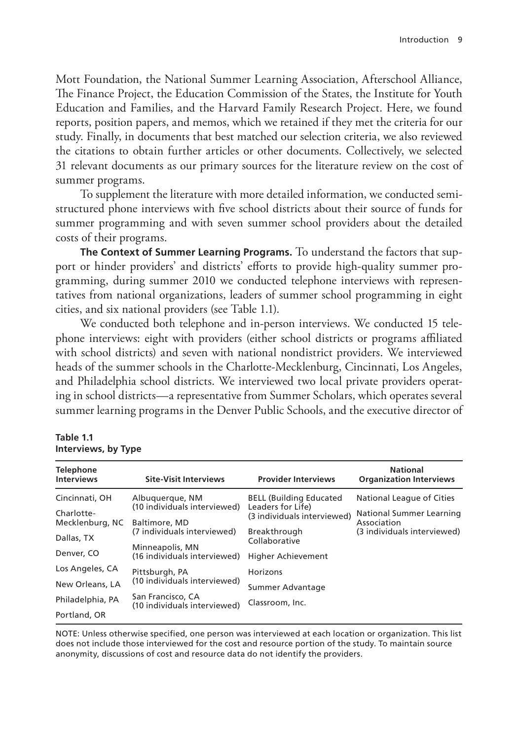Mott Foundation, the National Summer Learning Association, Afterschool Alliance, The Finance Project, the Education Commission of the States, the Institute for Youth Education and Families, and the Harvard Family Research Project. Here, we found reports, position papers, and memos, which we retained if they met the criteria for our study. Finally, in documents that best matched our selection criteria, we also reviewed the citations to obtain further articles or other documents. Collectively, we selected 31 relevant documents as our primary sources for the literature review on the cost of summer programs.

To supplement the literature with more detailed information, we conducted semi-structured phone interviews with five school districts about their source of funds for summer programming and with seven summer school providers about the detailed costs of their programs.

**The Context of Summer Learning Programs.** To understand the factors that support or hinder providers' and districts' efforts to provide high-quality summer programming, during summer 2010 we conducted telephone interviews with representatives from national organizations, leaders of summer school programming in eight cities, and six national providers (see Table 1.1).

We conducted both telephone and in-person interviews. We conducted 15 telephone interviews: eight with providers (either school districts or programs affiliated with school districts) and seven with national nondistrict providers. We interviewed heads of the summer schools in the Charlotte-Mecklenburg, Cincinnati, Los Angeles, and Philadelphia school districts. We interviewed two local private providers operating in school districts—a representative from Summer Scholars, which operates several summer learning programs in the Denver Public Schools, and the executive director of

**Table 1.1**
**Interviews, by Type**

| Telephone Interviews | Site-Visit Interviews | Provider Interviews | National Organization Interviews |
|---|---|---|---|
| Cincinnati, OH | Albuquerque, NM (10 individuals interviewed) | BELL (Building Educated Leaders for Life) (3 individuals interviewed) | National League of Cities |
| Charlotte-Mecklenburg, NC | Baltimore, MD (7 individuals interviewed) | Breakthrough Collaborative | National Summer Learning Association (3 individuals interviewed) |
| Dallas, TX | Minneapolis, MN (16 individuals interviewed) | Higher Achievement | |
| Denver, CO | Pittsburgh, PA (10 individuals interviewed) | Horizons | |
| Los Angeles, CA | San Francisco, CA (10 individuals interviewed) | Summer Advantage | |
| New Orleans, LA | | Classroom, Inc. | |
| Philadelphia, PA | | | |
| Portland, OR | | | |

NOTE: Unless otherwise specified, one person was interviewed at each location or organization. This list does not include those interviewed for the cost and resource portion of the study. To maintain source anonymity, discussions of cost and resource data do not identify the providers.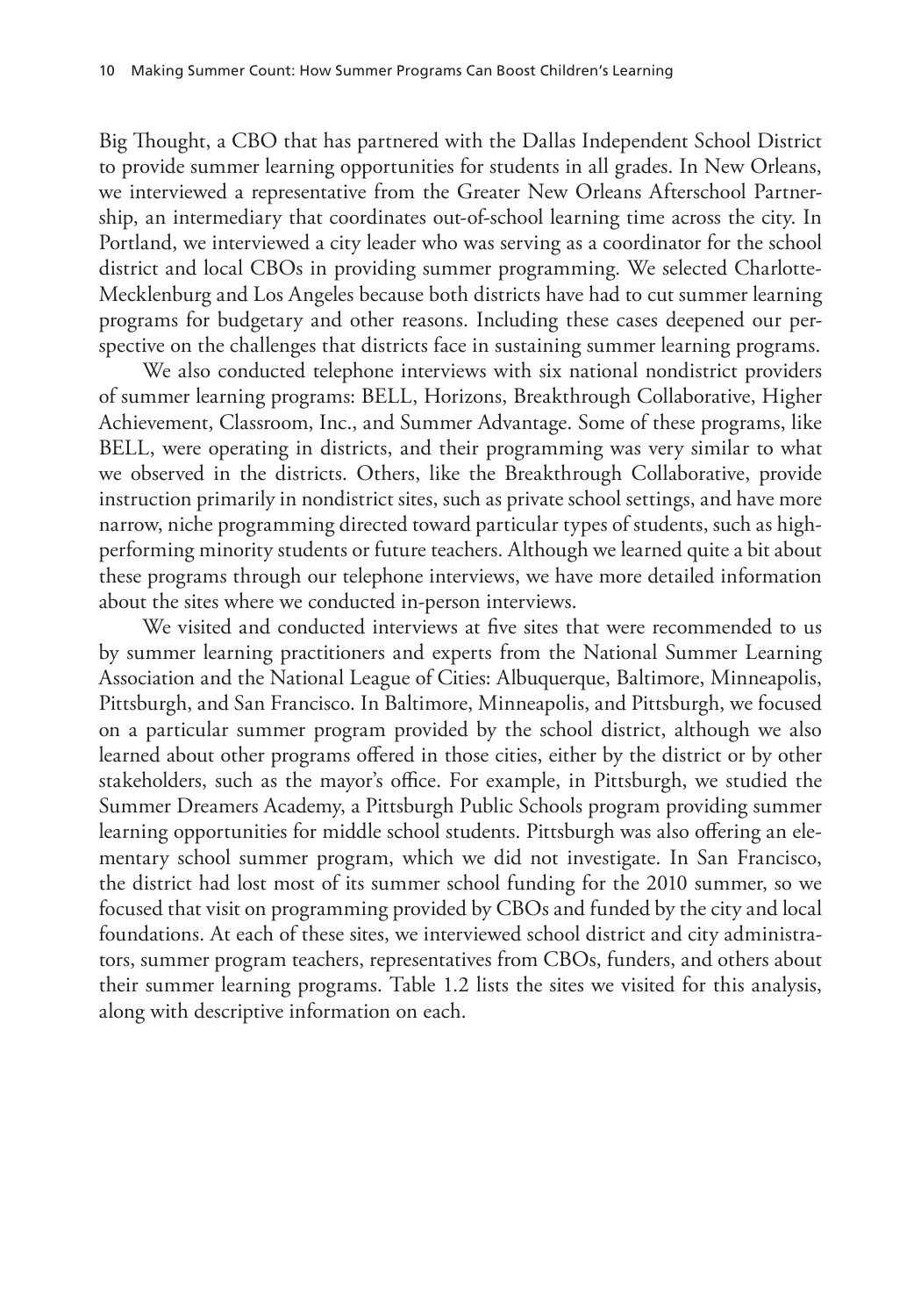Big Thought, a CBO that has partnered with the Dallas Independent School District to provide summer learning opportunities for students in all grades. In New Orleans, we interviewed a representative from the Greater New Orleans Afterschool Partnership, an intermediary that coordinates out-of-school learning time across the city. In Portland, we interviewed a city leader who was serving as a coordinator for the school district and local CBOs in providing summer programming. We selected Charlotte-Mecklenburg and Los Angeles because both districts have had to cut summer learning programs for budgetary and other reasons. Including these cases deepened our perspective on the challenges that districts face in sustaining summer learning programs.

We also conducted telephone interviews with six national nondistrict providers of summer learning programs: BELL, Horizons, Breakthrough Collaborative, Higher Achievement, Classroom, Inc., and Summer Advantage. Some of these programs, like BELL, were operating in districts, and their programming was very similar to what we observed in the districts. Others, like the Breakthrough Collaborative, provide instruction primarily in nondistrict sites, such as private school settings, and have more narrow, niche programming directed toward particular types of students, such as high-performing minority students or future teachers. Although we learned quite a bit about these programs through our telephone interviews, we have more detailed information about the sites where we conducted in-person interviews.

We visited and conducted interviews at five sites that were recommended to us by summer learning practitioners and experts from the National Summer Learning Association and the National League of Cities: Albuquerque, Baltimore, Minneapolis, Pittsburgh, and San Francisco. In Baltimore, Minneapolis, and Pittsburgh, we focused on a particular summer program provided by the school district, although we also learned about other programs offered in those cities, either by the district or by other stakeholders, such as the mayor's office. For example, in Pittsburgh, we studied the Summer Dreamers Academy, a Pittsburgh Public Schools program providing summer learning opportunities for middle school students. Pittsburgh was also offering an elementary school summer program, which we did not investigate. In San Francisco, the district had lost most of its summer school funding for the 2010 summer, so we focused that visit on programming provided by CBOs and funded by the city and local foundations. At each of these sites, we interviewed school district and city administrators, summer program teachers, representatives from CBOs, funders, and others about their summer learning programs. Table 1.2 lists the sites we visited for this analysis, along with descriptive information on each.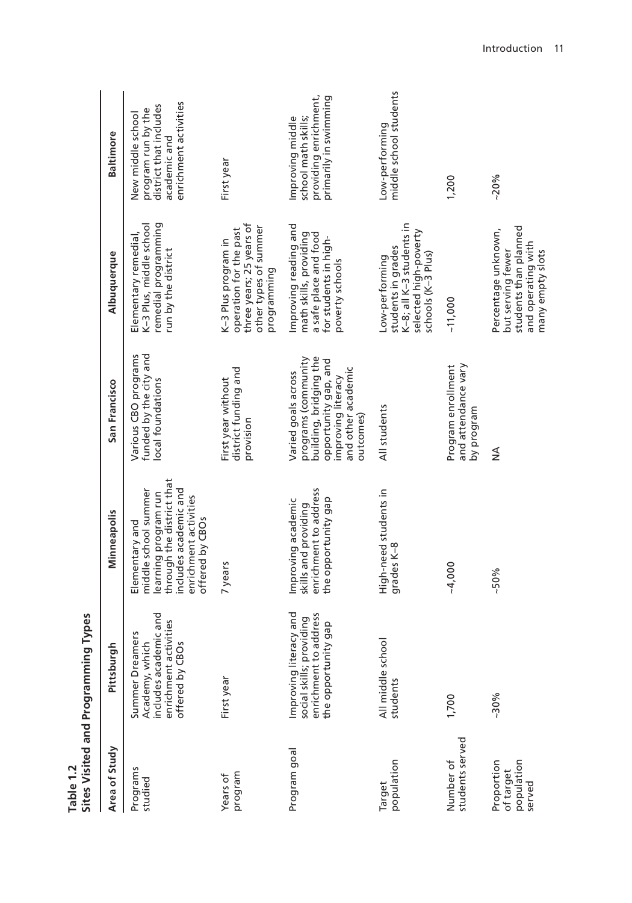**Table 1.2**
**Sites Visited and Programming Types**

| Area of Study | Pittsburgh | Minneapolis | San Francisco | Albuquerque | Baltimore |
|---|---|---|---|---|---|
| Programs studied | Summer Dreamers Academy, which includes academic and enrichment activities offered by CBOs | Elementary and middle school summer learning program run through the district that includes academic and enrichment activities offered by CBOs | Various CBO programs funded by the city and local foundations | Elementary remedial, K–3 Plus, middle school remedial programming run by the district | New middle school program run by the district that includes academic and enrichment activities |
| Years of program | First year | 7 years | First year without district funding and provision | K–3 Plus program in operation for the past three years; 25 years of other types of summer programming | First year |
| Program goal | Improving literacy and social skills; providing enrichment to address the opportunity gap | Improving academic skills and providing enrichment to address the opportunity gap | Varied goals across programs (community building, bridging the opportunity gap, and improving literacy and other academic outcomes) | Improving reading and math skills, providing a safe place and food for students in high-poverty schools | Improving middle school math skills; providing enrichment, primarily in swimming |
| Target population | All middle school students | High-need students in grades K–8 | All students | Low-performing students in grades K–8; all K–3 students in selected high-poverty schools (K–3 Plus) | Low-performing middle school students |
| Number of students served | 1,700 | ~4,000 | Program enrollment and attendance vary by program | ~11,000 | 1,200 |
| Proportion of target population served | ~30% | ~50% | NA | Percentage unknown, but serving fewer students than planned and operating with many empty slots | ~20% |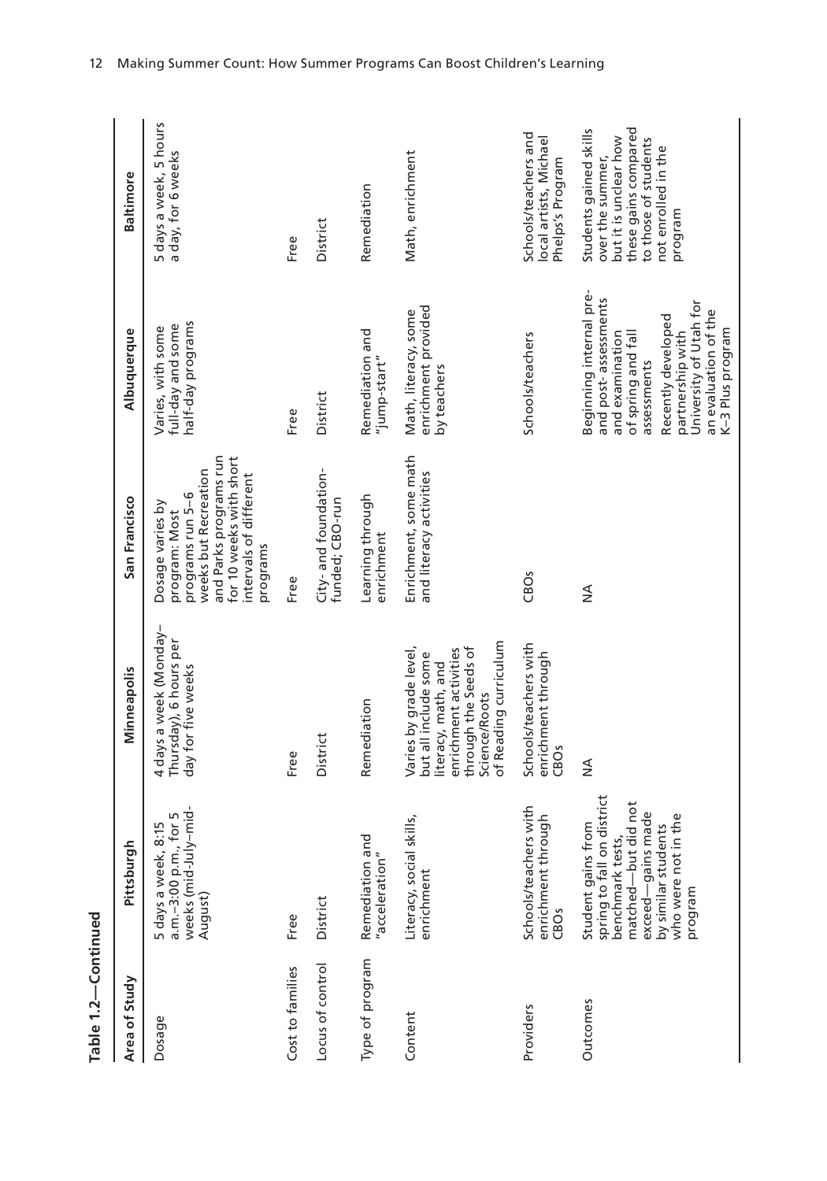**Table 1.2—Continued**

| Area of Study | Pittsburgh | Minneapolis | San Francisco | Albuquerque | Baltimore |
|---|---|---|---|---|---|
| Dosage | 5 days a week, 8:15 a.m.–3:00 p.m., for 5 weeks (mid-July–mid-August) | 4 days a week (Monday–Thursday), 6 hours per day for five weeks | Dosage varies by program: Most programs run 5–6 weeks but Recreation and Parks programs run for 10 weeks with short intervals of different programs | Varies, with some full-day and some half-day programs | 5 days a week, 5 hours a day, for 6 weeks |
| Cost to families | Free | Free | Free | Free | Free |
| Locus of control | District | District | City- and foundation-funded; CBO-run | District | District |
| Type of program | Remediation and "acceleration" | Remediation | Learning through enrichment | Remediation and "jump-start" | Remediation |
| Content | Literacy, social skills, enrichment | Varies by grade level, but all include some literacy, math, and enrichment activities through the Seeds of Science/Roots of Reading curriculum | Enrichment, some math and literacy activities | Math, literacy, some enrichment provided by teachers | Math, enrichment |
| Providers | Schools/teachers with enrichment through CBOs | Schools/teachers with enrichment through CBOs | CBOs | Schools/teachers | Schools/teachers and local artists, Michael Phelps's Program |
| Outcomes | Student gains from spring to fall on district benchmark tests, matched—but did not exceed—gains made by similar students who were not in the program | NA | NA | Beginning internal pre- and post-assessments and examination of spring and fall assessments<br><br>Recently developed partnership with University of Utah for an evaluation of the K–3 Plus program | Students gained skills over the summer, but it is unclear how these gains compared to those of students not enrolled in the program |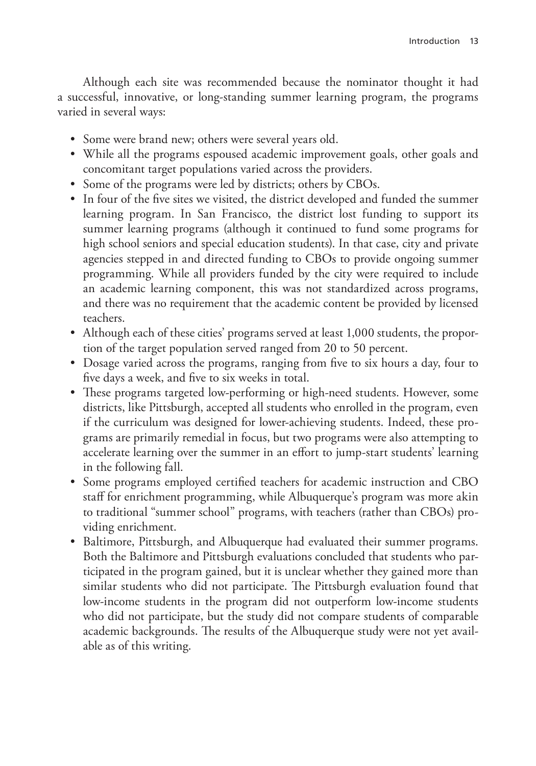Although each site was recommended because the nominator thought it had a successful, innovative, or long-standing summer learning program, the programs varied in several ways:

- Some were brand new; others were several years old.
- While all the programs espoused academic improvement goals, other goals and concomitant target populations varied across the providers.
- Some of the programs were led by districts; others by CBOs.
- In four of the five sites we visited, the district developed and funded the summer learning program. In San Francisco, the district lost funding to support its summer learning programs (although it continued to fund some programs for high school seniors and special education students). In that case, city and private agencies stepped in and directed funding to CBOs to provide ongoing summer programming. While all providers funded by the city were required to include an academic learning component, this was not standardized across programs, and there was no requirement that the academic content be provided by licensed teachers.
- Although each of these cities' programs served at least 1,000 students, the proportion of the target population served ranged from 20 to 50 percent.
- Dosage varied across the programs, ranging from five to six hours a day, four to five days a week, and five to six weeks in total.
- These programs targeted low-performing or high-need students. However, some districts, like Pittsburgh, accepted all students who enrolled in the program, even if the curriculum was designed for lower-achieving students. Indeed, these programs are primarily remedial in focus, but two programs were also attempting to accelerate learning over the summer in an effort to jump-start students' learning in the following fall.
- Some programs employed certified teachers for academic instruction and CBO staff for enrichment programming, while Albuquerque's program was more akin to traditional "summer school" programs, with teachers (rather than CBOs) providing enrichment.
- Baltimore, Pittsburgh, and Albuquerque had evaluated their summer programs. Both the Baltimore and Pittsburgh evaluations concluded that students who participated in the program gained, but it is unclear whether they gained more than similar students who did not participate. The Pittsburgh evaluation found that low-income students in the program did not outperform low-income students who did not participate, but the study did not compare students of comparable academic backgrounds. The results of the Albuquerque study were not yet available as of this writing.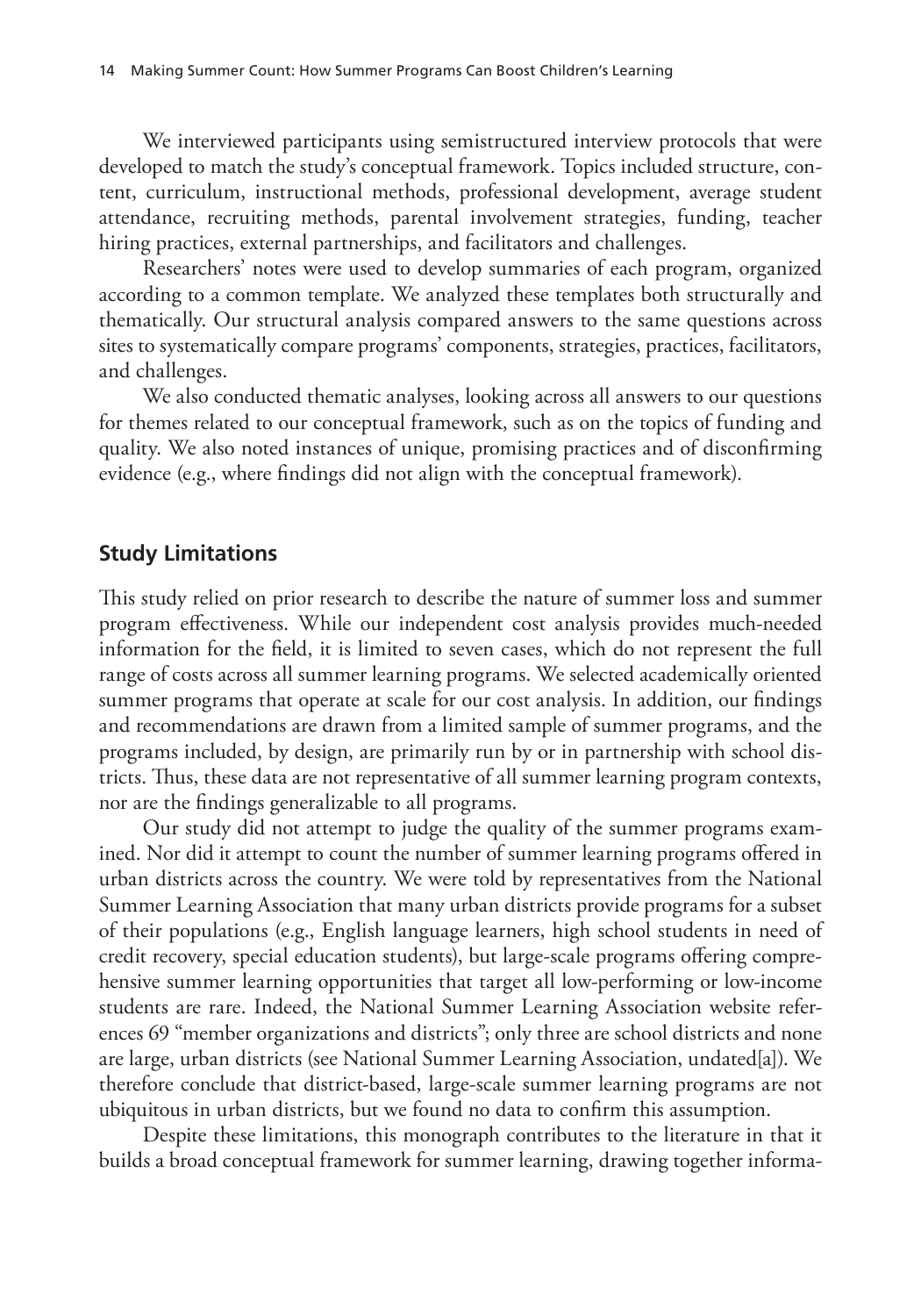We interviewed participants using semistructured interview protocols that were developed to match the study's conceptual framework. Topics included structure, content, curriculum, instructional methods, professional development, average student attendance, recruiting methods, parental involvement strategies, funding, teacher hiring practices, external partnerships, and facilitators and challenges.

Researchers' notes were used to develop summaries of each program, organized according to a common template. We analyzed these templates both structurally and thematically. Our structural analysis compared answers to the same questions across sites to systematically compare programs' components, strategies, practices, facilitators, and challenges.

We also conducted thematic analyses, looking across all answers to our questions for themes related to our conceptual framework, such as on the topics of funding and quality. We also noted instances of unique, promising practices and of disconfirming evidence (e.g., where findings did not align with the conceptual framework).

## Study Limitations

This study relied on prior research to describe the nature of summer loss and summer program effectiveness. While our independent cost analysis provides much-needed information for the field, it is limited to seven cases, which do not represent the full range of costs across all summer learning programs. We selected academically oriented summer programs that operate at scale for our cost analysis. In addition, our findings and recommendations are drawn from a limited sample of summer programs, and the programs included, by design, are primarily run by or in partnership with school districts. Thus, these data are not representative of all summer learning program contexts, nor are the findings generalizable to all programs.

Our study did not attempt to judge the quality of the summer programs examined. Nor did it attempt to count the number of summer learning programs offered in urban districts across the country. We were told by representatives from the National Summer Learning Association that many urban districts provide programs for a subset of their populations (e.g., English language learners, high school students in need of credit recovery, special education students), but large-scale programs offering comprehensive summer learning opportunities that target all low-performing or low-income students are rare. Indeed, the National Summer Learning Association website references 69 "member organizations and districts"; only three are school districts and none are large, urban districts (see National Summer Learning Association, undated[a]). We therefore conclude that district-based, large-scale summer learning programs are not ubiquitous in urban districts, but we found no data to confirm this assumption.

Despite these limitations, this monograph contributes to the literature in that it builds a broad conceptual framework for summer learning, drawing together informa-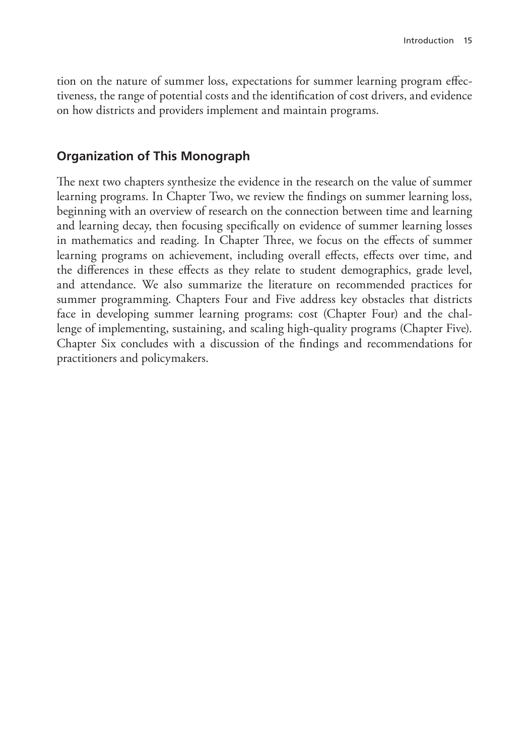tion on the nature of summer loss, expectations for summer learning program effectiveness, the range of potential costs and the identification of cost drivers, and evidence on how districts and providers implement and maintain programs.

## Organization of This Monograph

The next two chapters synthesize the evidence in the research on the value of summer learning programs. In Chapter Two, we review the findings on summer learning loss, beginning with an overview of research on the connection between time and learning and learning decay, then focusing specifically on evidence of summer learning losses in mathematics and reading. In Chapter Three, we focus on the effects of summer learning programs on achievement, including overall effects, effects over time, and the differences in these effects as they relate to student demographics, grade level, and attendance. We also summarize the literature on recommended practices for summer programming. Chapters Four and Five address key obstacles that districts face in developing summer learning programs: cost (Chapter Four) and the challenge of implementing, sustaining, and scaling high-quality programs (Chapter Five). Chapter Six concludes with a discussion of the findings and recommendations for practitioners and policymakers.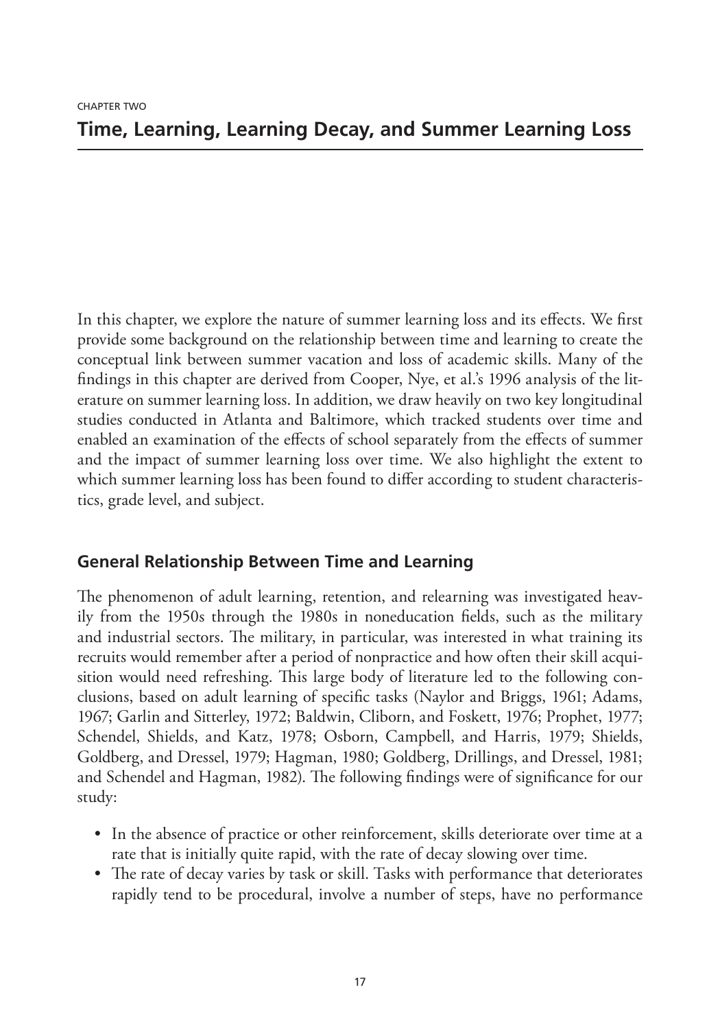CHAPTER TWO

# Time, Learning, Learning Decay, and Summer Learning Loss

In this chapter, we explore the nature of summer learning loss and its effects. We first provide some background on the relationship between time and learning to create the conceptual link between summer vacation and loss of academic skills. Many of the findings in this chapter are derived from Cooper, Nye, et al.'s 1996 analysis of the literature on summer learning loss. In addition, we draw heavily on two key longitudinal studies conducted in Atlanta and Baltimore, which tracked students over time and enabled an examination of the effects of school separately from the effects of summer and the impact of summer learning loss over time. We also highlight the extent to which summer learning loss has been found to differ according to student characteristics, grade level, and subject.

## General Relationship Between Time and Learning

The phenomenon of adult learning, retention, and relearning was investigated heavily from the 1950s through the 1980s in noneducation fields, such as the military and industrial sectors. The military, in particular, was interested in what training its recruits would remember after a period of nonpractice and how often their skill acquisition would need refreshing. This large body of literature led to the following conclusions, based on adult learning of specific tasks (Naylor and Briggs, 1961; Adams, 1967; Garlin and Sitterley, 1972; Baldwin, Cliborn, and Foskett, 1976; Prophet, 1977; Schendel, Shields, and Katz, 1978; Osborn, Campbell, and Harris, 1979; Shields, Goldberg, and Dressel, 1979; Hagman, 1980; Goldberg, Drillings, and Dressel, 1981; and Schendel and Hagman, 1982). The following findings were of significance for our study:

- In the absence of practice or other reinforcement, skills deteriorate over time at a rate that is initially quite rapid, with the rate of decay slowing over time.
- The rate of decay varies by task or skill. Tasks with performance that deteriorates rapidly tend to be procedural, involve a number of steps, have no performance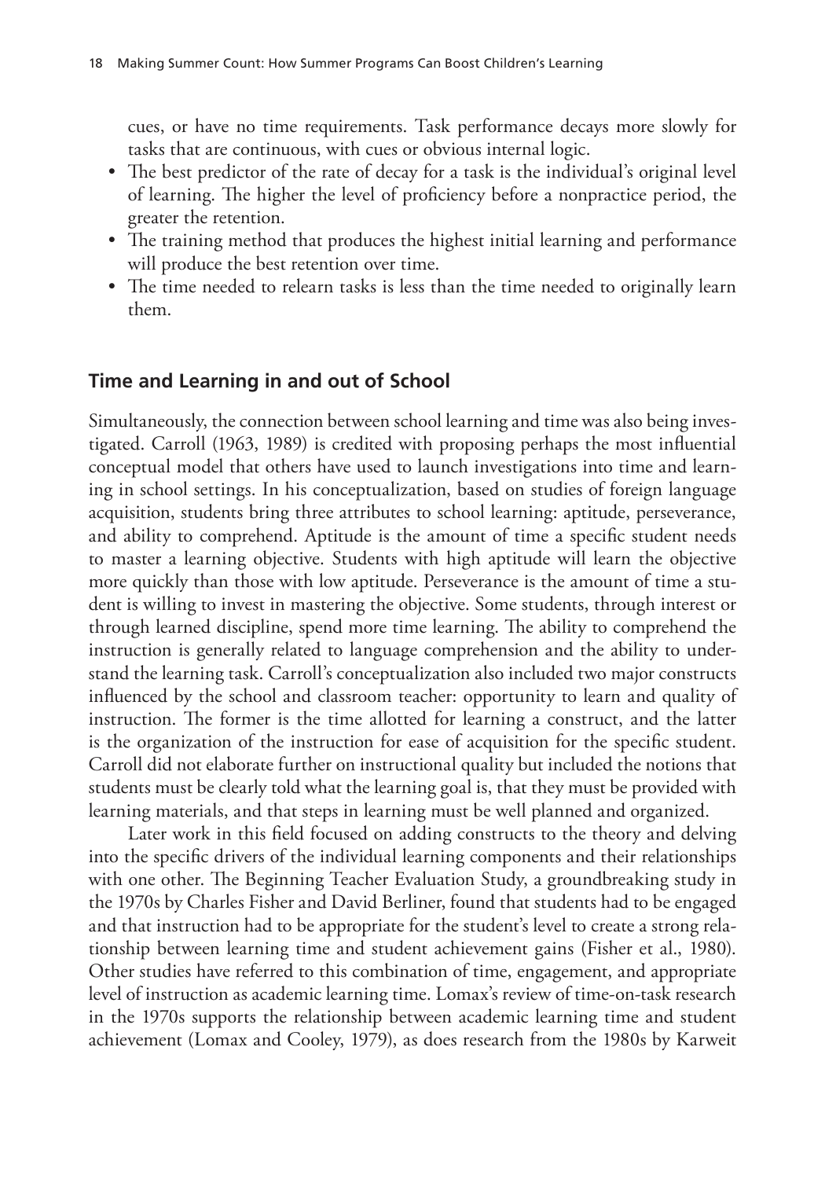cues, or have no time requirements. Task performance decays more slowly for tasks that are continuous, with cues or obvious internal logic.

- The best predictor of the rate of decay for a task is the individual's original level of learning. The higher the level of proficiency before a nonpractice period, the greater the retention.
- The training method that produces the highest initial learning and performance will produce the best retention over time.
- The time needed to relearn tasks is less than the time needed to originally learn them.

## Time and Learning in and out of School

Simultaneously, the connection between school learning and time was also being investigated. Carroll (1963, 1989) is credited with proposing perhaps the most influential conceptual model that others have used to launch investigations into time and learning in school settings. In his conceptualization, based on studies of foreign language acquisition, students bring three attributes to school learning: aptitude, perseverance, and ability to comprehend. Aptitude is the amount of time a specific student needs to master a learning objective. Students with high aptitude will learn the objective more quickly than those with low aptitude. Perseverance is the amount of time a student is willing to invest in mastering the objective. Some students, through interest or through learned discipline, spend more time learning. The ability to comprehend the instruction is generally related to language comprehension and the ability to understand the learning task. Carroll's conceptualization also included two major constructs influenced by the school and classroom teacher: opportunity to learn and quality of instruction. The former is the time allotted for learning a construct, and the latter is the organization of the instruction for ease of acquisition for the specific student. Carroll did not elaborate further on instructional quality but included the notions that students must be clearly told what the learning goal is, that they must be provided with learning materials, and that steps in learning must be well planned and organized.

Later work in this field focused on adding constructs to the theory and delving into the specific drivers of the individual learning components and their relationships with one other. The Beginning Teacher Evaluation Study, a groundbreaking study in the 1970s by Charles Fisher and David Berliner, found that students had to be engaged and that instruction had to be appropriate for the student's level to create a strong relationship between learning time and student achievement gains (Fisher et al., 1980). Other studies have referred to this combination of time, engagement, and appropriate level of instruction as academic learning time. Lomax's review of time-on-task research in the 1970s supports the relationship between academic learning time and student achievement (Lomax and Cooley, 1979), as does research from the 1980s by Karweit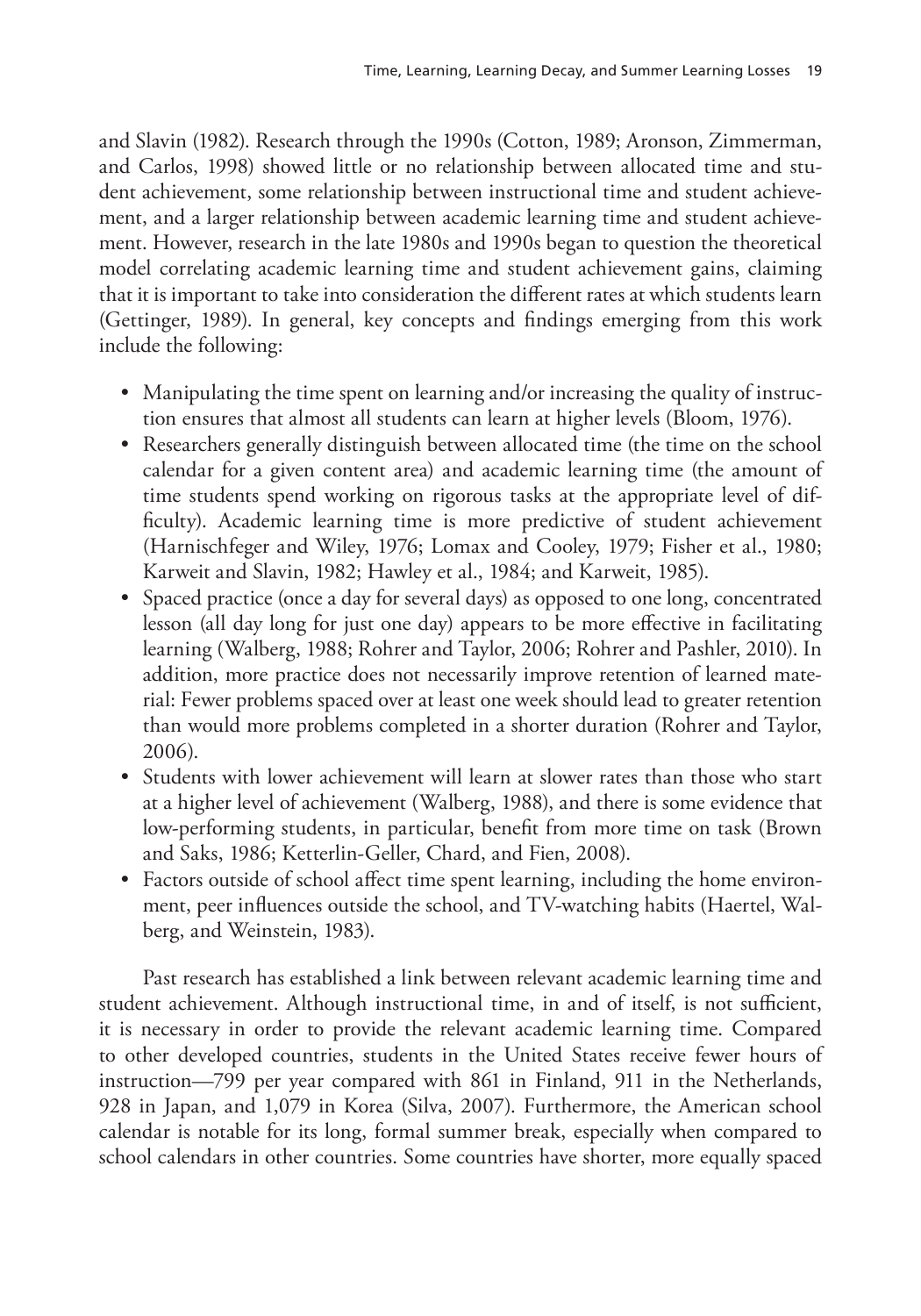and Slavin (1982). Research through the 1990s (Cotton, 1989; Aronson, Zimmerman, and Carlos, 1998) showed little or no relationship between allocated time and student achievement, some relationship between instructional time and student achievement, and a larger relationship between academic learning time and student achievement. However, research in the late 1980s and 1990s began to question the theoretical model correlating academic learning time and student achievement gains, claiming that it is important to take into consideration the different rates at which students learn (Gettinger, 1989). In general, key concepts and findings emerging from this work include the following:

- Manipulating the time spent on learning and/or increasing the quality of instruction ensures that almost all students can learn at higher levels (Bloom, 1976).
- Researchers generally distinguish between allocated time (the time on the school calendar for a given content area) and academic learning time (the amount of time students spend working on rigorous tasks at the appropriate level of difficulty). Academic learning time is more predictive of student achievement (Harnischfeger and Wiley, 1976; Lomax and Cooley, 1979; Fisher et al., 1980; Karweit and Slavin, 1982; Hawley et al., 1984; and Karweit, 1985).
- Spaced practice (once a day for several days) as opposed to one long, concentrated lesson (all day long for just one day) appears to be more effective in facilitating learning (Walberg, 1988; Rohrer and Taylor, 2006; Rohrer and Pashler, 2010). In addition, more practice does not necessarily improve retention of learned material: Fewer problems spaced over at least one week should lead to greater retention than would more problems completed in a shorter duration (Rohrer and Taylor, 2006).
- Students with lower achievement will learn at slower rates than those who start at a higher level of achievement (Walberg, 1988), and there is some evidence that low-performing students, in particular, benefit from more time on task (Brown and Saks, 1986; Ketterlin-Geller, Chard, and Fien, 2008).
- Factors outside of school affect time spent learning, including the home environment, peer influences outside the school, and TV-watching habits (Haertel, Walberg, and Weinstein, 1983).

Past research has established a link between relevant academic learning time and student achievement. Although instructional time, in and of itself, is not sufficient, it is necessary in order to provide the relevant academic learning time. Compared to other developed countries, students in the United States receive fewer hours of instruction—799 per year compared with 861 in Finland, 911 in the Netherlands, 928 in Japan, and 1,079 in Korea (Silva, 2007). Furthermore, the American school calendar is notable for its long, formal summer break, especially when compared to school calendars in other countries. Some countries have shorter, more equally spaced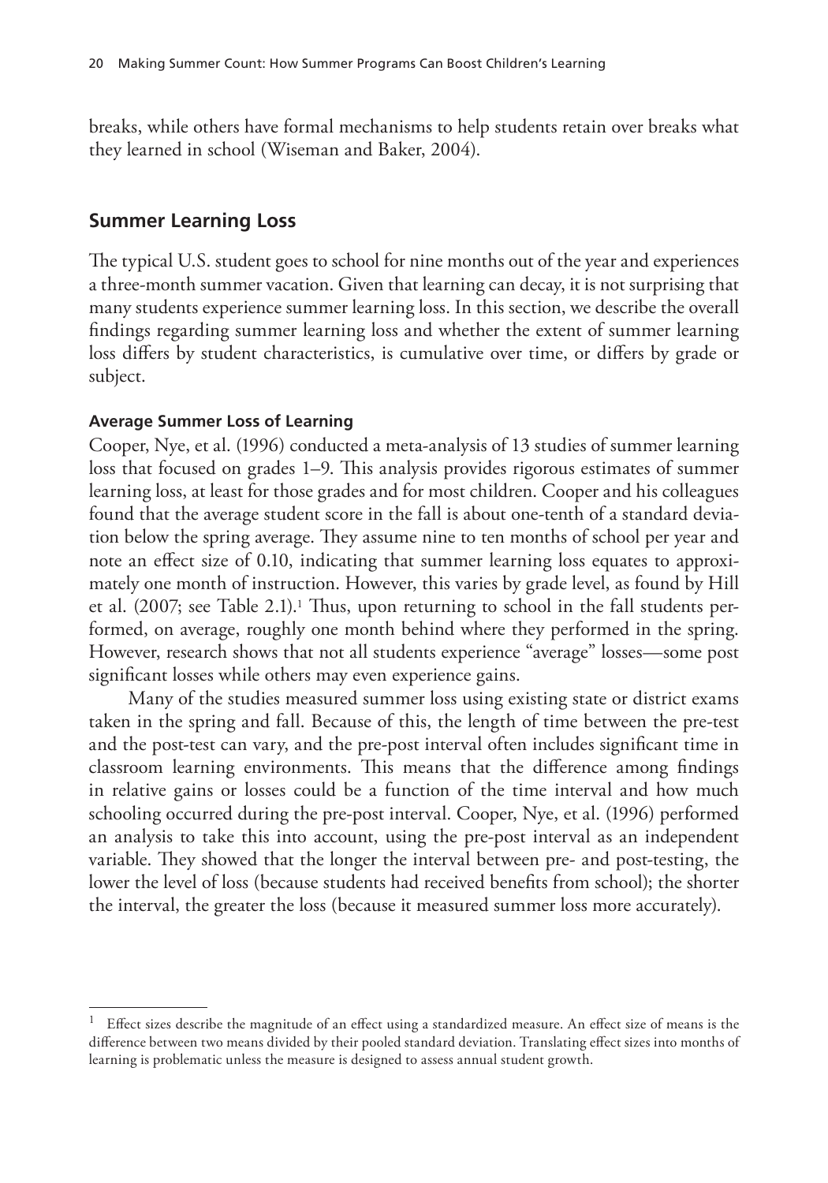breaks, while others have formal mechanisms to help students retain over breaks what they learned in school (Wiseman and Baker, 2004).

## Summer Learning Loss

The typical U.S. student goes to school for nine months out of the year and experiences a three-month summer vacation. Given that learning can decay, it is not surprising that many students experience summer learning loss. In this section, we describe the overall findings regarding summer learning loss and whether the extent of summer learning loss differs by student characteristics, is cumulative over time, or differs by grade or subject.

### Average Summer Loss of Learning

Cooper, Nye, et al. (1996) conducted a meta-analysis of 13 studies of summer learning loss that focused on grades 1–9. This analysis provides rigorous estimates of summer learning loss, at least for those grades and for most children. Cooper and his colleagues found that the average student score in the fall is about one-tenth of a standard deviation below the spring average. They assume nine to ten months of school per year and note an effect size of 0.10, indicating that summer learning loss equates to approximately one month of instruction. However, this varies by grade level, as found by Hill et al. (2007; see Table 2.1).[1] Thus, upon returning to school in the fall students performed, on average, roughly one month behind where they performed in the spring. However, research shows that not all students experience "average" losses—some post significant losses while others may even experience gains.

Many of the studies measured summer loss using existing state or district exams taken in the spring and fall. Because of this, the length of time between the pre-test and the post-test can vary, and the pre-post interval often includes significant time in classroom learning environments. This means that the difference among findings in relative gains or losses could be a function of the time interval and how much schooling occurred during the pre-post interval. Cooper, Nye, et al. (1996) performed an analysis to take this into account, using the pre-post interval as an independent variable. They showed that the longer the interval between pre- and post-testing, the lower the level of loss (because students had received benefits from school); the shorter the interval, the greater the loss (because it measured summer loss more accurately).

---

[1] Effect sizes describe the magnitude of an effect using a standardized measure. An effect size of means is the difference between two means divided by their pooled standard deviation. Translating effect sizes into months of learning is problematic unless the measure is designed to assess annual student growth.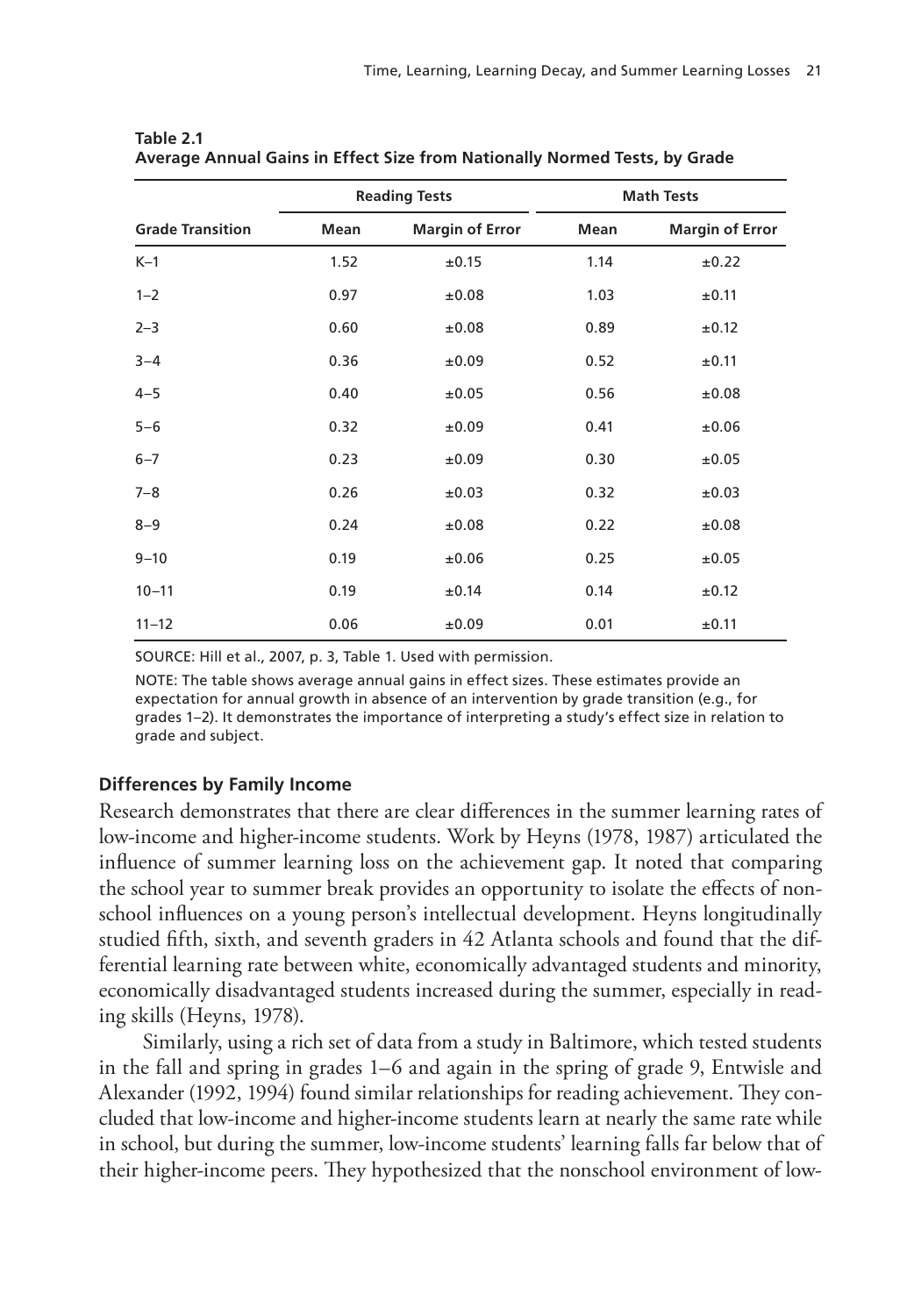**Table 2.1**
**Average Annual Gains in Effect Size from Nationally Normed Tests, by Grade**

| | Reading Tests | | Math Tests | |
|---|---|---|---|---|
| **Grade Transition** | **Mean** | **Margin of Error** | **Mean** | **Margin of Error** |
| K–1 | 1.52 | ±0.15 | 1.14 | ±0.22 |
| 1–2 | 0.97 | ±0.08 | 1.03 | ±0.11 |
| 2–3 | 0.60 | ±0.08 | 0.89 | ±0.12 |
| 3–4 | 0.36 | ±0.09 | 0.52 | ±0.11 |
| 4–5 | 0.40 | ±0.05 | 0.56 | ±0.08 |
| 5–6 | 0.32 | ±0.09 | 0.41 | ±0.06 |
| 6–7 | 0.23 | ±0.09 | 0.30 | ±0.05 |
| 7–8 | 0.26 | ±0.03 | 0.32 | ±0.03 |
| 8–9 | 0.24 | ±0.08 | 0.22 | ±0.08 |
| 9–10 | 0.19 | ±0.06 | 0.25 | ±0.05 |
| 10–11 | 0.19 | ±0.14 | 0.14 | ±0.12 |
| 11–12 | 0.06 | ±0.09 | 0.01 | ±0.11 |

SOURCE: Hill et al., 2007, p. 3, Table 1. Used with permission.

NOTE: The table shows average annual gains in effect sizes. These estimates provide an expectation for annual growth in absence of an intervention by grade transition (e.g., for grades 1–2). It demonstrates the importance of interpreting a study's effect size in relation to grade and subject.

### Differences by Family Income

Research demonstrates that there are clear differences in the summer learning rates of low-income and higher-income students. Work by Heyns (1978, 1987) articulated the influence of summer learning loss on the achievement gap. It noted that comparing the school year to summer break provides an opportunity to isolate the effects of nonschool influences on a young person's intellectual development. Heyns longitudinally studied fifth, sixth, and seventh graders in 42 Atlanta schools and found that the differential learning rate between white, economically advantaged students and minority, economically disadvantaged students increased during the summer, especially in reading skills (Heyns, 1978).

Similarly, using a rich set of data from a study in Baltimore, which tested students in the fall and spring in grades 1–6 and again in the spring of grade 9, Entwisle and Alexander (1992, 1994) found similar relationships for reading achievement. They concluded that low-income and higher-income students learn at nearly the same rate while in school, but during the summer, low-income students' learning falls far below that of their higher-income peers. They hypothesized that the nonschool environment of low-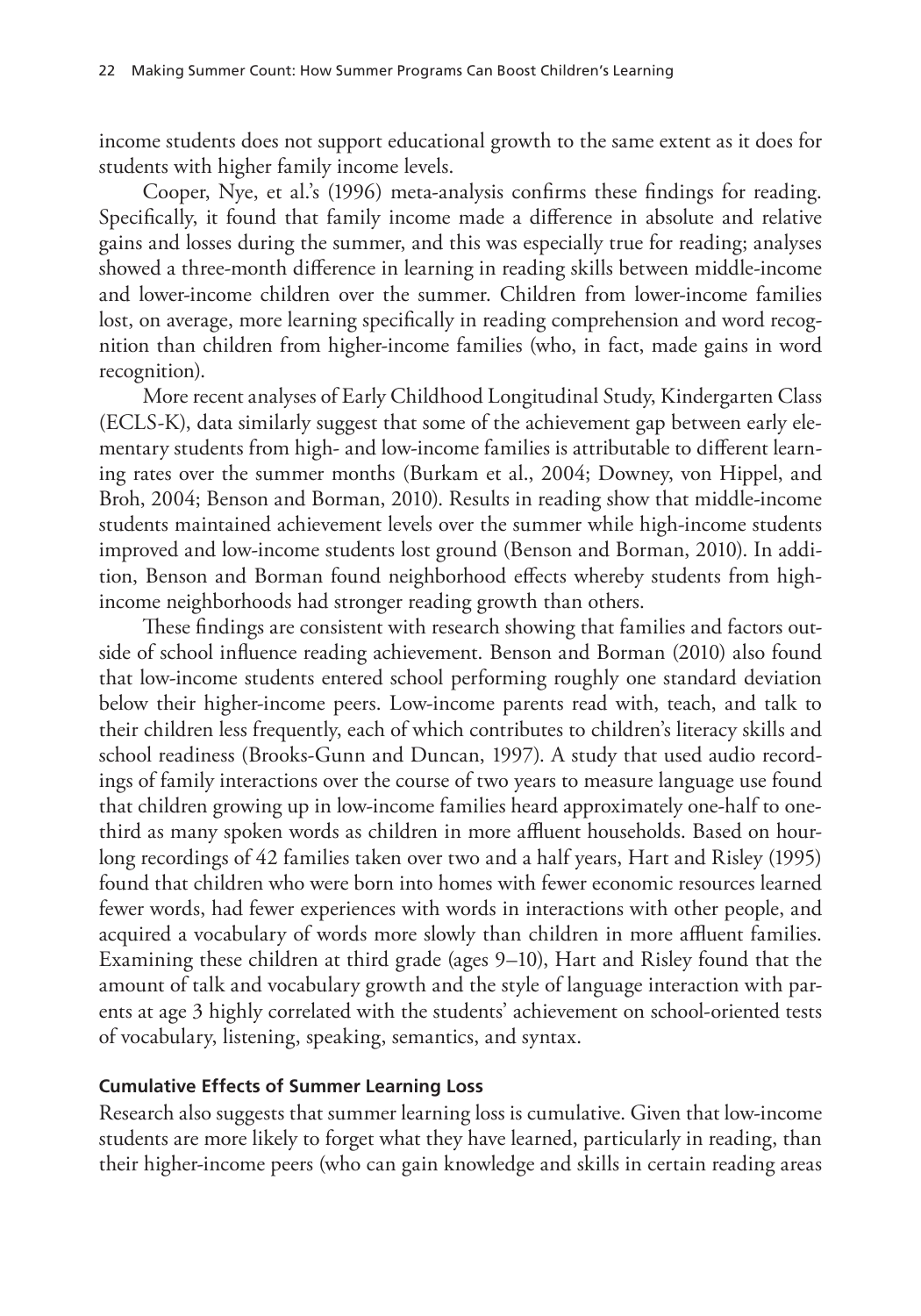income students does not support educational growth to the same extent as it does for students with higher family income levels.

Cooper, Nye, et al.'s (1996) meta-analysis confirms these findings for reading. Specifically, it found that family income made a difference in absolute and relative gains and losses during the summer, and this was especially true for reading; analyses showed a three-month difference in learning in reading skills between middle-income and lower-income children over the summer. Children from lower-income families lost, on average, more learning specifically in reading comprehension and word recognition than children from higher-income families (who, in fact, made gains in word recognition).

More recent analyses of Early Childhood Longitudinal Study, Kindergarten Class (ECLS-K), data similarly suggest that some of the achievement gap between early elementary students from high- and low-income families is attributable to different learning rates over the summer months (Burkam et al., 2004; Downey, von Hippel, and Broh, 2004; Benson and Borman, 2010). Results in reading show that middle-income students maintained achievement levels over the summer while high-income students improved and low-income students lost ground (Benson and Borman, 2010). In addition, Benson and Borman found neighborhood effects whereby students from high-income neighborhoods had stronger reading growth than others.

These findings are consistent with research showing that families and factors outside of school influence reading achievement. Benson and Borman (2010) also found that low-income students entered school performing roughly one standard deviation below their higher-income peers. Low-income parents read with, teach, and talk to their children less frequently, each of which contributes to children's literacy skills and school readiness (Brooks-Gunn and Duncan, 1997). A study that used audio recordings of family interactions over the course of two years to measure language use found that children growing up in low-income families heard approximately one-half to one-third as many spoken words as children in more affluent households. Based on hour-long recordings of 42 families taken over two and a half years, Hart and Risley (1995) found that children who were born into homes with fewer economic resources learned fewer words, had fewer experiences with words in interactions with other people, and acquired a vocabulary of words more slowly than children in more affluent families. Examining these children at third grade (ages 9–10), Hart and Risley found that the amount of talk and vocabulary growth and the style of language interaction with parents at age 3 highly correlated with the students' achievement on school-oriented tests of vocabulary, listening, speaking, semantics, and syntax.

#### Cumulative Effects of Summer Learning Loss

Research also suggests that summer learning loss is cumulative. Given that low-income students are more likely to forget what they have learned, particularly in reading, than their higher-income peers (who can gain knowledge and skills in certain reading areas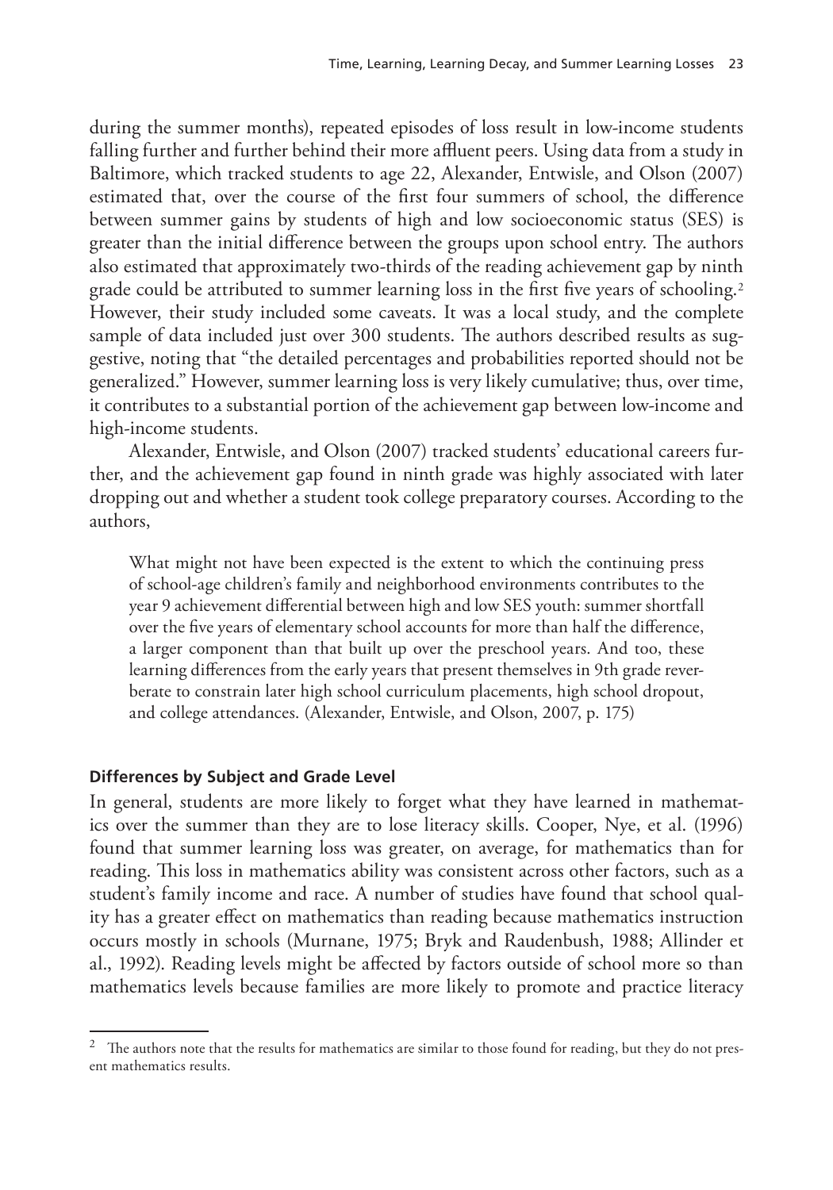during the summer months), repeated episodes of loss result in low-income students falling further and further behind their more affluent peers. Using data from a study in Baltimore, which tracked students to age 22, Alexander, Entwisle, and Olson (2007) estimated that, over the course of the first four summers of school, the difference between summer gains by students of high and low socioeconomic status (SES) is greater than the initial difference between the groups upon school entry. The authors also estimated that approximately two-thirds of the reading achievement gap by ninth grade could be attributed to summer learning loss in the first five years of schooling.[2] However, their study included some caveats. It was a local study, and the complete sample of data included just over 300 students. The authors described results as suggestive, noting that "the detailed percentages and probabilities reported should not be generalized." However, summer learning loss is very likely cumulative; thus, over time, it contributes to a substantial portion of the achievement gap between low-income and high-income students.

Alexander, Entwisle, and Olson (2007) tracked students' educational careers further, and the achievement gap found in ninth grade was highly associated with later dropping out and whether a student took college preparatory courses. According to the authors,

> What might not have been expected is the extent to which the continuing press of school-age children's family and neighborhood environments contributes to the year 9 achievement differential between high and low SES youth: summer shortfall over the five years of elementary school accounts for more than half the difference, a larger component than that built up over the preschool years. And too, these learning differences from the early years that present themselves in 9th grade reverberate to constrain later high school curriculum placements, high school dropout, and college attendances. (Alexander, Entwisle, and Olson, 2007, p. 175)

### Differences by Subject and Grade Level

In general, students are more likely to forget what they have learned in mathematics over the summer than they are to lose literacy skills. Cooper, Nye, et al. (1996) found that summer learning loss was greater, on average, for mathematics than for reading. This loss in mathematics ability was consistent across other factors, such as a student's family income and race. A number of studies have found that school quality has a greater effect on mathematics than reading because mathematics instruction occurs mostly in schools (Murnane, 1975; Bryk and Raudenbush, 1988; Allinder et al., 1992). Reading levels might be affected by factors outside of school more so than mathematics levels because families are more likely to promote and practice literacy

---

[2] The authors note that the results for mathematics are similar to those found for reading, but they do not present mathematics results.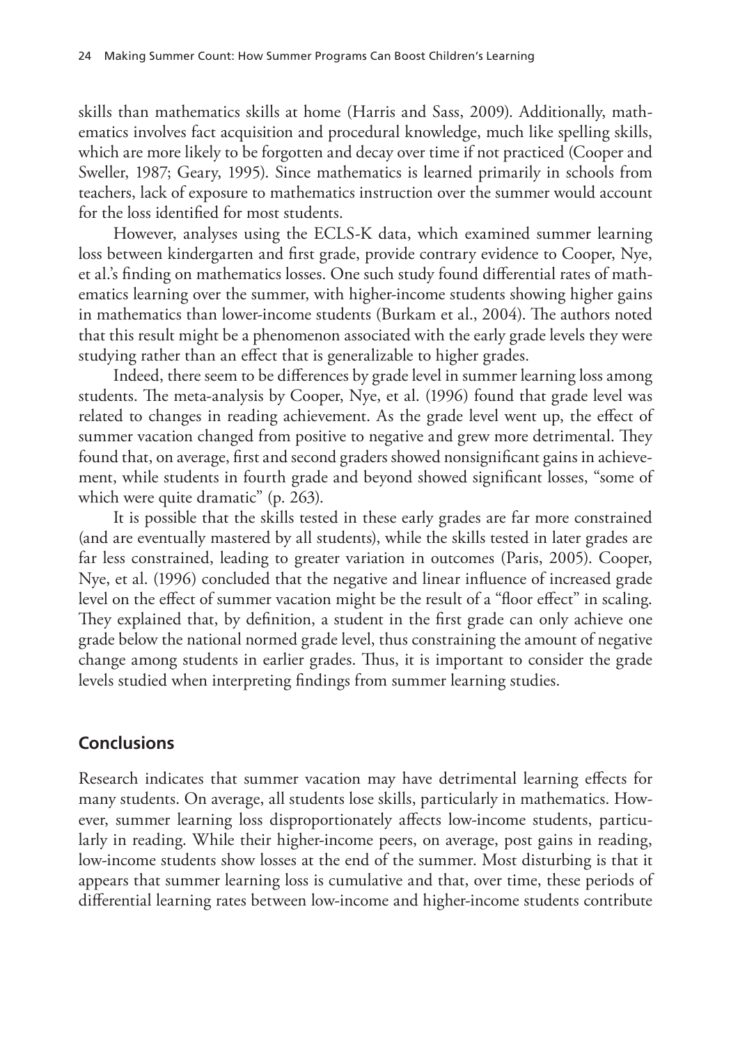skills than mathematics skills at home (Harris and Sass, 2009). Additionally, mathematics involves fact acquisition and procedural knowledge, much like spelling skills, which are more likely to be forgotten and decay over time if not practiced (Cooper and Sweller, 1987; Geary, 1995). Since mathematics is learned primarily in schools from teachers, lack of exposure to mathematics instruction over the summer would account for the loss identified for most students.

However, analyses using the ECLS-K data, which examined summer learning loss between kindergarten and first grade, provide contrary evidence to Cooper, Nye, et al.'s finding on mathematics losses. One such study found differential rates of mathematics learning over the summer, with higher-income students showing higher gains in mathematics than lower-income students (Burkam et al., 2004). The authors noted that this result might be a phenomenon associated with the early grade levels they were studying rather than an effect that is generalizable to higher grades.

Indeed, there seem to be differences by grade level in summer learning loss among students. The meta-analysis by Cooper, Nye, et al. (1996) found that grade level was related to changes in reading achievement. As the grade level went up, the effect of summer vacation changed from positive to negative and grew more detrimental. They found that, on average, first and second graders showed nonsignificant gains in achievement, while students in fourth grade and beyond showed significant losses, "some of which were quite dramatic" (p. 263).

It is possible that the skills tested in these early grades are far more constrained (and are eventually mastered by all students), while the skills tested in later grades are far less constrained, leading to greater variation in outcomes (Paris, 2005). Cooper, Nye, et al. (1996) concluded that the negative and linear influence of increased grade level on the effect of summer vacation might be the result of a "floor effect" in scaling. They explained that, by definition, a student in the first grade can only achieve one grade below the national normed grade level, thus constraining the amount of negative change among students in earlier grades. Thus, it is important to consider the grade levels studied when interpreting findings from summer learning studies.

## Conclusions

Research indicates that summer vacation may have detrimental learning effects for many students. On average, all students lose skills, particularly in mathematics. However, summer learning loss disproportionately affects low-income students, particularly in reading. While their higher-income peers, on average, post gains in reading, low-income students show losses at the end of the summer. Most disturbing is that it appears that summer learning loss is cumulative and that, over time, these periods of differential learning rates between low-income and higher-income students contribute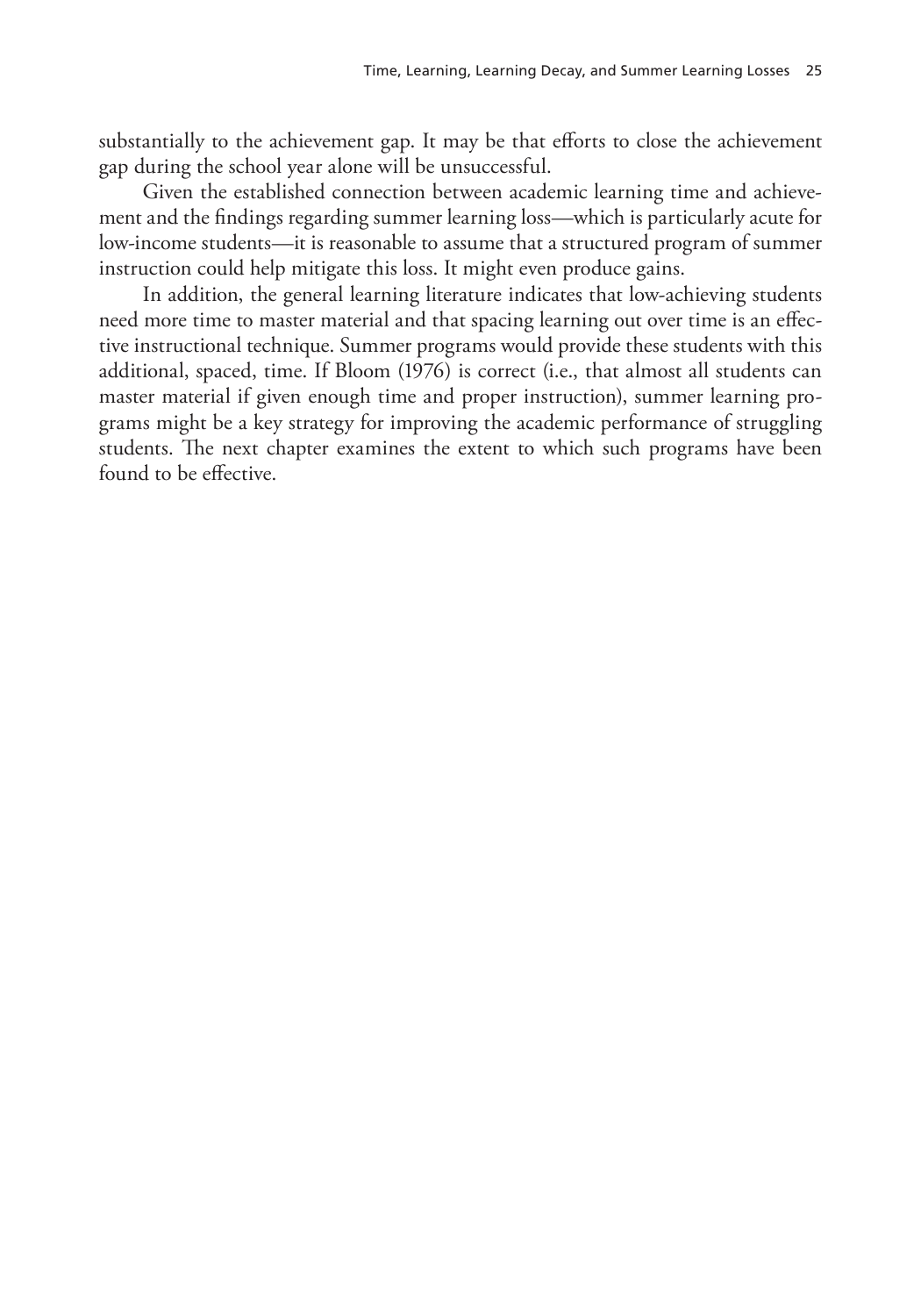substantially to the achievement gap. It may be that efforts to close the achievement gap during the school year alone will be unsuccessful.

Given the established connection between academic learning time and achievement and the findings regarding summer learning loss—which is particularly acute for low-income students—it is reasonable to assume that a structured program of summer instruction could help mitigate this loss. It might even produce gains.

In addition, the general learning literature indicates that low-achieving students need more time to master material and that spacing learning out over time is an effective instructional technique. Summer programs would provide these students with this additional, spaced, time. If Bloom (1976) is correct (i.e., that almost all students can master material if given enough time and proper instruction), summer learning programs might be a key strategy for improving the academic performance of struggling students. The next chapter examines the extent to which such programs have been found to be effective.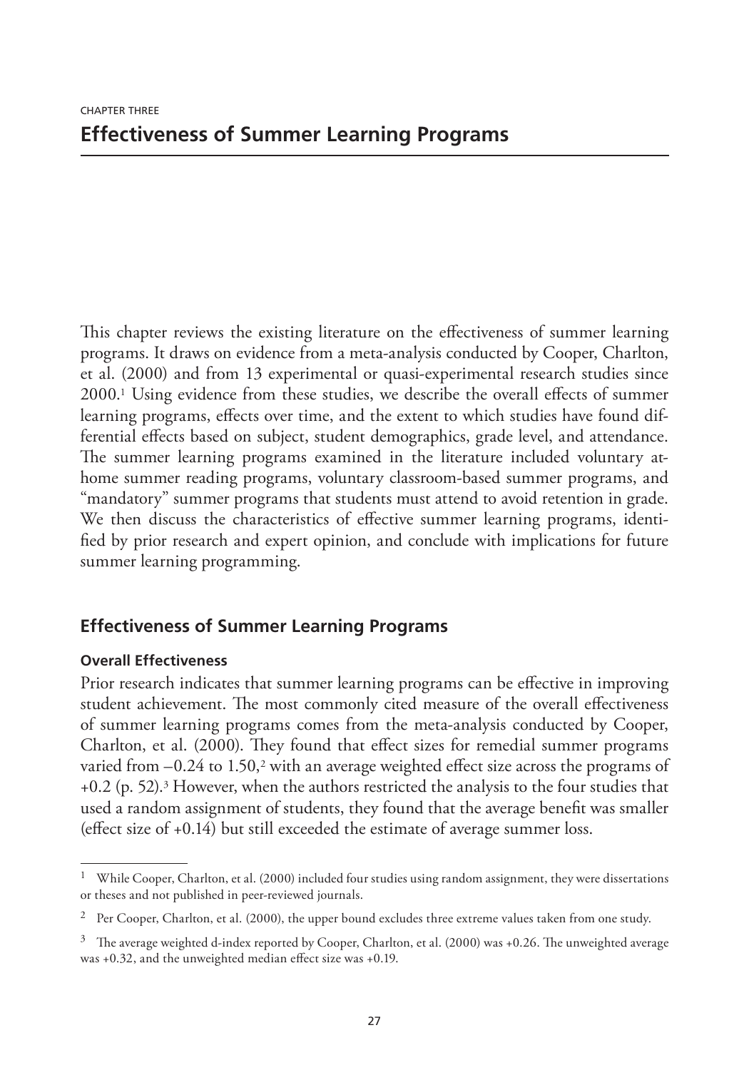CHAPTER THREE

# Effectiveness of Summer Learning Programs

This chapter reviews the existing literature on the effectiveness of summer learning programs. It draws on evidence from a meta-analysis conducted by Cooper, Charlton, et al. (2000) and from 13 experimental or quasi-experimental research studies since 2000.[1] Using evidence from these studies, we describe the overall effects of summer learning programs, effects over time, and the extent to which studies have found differential effects based on subject, student demographics, grade level, and attendance. The summer learning programs examined in the literature included voluntary at-home summer reading programs, voluntary classroom-based summer programs, and "mandatory" summer programs that students must attend to avoid retention in grade. We then discuss the characteristics of effective summer learning programs, identified by prior research and expert opinion, and conclude with implications for future summer learning programming.

## Effectiveness of Summer Learning Programs

### Overall Effectiveness

Prior research indicates that summer learning programs can be effective in improving student achievement. The most commonly cited measure of the overall effectiveness of summer learning programs comes from the meta-analysis conducted by Cooper, Charlton, et al. (2000). They found that effect sizes for remedial summer programs varied from –0.24 to 1.50,[2] with an average weighted effect size across the programs of +0.2 (p. 52).[3] However, when the authors restricted the analysis to the four studies that used a random assignment of students, they found that the average benefit was smaller (effect size of +0.14) but still exceeded the estimate of average summer loss.

---

[1] While Cooper, Charlton, et al. (2000) included four studies using random assignment, they were dissertations or theses and not published in peer-reviewed journals.

[2] Per Cooper, Charlton, et al. (2000), the upper bound excludes three extreme values taken from one study.

[3] The average weighted d-index reported by Cooper, Charlton, et al. (2000) was +0.26. The unweighted average was +0.32, and the unweighted median effect size was +0.19.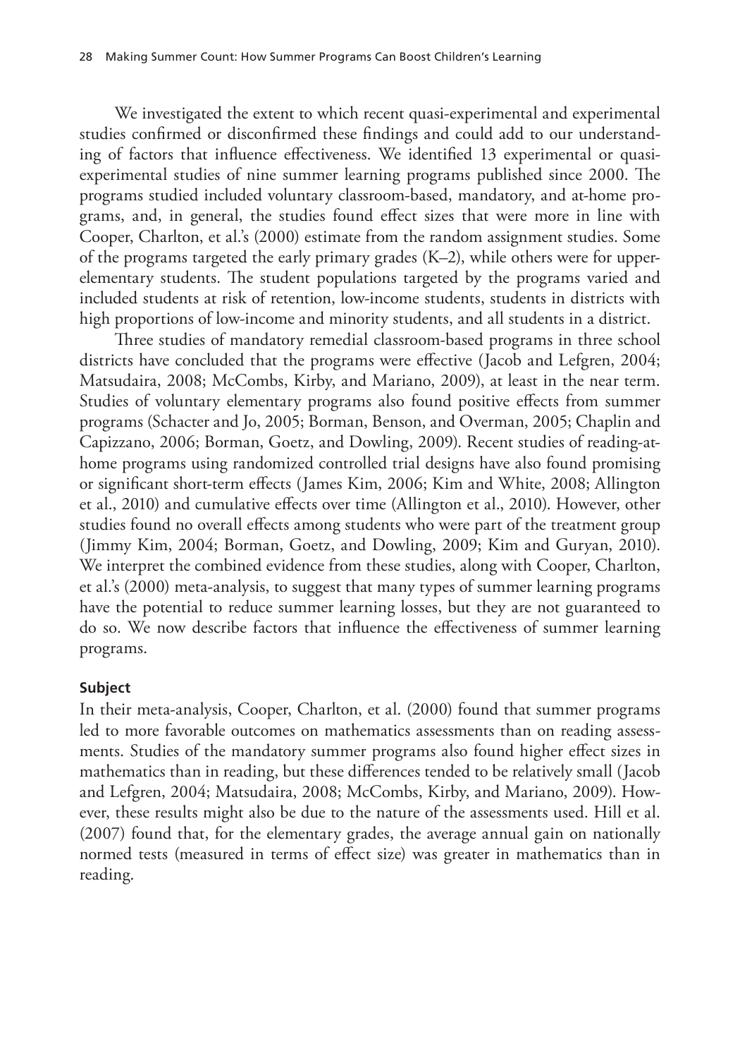We investigated the extent to which recent quasi-experimental and experimental studies confirmed or disconfirmed these findings and could add to our understanding of factors that influence effectiveness. We identified 13 experimental or quasi-experimental studies of nine summer learning programs published since 2000. The programs studied included voluntary classroom-based, mandatory, and at-home programs, and, in general, the studies found effect sizes that were more in line with Cooper, Charlton, et al.'s (2000) estimate from the random assignment studies. Some of the programs targeted the early primary grades (K–2), while others were for upper-elementary students. The student populations targeted by the programs varied and included students at risk of retention, low-income students, students in districts with high proportions of low-income and minority students, and all students in a district.

Three studies of mandatory remedial classroom-based programs in three school districts have concluded that the programs were effective (Jacob and Lefgren, 2004; Matsudaira, 2008; McCombs, Kirby, and Mariano, 2009), at least in the near term. Studies of voluntary elementary programs also found positive effects from summer programs (Schacter and Jo, 2005; Borman, Benson, and Overman, 2005; Chaplin and Capizzano, 2006; Borman, Goetz, and Dowling, 2009). Recent studies of reading-at-home programs using randomized controlled trial designs have also found promising or significant short-term effects (James Kim, 2006; Kim and White, 2008; Allington et al., 2010) and cumulative effects over time (Allington et al., 2010). However, other studies found no overall effects among students who were part of the treatment group (Jimmy Kim, 2004; Borman, Goetz, and Dowling, 2009; Kim and Guryan, 2010). We interpret the combined evidence from these studies, along with Cooper, Charlton, et al.'s (2000) meta-analysis, to suggest that many types of summer learning programs have the potential to reduce summer learning losses, but they are not guaranteed to do so. We now describe factors that influence the effectiveness of summer learning programs.

#### Subject

In their meta-analysis, Cooper, Charlton, et al. (2000) found that summer programs led to more favorable outcomes on mathematics assessments than on reading assessments. Studies of the mandatory summer programs also found higher effect sizes in mathematics than in reading, but these differences tended to be relatively small (Jacob and Lefgren, 2004; Matsudaira, 2008; McCombs, Kirby, and Mariano, 2009). However, these results might also be due to the nature of the assessments used. Hill et al. (2007) found that, for the elementary grades, the average annual gain on nationally normed tests (measured in terms of effect size) was greater in mathematics than in reading.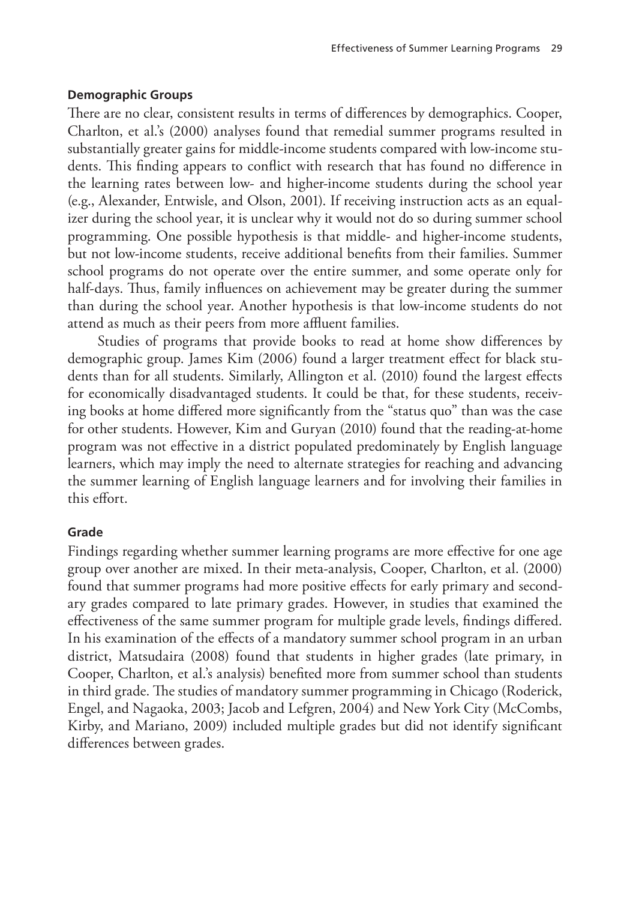### Demographic Groups

There are no clear, consistent results in terms of differences by demographics. Cooper, Charlton, et al.'s (2000) analyses found that remedial summer programs resulted in substantially greater gains for middle-income students compared with low-income students. This finding appears to conflict with research that has found no difference in the learning rates between low- and higher-income students during the school year (e.g., Alexander, Entwisle, and Olson, 2001). If receiving instruction acts as an equalizer during the school year, it is unclear why it would not do so during summer school programming. One possible hypothesis is that middle- and higher-income students, but not low-income students, receive additional benefits from their families. Summer school programs do not operate over the entire summer, and some operate only for half-days. Thus, family influences on achievement may be greater during the summer than during the school year. Another hypothesis is that low-income students do not attend as much as their peers from more affluent families.

Studies of programs that provide books to read at home show differences by demographic group. James Kim (2006) found a larger treatment effect for black students than for all students. Similarly, Allington et al. (2010) found the largest effects for economically disadvantaged students. It could be that, for these students, receiving books at home differed more significantly from the "status quo" than was the case for other students. However, Kim and Guryan (2010) found that the reading-at-home program was not effective in a district populated predominately by English language learners, which may imply the need to alternate strategies for reaching and advancing the summer learning of English language learners and for involving their families in this effort.

### Grade

Findings regarding whether summer learning programs are more effective for one age group over another are mixed. In their meta-analysis, Cooper, Charlton, et al. (2000) found that summer programs had more positive effects for early primary and secondary grades compared to late primary grades. However, in studies that examined the effectiveness of the same summer program for multiple grade levels, findings differed. In his examination of the effects of a mandatory summer school program in an urban district, Matsudaira (2008) found that students in higher grades (late primary, in Cooper, Charlton, et al.'s analysis) benefited more from summer school than students in third grade. The studies of mandatory summer programming in Chicago (Roderick, Engel, and Nagaoka, 2003; Jacob and Lefgren, 2004) and New York City (McCombs, Kirby, and Mariano, 2009) included multiple grades but did not identify significant differences between grades.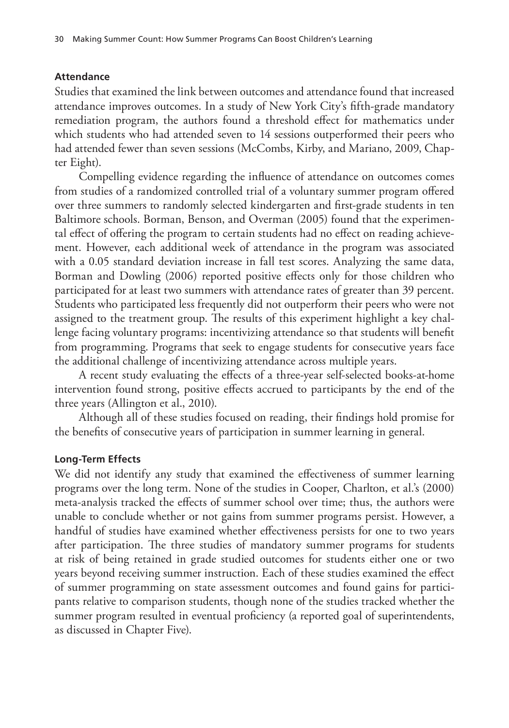### Attendance

Studies that examined the link between outcomes and attendance found that increased attendance improves outcomes. In a study of New York City's fifth-grade mandatory remediation program, the authors found a threshold effect for mathematics under which students who had attended seven to 14 sessions outperformed their peers who had attended fewer than seven sessions (McCombs, Kirby, and Mariano, 2009, Chapter Eight).

Compelling evidence regarding the influence of attendance on outcomes comes from studies of a randomized controlled trial of a voluntary summer program offered over three summers to randomly selected kindergarten and first-grade students in ten Baltimore schools. Borman, Benson, and Overman (2005) found that the experimental effect of offering the program to certain students had no effect on reading achievement. However, each additional week of attendance in the program was associated with a 0.05 standard deviation increase in fall test scores. Analyzing the same data, Borman and Dowling (2006) reported positive effects only for those children who participated for at least two summers with attendance rates of greater than 39 percent. Students who participated less frequently did not outperform their peers who were not assigned to the treatment group. The results of this experiment highlight a key challenge facing voluntary programs: incentivizing attendance so that students will benefit from programming. Programs that seek to engage students for consecutive years face the additional challenge of incentivizing attendance across multiple years.

A recent study evaluating the effects of a three-year self-selected books-at-home intervention found strong, positive effects accrued to participants by the end of the three years (Allington et al., 2010).

Although all of these studies focused on reading, their findings hold promise for the benefits of consecutive years of participation in summer learning in general.

### Long-Term Effects

We did not identify any study that examined the effectiveness of summer learning programs over the long term. None of the studies in Cooper, Charlton, et al.'s (2000) meta-analysis tracked the effects of summer school over time; thus, the authors were unable to conclude whether or not gains from summer programs persist. However, a handful of studies have examined whether effectiveness persists for one to two years after participation. The three studies of mandatory summer programs for students at risk of being retained in grade studied outcomes for students either one or two years beyond receiving summer instruction. Each of these studies examined the effect of summer programming on state assessment outcomes and found gains for participants relative to comparison students, though none of the studies tracked whether the summer program resulted in eventual proficiency (a reported goal of superintendents, as discussed in Chapter Five).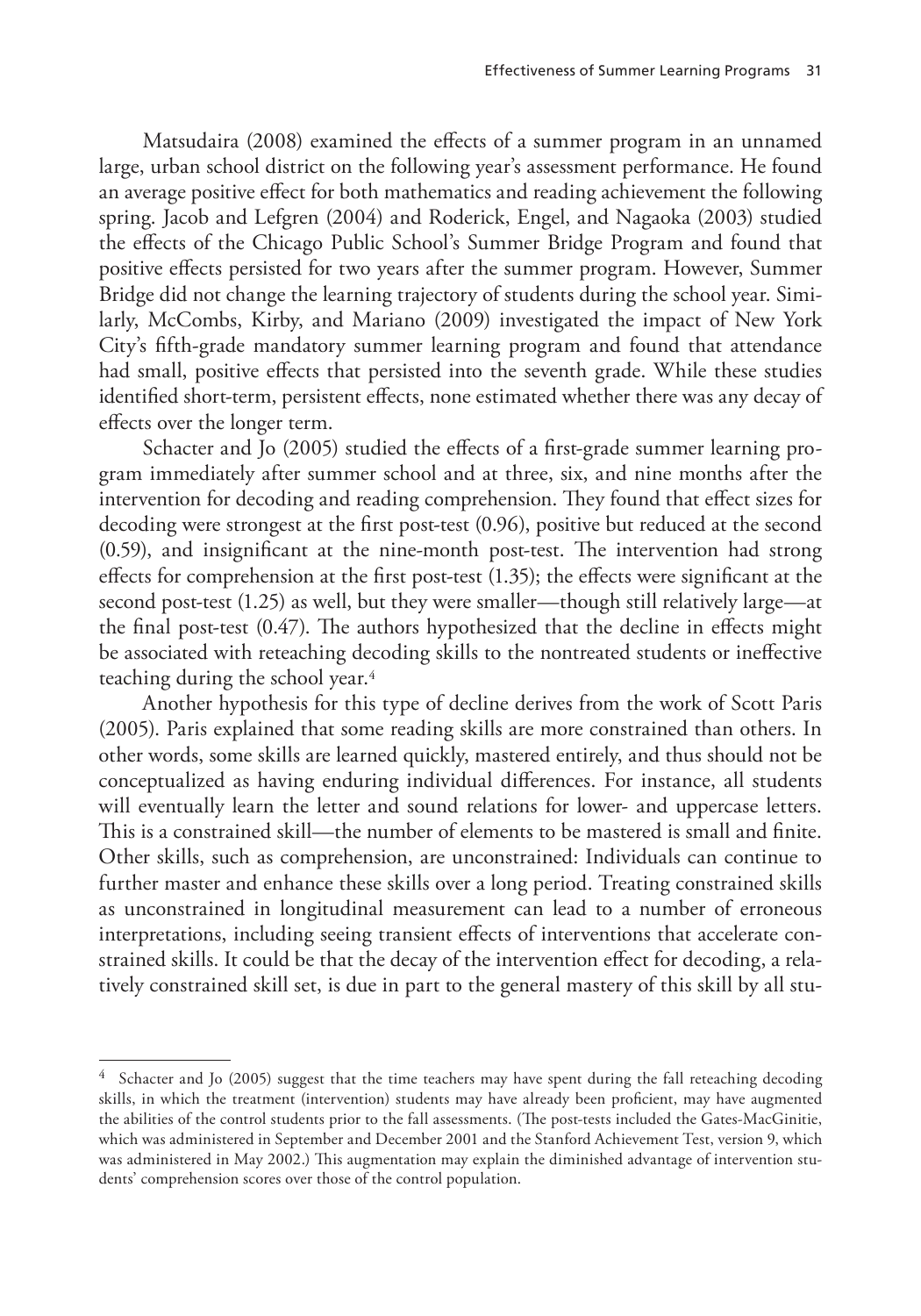Matsudaira (2008) examined the effects of a summer program in an unnamed large, urban school district on the following year's assessment performance. He found an average positive effect for both mathematics and reading achievement the following spring. Jacob and Lefgren (2004) and Roderick, Engel, and Nagaoka (2003) studied the effects of the Chicago Public School's Summer Bridge Program and found that positive effects persisted for two years after the summer program. However, Summer Bridge did not change the learning trajectory of students during the school year. Similarly, McCombs, Kirby, and Mariano (2009) investigated the impact of New York City's fifth-grade mandatory summer learning program and found that attendance had small, positive effects that persisted into the seventh grade. While these studies identified short-term, persistent effects, none estimated whether there was any decay of effects over the longer term.

Schacter and Jo (2005) studied the effects of a first-grade summer learning program immediately after summer school and at three, six, and nine months after the intervention for decoding and reading comprehension. They found that effect sizes for decoding were strongest at the first post-test (0.96), positive but reduced at the second (0.59), and insignificant at the nine-month post-test. The intervention had strong effects for comprehension at the first post-test (1.35); the effects were significant at the second post-test (1.25) as well, but they were smaller—though still relatively large—at the final post-test (0.47). The authors hypothesized that the decline in effects might be associated with reteaching decoding skills to the nontreated students or ineffective teaching during the school year.[4]

Another hypothesis for this type of decline derives from the work of Scott Paris (2005). Paris explained that some reading skills are more constrained than others. In other words, some skills are learned quickly, mastered entirely, and thus should not be conceptualized as having enduring individual differences. For instance, all students will eventually learn the letter and sound relations for lower- and uppercase letters. This is a constrained skill—the number of elements to be mastered is small and finite. Other skills, such as comprehension, are unconstrained: Individuals can continue to further master and enhance these skills over a long period. Treating constrained skills as unconstrained in longitudinal measurement can lead to a number of erroneous interpretations, including seeing transient effects of interventions that accelerate constrained skills. It could be that the decay of the intervention effect for decoding, a relatively constrained skill set, is due in part to the general mastery of this skill by all stu-

---

[4] Schacter and Jo (2005) suggest that the time teachers may have spent during the fall reteaching decoding skills, in which the treatment (intervention) students may have already been proficient, may have augmented the abilities of the control students prior to the fall assessments. (The post-tests included the Gates-MacGinitie, which was administered in September and December 2001 and the Stanford Achievement Test, version 9, which was administered in May 2002.) This augmentation may explain the diminished advantage of intervention students' comprehension scores over those of the control population.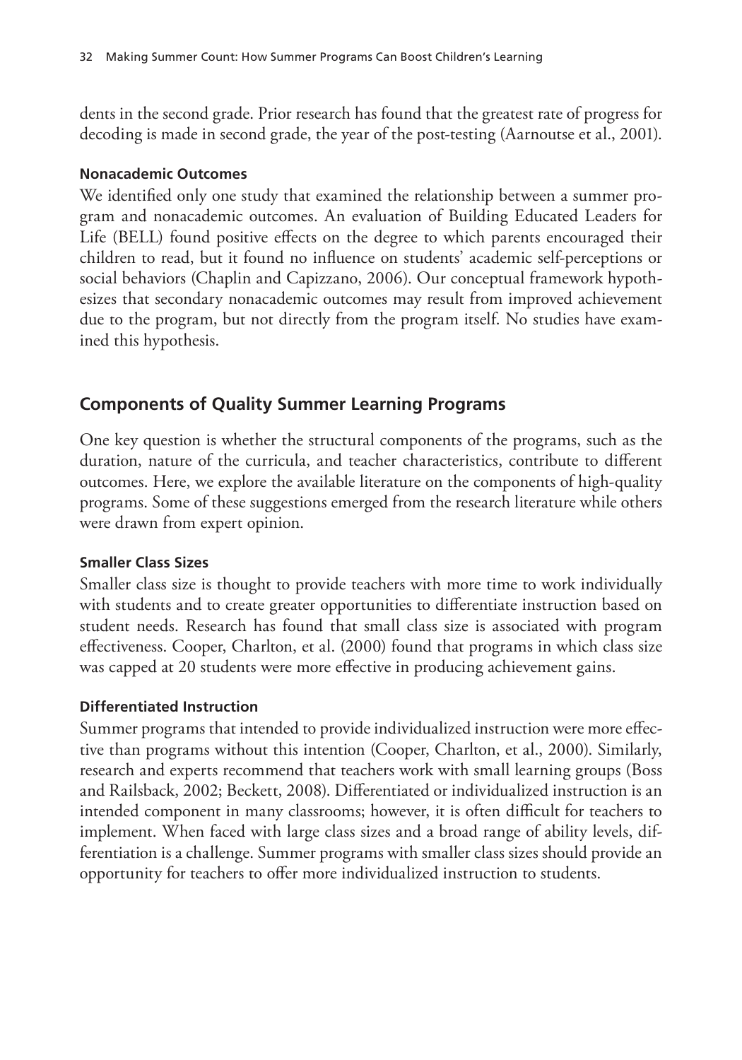dents in the second grade. Prior research has found that the greatest rate of progress for decoding is made in second grade, the year of the post-testing (Aarnoutse et al., 2001).

#### Nonacademic Outcomes

We identified only one study that examined the relationship between a summer program and nonacademic outcomes. An evaluation of Building Educated Leaders for Life (BELL) found positive effects on the degree to which parents encouraged their children to read, but it found no influence on students' academic self-perceptions or social behaviors (Chaplin and Capizzano, 2006). Our conceptual framework hypothesizes that secondary nonacademic outcomes may result from improved achievement due to the program, but not directly from the program itself. No studies have examined this hypothesis.

## Components of Quality Summer Learning Programs

One key question is whether the structural components of the programs, such as the duration, nature of the curricula, and teacher characteristics, contribute to different outcomes. Here, we explore the available literature on the components of high-quality programs. Some of these suggestions emerged from the research literature while others were drawn from expert opinion.

#### Smaller Class Sizes

Smaller class size is thought to provide teachers with more time to work individually with students and to create greater opportunities to differentiate instruction based on student needs. Research has found that small class size is associated with program effectiveness. Cooper, Charlton, et al. (2000) found that programs in which class size was capped at 20 students were more effective in producing achievement gains.

#### Differentiated Instruction

Summer programs that intended to provide individualized instruction were more effective than programs without this intention (Cooper, Charlton, et al., 2000). Similarly, research and experts recommend that teachers work with small learning groups (Boss and Railsback, 2002; Beckett, 2008). Differentiated or individualized instruction is an intended component in many classrooms; however, it is often difficult for teachers to implement. When faced with large class sizes and a broad range of ability levels, differentiation is a challenge. Summer programs with smaller class sizes should provide an opportunity for teachers to offer more individualized instruction to students.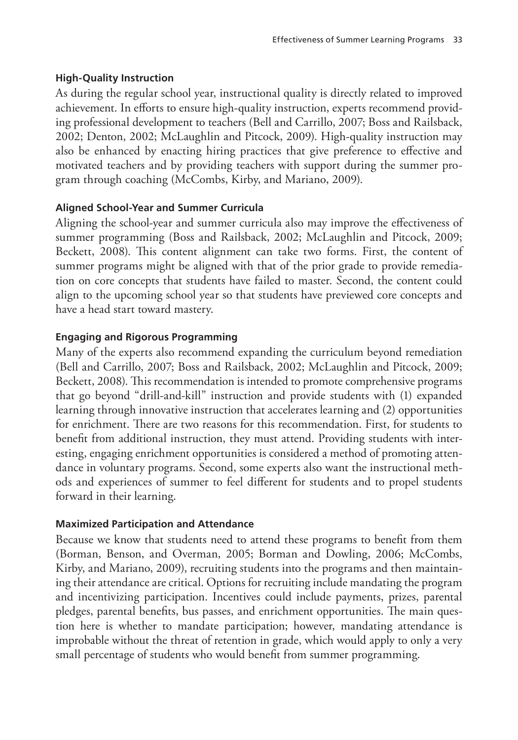### High-Quality Instruction

As during the regular school year, instructional quality is directly related to improved achievement. In efforts to ensure high-quality instruction, experts recommend providing professional development to teachers (Bell and Carrillo, 2007; Boss and Railsback, 2002; Denton, 2002; McLaughlin and Pitcock, 2009). High-quality instruction may also be enhanced by enacting hiring practices that give preference to effective and motivated teachers and by providing teachers with support during the summer program through coaching (McCombs, Kirby, and Mariano, 2009).

### Aligned School-Year and Summer Curricula

Aligning the school-year and summer curricula also may improve the effectiveness of summer programming (Boss and Railsback, 2002; McLaughlin and Pitcock, 2009; Beckett, 2008). This content alignment can take two forms. First, the content of summer programs might be aligned with that of the prior grade to provide remediation on core concepts that students have failed to master. Second, the content could align to the upcoming school year so that students have previewed core concepts and have a head start toward mastery.

### Engaging and Rigorous Programming

Many of the experts also recommend expanding the curriculum beyond remediation (Bell and Carrillo, 2007; Boss and Railsback, 2002; McLaughlin and Pitcock, 2009; Beckett, 2008). This recommendation is intended to promote comprehensive programs that go beyond "drill-and-kill" instruction and provide students with (1) expanded learning through innovative instruction that accelerates learning and (2) opportunities for enrichment. There are two reasons for this recommendation. First, for students to benefit from additional instruction, they must attend. Providing students with interesting, engaging enrichment opportunities is considered a method of promoting attendance in voluntary programs. Second, some experts also want the instructional methods and experiences of summer to feel different for students and to propel students forward in their learning.

### Maximized Participation and Attendance

Because we know that students need to attend these programs to benefit from them (Borman, Benson, and Overman, 2005; Borman and Dowling, 2006; McCombs, Kirby, and Mariano, 2009), recruiting students into the programs and then maintaining their attendance are critical. Options for recruiting include mandating the program and incentivizing participation. Incentives could include payments, prizes, parental pledges, parental benefits, bus passes, and enrichment opportunities. The main question here is whether to mandate participation; however, mandating attendance is improbable without the threat of retention in grade, which would apply to only a very small percentage of students who would benefit from summer programming.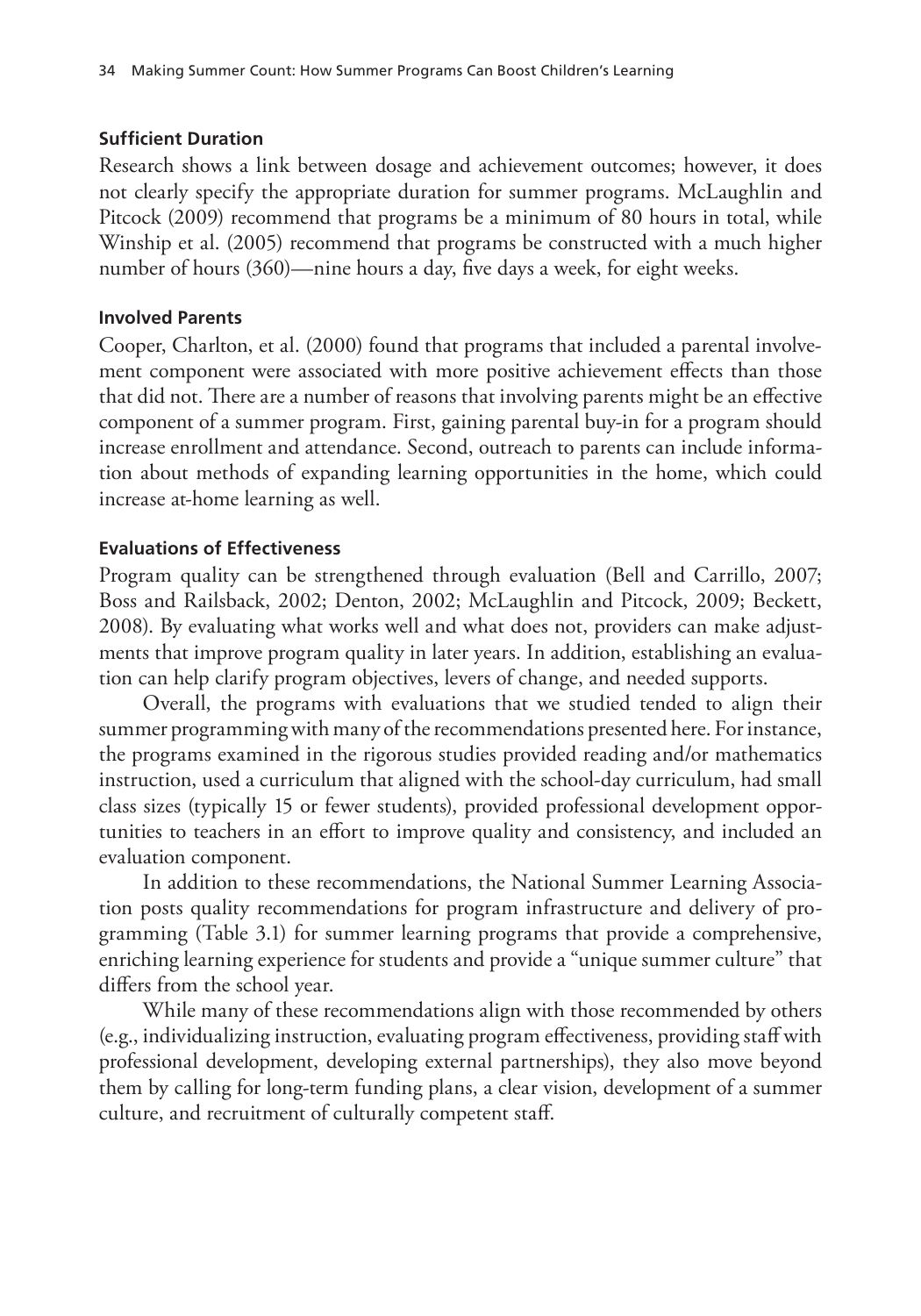#### Sufficient Duration

Research shows a link between dosage and achievement outcomes; however, it does not clearly specify the appropriate duration for summer programs. McLaughlin and Pitcock (2009) recommend that programs be a minimum of 80 hours in total, while Winship et al. (2005) recommend that programs be constructed with a much higher number of hours (360)—nine hours a day, five days a week, for eight weeks.

#### Involved Parents

Cooper, Charlton, et al. (2000) found that programs that included a parental involvement component were associated with more positive achievement effects than those that did not. There are a number of reasons that involving parents might be an effective component of a summer program. First, gaining parental buy-in for a program should increase enrollment and attendance. Second, outreach to parents can include information about methods of expanding learning opportunities in the home, which could increase at-home learning as well.

#### Evaluations of Effectiveness

Program quality can be strengthened through evaluation (Bell and Carrillo, 2007; Boss and Railsback, 2002; Denton, 2002; McLaughlin and Pitcock, 2009; Beckett, 2008). By evaluating what works well and what does not, providers can make adjustments that improve program quality in later years. In addition, establishing an evaluation can help clarify program objectives, levers of change, and needed supports.

Overall, the programs with evaluations that we studied tended to align their summer programming with many of the recommendations presented here. For instance, the programs examined in the rigorous studies provided reading and/or mathematics instruction, used a curriculum that aligned with the school-day curriculum, had small class sizes (typically 15 or fewer students), provided professional development opportunities to teachers in an effort to improve quality and consistency, and included an evaluation component.

In addition to these recommendations, the National Summer Learning Association posts quality recommendations for program infrastructure and delivery of programming (Table 3.1) for summer learning programs that provide a comprehensive, enriching learning experience for students and provide a "unique summer culture" that differs from the school year.

While many of these recommendations align with those recommended by others (e.g., individualizing instruction, evaluating program effectiveness, providing staff with professional development, developing external partnerships), they also move beyond them by calling for long-term funding plans, a clear vision, development of a summer culture, and recruitment of culturally competent staff.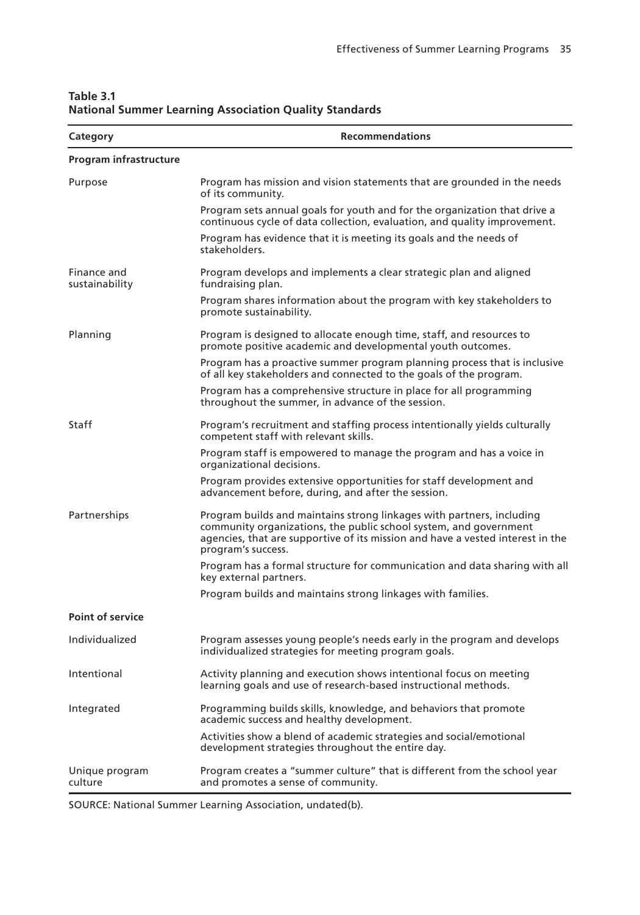**Table 3.1**
**National Summer Learning Association Quality Standards**

| Category | Recommendations |
|---|---|
| **Program infrastructure** | |
| Purpose | Program has mission and vision statements that are grounded in the needs of its community. |
| | Program sets annual goals for youth and for the organization that drive a continuous cycle of data collection, evaluation, and quality improvement. |
| | Program has evidence that it is meeting its goals and the needs of stakeholders. |
| Finance and sustainability | Program develops and implements a clear strategic plan and aligned fundraising plan. |
| | Program shares information about the program with key stakeholders to promote sustainability. |
| Planning | Program is designed to allocate enough time, staff, and resources to promote positive academic and developmental youth outcomes. |
| | Program has a proactive summer program planning process that is inclusive of all key stakeholders and connected to the goals of the program. |
| | Program has a comprehensive structure in place for all programming throughout the summer, in advance of the session. |
| Staff | Program's recruitment and staffing process intentionally yields culturally competent staff with relevant skills. |
| | Program staff is empowered to manage the program and has a voice in organizational decisions. |
| | Program provides extensive opportunities for staff development and advancement before, during, and after the session. |
| Partnerships | Program builds and maintains strong linkages with partners, including community organizations, the public school system, and government agencies, that are supportive of its mission and have a vested interest in the program's success. |
| | Program has a formal structure for communication and data sharing with all key external partners. |
| | Program builds and maintains strong linkages with families. |
| **Point of service** | |
| Individualized | Program assesses young people's needs early in the program and develops individualized strategies for meeting program goals. |
| Intentional | Activity planning and execution shows intentional focus on meeting learning goals and use of research-based instructional methods. |
| Integrated | Programming builds skills, knowledge, and behaviors that promote academic success and healthy development. |
| | Activities show a blend of academic strategies and social/emotional development strategies throughout the entire day. |
| Unique program culture | Program creates a "summer culture" that is different from the school year and promotes a sense of community. |

SOURCE: National Summer Learning Association, undated(b).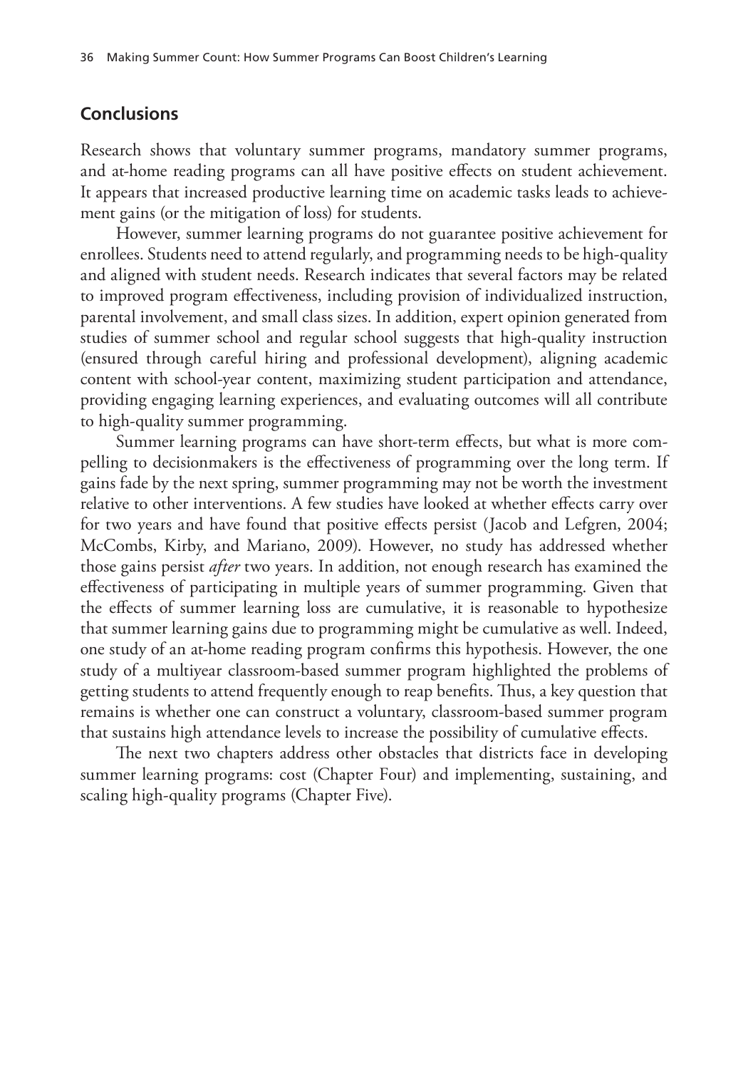## Conclusions

Research shows that voluntary summer programs, mandatory summer programs, and at-home reading programs can all have positive effects on student achievement. It appears that increased productive learning time on academic tasks leads to achievement gains (or the mitigation of loss) for students.

However, summer learning programs do not guarantee positive achievement for enrollees. Students need to attend regularly, and programming needs to be high-quality and aligned with student needs. Research indicates that several factors may be related to improved program effectiveness, including provision of individualized instruction, parental involvement, and small class sizes. In addition, expert opinion generated from studies of summer school and regular school suggests that high-quality instruction (ensured through careful hiring and professional development), aligning academic content with school-year content, maximizing student participation and attendance, providing engaging learning experiences, and evaluating outcomes will all contribute to high-quality summer programming.

Summer learning programs can have short-term effects, but what is more compelling to decisionmakers is the effectiveness of programming over the long term. If gains fade by the next spring, summer programming may not be worth the investment relative to other interventions. A few studies have looked at whether effects carry over for two years and have found that positive effects persist (Jacob and Lefgren, 2004; McCombs, Kirby, and Mariano, 2009). However, no study has addressed whether those gains persist *after* two years. In addition, not enough research has examined the effectiveness of participating in multiple years of summer programming. Given that the effects of summer learning loss are cumulative, it is reasonable to hypothesize that summer learning gains due to programming might be cumulative as well. Indeed, one study of an at-home reading program confirms this hypothesis. However, the one study of a multiyear classroom-based summer program highlighted the problems of getting students to attend frequently enough to reap benefits. Thus, a key question that remains is whether one can construct a voluntary, classroom-based summer program that sustains high attendance levels to increase the possibility of cumulative effects.

The next two chapters address other obstacles that districts face in developing summer learning programs: cost (Chapter Four) and implementing, sustaining, and scaling high-quality programs (Chapter Five).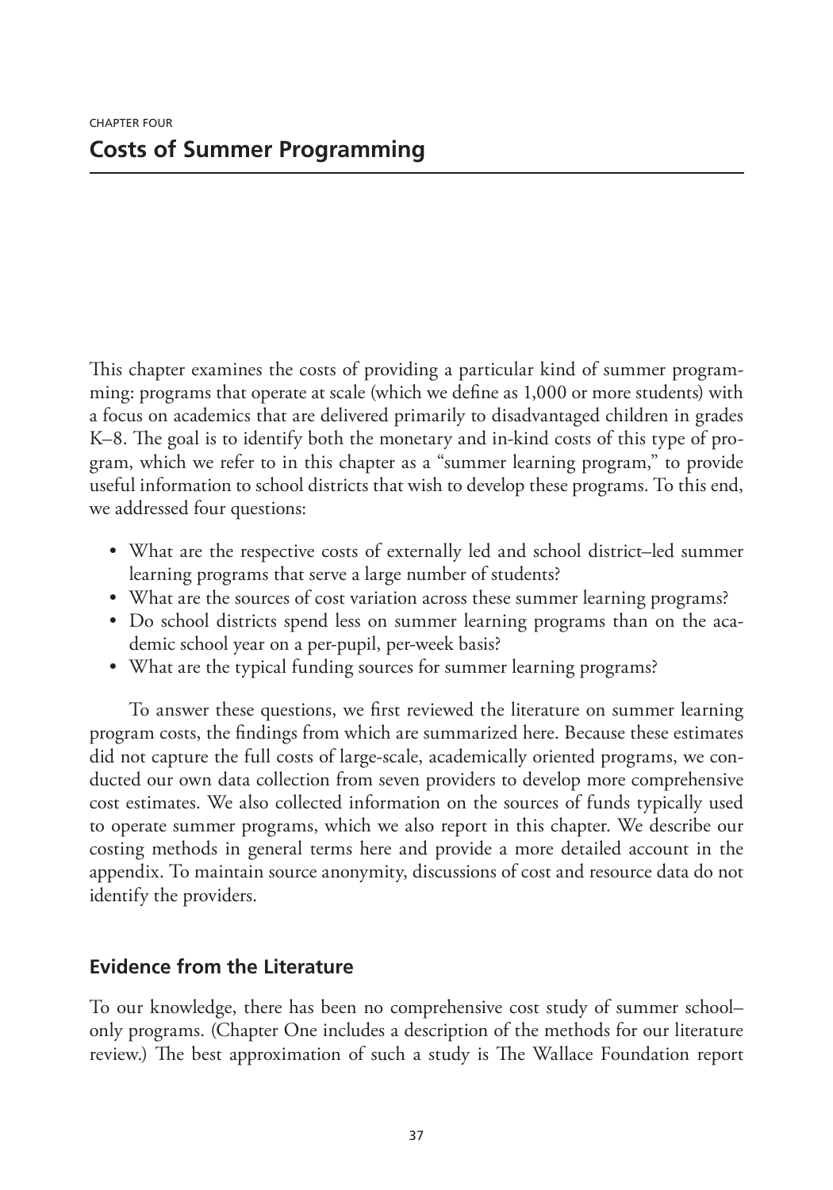CHAPTER FOUR

# Costs of Summer Programming

This chapter examines the costs of providing a particular kind of summer programming: programs that operate at scale (which we define as 1,000 or more students) with a focus on academics that are delivered primarily to disadvantaged children in grades K–8. The goal is to identify both the monetary and in-kind costs of this type of program, which we refer to in this chapter as a "summer learning program," to provide useful information to school districts that wish to develop these programs. To this end, we addressed four questions:

- What are the respective costs of externally led and school district–led summer learning programs that serve a large number of students?
- What are the sources of cost variation across these summer learning programs?
- Do school districts spend less on summer learning programs than on the academic school year on a per-pupil, per-week basis?
- What are the typical funding sources for summer learning programs?

To answer these questions, we first reviewed the literature on summer learning program costs, the findings from which are summarized here. Because these estimates did not capture the full costs of large-scale, academically oriented programs, we conducted our own data collection from seven providers to develop more comprehensive cost estimates. We also collected information on the sources of funds typically used to operate summer programs, which we also report in this chapter. We describe our costing methods in general terms here and provide a more detailed account in the appendix. To maintain source anonymity, discussions of cost and resource data do not identify the providers.

## Evidence from the Literature

To our knowledge, there has been no comprehensive cost study of summer school–only programs. (Chapter One includes a description of the methods for our literature review.) The best approximation of such a study is The Wallace Foundation report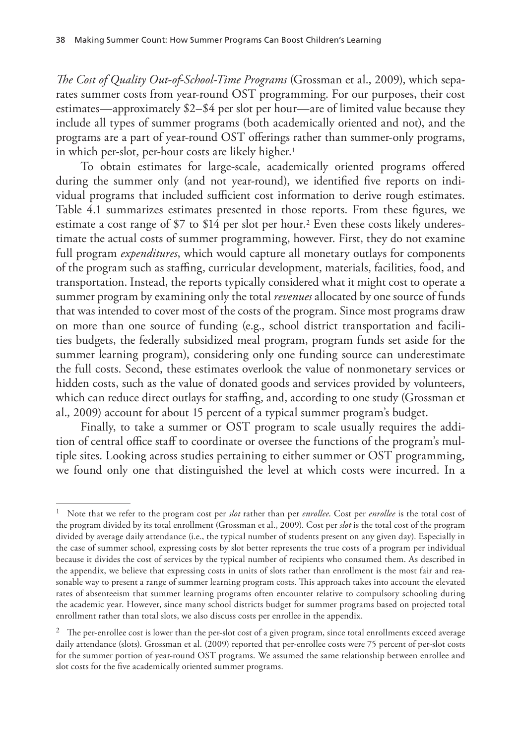*The Cost of Quality Out-of-School-Time Programs* (Grossman et al., 2009), which separates summer costs from year-round OST programming. For our purposes, their cost estimates—approximately $2–$4 per slot per hour—are of limited value because they include all types of summer programs (both academically oriented and not), and the programs are a part of year-round OST offerings rather than summer-only programs, in which per-slot, per-hour costs are likely higher.[1]

To obtain estimates for large-scale, academically oriented programs offered during the summer only (and not year-round), we identified five reports on individual programs that included sufficient cost information to derive rough estimates. Table 4.1 summarizes estimates presented in those reports. From these figures, we estimate a cost range of $7 to $14 per slot per hour.[2] Even these costs likely underestimate the actual costs of summer programming, however. First, they do not examine full program *expenditures*, which would capture all monetary outlays for components of the program such as staffing, curricular development, materials, facilities, food, and transportation. Instead, the reports typically considered what it might cost to operate a summer program by examining only the total *revenues* allocated by one source of funds that was intended to cover most of the costs of the program. Since most programs draw on more than one source of funding (e.g., school district transportation and facilities budgets, the federally subsidized meal program, program funds set aside for the summer learning program), considering only one funding source can underestimate the full costs. Second, these estimates overlook the value of nonmonetary services or hidden costs, such as the value of donated goods and services provided by volunteers, which can reduce direct outlays for staffing, and, according to one study (Grossman et al., 2009) account for about 15 percent of a typical summer program's budget.

Finally, to take a summer or OST program to scale usually requires the addition of central office staff to coordinate or oversee the functions of the program's multiple sites. Looking across studies pertaining to either summer or OST programming, we found only one that distinguished the level at which costs were incurred. In a

---

[1] Note that we refer to the program cost per *slot* rather than per *enrollee*. Cost per *enrollee* is the total cost of the program divided by its total enrollment (Grossman et al., 2009). Cost per *slot* is the total cost of the program divided by average daily attendance (i.e., the typical number of students present on any given day). Especially in the case of summer school, expressing costs by slot better represents the true costs of a program per individual because it divides the cost of services by the typical number of recipients who consumed them. As described in the appendix, we believe that expressing costs in units of slots rather than enrollment is the most fair and reasonable way to present a range of summer learning program costs. This approach takes into account the elevated rates of absenteeism that summer learning programs often encounter relative to compulsory schooling during the academic year. However, since many school districts budget for summer programs based on projected total enrollment rather than total slots, we also discuss costs per enrollee in the appendix.

[2] The per-enrollee cost is lower than the per-slot cost of a given program, since total enrollments exceed average daily attendance (slots). Grossman et al. (2009) reported that per-enrollee costs were 75 percent of per-slot costs for the summer portion of year-round OST programs. We assumed the same relationship between enrollee and slot costs for the five academically oriented summer programs.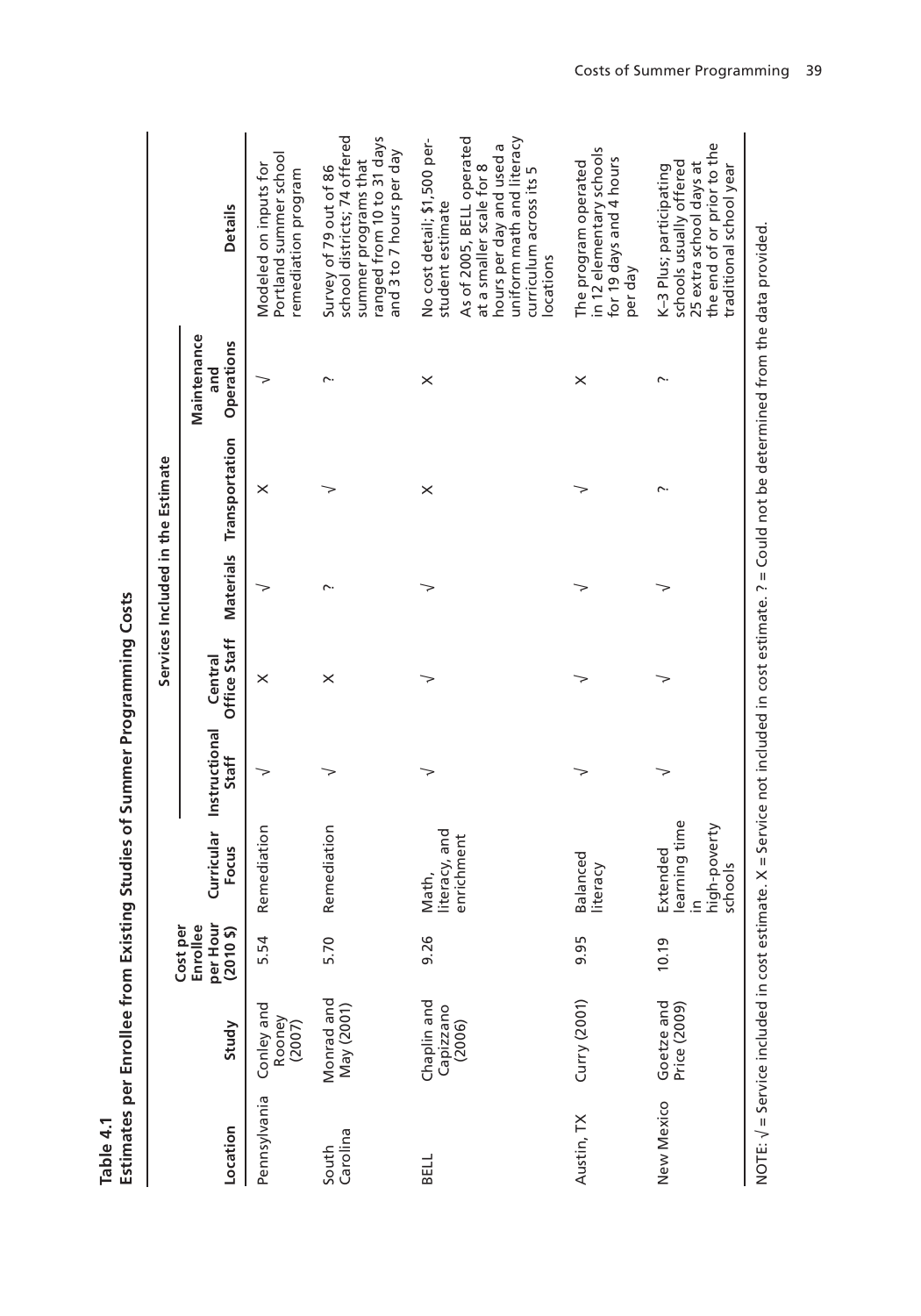**Table 4.1**
**Estimates per Enrollee from Existing Studies of Summer Programming Costs**

| Location | Study | Cost per Enrollee per Hour (2010 $) | Curricular Focus | Services Included in the Estimate | | | | | Details |
|---|---|---|---|---|---|---|---|---|---|
| | | | | Instructional Staff | Central Office Staff | Materials | Transportation | Maintenance and Operations | |
| Pennsylvania | Conley and Rooney (2007) | 5.54 | Remediation | √ | X | √ | X | √ | Modeled on inputs for Portland summer school remediation program |
| South Carolina | Monrad and May (2001) | 5.70 | Remediation | √ | X | ? | √ | ? | Survey of 79 out of 86 school districts; 74 offered summer programs that ranged from 10 to 31 days and 3 to 7 hours per day |
| BELL | Chaplin and Capizzano (2006) | 9.26 | Math, literacy, and enrichment | √ | √ | √ | X | X | No cost detail; $1,500 per-student estimate<br>As of 2005, BELL operated at a smaller scale for 8 hours per day and used a uniform math and literacy curriculum across its 5 locations |
| Austin, TX | Curry (2001) | 9.95 | Balanced literacy | √ | √ | √ | √ | X | The program operated in 12 elementary schools for 19 days and 4 hours per day |
| New Mexico | Goetze and Price (2009) | 10.19 | Extended learning time in high-poverty schools | √ | √ | √ | ? | ? | K–3 Plus; participating schools usually offered 25 extra school days at the end of or prior to the traditional school year |

NOTE: √ = Service included in cost estimate. X = Service not included in cost estimate. ? = Could not be determined from the data provided.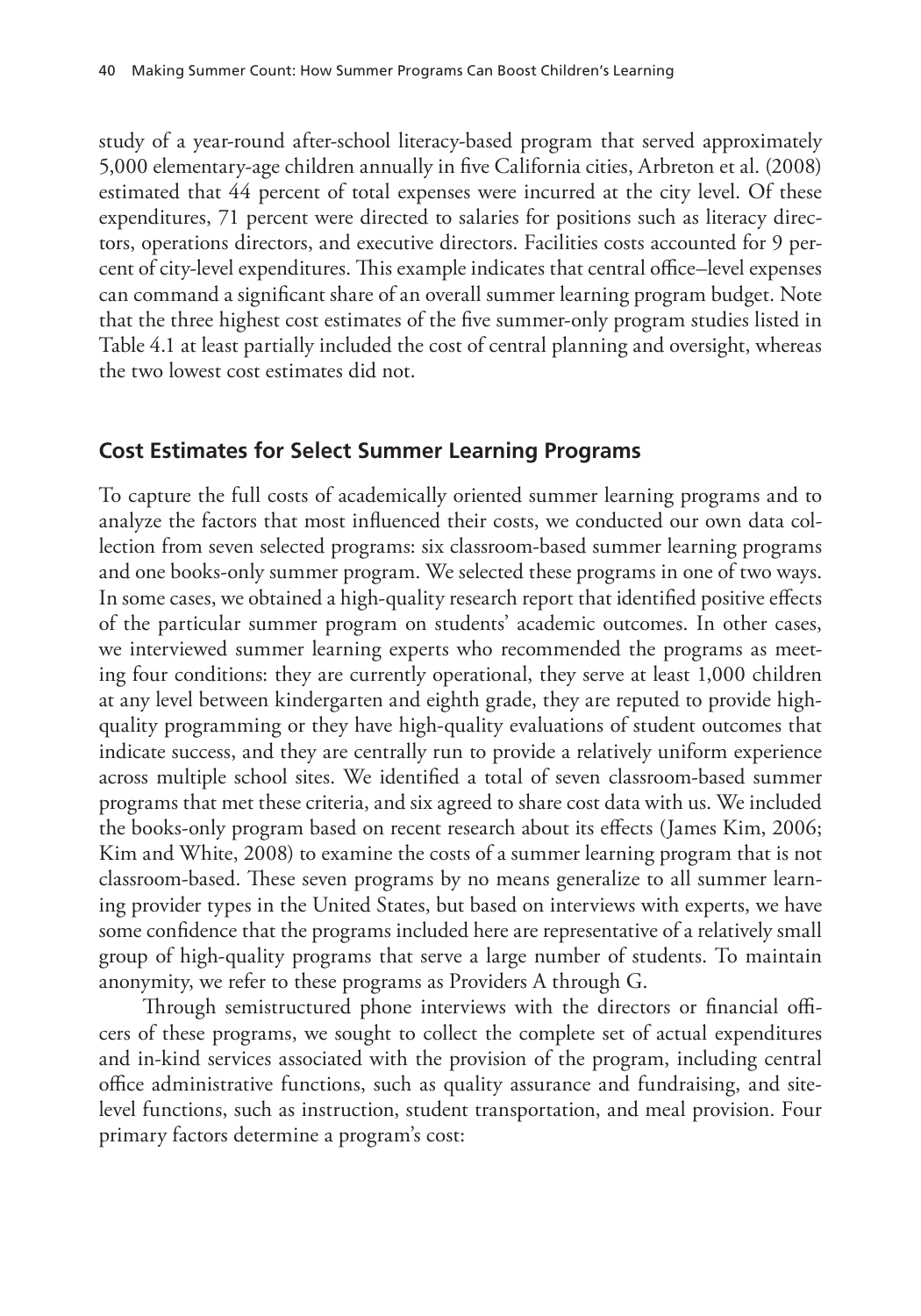study of a year-round after-school literacy-based program that served approximately 5,000 elementary-age children annually in five California cities, Arbreton et al. (2008) estimated that 44 percent of total expenses were incurred at the city level. Of these expenditures, 71 percent were directed to salaries for positions such as literacy directors, operations directors, and executive directors. Facilities costs accounted for 9 percent of city-level expenditures. This example indicates that central office–level expenses can command a significant share of an overall summer learning program budget. Note that the three highest cost estimates of the five summer-only program studies listed in Table 4.1 at least partially included the cost of central planning and oversight, whereas the two lowest cost estimates did not.

## Cost Estimates for Select Summer Learning Programs

To capture the full costs of academically oriented summer learning programs and to analyze the factors that most influenced their costs, we conducted our own data collection from seven selected programs: six classroom-based summer learning programs and one books-only summer program. We selected these programs in one of two ways. In some cases, we obtained a high-quality research report that identified positive effects of the particular summer program on students' academic outcomes. In other cases, we interviewed summer learning experts who recommended the programs as meeting four conditions: they are currently operational, they serve at least 1,000 children at any level between kindergarten and eighth grade, they are reputed to provide high-quality programming or they have high-quality evaluations of student outcomes that indicate success, and they are centrally run to provide a relatively uniform experience across multiple school sites. We identified a total of seven classroom-based summer programs that met these criteria, and six agreed to share cost data with us. We included the books-only program based on recent research about its effects (James Kim, 2006; Kim and White, 2008) to examine the costs of a summer learning program that is not classroom-based. These seven programs by no means generalize to all summer learning provider types in the United States, but based on interviews with experts, we have some confidence that the programs included here are representative of a relatively small group of high-quality programs that serve a large number of students. To maintain anonymity, we refer to these programs as Providers A through G.

Through semistructured phone interviews with the directors or financial officers of these programs, we sought to collect the complete set of actual expenditures and in-kind services associated with the provision of the program, including central office administrative functions, such as quality assurance and fundraising, and site-level functions, such as instruction, student transportation, and meal provision. Four primary factors determine a program's cost: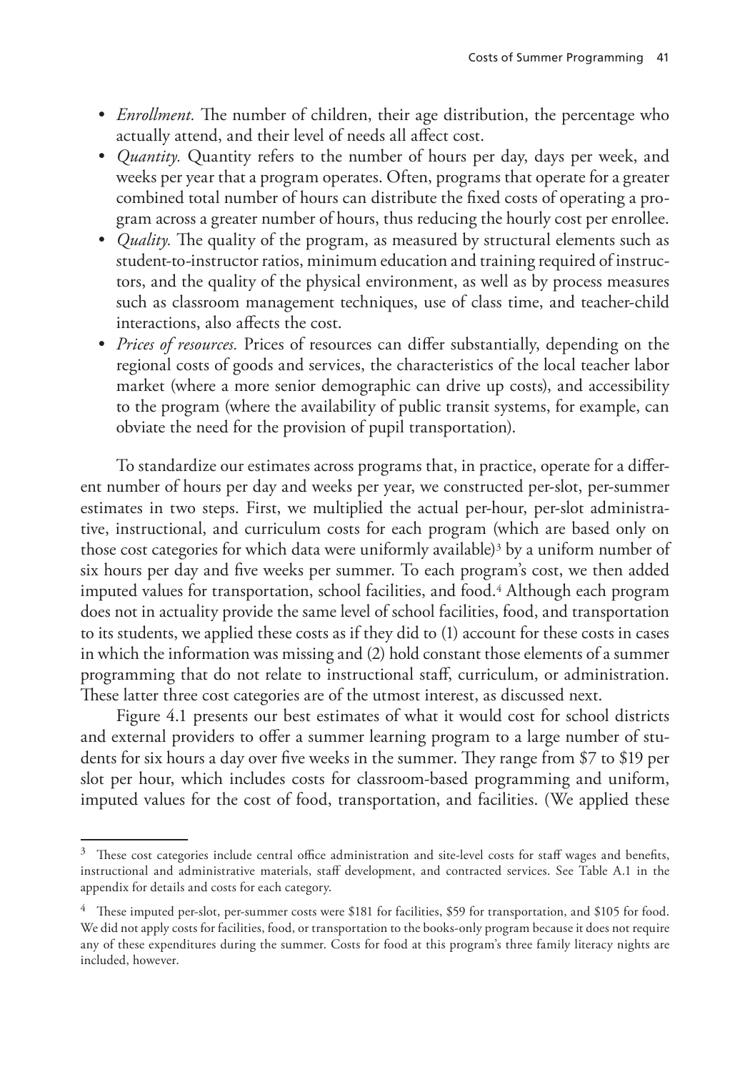- *Enrollment.* The number of children, their age distribution, the percentage who actually attend, and their level of needs all affect cost.
- *Quantity.* Quantity refers to the number of hours per day, days per week, and weeks per year that a program operates. Often, programs that operate for a greater combined total number of hours can distribute the fixed costs of operating a program across a greater number of hours, thus reducing the hourly cost per enrollee.
- *Quality.* The quality of the program, as measured by structural elements such as student-to-instructor ratios, minimum education and training required of instructors, and the quality of the physical environment, as well as by process measures such as classroom management techniques, use of class time, and teacher-child interactions, also affects the cost.
- *Prices of resources.* Prices of resources can differ substantially, depending on the regional costs of goods and services, the characteristics of the local teacher labor market (where a more senior demographic can drive up costs), and accessibility to the program (where the availability of public transit systems, for example, can obviate the need for the provision of pupil transportation).

To standardize our estimates across programs that, in practice, operate for a different number of hours per day and weeks per year, we constructed per-slot, per-summer estimates in two steps. First, we multiplied the actual per-hour, per-slot administrative, instructional, and curriculum costs for each program (which are based only on those cost categories for which data were uniformly available)[3] by a uniform number of six hours per day and five weeks per summer. To each program's cost, we then added imputed values for transportation, school facilities, and food.[4] Although each program does not in actuality provide the same level of school facilities, food, and transportation to its students, we applied these costs as if they did to (1) account for these costs in cases in which the information was missing and (2) hold constant those elements of a summer programming that do not relate to instructional staff, curriculum, or administration. These latter three cost categories are of the utmost interest, as discussed next.

Figure 4.1 presents our best estimates of what it would cost for school districts and external providers to offer a summer learning program to a large number of students for six hours a day over five weeks in the summer. They range from $7 to $19 per slot per hour, which includes costs for classroom-based programming and uniform, imputed values for the cost of food, transportation, and facilities. (We applied these

---

[3] These cost categories include central office administration and site-level costs for staff wages and benefits, instructional and administrative materials, staff development, and contracted services. See Table A.1 in the appendix for details and costs for each category.

[4] These imputed per-slot, per-summer costs were $181 for facilities, $59 for transportation, and $105 for food. We did not apply costs for facilities, food, or transportation to the books-only program because it does not require any of these expenditures during the summer. Costs for food at this program's three family literacy nights are included, however.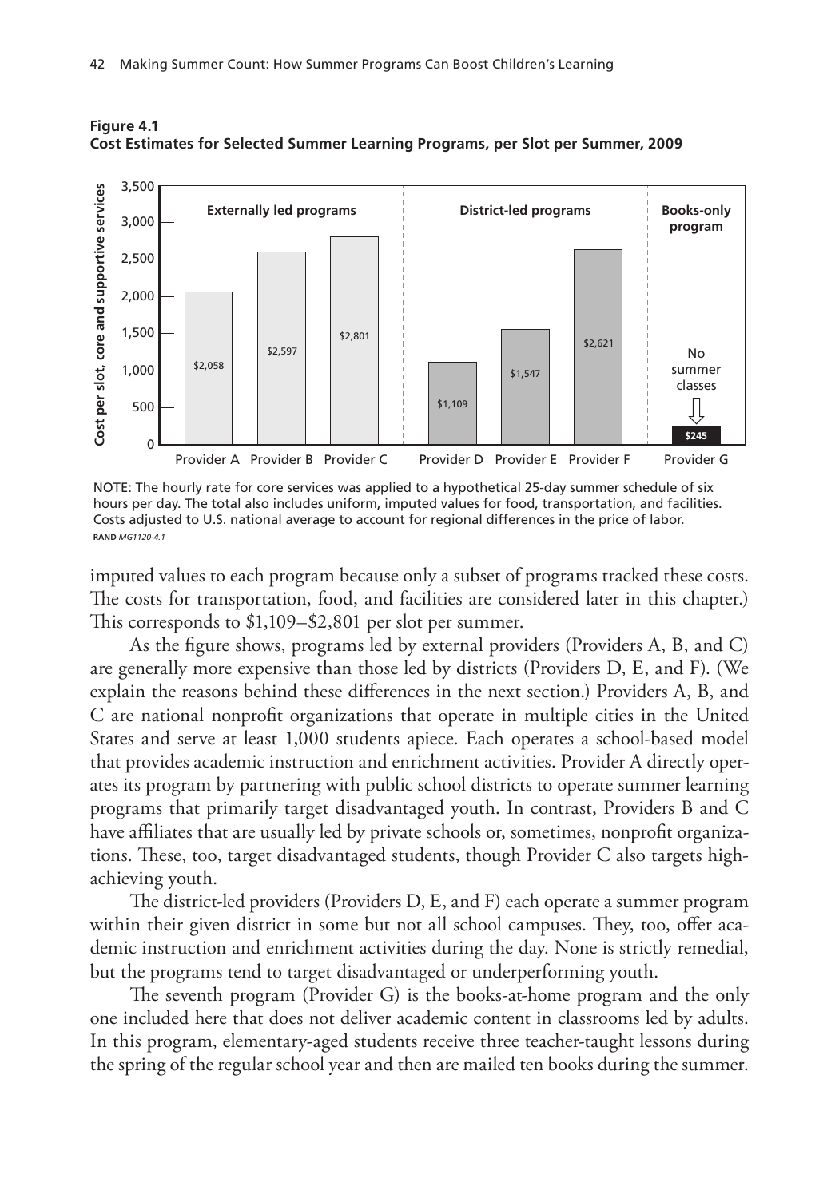**Figure 4.1**
**Cost Estimates for Selected Summer Learning Programs, per Slot per Summer, 2009**

| | Provider | Cost per slot, core and supportive services |
|---|---|---|
| Externally led programs | Provider A | $2,058 |
| | Provider B | $2,597 |
| | Provider C | $2,801 |
| District-led programs | Provider D | $1,109 |
| | Provider E | $1,547 |
| | Provider F | $2,621 |
| Books-only program | Provider G | $245 (No summer classes) |

NOTE: The hourly rate for core services was applied to a hypothetical 25-day summer schedule of six hours per day. The total also includes uniform, imputed values for food, transportation, and facilities. Costs adjusted to U.S. national average to account for regional differences in the price of labor.
RAND *MG1120-4.1*

imputed values to each program because only a subset of programs tracked these costs. The costs for transportation, food, and facilities are considered later in this chapter.) This corresponds to $1,109–$2,801 per slot per summer.

As the figure shows, programs led by external providers (Providers A, B, and C) are generally more expensive than those led by districts (Providers D, E, and F). (We explain the reasons behind these differences in the next section.) Providers A, B, and C are national nonprofit organizations that operate in multiple cities in the United States and serve at least 1,000 students apiece. Each operates a school-based model that provides academic instruction and enrichment activities. Provider A directly operates its program by partnering with public school districts to operate summer learning programs that primarily target disadvantaged youth. In contrast, Providers B and C have affiliates that are usually led by private schools or, sometimes, nonprofit organizations. These, too, target disadvantaged students, though Provider C also targets high-achieving youth.

The district-led providers (Providers D, E, and F) each operate a summer program within their given district in some but not all school campuses. They, too, offer academic instruction and enrichment activities during the day. None is strictly remedial, but the programs tend to target disadvantaged or underperforming youth.

The seventh program (Provider G) is the books-at-home program and the only one included here that does not deliver academic content in classrooms led by adults. In this program, elementary-aged students receive three teacher-taught lessons during the spring of the regular school year and then are mailed ten books during the summer.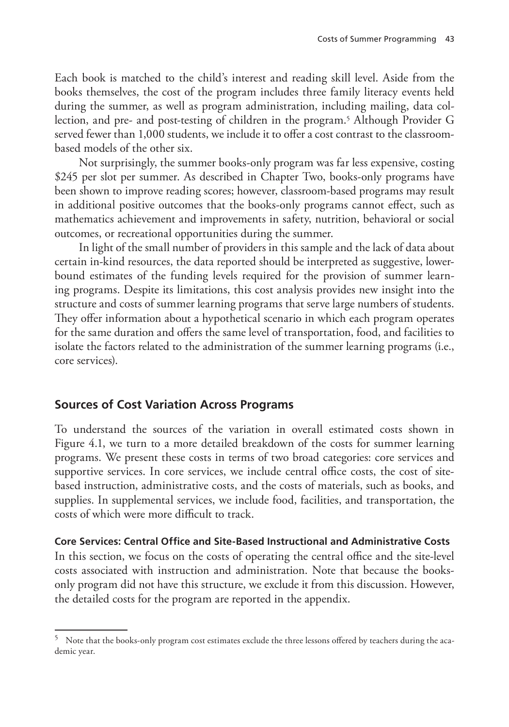Each book is matched to the child's interest and reading skill level. Aside from the books themselves, the cost of the program includes three family literacy events held during the summer, as well as program administration, including mailing, data collection, and pre- and post-testing of children in the program.[5] Although Provider G served fewer than 1,000 students, we include it to offer a cost contrast to the classroom-based models of the other six.

Not surprisingly, the summer books-only program was far less expensive, costing $245 per slot per summer. As described in Chapter Two, books-only programs have been shown to improve reading scores; however, classroom-based programs may result in additional positive outcomes that the books-only programs cannot effect, such as mathematics achievement and improvements in safety, nutrition, behavioral or social outcomes, or recreational opportunities during the summer.

In light of the small number of providers in this sample and the lack of data about certain in-kind resources, the data reported should be interpreted as suggestive, lower-bound estimates of the funding levels required for the provision of summer learning programs. Despite its limitations, this cost analysis provides new insight into the structure and costs of summer learning programs that serve large numbers of students. They offer information about a hypothetical scenario in which each program operates for the same duration and offers the same level of transportation, food, and facilities to isolate the factors related to the administration of the summer learning programs (i.e., core services).

## Sources of Cost Variation Across Programs

To understand the sources of the variation in overall estimated costs shown in Figure 4.1, we turn to a more detailed breakdown of the costs for summer learning programs. We present these costs in terms of two broad categories: core services and supportive services. In core services, we include central office costs, the cost of site-based instruction, administrative costs, and the costs of materials, such as books, and supplies. In supplemental services, we include food, facilities, and transportation, the costs of which were more difficult to track.

### Core Services: Central Office and Site-Based Instructional and Administrative Costs

In this section, we focus on the costs of operating the central office and the site-level costs associated with instruction and administration. Note that because the books-only program did not have this structure, we exclude it from this discussion. However, the detailed costs for the program are reported in the appendix.

[5] Note that the books-only program cost estimates exclude the three lessons offered by teachers during the academic year.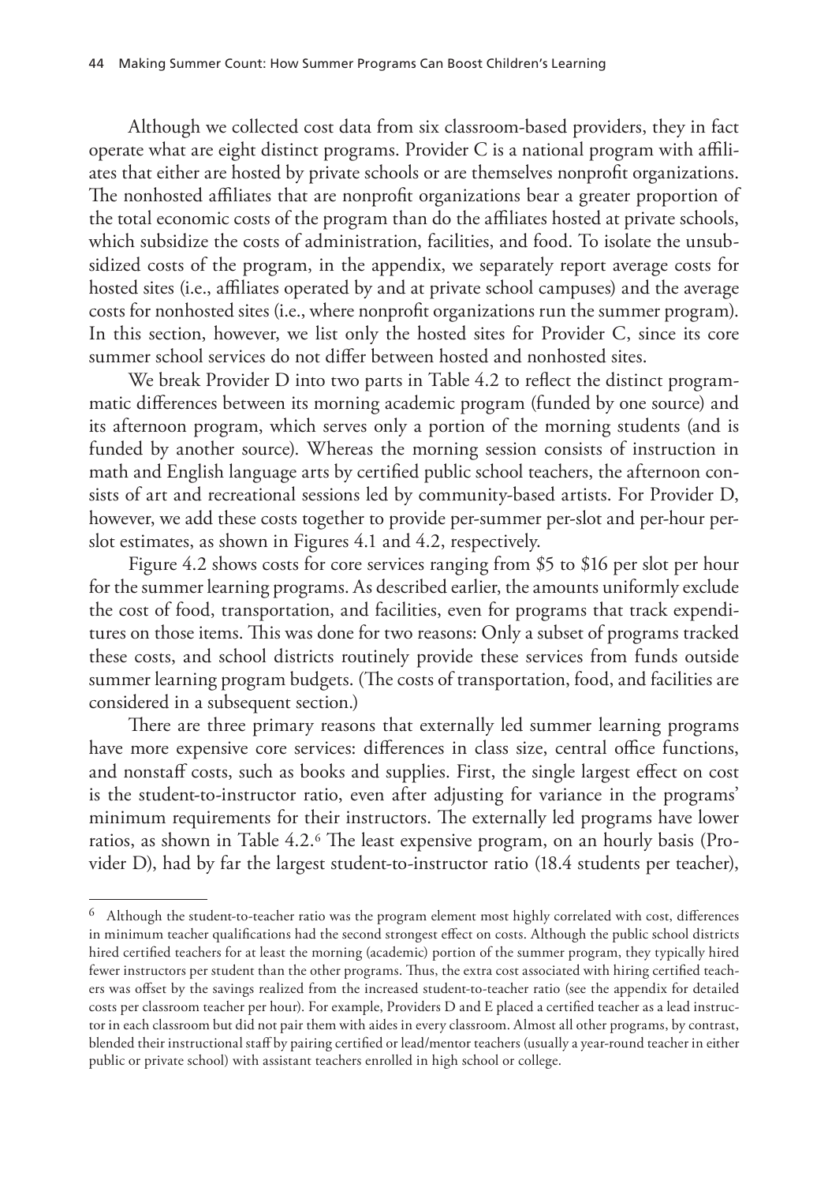Although we collected cost data from six classroom-based providers, they in fact operate what are eight distinct programs. Provider C is a national program with affiliates that either are hosted by private schools or are themselves nonprofit organizations. The nonhosted affiliates that are nonprofit organizations bear a greater proportion of the total economic costs of the program than do the affiliates hosted at private schools, which subsidize the costs of administration, facilities, and food. To isolate the unsubsidized costs of the program, in the appendix, we separately report average costs for hosted sites (i.e., affiliates operated by and at private school campuses) and the average costs for nonhosted sites (i.e., where nonprofit organizations run the summer program). In this section, however, we list only the hosted sites for Provider C, since its core summer school services do not differ between hosted and nonhosted sites.

We break Provider D into two parts in Table 4.2 to reflect the distinct programmatic differences between its morning academic program (funded by one source) and its afternoon program, which serves only a portion of the morning students (and is funded by another source). Whereas the morning session consists of instruction in math and English language arts by certified public school teachers, the afternoon consists of art and recreational sessions led by community-based artists. For Provider D, however, we add these costs together to provide per-summer per-slot and per-hour per-slot estimates, as shown in Figures 4.1 and 4.2, respectively.

Figure 4.2 shows costs for core services ranging from $5 to $16 per slot per hour for the summer learning programs. As described earlier, the amounts uniformly exclude the cost of food, transportation, and facilities, even for programs that track expenditures on those items. This was done for two reasons: Only a subset of programs tracked these costs, and school districts routinely provide these services from funds outside summer learning program budgets. (The costs of transportation, food, and facilities are considered in a subsequent section.)

There are three primary reasons that externally led summer learning programs have more expensive core services: differences in class size, central office functions, and nonstaff costs, such as books and supplies. First, the single largest effect on cost is the student-to-instructor ratio, even after adjusting for variance in the programs' minimum requirements for their instructors. The externally led programs have lower ratios, as shown in Table 4.2.[6] The least expensive program, on an hourly basis (Provider D), had by far the largest student-to-instructor ratio (18.4 students per teacher),

[6] Although the student-to-teacher ratio was the program element most highly correlated with cost, differences in minimum teacher qualifications had the second strongest effect on costs. Although the public school districts hired certified teachers for at least the morning (academic) portion of the summer program, they typically hired fewer instructors per student than the other programs. Thus, the extra cost associated with hiring certified teachers was offset by the savings realized from the increased student-to-teacher ratio (see the appendix for detailed costs per classroom teacher per hour). For example, Providers D and E placed a certified teacher as a lead instructor in each classroom but did not pair them with aides in every classroom. Almost all other programs, by contrast, blended their instructional staff by pairing certified or lead/mentor teachers (usually a year-round teacher in either public or private school) with assistant teachers enrolled in high school or college.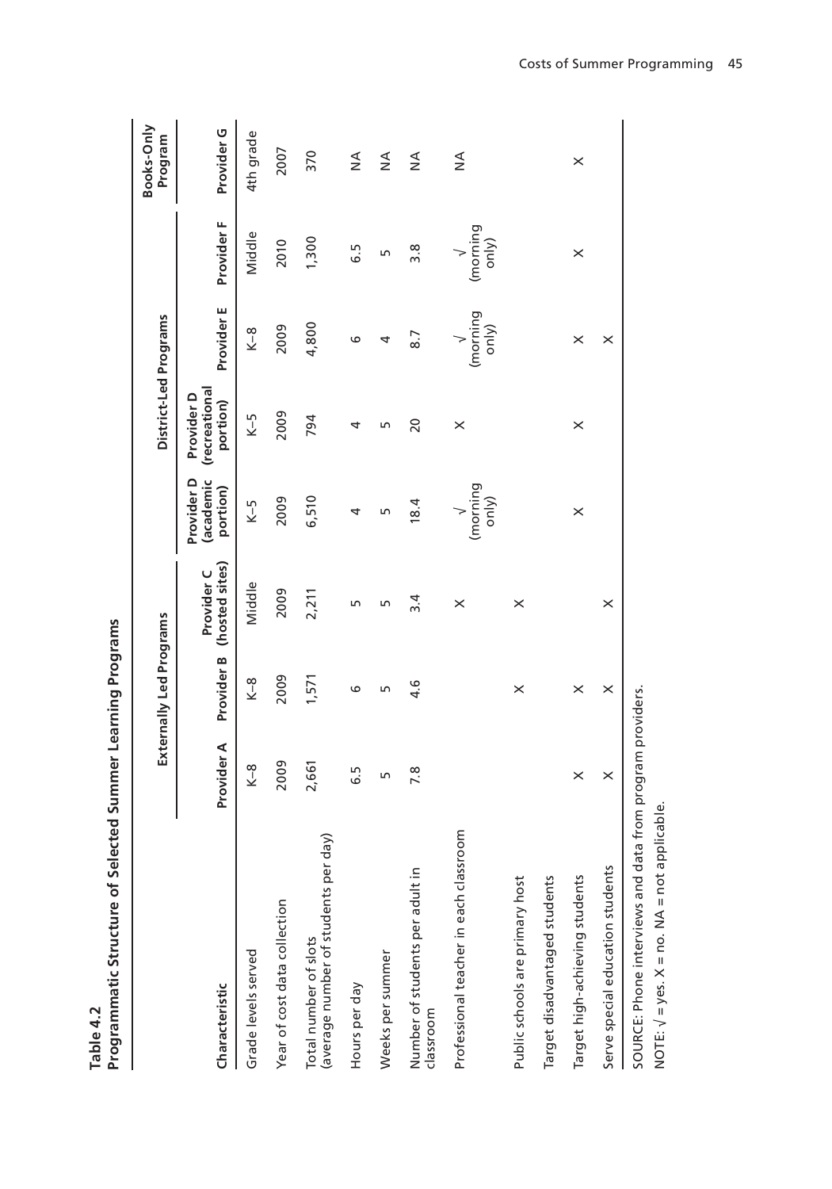**Table 4.2**
**Programmatic Structure of Selected Summer Learning Programs**

| | Externally Led Programs | | | District-Led Programs | | | | Books-Only Program |
|---|---|---|---|---|---|---|---|---|
| Characteristic | Provider A | Provider B | Provider C (hosted sites) | Provider D (academic portion) | Provider D (recreational portion) | Provider E | Provider F | Provider G |
| Grade levels served | K–8 | K–8 | Middle | K–5 | K–5 | K–8 | Middle | 4th grade |
| Year of cost data collection | 2009 | 2009 | 2009 | 2009 | 2009 | 2009 | 2010 | 2007 |
| Total number of slots (average number of students per day) | 2,661 | 1,571 | 2,211 | 6,510 | 794 | 4,800 | 1,300 | 370 |
| Hours per day | 6.5 | 6 | 5 | 4 | 4 | 6 | 6.5 | NA |
| Weeks per summer | 5 | 5 | 5 | 5 | 5 | 4 | 5 | NA |
| Number of students per adult in classroom | 7.8 | 4.6 | 3.4 | 18.4 | 20 | 8.7 | 3.8 | NA |
| Professional teacher in each classroom | | | X | √ (morning only) | X | √ (morning only) | √ (morning only) | NA |
| Public schools are primary host | | X | X | | | | | |
| Target disadvantaged students | | | | | | | | |
| Target high-achieving students | X | X | | X | X | X | X | X |
| Serve special education students | X | X | X | | | X | | |

SOURCE: Phone interviews and data from program providers.

NOTE: √ = yes. X = no. NA = not applicable.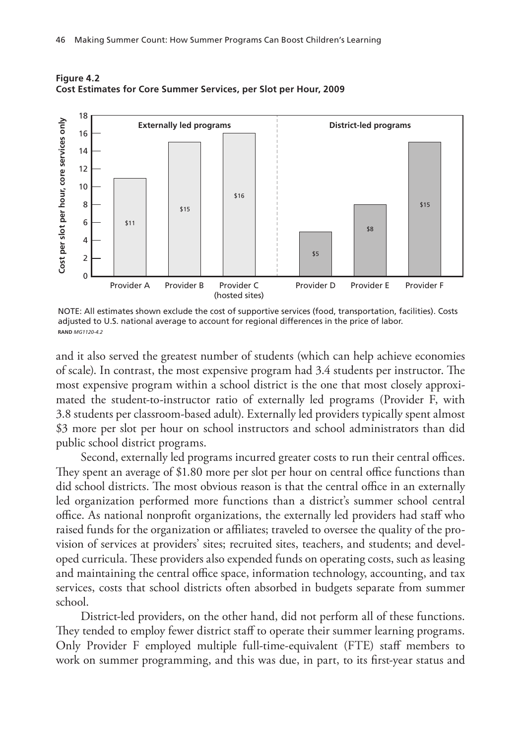**Figure 4.2**
**Cost Estimates for Core Summer Services, per Slot per Hour, 2009**

| | Externally led programs | | | District-led programs | | |
|---|---|---|---|---|---|---|
| | Provider A | Provider B | Provider C (hosted sites) | Provider D | Provider E | Provider F |
| Cost per slot per hour, core services only | $11 | $15 | $16 | $5 | $8 | $15 |

NOTE: All estimates shown exclude the cost of supportive services (food, transportation, facilities). Costs adjusted to U.S. national average to account for regional differences in the price of labor.
RAND *MG1120-4.2*

and it also served the greatest number of students (which can help achieve economies of scale). In contrast, the most expensive program had 3.4 students per instructor. The most expensive program within a school district is the one that most closely approximated the student-to-instructor ratio of externally led programs (Provider F, with 3.8 students per classroom-based adult). Externally led providers typically spent almost $3 more per slot per hour on school instructors and school administrators than did public school district programs.

Second, externally led programs incurred greater costs to run their central offices. They spent an average of $1.80 more per slot per hour on central office functions than did school districts. The most obvious reason is that the central office in an externally led organization performed more functions than a district's summer school central office. As national nonprofit organizations, the externally led providers had staff who raised funds for the organization or affiliates; traveled to oversee the quality of the provision of services at providers' sites; recruited sites, teachers, and students; and developed curricula. These providers also expended funds on operating costs, such as leasing and maintaining the central office space, information technology, accounting, and tax services, costs that school districts often absorbed in budgets separate from summer school.

District-led providers, on the other hand, did not perform all of these functions. They tended to employ fewer district staff to operate their summer learning programs. Only Provider F employed multiple full-time-equivalent (FTE) staff members to work on summer programming, and this was due, in part, to its first-year status and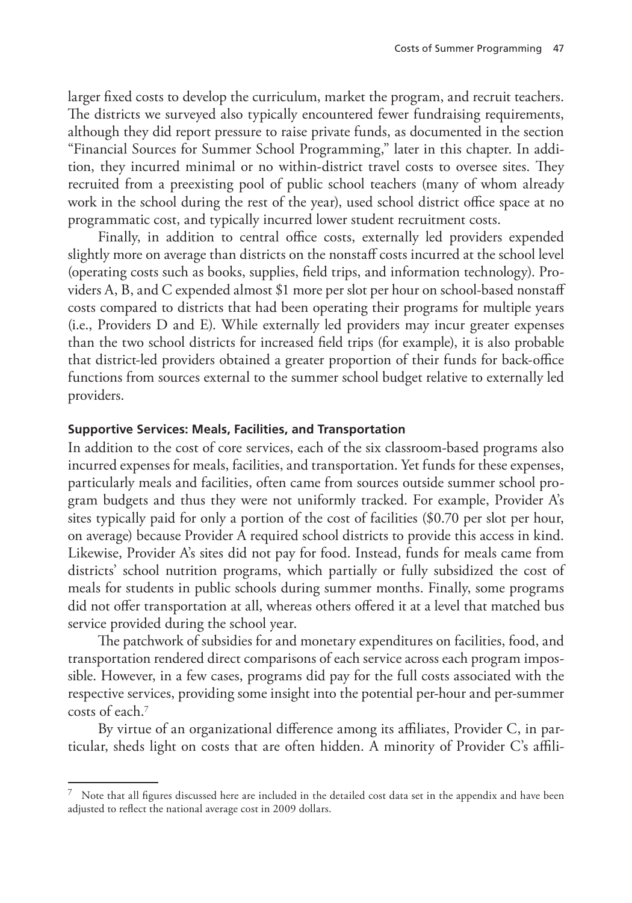larger fixed costs to develop the curriculum, market the program, and recruit teachers. The districts we surveyed also typically encountered fewer fundraising requirements, although they did report pressure to raise private funds, as documented in the section "Financial Sources for Summer School Programming," later in this chapter. In addition, they incurred minimal or no within-district travel costs to oversee sites. They recruited from a preexisting pool of public school teachers (many of whom already work in the school during the rest of the year), used school district office space at no programmatic cost, and typically incurred lower student recruitment costs.

Finally, in addition to central office costs, externally led providers expended slightly more on average than districts on the nonstaff costs incurred at the school level (operating costs such as books, supplies, field trips, and information technology). Providers A, B, and C expended almost $1 more per slot per hour on school-based nonstaff costs compared to districts that had been operating their programs for multiple years (i.e., Providers D and E). While externally led providers may incur greater expenses than the two school districts for increased field trips (for example), it is also probable that district-led providers obtained a greater proportion of their funds for back-office functions from sources external to the summer school budget relative to externally led providers.

#### Supportive Services: Meals, Facilities, and Transportation

In addition to the cost of core services, each of the six classroom-based programs also incurred expenses for meals, facilities, and transportation. Yet funds for these expenses, particularly meals and facilities, often came from sources outside summer school program budgets and thus they were not uniformly tracked. For example, Provider A's sites typically paid for only a portion of the cost of facilities ($0.70 per slot per hour, on average) because Provider A required school districts to provide this access in kind. Likewise, Provider A's sites did not pay for food. Instead, funds for meals came from districts' school nutrition programs, which partially or fully subsidized the cost of meals for students in public schools during summer months. Finally, some programs did not offer transportation at all, whereas others offered it at a level that matched bus service provided during the school year.

The patchwork of subsidies for and monetary expenditures on facilities, food, and transportation rendered direct comparisons of each service across each program impossible. However, in a few cases, programs did pay for the full costs associated with the respective services, providing some insight into the potential per-hour and per-summer costs of each.[7]

By virtue of an organizational difference among its affiliates, Provider C, in particular, sheds light on costs that are often hidden. A minority of Provider C's affili-

[7] Note that all figures discussed here are included in the detailed cost data set in the appendix and have been adjusted to reflect the national average cost in 2009 dollars.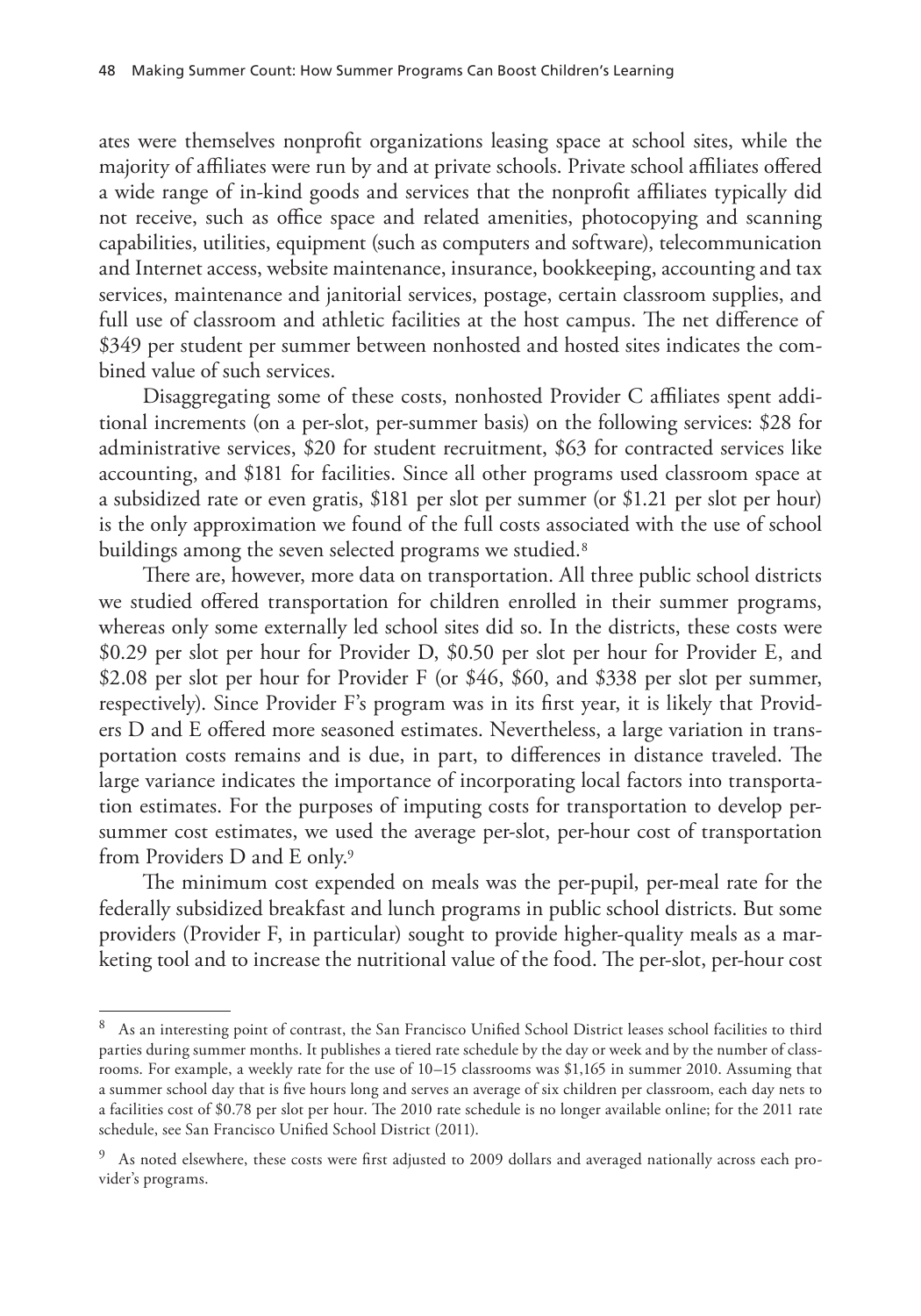ates were themselves nonprofit organizations leasing space at school sites, while the majority of affiliates were run by and at private schools. Private school affiliates offered a wide range of in-kind goods and services that the nonprofit affiliates typically did not receive, such as office space and related amenities, photocopying and scanning capabilities, utilities, equipment (such as computers and software), telecommunication and Internet access, website maintenance, insurance, bookkeeping, accounting and tax services, maintenance and janitorial services, postage, certain classroom supplies, and full use of classroom and athletic facilities at the host campus. The net difference of $349 per student per summer between nonhosted and hosted sites indicates the combined value of such services.

Disaggregating some of these costs, nonhosted Provider C affiliates spent additional increments (on a per-slot, per-summer basis) on the following services: $28 for administrative services, $20 for student recruitment, $63 for contracted services like accounting, and $181 for facilities. Since all other programs used classroom space at a subsidized rate or even gratis, $181 per slot per summer (or $1.21 per slot per hour) is the only approximation we found of the full costs associated with the use of school buildings among the seven selected programs we studied.[8]

There are, however, more data on transportation. All three public school districts we studied offered transportation for children enrolled in their summer programs, whereas only some externally led school sites did so. In the districts, these costs were $0.29 per slot per hour for Provider D, $0.50 per slot per hour for Provider E, and $2.08 per slot per hour for Provider F (or $46, $60, and $338 per slot per summer, respectively). Since Provider F's program was in its first year, it is likely that Providers D and E offered more seasoned estimates. Nevertheless, a large variation in transportation costs remains and is due, in part, to differences in distance traveled. The large variance indicates the importance of incorporating local factors into transportation estimates. For the purposes of imputing costs for transportation to develop per-summer cost estimates, we used the average per-slot, per-hour cost of transportation from Providers D and E only.[9]

The minimum cost expended on meals was the per-pupil, per-meal rate for the federally subsidized breakfast and lunch programs in public school districts. But some providers (Provider F, in particular) sought to provide higher-quality meals as a marketing tool and to increase the nutritional value of the food. The per-slot, per-hour cost

---

[8] As an interesting point of contrast, the San Francisco Unified School District leases school facilities to third parties during summer months. It publishes a tiered rate schedule by the day or week and by the number of classrooms. For example, a weekly rate for the use of 10–15 classrooms was $1,165 in summer 2010. Assuming that a summer school day that is five hours long and serves an average of six children per classroom, each day nets to a facilities cost of $0.78 per slot per hour. The 2010 rate schedule is no longer available online; for the 2011 rate schedule, see San Francisco Unified School District (2011).

[9] As noted elsewhere, these costs were first adjusted to 2009 dollars and averaged nationally across each provider's programs.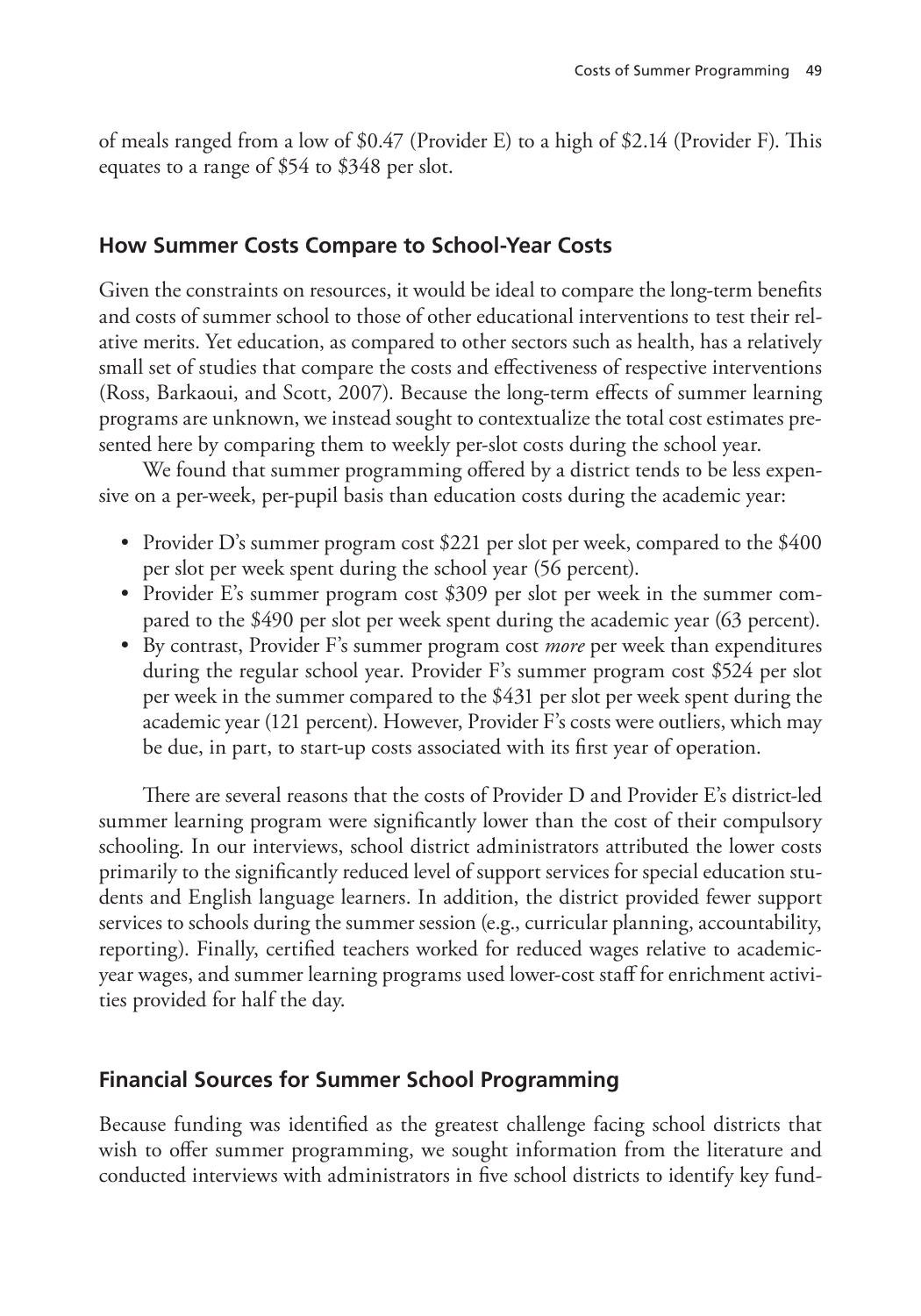of meals ranged from a low of $0.47 (Provider E) to a high of $2.14 (Provider F). This equates to a range of $54 to $348 per slot.

## How Summer Costs Compare to School-Year Costs

Given the constraints on resources, it would be ideal to compare the long-term benefits and costs of summer school to those of other educational interventions to test their relative merits. Yet education, as compared to other sectors such as health, has a relatively small set of studies that compare the costs and effectiveness of respective interventions (Ross, Barkaoui, and Scott, 2007). Because the long-term effects of summer learning programs are unknown, we instead sought to contextualize the total cost estimates presented here by comparing them to weekly per-slot costs during the school year.

We found that summer programming offered by a district tends to be less expensive on a per-week, per-pupil basis than education costs during the academic year:

- Provider D's summer program cost $221 per slot per week, compared to the $400 per slot per week spent during the school year (56 percent).
- Provider E's summer program cost $309 per slot per week in the summer compared to the $490 per slot per week spent during the academic year (63 percent).
- By contrast, Provider F's summer program cost *more* per week than expenditures during the regular school year. Provider F's summer program cost $524 per slot per week in the summer compared to the $431 per slot per week spent during the academic year (121 percent). However, Provider F's costs were outliers, which may be due, in part, to start-up costs associated with its first year of operation.

There are several reasons that the costs of Provider D and Provider E's district-led summer learning program were significantly lower than the cost of their compulsory schooling. In our interviews, school district administrators attributed the lower costs primarily to the significantly reduced level of support services for special education students and English language learners. In addition, the district provided fewer support services to schools during the summer session (e.g., curricular planning, accountability, reporting). Finally, certified teachers worked for reduced wages relative to academic-year wages, and summer learning programs used lower-cost staff for enrichment activities provided for half the day.

## Financial Sources for Summer School Programming

Because funding was identified as the greatest challenge facing school districts that wish to offer summer programming, we sought information from the literature and conducted interviews with administrators in five school districts to identify key fund-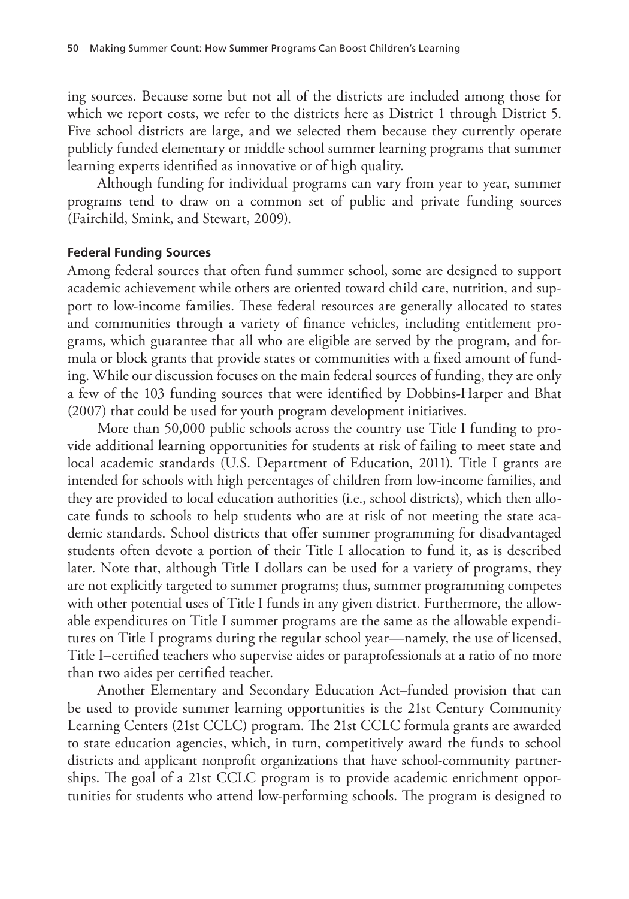ing sources. Because some but not all of the districts are included among those for which we report costs, we refer to the districts here as District 1 through District 5. Five school districts are large, and we selected them because they currently operate publicly funded elementary or middle school summer learning programs that summer learning experts identified as innovative or of high quality.

Although funding for individual programs can vary from year to year, summer programs tend to draw on a common set of public and private funding sources (Fairchild, Smink, and Stewart, 2009).

### Federal Funding Sources

Among federal sources that often fund summer school, some are designed to support academic achievement while others are oriented toward child care, nutrition, and support to low-income families. These federal resources are generally allocated to states and communities through a variety of finance vehicles, including entitlement programs, which guarantee that all who are eligible are served by the program, and formula or block grants that provide states or communities with a fixed amount of funding. While our discussion focuses on the main federal sources of funding, they are only a few of the 103 funding sources that were identified by Dobbins-Harper and Bhat (2007) that could be used for youth program development initiatives.

More than 50,000 public schools across the country use Title I funding to provide additional learning opportunities for students at risk of failing to meet state and local academic standards (U.S. Department of Education, 2011). Title I grants are intended for schools with high percentages of children from low-income families, and they are provided to local education authorities (i.e., school districts), which then allocate funds to schools to help students who are at risk of not meeting the state academic standards. School districts that offer summer programming for disadvantaged students often devote a portion of their Title I allocation to fund it, as is described later. Note that, although Title I dollars can be used for a variety of programs, they are not explicitly targeted to summer programs; thus, summer programming competes with other potential uses of Title I funds in any given district. Furthermore, the allowable expenditures on Title I summer programs are the same as the allowable expenditures on Title I programs during the regular school year—namely, the use of licensed, Title I–certified teachers who supervise aides or paraprofessionals at a ratio of no more than two aides per certified teacher.

Another Elementary and Secondary Education Act–funded provision that can be used to provide summer learning opportunities is the 21st Century Community Learning Centers (21st CCLC) program. The 21st CCLC formula grants are awarded to state education agencies, which, in turn, competitively award the funds to school districts and applicant nonprofit organizations that have school-community partnerships. The goal of a 21st CCLC program is to provide academic enrichment opportunities for students who attend low-performing schools. The program is designed to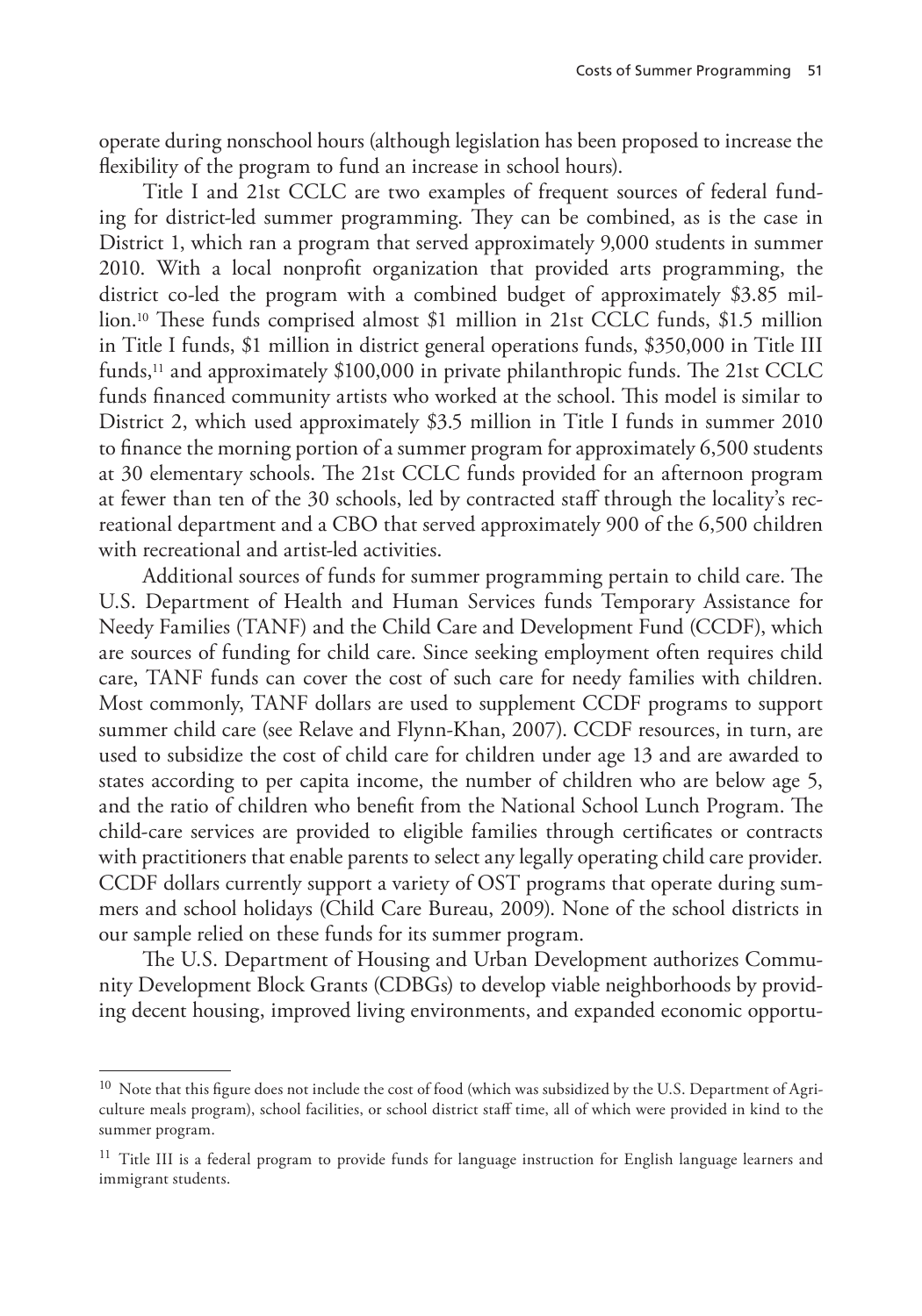operate during nonschool hours (although legislation has been proposed to increase the flexibility of the program to fund an increase in school hours).

Title I and 21st CCLC are two examples of frequent sources of federal funding for district-led summer programming. They can be combined, as is the case in District 1, which ran a program that served approximately 9,000 students in summer 2010. With a local nonprofit organization that provided arts programming, the district co-led the program with a combined budget of approximately $3.85 million.[10] These funds comprised almost $1 million in 21st CCLC funds, $1.5 million in Title I funds, $1 million in district general operations funds, $350,000 in Title III funds,[11] and approximately $100,000 in private philanthropic funds. The 21st CCLC funds financed community artists who worked at the school. This model is similar to District 2, which used approximately $3.5 million in Title I funds in summer 2010 to finance the morning portion of a summer program for approximately 6,500 students at 30 elementary schools. The 21st CCLC funds provided for an afternoon program at fewer than ten of the 30 schools, led by contracted staff through the locality's recreational department and a CBO that served approximately 900 of the 6,500 children with recreational and artist-led activities.

Additional sources of funds for summer programming pertain to child care. The U.S. Department of Health and Human Services funds Temporary Assistance for Needy Families (TANF) and the Child Care and Development Fund (CCDF), which are sources of funding for child care. Since seeking employment often requires child care, TANF funds can cover the cost of such care for needy families with children. Most commonly, TANF dollars are used to supplement CCDF programs to support summer child care (see Relave and Flynn-Khan, 2007). CCDF resources, in turn, are used to subsidize the cost of child care for children under age 13 and are awarded to states according to per capita income, the number of children who are below age 5, and the ratio of children who benefit from the National School Lunch Program. The child-care services are provided to eligible families through certificates or contracts with practitioners that enable parents to select any legally operating child care provider. CCDF dollars currently support a variety of OST programs that operate during summers and school holidays (Child Care Bureau, 2009). None of the school districts in our sample relied on these funds for its summer program.

The U.S. Department of Housing and Urban Development authorizes Community Development Block Grants (CDBGs) to develop viable neighborhoods by providing decent housing, improved living environments, and expanded economic opportu-

[10] Note that this figure does not include the cost of food (which was subsidized by the U.S. Department of Agriculture meals program), school facilities, or school district staff time, all of which were provided in kind to the summer program.

[11] Title III is a federal program to provide funds for language instruction for English language learners and immigrant students.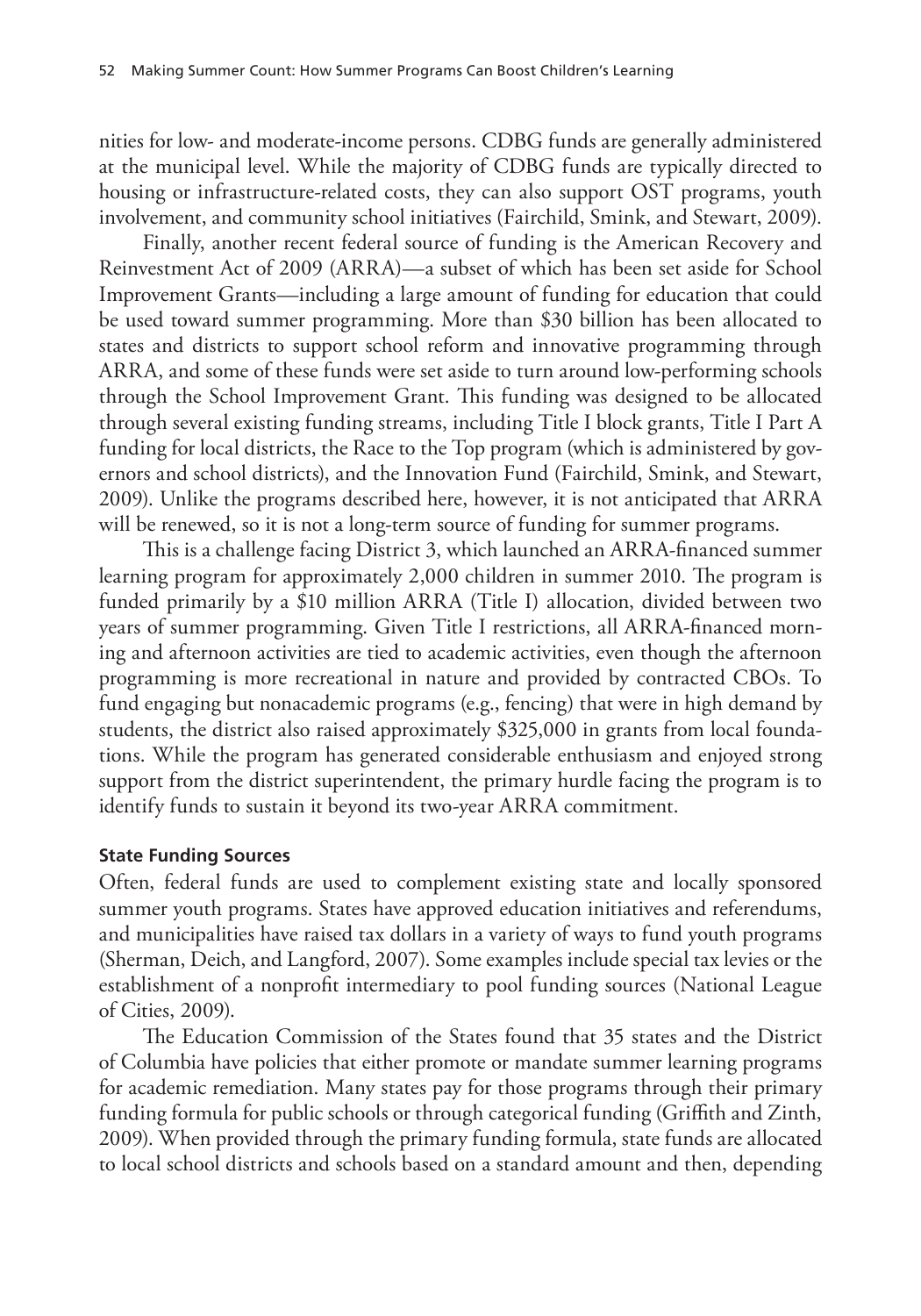nities for low- and moderate-income persons. CDBG funds are generally administered at the municipal level. While the majority of CDBG funds are typically directed to housing or infrastructure-related costs, they can also support OST programs, youth involvement, and community school initiatives (Fairchild, Smink, and Stewart, 2009).

Finally, another recent federal source of funding is the American Recovery and Reinvestment Act of 2009 (ARRA)—a subset of which has been set aside for School Improvement Grants—including a large amount of funding for education that could be used toward summer programming. More than $30 billion has been allocated to states and districts to support school reform and innovative programming through ARRA, and some of these funds were set aside to turn around low-performing schools through the School Improvement Grant. This funding was designed to be allocated through several existing funding streams, including Title I block grants, Title I Part A funding for local districts, the Race to the Top program (which is administered by governors and school districts), and the Innovation Fund (Fairchild, Smink, and Stewart, 2009). Unlike the programs described here, however, it is not anticipated that ARRA will be renewed, so it is not a long-term source of funding for summer programs.

This is a challenge facing District 3, which launched an ARRA-financed summer learning program for approximately 2,000 children in summer 2010. The program is funded primarily by a $10 million ARRA (Title I) allocation, divided between two years of summer programming. Given Title I restrictions, all ARRA-financed morning and afternoon activities are tied to academic activities, even though the afternoon programming is more recreational in nature and provided by contracted CBOs. To fund engaging but nonacademic programs (e.g., fencing) that were in high demand by students, the district also raised approximately $325,000 in grants from local foundations. While the program has generated considerable enthusiasm and enjoyed strong support from the district superintendent, the primary hurdle facing the program is to identify funds to sustain it beyond its two-year ARRA commitment.

#### State Funding Sources

Often, federal funds are used to complement existing state and locally sponsored summer youth programs. States have approved education initiatives and referendums, and municipalities have raised tax dollars in a variety of ways to fund youth programs (Sherman, Deich, and Langford, 2007). Some examples include special tax levies or the establishment of a nonprofit intermediary to pool funding sources (National League of Cities, 2009).

The Education Commission of the States found that 35 states and the District of Columbia have policies that either promote or mandate summer learning programs for academic remediation. Many states pay for those programs through their primary funding formula for public schools or through categorical funding (Griffith and Zinth, 2009). When provided through the primary funding formula, state funds are allocated to local school districts and schools based on a standard amount and then, depending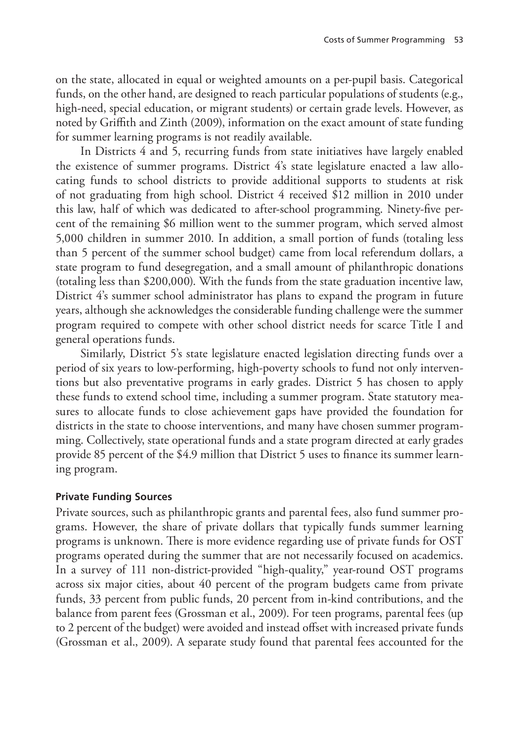on the state, allocated in equal or weighted amounts on a per-pupil basis. Categorical funds, on the other hand, are designed to reach particular populations of students (e.g., high-need, special education, or migrant students) or certain grade levels. However, as noted by Griffith and Zinth (2009), information on the exact amount of state funding for summer learning programs is not readily available.

In Districts 4 and 5, recurring funds from state initiatives have largely enabled the existence of summer programs. District 4's state legislature enacted a law allocating funds to school districts to provide additional supports to students at risk of not graduating from high school. District 4 received $12 million in 2010 under this law, half of which was dedicated to after-school programming. Ninety-five percent of the remaining $6 million went to the summer program, which served almost 5,000 children in summer 2010. In addition, a small portion of funds (totaling less than 5 percent of the summer school budget) came from local referendum dollars, a state program to fund desegregation, and a small amount of philanthropic donations (totaling less than $200,000). With the funds from the state graduation incentive law, District 4's summer school administrator has plans to expand the program in future years, although she acknowledges the considerable funding challenge were the summer program required to compete with other school district needs for scarce Title I and general operations funds.

Similarly, District 5's state legislature enacted legislation directing funds over a period of six years to low-performing, high-poverty schools to fund not only interventions but also preventative programs in early grades. District 5 has chosen to apply these funds to extend school time, including a summer program. State statutory measures to allocate funds to close achievement gaps have provided the foundation for districts in the state to choose interventions, and many have chosen summer programming. Collectively, state operational funds and a state program directed at early grades provide 85 percent of the $4.9 million that District 5 uses to finance its summer learning program.

#### Private Funding Sources

Private sources, such as philanthropic grants and parental fees, also fund summer programs. However, the share of private dollars that typically funds summer learning programs is unknown. There is more evidence regarding use of private funds for OST programs operated during the summer that are not necessarily focused on academics. In a survey of 111 non-district-provided "high-quality," year-round OST programs across six major cities, about 40 percent of the program budgets came from private funds, 33 percent from public funds, 20 percent from in-kind contributions, and the balance from parent fees (Grossman et al., 2009). For teen programs, parental fees (up to 2 percent of the budget) were avoided and instead offset with increased private funds (Grossman et al., 2009). A separate study found that parental fees accounted for the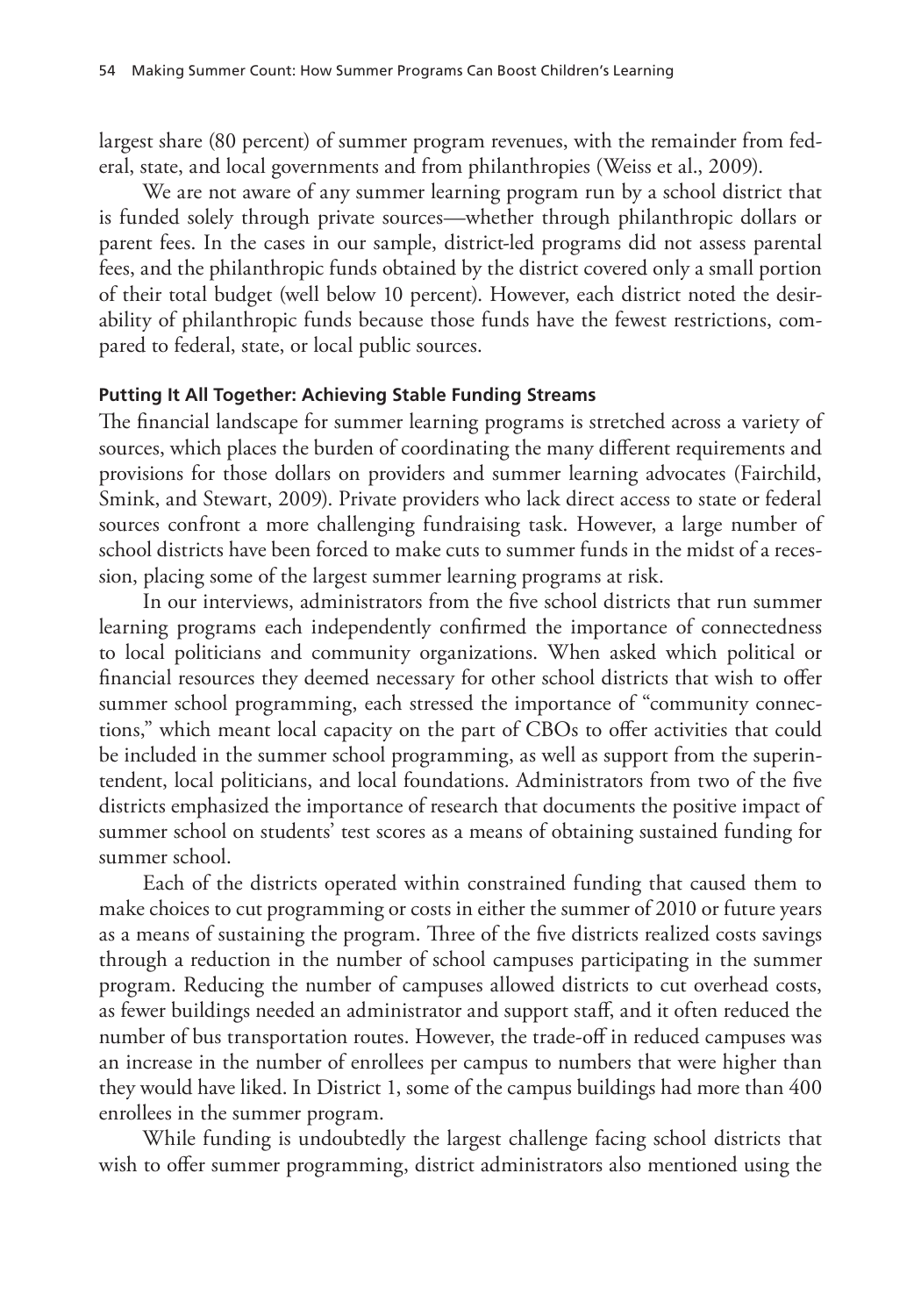largest share (80 percent) of summer program revenues, with the remainder from federal, state, and local governments and from philanthropies (Weiss et al., 2009).

We are not aware of any summer learning program run by a school district that is funded solely through private sources—whether through philanthropic dollars or parent fees. In the cases in our sample, district-led programs did not assess parental fees, and the philanthropic funds obtained by the district covered only a small portion of their total budget (well below 10 percent). However, each district noted the desirability of philanthropic funds because those funds have the fewest restrictions, compared to federal, state, or local public sources.

#### Putting It All Together: Achieving Stable Funding Streams

The financial landscape for summer learning programs is stretched across a variety of sources, which places the burden of coordinating the many different requirements and provisions for those dollars on providers and summer learning advocates (Fairchild, Smink, and Stewart, 2009). Private providers who lack direct access to state or federal sources confront a more challenging fundraising task. However, a large number of school districts have been forced to make cuts to summer funds in the midst of a recession, placing some of the largest summer learning programs at risk.

In our interviews, administrators from the five school districts that run summer learning programs each independently confirmed the importance of connectedness to local politicians and community organizations. When asked which political or financial resources they deemed necessary for other school districts that wish to offer summer school programming, each stressed the importance of "community connections," which meant local capacity on the part of CBOs to offer activities that could be included in the summer school programming, as well as support from the superintendent, local politicians, and local foundations. Administrators from two of the five districts emphasized the importance of research that documents the positive impact of summer school on students' test scores as a means of obtaining sustained funding for summer school.

Each of the districts operated within constrained funding that caused them to make choices to cut programming or costs in either the summer of 2010 or future years as a means of sustaining the program. Three of the five districts realized costs savings through a reduction in the number of school campuses participating in the summer program. Reducing the number of campuses allowed districts to cut overhead costs, as fewer buildings needed an administrator and support staff, and it often reduced the number of bus transportation routes. However, the trade-off in reduced campuses was an increase in the number of enrollees per campus to numbers that were higher than they would have liked. In District 1, some of the campus buildings had more than 400 enrollees in the summer program.

While funding is undoubtedly the largest challenge facing school districts that wish to offer summer programming, district administrators also mentioned using the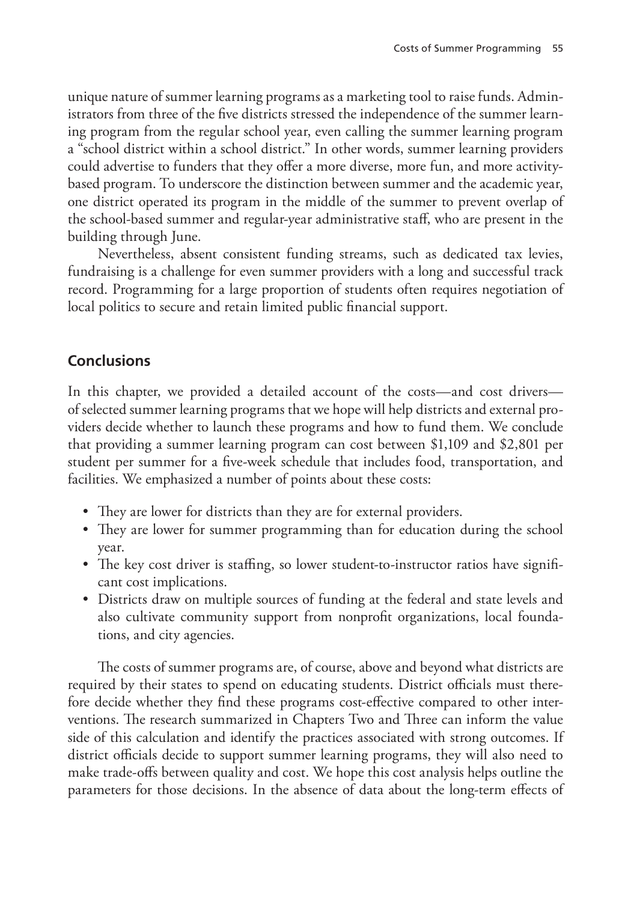unique nature of summer learning programs as a marketing tool to raise funds. Administrators from three of the five districts stressed the independence of the summer learning program from the regular school year, even calling the summer learning program a "school district within a school district." In other words, summer learning providers could advertise to funders that they offer a more diverse, more fun, and more activity-based program. To underscore the distinction between summer and the academic year, one district operated its program in the middle of the summer to prevent overlap of the school-based summer and regular-year administrative staff, who are present in the building through June.

Nevertheless, absent consistent funding streams, such as dedicated tax levies, fundraising is a challenge for even summer providers with a long and successful track record. Programming for a large proportion of students often requires negotiation of local politics to secure and retain limited public financial support.

## Conclusions

In this chapter, we provided a detailed account of the costs—and cost drivers—of selected summer learning programs that we hope will help districts and external providers decide whether to launch these programs and how to fund them. We conclude that providing a summer learning program can cost between $1,109 and $2,801 per student per summer for a five-week schedule that includes food, transportation, and facilities. We emphasized a number of points about these costs:

- They are lower for districts than they are for external providers.
- They are lower for summer programming than for education during the school year.
- The key cost driver is staffing, so lower student-to-instructor ratios have significant cost implications.
- Districts draw on multiple sources of funding at the federal and state levels and also cultivate community support from nonprofit organizations, local foundations, and city agencies.

The costs of summer programs are, of course, above and beyond what districts are required by their states to spend on educating students. District officials must therefore decide whether they find these programs cost-effective compared to other interventions. The research summarized in Chapters Two and Three can inform the value side of this calculation and identify the practices associated with strong outcomes. If district officials decide to support summer learning programs, they will also need to make trade-offs between quality and cost. We hope this cost analysis helps outline the parameters for those decisions. In the absence of data about the long-term effects of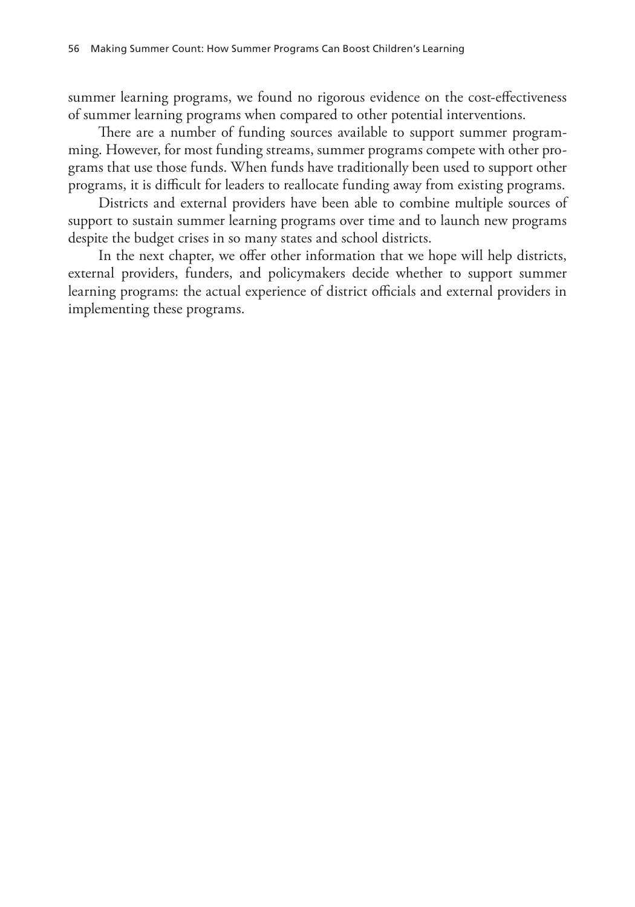summer learning programs, we found no rigorous evidence on the cost-effectiveness of summer learning programs when compared to other potential interventions.

There are a number of funding sources available to support summer programming. However, for most funding streams, summer programs compete with other programs that use those funds. When funds have traditionally been used to support other programs, it is difficult for leaders to reallocate funding away from existing programs.

Districts and external providers have been able to combine multiple sources of support to sustain summer learning programs over time and to launch new programs despite the budget crises in so many states and school districts.

In the next chapter, we offer other information that we hope will help districts, external providers, funders, and policymakers decide whether to support summer learning programs: the actual experience of district officials and external providers in implementing these programs.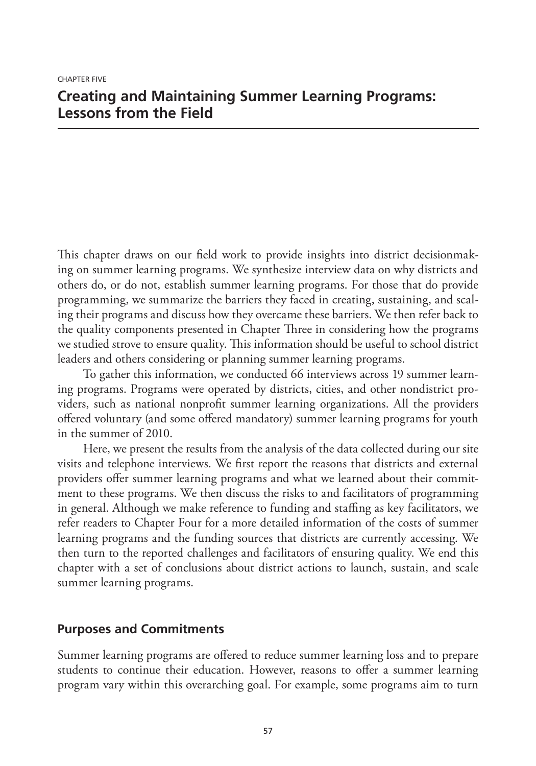CHAPTER FIVE

# Creating and Maintaining Summer Learning Programs: Lessons from the Field

This chapter draws on our field work to provide insights into district decisionmaking on summer learning programs. We synthesize interview data on why districts and others do, or do not, establish summer learning programs. For those that do provide programming, we summarize the barriers they faced in creating, sustaining, and scaling their programs and discuss how they overcame these barriers. We then refer back to the quality components presented in Chapter Three in considering how the programs we studied strove to ensure quality. This information should be useful to school district leaders and others considering or planning summer learning programs.

To gather this information, we conducted 66 interviews across 19 summer learning programs. Programs were operated by districts, cities, and other nondistrict providers, such as national nonprofit summer learning organizations. All the providers offered voluntary (and some offered mandatory) summer learning programs for youth in the summer of 2010.

Here, we present the results from the analysis of the data collected during our site visits and telephone interviews. We first report the reasons that districts and external providers offer summer learning programs and what we learned about their commitment to these programs. We then discuss the risks to and facilitators of programming in general. Although we make reference to funding and staffing as key facilitators, we refer readers to Chapter Four for a more detailed information of the costs of summer learning programs and the funding sources that districts are currently accessing. We then turn to the reported challenges and facilitators of ensuring quality. We end this chapter with a set of conclusions about district actions to launch, sustain, and scale summer learning programs.

## Purposes and Commitments

Summer learning programs are offered to reduce summer learning loss and to prepare students to continue their education. However, reasons to offer a summer learning program vary within this overarching goal. For example, some programs aim to turn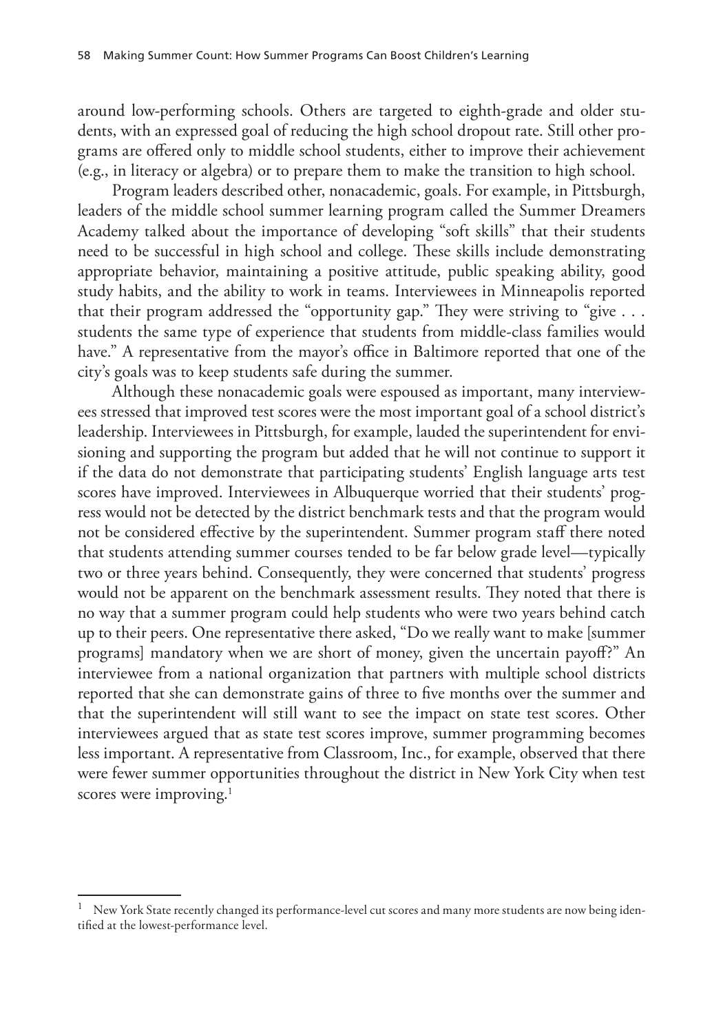around low-performing schools. Others are targeted to eighth-grade and older students, with an expressed goal of reducing the high school dropout rate. Still other programs are offered only to middle school students, either to improve their achievement (e.g., in literacy or algebra) or to prepare them to make the transition to high school.

Program leaders described other, nonacademic, goals. For example, in Pittsburgh, leaders of the middle school summer learning program called the Summer Dreamers Academy talked about the importance of developing "soft skills" that their students need to be successful in high school and college. These skills include demonstrating appropriate behavior, maintaining a positive attitude, public speaking ability, good study habits, and the ability to work in teams. Interviewees in Minneapolis reported that their program addressed the "opportunity gap." They were striving to "give . . . students the same type of experience that students from middle-class families would have." A representative from the mayor's office in Baltimore reported that one of the city's goals was to keep students safe during the summer.

Although these nonacademic goals were espoused as important, many interviewees stressed that improved test scores were the most important goal of a school district's leadership. Interviewees in Pittsburgh, for example, lauded the superintendent for envisioning and supporting the program but added that he will not continue to support it if the data do not demonstrate that participating students' English language arts test scores have improved. Interviewees in Albuquerque worried that their students' progress would not be detected by the district benchmark tests and that the program would not be considered effective by the superintendent. Summer program staff there noted that students attending summer courses tended to be far below grade level—typically two or three years behind. Consequently, they were concerned that students' progress would not be apparent on the benchmark assessment results. They noted that there is no way that a summer program could help students who were two years behind catch up to their peers. One representative there asked, "Do we really want to make [summer programs] mandatory when we are short of money, given the uncertain payoff?" An interviewee from a national organization that partners with multiple school districts reported that she can demonstrate gains of three to five months over the summer and that the superintendent will still want to see the impact on state test scores. Other interviewees argued that as state test scores improve, summer programming becomes less important. A representative from Classroom, Inc., for example, observed that there were fewer summer opportunities throughout the district in New York City when test scores were improving.[1]

---

[1] New York State recently changed its performance-level cut scores and many more students are now being identified at the lowest-performance level.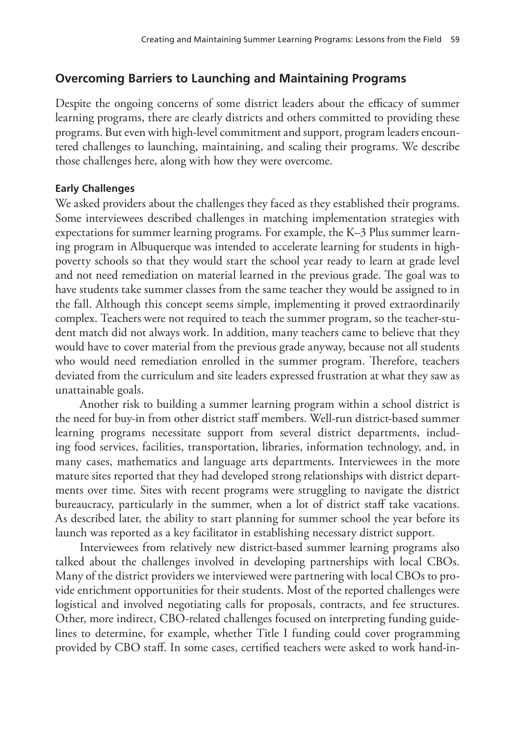## Overcoming Barriers to Launching and Maintaining Programs

Despite the ongoing concerns of some district leaders about the efficacy of summer learning programs, there are clearly districts and others committed to providing these programs. But even with high-level commitment and support, program leaders encountered challenges to launching, maintaining, and scaling their programs. We describe those challenges here, along with how they were overcome.

### Early Challenges

We asked providers about the challenges they faced as they established their programs. Some interviewees described challenges in matching implementation strategies with expectations for summer learning programs. For example, the K–3 Plus summer learning program in Albuquerque was intended to accelerate learning for students in high-poverty schools so that they would start the school year ready to learn at grade level and not need remediation on material learned in the previous grade. The goal was to have students take summer classes from the same teacher they would be assigned to in the fall. Although this concept seems simple, implementing it proved extraordinarily complex. Teachers were not required to teach the summer program, so the teacher-student match did not always work. In addition, many teachers came to believe that they would have to cover material from the previous grade anyway, because not all students who would need remediation enrolled in the summer program. Therefore, teachers deviated from the curriculum and site leaders expressed frustration at what they saw as unattainable goals.

Another risk to building a summer learning program within a school district is the need for buy-in from other district staff members. Well-run district-based summer learning programs necessitate support from several district departments, including food services, facilities, transportation, libraries, information technology, and, in many cases, mathematics and language arts departments. Interviewees in the more mature sites reported that they had developed strong relationships with district departments over time. Sites with recent programs were struggling to navigate the district bureaucracy, particularly in the summer, when a lot of district staff take vacations. As described later, the ability to start planning for summer school the year before its launch was reported as a key facilitator in establishing necessary district support.

Interviewees from relatively new district-based summer learning programs also talked about the challenges involved in developing partnerships with local CBOs. Many of the district providers we interviewed were partnering with local CBOs to provide enrichment opportunities for their students. Most of the reported challenges were logistical and involved negotiating calls for proposals, contracts, and fee structures. Other, more indirect, CBO-related challenges focused on interpreting funding guidelines to determine, for example, whether Title I funding could cover programming provided by CBO staff. In some cases, certified teachers were asked to work hand-in-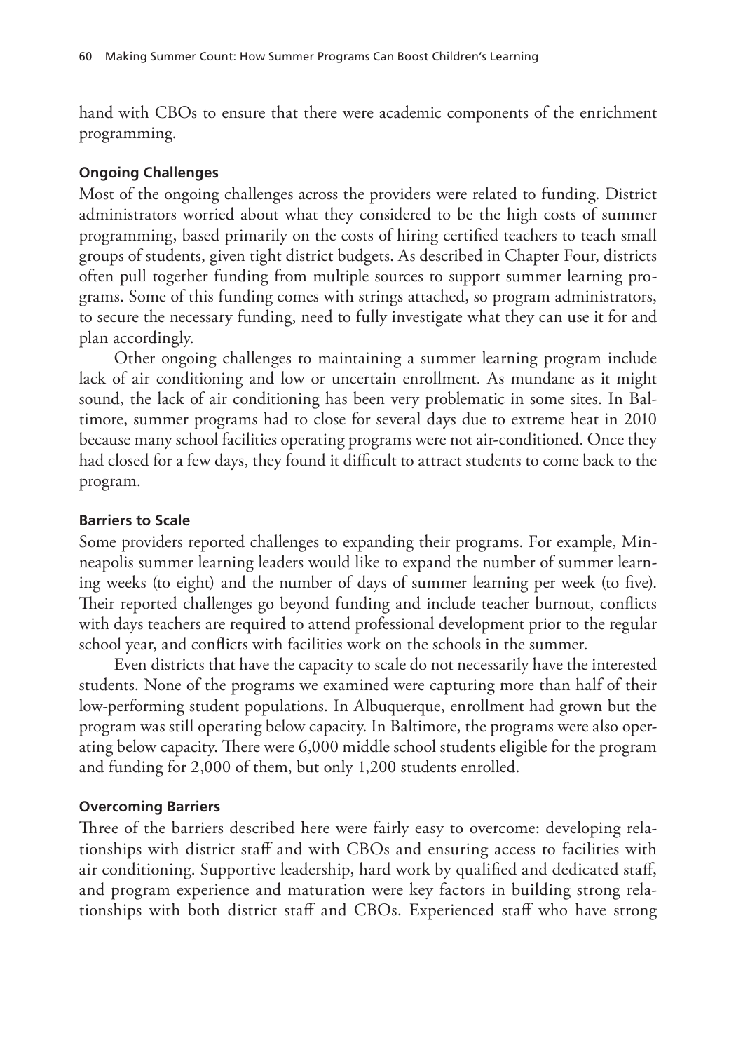hand with CBOs to ensure that there were academic components of the enrichment programming.

#### Ongoing Challenges

Most of the ongoing challenges across the providers were related to funding. District administrators worried about what they considered to be the high costs of summer programming, based primarily on the costs of hiring certified teachers to teach small groups of students, given tight district budgets. As described in Chapter Four, districts often pull together funding from multiple sources to support summer learning programs. Some of this funding comes with strings attached, so program administrators, to secure the necessary funding, need to fully investigate what they can use it for and plan accordingly.

Other ongoing challenges to maintaining a summer learning program include lack of air conditioning and low or uncertain enrollment. As mundane as it might sound, the lack of air conditioning has been very problematic in some sites. In Baltimore, summer programs had to close for several days due to extreme heat in 2010 because many school facilities operating programs were not air-conditioned. Once they had closed for a few days, they found it difficult to attract students to come back to the program.

#### Barriers to Scale

Some providers reported challenges to expanding their programs. For example, Minneapolis summer learning leaders would like to expand the number of summer learning weeks (to eight) and the number of days of summer learning per week (to five). Their reported challenges go beyond funding and include teacher burnout, conflicts with days teachers are required to attend professional development prior to the regular school year, and conflicts with facilities work on the schools in the summer.

Even districts that have the capacity to scale do not necessarily have the interested students. None of the programs we examined were capturing more than half of their low-performing student populations. In Albuquerque, enrollment had grown but the program was still operating below capacity. In Baltimore, the programs were also operating below capacity. There were 6,000 middle school students eligible for the program and funding for 2,000 of them, but only 1,200 students enrolled.

#### Overcoming Barriers

Three of the barriers described here were fairly easy to overcome: developing relationships with district staff and with CBOs and ensuring access to facilities with air conditioning. Supportive leadership, hard work by qualified and dedicated staff, and program experience and maturation were key factors in building strong relationships with both district staff and CBOs. Experienced staff who have strong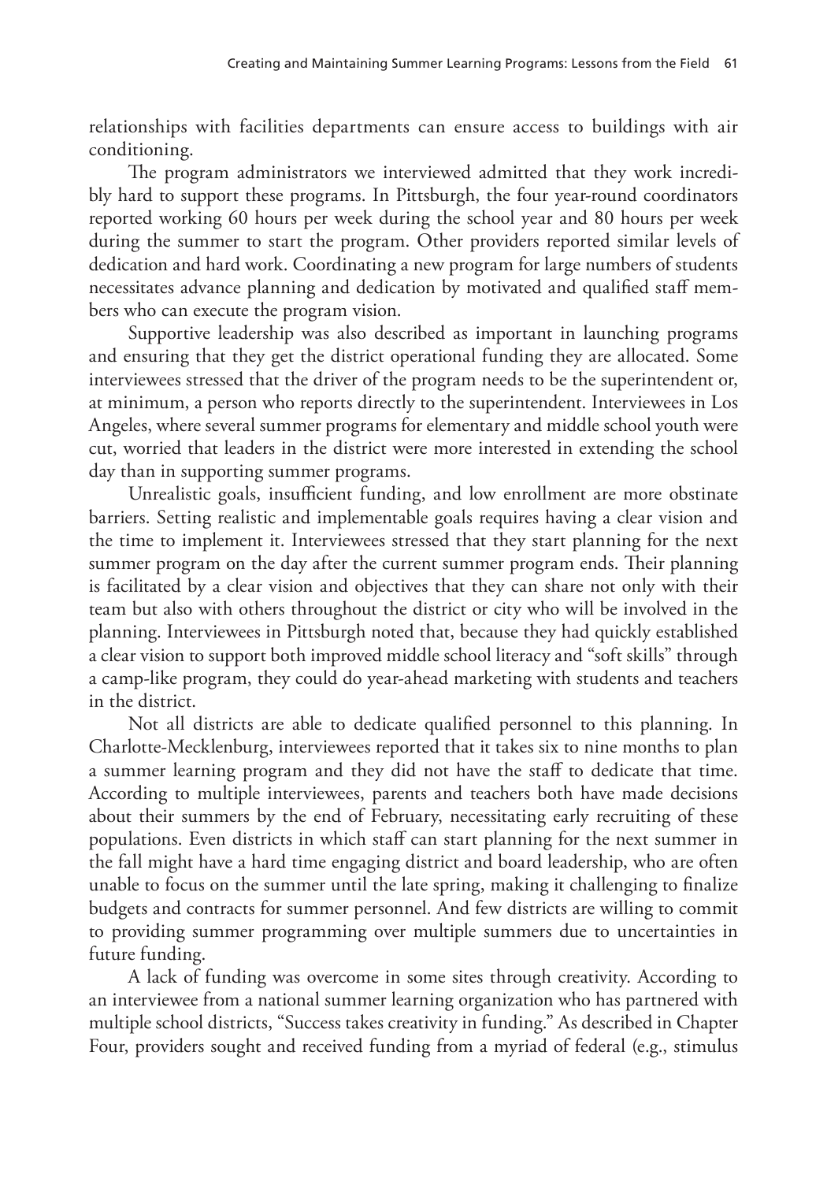relationships with facilities departments can ensure access to buildings with air conditioning.

The program administrators we interviewed admitted that they work incredibly hard to support these programs. In Pittsburgh, the four year-round coordinators reported working 60 hours per week during the school year and 80 hours per week during the summer to start the program. Other providers reported similar levels of dedication and hard work. Coordinating a new program for large numbers of students necessitates advance planning and dedication by motivated and qualified staff members who can execute the program vision.

Supportive leadership was also described as important in launching programs and ensuring that they get the district operational funding they are allocated. Some interviewees stressed that the driver of the program needs to be the superintendent or, at minimum, a person who reports directly to the superintendent. Interviewees in Los Angeles, where several summer programs for elementary and middle school youth were cut, worried that leaders in the district were more interested in extending the school day than in supporting summer programs.

Unrealistic goals, insufficient funding, and low enrollment are more obstinate barriers. Setting realistic and implementable goals requires having a clear vision and the time to implement it. Interviewees stressed that they start planning for the next summer program on the day after the current summer program ends. Their planning is facilitated by a clear vision and objectives that they can share not only with their team but also with others throughout the district or city who will be involved in the planning. Interviewees in Pittsburgh noted that, because they had quickly established a clear vision to support both improved middle school literacy and "soft skills" through a camp-like program, they could do year-ahead marketing with students and teachers in the district.

Not all districts are able to dedicate qualified personnel to this planning. In Charlotte-Mecklenburg, interviewees reported that it takes six to nine months to plan a summer learning program and they did not have the staff to dedicate that time. According to multiple interviewees, parents and teachers both have made decisions about their summers by the end of February, necessitating early recruiting of these populations. Even districts in which staff can start planning for the next summer in the fall might have a hard time engaging district and board leadership, who are often unable to focus on the summer until the late spring, making it challenging to finalize budgets and contracts for summer personnel. And few districts are willing to commit to providing summer programming over multiple summers due to uncertainties in future funding.

A lack of funding was overcome in some sites through creativity. According to an interviewee from a national summer learning organization who has partnered with multiple school districts, "Success takes creativity in funding." As described in Chapter Four, providers sought and received funding from a myriad of federal (e.g., stimulus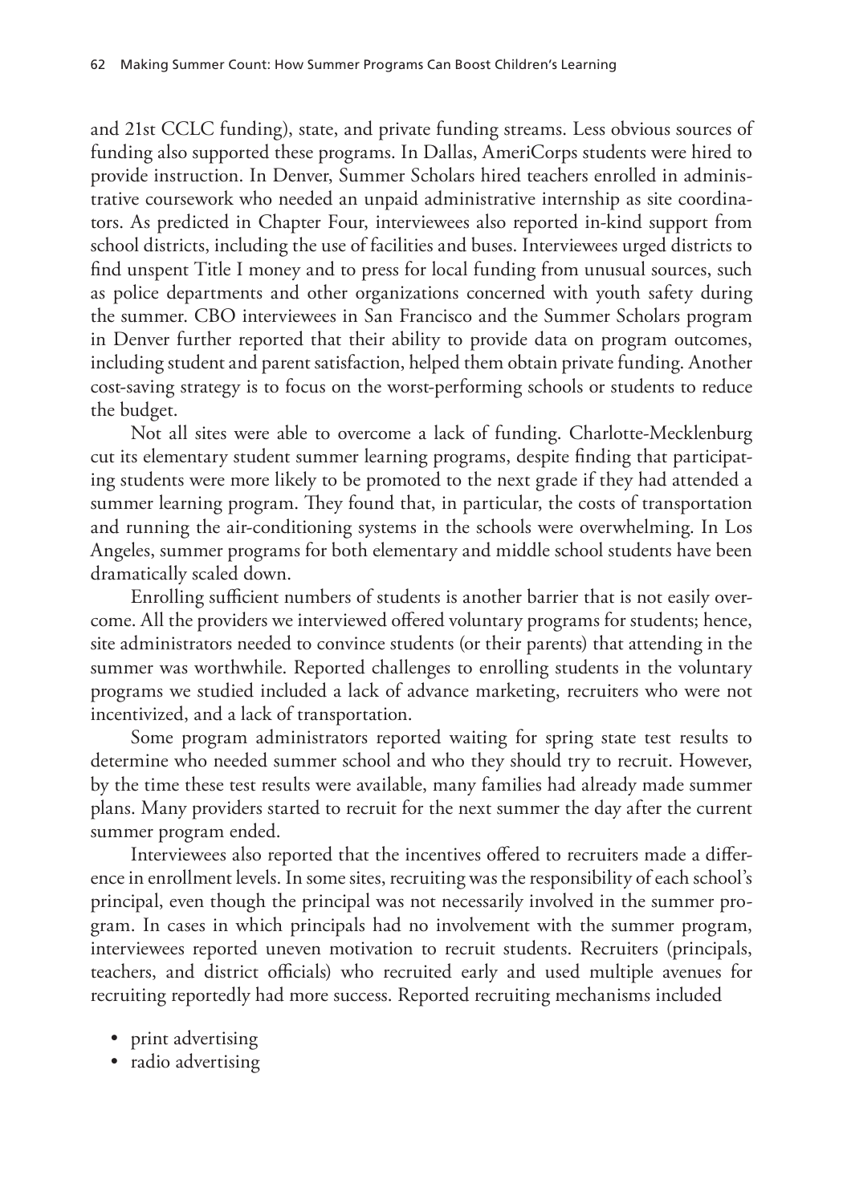and 21st CCLC funding), state, and private funding streams. Less obvious sources of funding also supported these programs. In Dallas, AmeriCorps students were hired to provide instruction. In Denver, Summer Scholars hired teachers enrolled in administrative coursework who needed an unpaid administrative internship as site coordinators. As predicted in Chapter Four, interviewees also reported in-kind support from school districts, including the use of facilities and buses. Interviewees urged districts to find unspent Title I money and to press for local funding from unusual sources, such as police departments and other organizations concerned with youth safety during the summer. CBO interviewees in San Francisco and the Summer Scholars program in Denver further reported that their ability to provide data on program outcomes, including student and parent satisfaction, helped them obtain private funding. Another cost-saving strategy is to focus on the worst-performing schools or students to reduce the budget.

Not all sites were able to overcome a lack of funding. Charlotte-Mecklenburg cut its elementary student summer learning programs, despite finding that participating students were more likely to be promoted to the next grade if they had attended a summer learning program. They found that, in particular, the costs of transportation and running the air-conditioning systems in the schools were overwhelming. In Los Angeles, summer programs for both elementary and middle school students have been dramatically scaled down.

Enrolling sufficient numbers of students is another barrier that is not easily overcome. All the providers we interviewed offered voluntary programs for students; hence, site administrators needed to convince students (or their parents) that attending in the summer was worthwhile. Reported challenges to enrolling students in the voluntary programs we studied included a lack of advance marketing, recruiters who were not incentivized, and a lack of transportation.

Some program administrators reported waiting for spring state test results to determine who needed summer school and who they should try to recruit. However, by the time these test results were available, many families had already made summer plans. Many providers started to recruit for the next summer the day after the current summer program ended.

Interviewees also reported that the incentives offered to recruiters made a difference in enrollment levels. In some sites, recruiting was the responsibility of each school's principal, even though the principal was not necessarily involved in the summer program. In cases in which principals had no involvement with the summer program, interviewees reported uneven motivation to recruit students. Recruiters (principals, teachers, and district officials) who recruited early and used multiple avenues for recruiting reportedly had more success. Reported recruiting mechanisms included

- print advertising
- radio advertising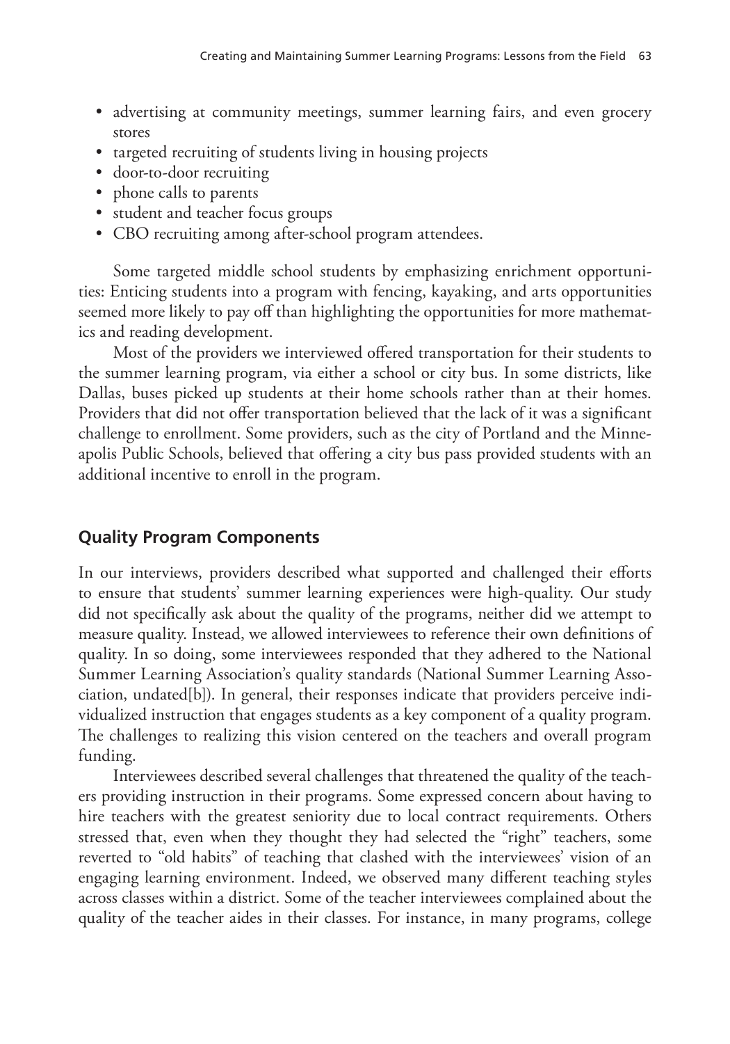- advertising at community meetings, summer learning fairs, and even grocery stores
- targeted recruiting of students living in housing projects
- door-to-door recruiting
- phone calls to parents
- student and teacher focus groups
- CBO recruiting among after-school program attendees.

Some targeted middle school students by emphasizing enrichment opportunities: Enticing students into a program with fencing, kayaking, and arts opportunities seemed more likely to pay off than highlighting the opportunities for more mathematics and reading development.

Most of the providers we interviewed offered transportation for their students to the summer learning program, via either a school or city bus. In some districts, like Dallas, buses picked up students at their home schools rather than at their homes. Providers that did not offer transportation believed that the lack of it was a significant challenge to enrollment. Some providers, such as the city of Portland and the Minneapolis Public Schools, believed that offering a city bus pass provided students with an additional incentive to enroll in the program.

## Quality Program Components

In our interviews, providers described what supported and challenged their efforts to ensure that students' summer learning experiences were high-quality. Our study did not specifically ask about the quality of the programs, neither did we attempt to measure quality. Instead, we allowed interviewees to reference their own definitions of quality. In so doing, some interviewees responded that they adhered to the National Summer Learning Association's quality standards (National Summer Learning Association, undated[b]). In general, their responses indicate that providers perceive individualized instruction that engages students as a key component of a quality program. The challenges to realizing this vision centered on the teachers and overall program funding.

Interviewees described several challenges that threatened the quality of the teachers providing instruction in their programs. Some expressed concern about having to hire teachers with the greatest seniority due to local contract requirements. Others stressed that, even when they thought they had selected the "right" teachers, some reverted to "old habits" of teaching that clashed with the interviewees' vision of an engaging learning environment. Indeed, we observed many different teaching styles across classes within a district. Some of the teacher interviewees complained about the quality of the teacher aides in their classes. For instance, in many programs, college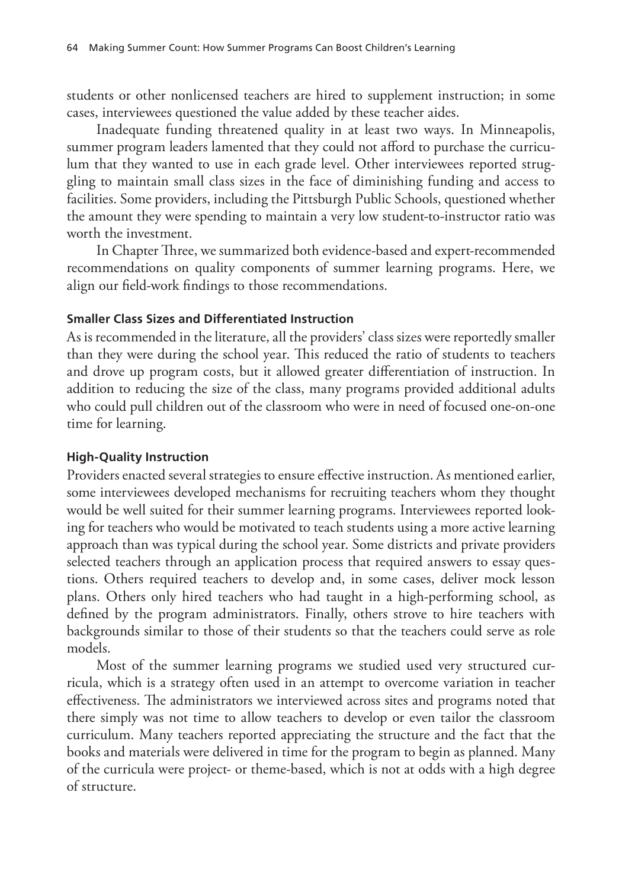students or other nonlicensed teachers are hired to supplement instruction; in some cases, interviewees questioned the value added by these teacher aides.

Inadequate funding threatened quality in at least two ways. In Minneapolis, summer program leaders lamented that they could not afford to purchase the curriculum that they wanted to use in each grade level. Other interviewees reported struggling to maintain small class sizes in the face of diminishing funding and access to facilities. Some providers, including the Pittsburgh Public Schools, questioned whether the amount they were spending to maintain a very low student-to-instructor ratio was worth the investment.

In Chapter Three, we summarized both evidence-based and expert-recommended recommendations on quality components of summer learning programs. Here, we align our field-work findings to those recommendations.

#### Smaller Class Sizes and Differentiated Instruction

As is recommended in the literature, all the providers' class sizes were reportedly smaller than they were during the school year. This reduced the ratio of students to teachers and drove up program costs, but it allowed greater differentiation of instruction. In addition to reducing the size of the class, many programs provided additional adults who could pull children out of the classroom who were in need of focused one-on-one time for learning.

#### High-Quality Instruction

Providers enacted several strategies to ensure effective instruction. As mentioned earlier, some interviewees developed mechanisms for recruiting teachers whom they thought would be well suited for their summer learning programs. Interviewees reported looking for teachers who would be motivated to teach students using a more active learning approach than was typical during the school year. Some districts and private providers selected teachers through an application process that required answers to essay questions. Others required teachers to develop and, in some cases, deliver mock lesson plans. Others only hired teachers who had taught in a high-performing school, as defined by the program administrators. Finally, others strove to hire teachers with backgrounds similar to those of their students so that the teachers could serve as role models.

Most of the summer learning programs we studied used very structured curricula, which is a strategy often used in an attempt to overcome variation in teacher effectiveness. The administrators we interviewed across sites and programs noted that there simply was not time to allow teachers to develop or even tailor the classroom curriculum. Many teachers reported appreciating the structure and the fact that the books and materials were delivered in time for the program to begin as planned. Many of the curricula were project- or theme-based, which is not at odds with a high degree of structure.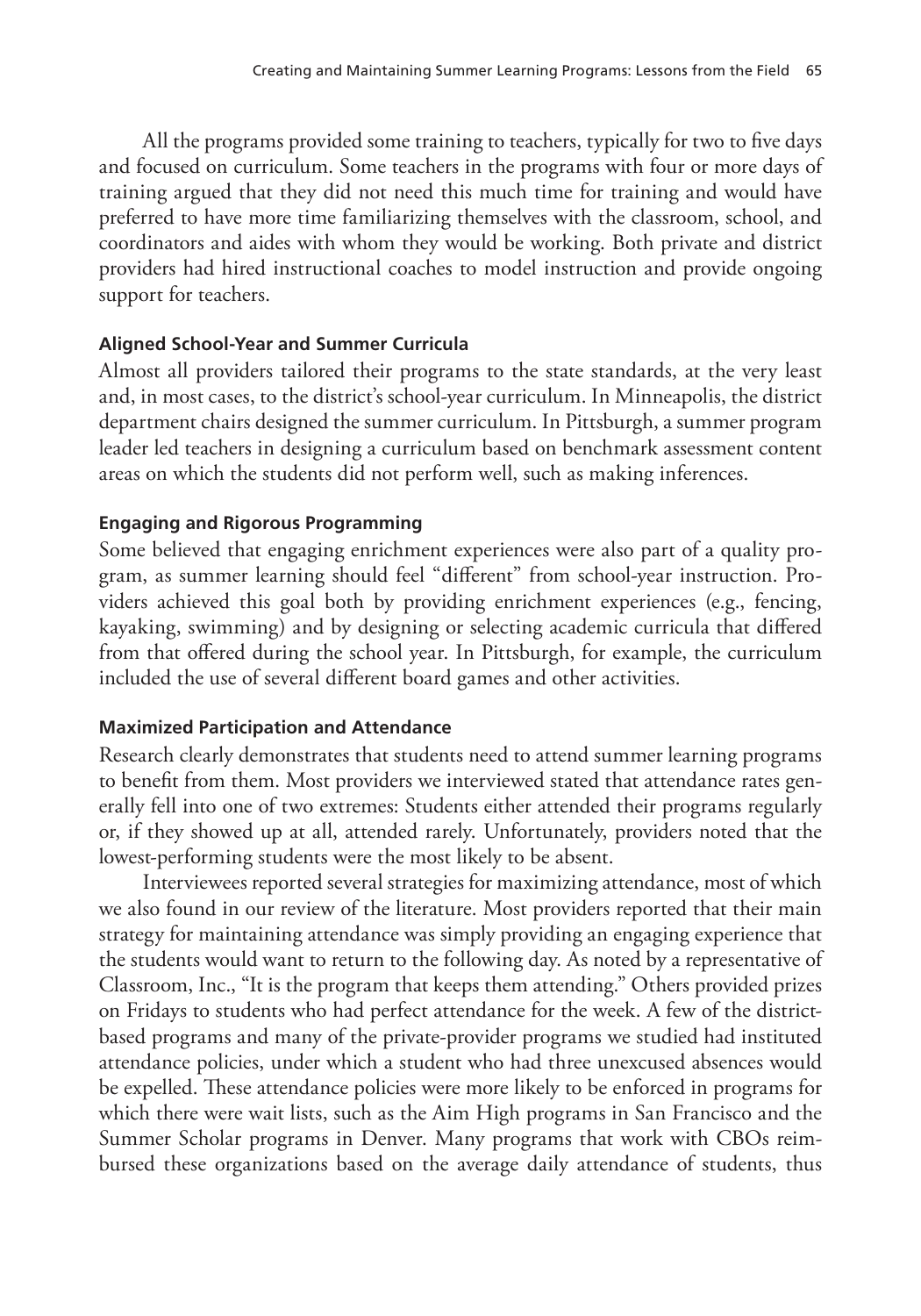All the programs provided some training to teachers, typically for two to five days and focused on curriculum. Some teachers in the programs with four or more days of training argued that they did not need this much time for training and would have preferred to have more time familiarizing themselves with the classroom, school, and coordinators and aides with whom they would be working. Both private and district providers had hired instructional coaches to model instruction and provide ongoing support for teachers.

### Aligned School-Year and Summer Curricula

Almost all providers tailored their programs to the state standards, at the very least and, in most cases, to the district's school-year curriculum. In Minneapolis, the district department chairs designed the summer curriculum. In Pittsburgh, a summer program leader led teachers in designing a curriculum based on benchmark assessment content areas on which the students did not perform well, such as making inferences.

### Engaging and Rigorous Programming

Some believed that engaging enrichment experiences were also part of a quality program, as summer learning should feel "different" from school-year instruction. Providers achieved this goal both by providing enrichment experiences (e.g., fencing, kayaking, swimming) and by designing or selecting academic curricula that differed from that offered during the school year. In Pittsburgh, for example, the curriculum included the use of several different board games and other activities.

### Maximized Participation and Attendance

Research clearly demonstrates that students need to attend summer learning programs to benefit from them. Most providers we interviewed stated that attendance rates generally fell into one of two extremes: Students either attended their programs regularly or, if they showed up at all, attended rarely. Unfortunately, providers noted that the lowest-performing students were the most likely to be absent.

Interviewees reported several strategies for maximizing attendance, most of which we also found in our review of the literature. Most providers reported that their main strategy for maintaining attendance was simply providing an engaging experience that the students would want to return to the following day. As noted by a representative of Classroom, Inc., "It is the program that keeps them attending." Others provided prizes on Fridays to students who had perfect attendance for the week. A few of the district-based programs and many of the private-provider programs we studied had instituted attendance policies, under which a student who had three unexcused absences would be expelled. These attendance policies were more likely to be enforced in programs for which there were wait lists, such as the Aim High programs in San Francisco and the Summer Scholar programs in Denver. Many programs that work with CBOs reimbursed these organizations based on the average daily attendance of students, thus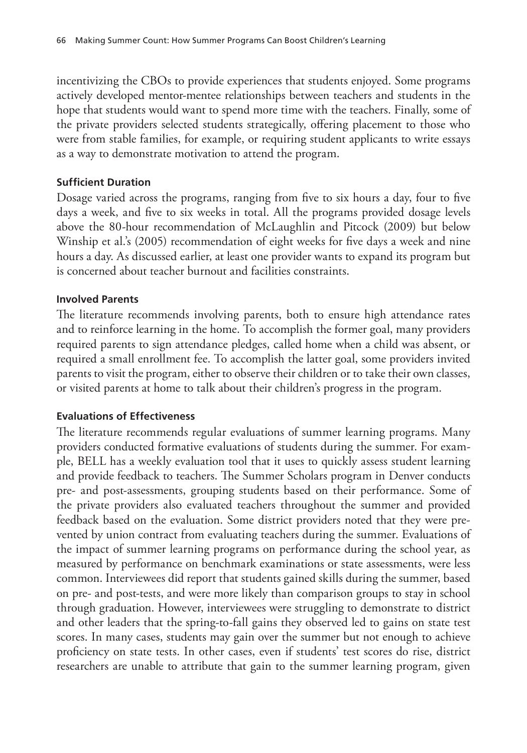incentivizing the CBOs to provide experiences that students enjoyed. Some programs actively developed mentor-mentee relationships between teachers and students in the hope that students would want to spend more time with the teachers. Finally, some of the private providers selected students strategically, offering placement to those who were from stable families, for example, or requiring student applicants to write essays as a way to demonstrate motivation to attend the program.

#### Sufficient Duration

Dosage varied across the programs, ranging from five to six hours a day, four to five days a week, and five to six weeks in total. All the programs provided dosage levels above the 80-hour recommendation of McLaughlin and Pitcock (2009) but below Winship et al.'s (2005) recommendation of eight weeks for five days a week and nine hours a day. As discussed earlier, at least one provider wants to expand its program but is concerned about teacher burnout and facilities constraints.

#### Involved Parents

The literature recommends involving parents, both to ensure high attendance rates and to reinforce learning in the home. To accomplish the former goal, many providers required parents to sign attendance pledges, called home when a child was absent, or required a small enrollment fee. To accomplish the latter goal, some providers invited parents to visit the program, either to observe their children or to take their own classes, or visited parents at home to talk about their children's progress in the program.

#### Evaluations of Effectiveness

The literature recommends regular evaluations of summer learning programs. Many providers conducted formative evaluations of students during the summer. For example, BELL has a weekly evaluation tool that it uses to quickly assess student learning and provide feedback to teachers. The Summer Scholars program in Denver conducts pre- and post-assessments, grouping students based on their performance. Some of the private providers also evaluated teachers throughout the summer and provided feedback based on the evaluation. Some district providers noted that they were prevented by union contract from evaluating teachers during the summer. Evaluations of the impact of summer learning programs on performance during the school year, as measured by performance on benchmark examinations or state assessments, were less common. Interviewees did report that students gained skills during the summer, based on pre- and post-tests, and were more likely than comparison groups to stay in school through graduation. However, interviewees were struggling to demonstrate to district and other leaders that the spring-to-fall gains they observed led to gains on state test scores. In many cases, students may gain over the summer but not enough to achieve proficiency on state tests. In other cases, even if students' test scores do rise, district researchers are unable to attribute that gain to the summer learning program, given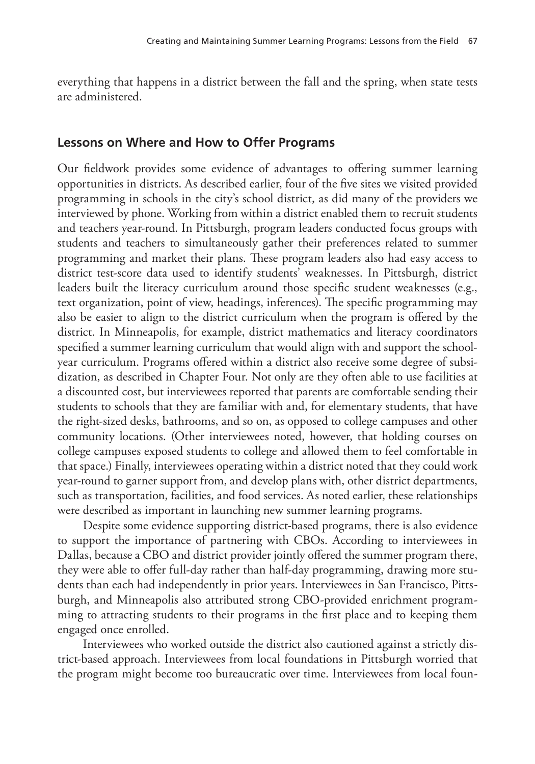everything that happens in a district between the fall and the spring, when state tests are administered.

### Lessons on Where and How to Offer Programs

Our fieldwork provides some evidence of advantages to offering summer learning opportunities in districts. As described earlier, four of the five sites we visited provided programming in schools in the city's school district, as did many of the providers we interviewed by phone. Working from within a district enabled them to recruit students and teachers year-round. In Pittsburgh, program leaders conducted focus groups with students and teachers to simultaneously gather their preferences related to summer programming and market their plans. These program leaders also had easy access to district test-score data used to identify students' weaknesses. In Pittsburgh, district leaders built the literacy curriculum around those specific student weaknesses (e.g., text organization, point of view, headings, inferences). The specific programming may also be easier to align to the district curriculum when the program is offered by the district. In Minneapolis, for example, district mathematics and literacy coordinators specified a summer learning curriculum that would align with and support the school-year curriculum. Programs offered within a district also receive some degree of subsidization, as described in Chapter Four. Not only are they often able to use facilities at a discounted cost, but interviewees reported that parents are comfortable sending their students to schools that they are familiar with and, for elementary students, that have the right-sized desks, bathrooms, and so on, as opposed to college campuses and other community locations. (Other interviewees noted, however, that holding courses on college campuses exposed students to college and allowed them to feel comfortable in that space.) Finally, interviewees operating within a district noted that they could work year-round to garner support from, and develop plans with, other district departments, such as transportation, facilities, and food services. As noted earlier, these relationships were described as important in launching new summer learning programs.

Despite some evidence supporting district-based programs, there is also evidence to support the importance of partnering with CBOs. According to interviewees in Dallas, because a CBO and district provider jointly offered the summer program there, they were able to offer full-day rather than half-day programming, drawing more students than each had independently in prior years. Interviewees in San Francisco, Pittsburgh, and Minneapolis also attributed strong CBO-provided enrichment programming to attracting students to their programs in the first place and to keeping them engaged once enrolled.

Interviewees who worked outside the district also cautioned against a strictly district-based approach. Interviewees from local foundations in Pittsburgh worried that the program might become too bureaucratic over time. Interviewees from local foun-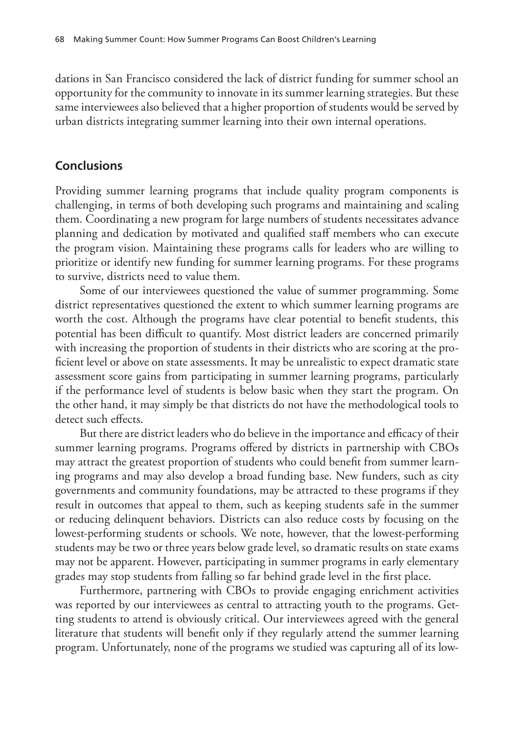dations in San Francisco considered the lack of district funding for summer school an opportunity for the community to innovate in its summer learning strategies. But these same interviewees also believed that a higher proportion of students would be served by urban districts integrating summer learning into their own internal operations.

## Conclusions

Providing summer learning programs that include quality program components is challenging, in terms of both developing such programs and maintaining and scaling them. Coordinating a new program for large numbers of students necessitates advance planning and dedication by motivated and qualified staff members who can execute the program vision. Maintaining these programs calls for leaders who are willing to prioritize or identify new funding for summer learning programs. For these programs to survive, districts need to value them.

Some of our interviewees questioned the value of summer programming. Some district representatives questioned the extent to which summer learning programs are worth the cost. Although the programs have clear potential to benefit students, this potential has been difficult to quantify. Most district leaders are concerned primarily with increasing the proportion of students in their districts who are scoring at the proficient level or above on state assessments. It may be unrealistic to expect dramatic state assessment score gains from participating in summer learning programs, particularly if the performance level of students is below basic when they start the program. On the other hand, it may simply be that districts do not have the methodological tools to detect such effects.

But there are district leaders who do believe in the importance and efficacy of their summer learning programs. Programs offered by districts in partnership with CBOs may attract the greatest proportion of students who could benefit from summer learning programs and may also develop a broad funding base. New funders, such as city governments and community foundations, may be attracted to these programs if they result in outcomes that appeal to them, such as keeping students safe in the summer or reducing delinquent behaviors. Districts can also reduce costs by focusing on the lowest-performing students or schools. We note, however, that the lowest-performing students may be two or three years below grade level, so dramatic results on state exams may not be apparent. However, participating in summer programs in early elementary grades may stop students from falling so far behind grade level in the first place.

Furthermore, partnering with CBOs to provide engaging enrichment activities was reported by our interviewees as central to attracting youth to the programs. Getting students to attend is obviously critical. Our interviewees agreed with the general literature that students will benefit only if they regularly attend the summer learning program. Unfortunately, none of the programs we studied was capturing all of its low-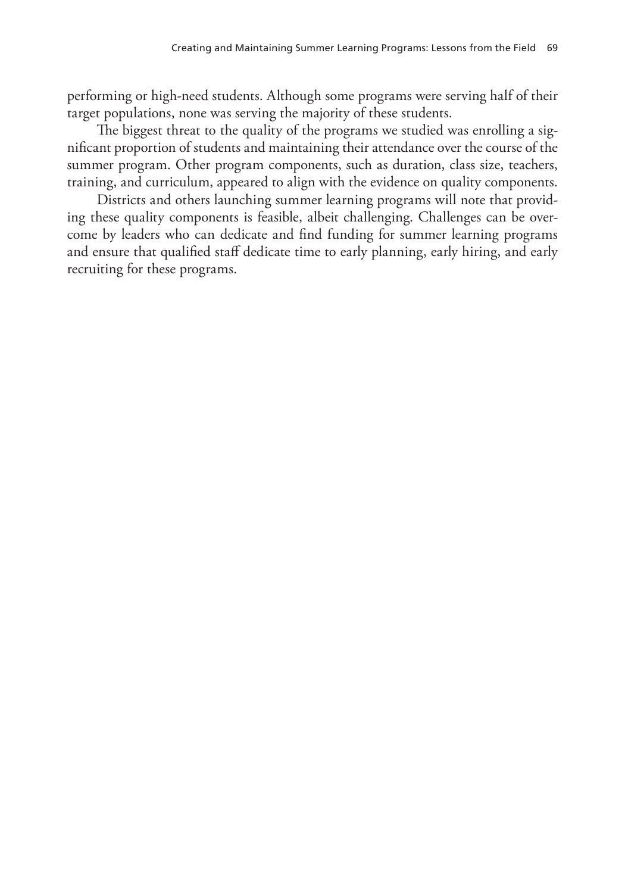performing or high-need students. Although some programs were serving half of their target populations, none was serving the majority of these students.

The biggest threat to the quality of the programs we studied was enrolling a significant proportion of students and maintaining their attendance over the course of the summer program. Other program components, such as duration, class size, teachers, training, and curriculum, appeared to align with the evidence on quality components.

Districts and others launching summer learning programs will note that providing these quality components is feasible, albeit challenging. Challenges can be overcome by leaders who can dedicate and find funding for summer learning programs and ensure that qualified staff dedicate time to early planning, early hiring, and early recruiting for these programs.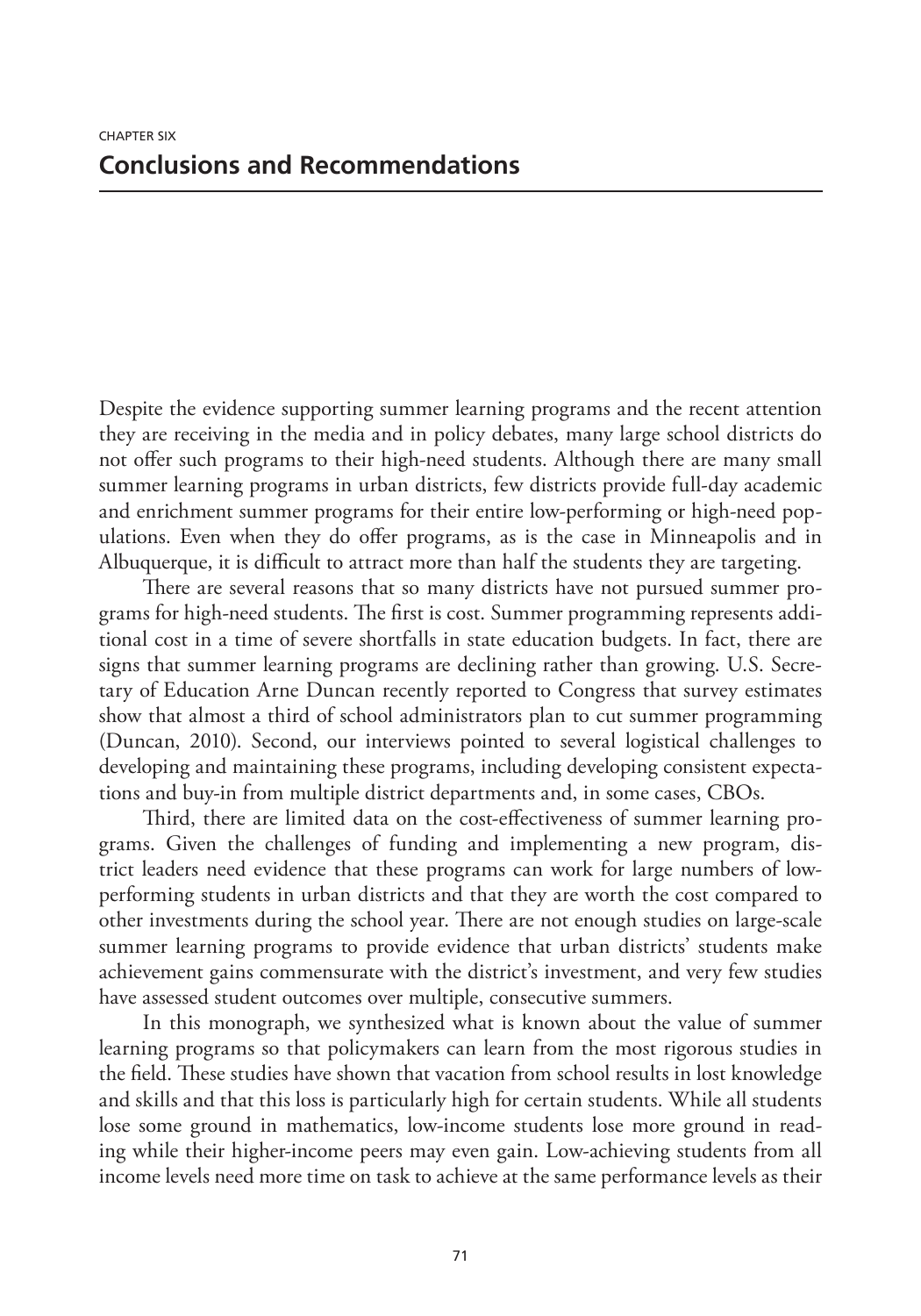CHAPTER SIX

# Conclusions and Recommendations

Despite the evidence supporting summer learning programs and the recent attention they are receiving in the media and in policy debates, many large school districts do not offer such programs to their high-need students. Although there are many small summer learning programs in urban districts, few districts provide full-day academic and enrichment summer programs for their entire low-performing or high-need populations. Even when they do offer programs, as is the case in Minneapolis and in Albuquerque, it is difficult to attract more than half the students they are targeting.

There are several reasons that so many districts have not pursued summer programs for high-need students. The first is cost. Summer programming represents additional cost in a time of severe shortfalls in state education budgets. In fact, there are signs that summer learning programs are declining rather than growing. U.S. Secretary of Education Arne Duncan recently reported to Congress that survey estimates show that almost a third of school administrators plan to cut summer programming (Duncan, 2010). Second, our interviews pointed to several logistical challenges to developing and maintaining these programs, including developing consistent expectations and buy-in from multiple district departments and, in some cases, CBOs.

Third, there are limited data on the cost-effectiveness of summer learning programs. Given the challenges of funding and implementing a new program, district leaders need evidence that these programs can work for large numbers of low-performing students in urban districts and that they are worth the cost compared to other investments during the school year. There are not enough studies on large-scale summer learning programs to provide evidence that urban districts' students make achievement gains commensurate with the district's investment, and very few studies have assessed student outcomes over multiple, consecutive summers.

In this monograph, we synthesized what is known about the value of summer learning programs so that policymakers can learn from the most rigorous studies in the field. These studies have shown that vacation from school results in lost knowledge and skills and that this loss is particularly high for certain students. While all students lose some ground in mathematics, low-income students lose more ground in reading while their higher-income peers may even gain. Low-achieving students from all income levels need more time on task to achieve at the same performance levels as their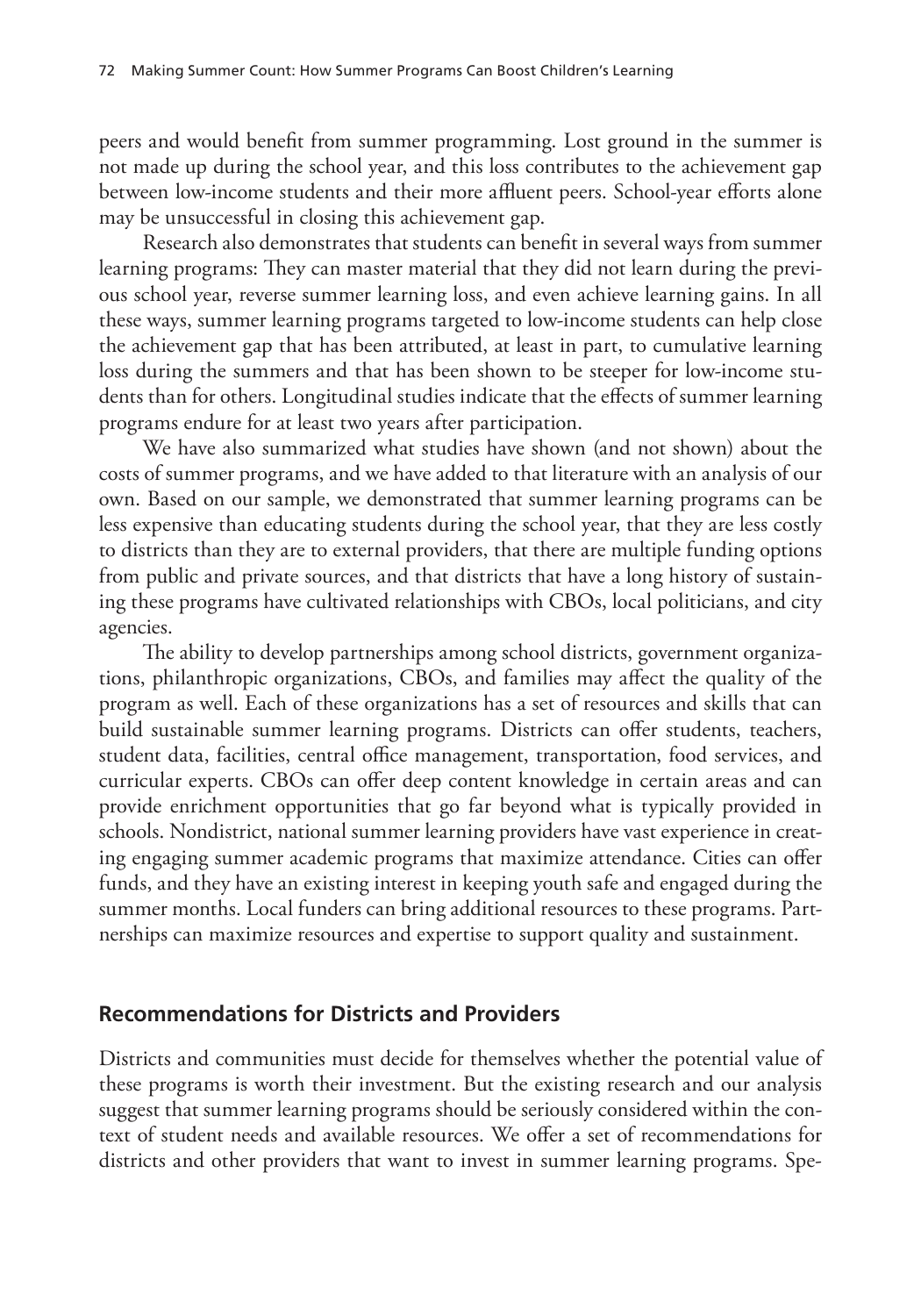peers and would benefit from summer programming. Lost ground in the summer is not made up during the school year, and this loss contributes to the achievement gap between low-income students and their more affluent peers. School-year efforts alone may be unsuccessful in closing this achievement gap.

Research also demonstrates that students can benefit in several ways from summer learning programs: They can master material that they did not learn during the previous school year, reverse summer learning loss, and even achieve learning gains. In all these ways, summer learning programs targeted to low-income students can help close the achievement gap that has been attributed, at least in part, to cumulative learning loss during the summers and that has been shown to be steeper for low-income students than for others. Longitudinal studies indicate that the effects of summer learning programs endure for at least two years after participation.

We have also summarized what studies have shown (and not shown) about the costs of summer programs, and we have added to that literature with an analysis of our own. Based on our sample, we demonstrated that summer learning programs can be less expensive than educating students during the school year, that they are less costly to districts than they are to external providers, that there are multiple funding options from public and private sources, and that districts that have a long history of sustaining these programs have cultivated relationships with CBOs, local politicians, and city agencies.

The ability to develop partnerships among school districts, government organizations, philanthropic organizations, CBOs, and families may affect the quality of the program as well. Each of these organizations has a set of resources and skills that can build sustainable summer learning programs. Districts can offer students, teachers, student data, facilities, central office management, transportation, food services, and curricular experts. CBOs can offer deep content knowledge in certain areas and can provide enrichment opportunities that go far beyond what is typically provided in schools. Nondistrict, national summer learning providers have vast experience in creating engaging summer academic programs that maximize attendance. Cities can offer funds, and they have an existing interest in keeping youth safe and engaged during the summer months. Local funders can bring additional resources to these programs. Partnerships can maximize resources and expertise to support quality and sustainment.

## Recommendations for Districts and Providers

Districts and communities must decide for themselves whether the potential value of these programs is worth their investment. But the existing research and our analysis suggest that summer learning programs should be seriously considered within the context of student needs and available resources. We offer a set of recommendations for districts and other providers that want to invest in summer learning programs. Spe-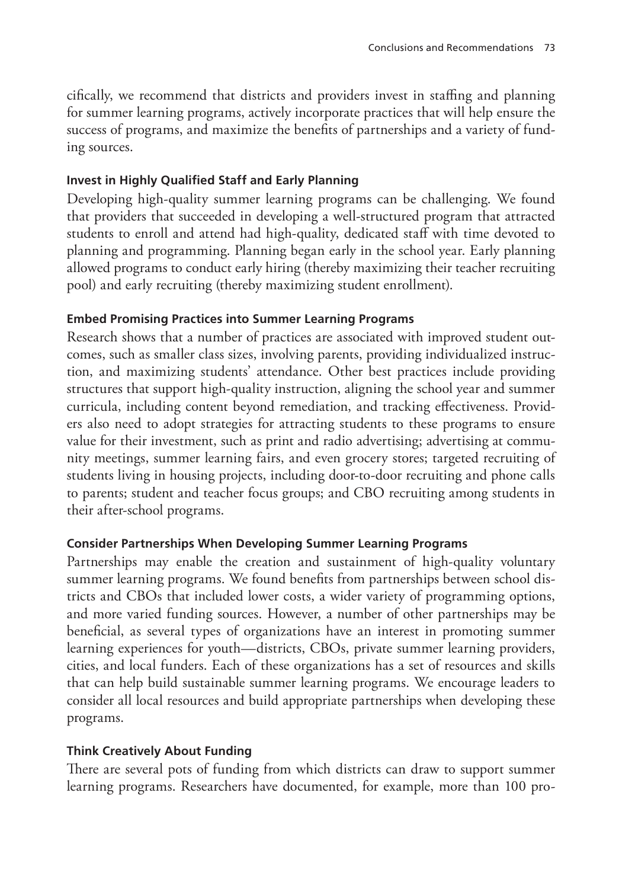cifically, we recommend that districts and providers invest in staffing and planning for summer learning programs, actively incorporate practices that will help ensure the success of programs, and maximize the benefits of partnerships and a variety of funding sources.

### Invest in Highly Qualified Staff and Early Planning

Developing high-quality summer learning programs can be challenging. We found that providers that succeeded in developing a well-structured program that attracted students to enroll and attend had high-quality, dedicated staff with time devoted to planning and programming. Planning began early in the school year. Early planning allowed programs to conduct early hiring (thereby maximizing their teacher recruiting pool) and early recruiting (thereby maximizing student enrollment).

### Embed Promising Practices into Summer Learning Programs

Research shows that a number of practices are associated with improved student outcomes, such as smaller class sizes, involving parents, providing individualized instruction, and maximizing students' attendance. Other best practices include providing structures that support high-quality instruction, aligning the school year and summer curricula, including content beyond remediation, and tracking effectiveness. Providers also need to adopt strategies for attracting students to these programs to ensure value for their investment, such as print and radio advertising; advertising at community meetings, summer learning fairs, and even grocery stores; targeted recruiting of students living in housing projects, including door-to-door recruiting and phone calls to parents; student and teacher focus groups; and CBO recruiting among students in their after-school programs.

### Consider Partnerships When Developing Summer Learning Programs

Partnerships may enable the creation and sustainment of high-quality voluntary summer learning programs. We found benefits from partnerships between school districts and CBOs that included lower costs, a wider variety of programming options, and more varied funding sources. However, a number of other partnerships may be beneficial, as several types of organizations have an interest in promoting summer learning experiences for youth—districts, CBOs, private summer learning providers, cities, and local funders. Each of these organizations has a set of resources and skills that can help build sustainable summer learning programs. We encourage leaders to consider all local resources and build appropriate partnerships when developing these programs.

### Think Creatively About Funding

There are several pots of funding from which districts can draw to support summer learning programs. Researchers have documented, for example, more than 100 pro-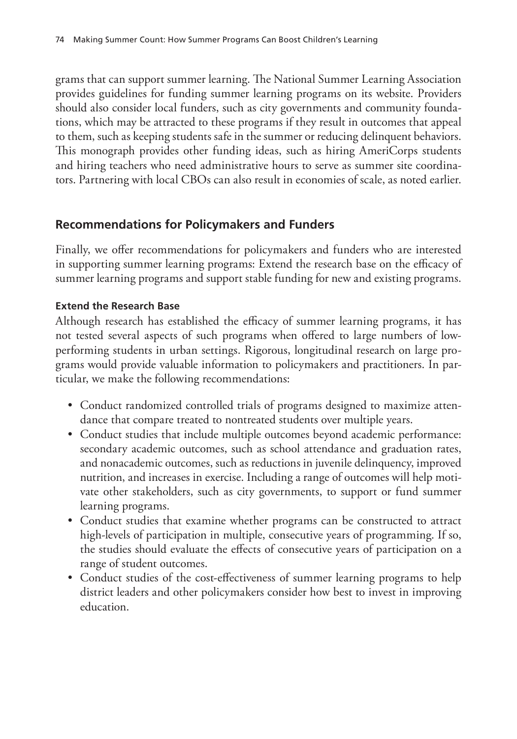grams that can support summer learning. The National Summer Learning Association provides guidelines for funding summer learning programs on its website. Providers should also consider local funders, such as city governments and community foundations, which may be attracted to these programs if they result in outcomes that appeal to them, such as keeping students safe in the summer or reducing delinquent behaviors. This monograph provides other funding ideas, such as hiring AmeriCorps students and hiring teachers who need administrative hours to serve as summer site coordinators. Partnering with local CBOs can also result in economies of scale, as noted earlier.

## Recommendations for Policymakers and Funders

Finally, we offer recommendations for policymakers and funders who are interested in supporting summer learning programs: Extend the research base on the efficacy of summer learning programs and support stable funding for new and existing programs.

### Extend the Research Base

Although research has established the efficacy of summer learning programs, it has not tested several aspects of such programs when offered to large numbers of low-performing students in urban settings. Rigorous, longitudinal research on large programs would provide valuable information to policymakers and practitioners. In particular, we make the following recommendations:

- Conduct randomized controlled trials of programs designed to maximize attendance that compare treated to nontreated students over multiple years.
- Conduct studies that include multiple outcomes beyond academic performance: secondary academic outcomes, such as school attendance and graduation rates, and nonacademic outcomes, such as reductions in juvenile delinquency, improved nutrition, and increases in exercise. Including a range of outcomes will help motivate other stakeholders, such as city governments, to support or fund summer learning programs.
- Conduct studies that examine whether programs can be constructed to attract high-levels of participation in multiple, consecutive years of programming. If so, the studies should evaluate the effects of consecutive years of participation on a range of student outcomes.
- Conduct studies of the cost-effectiveness of summer learning programs to help district leaders and other policymakers consider how best to invest in improving education.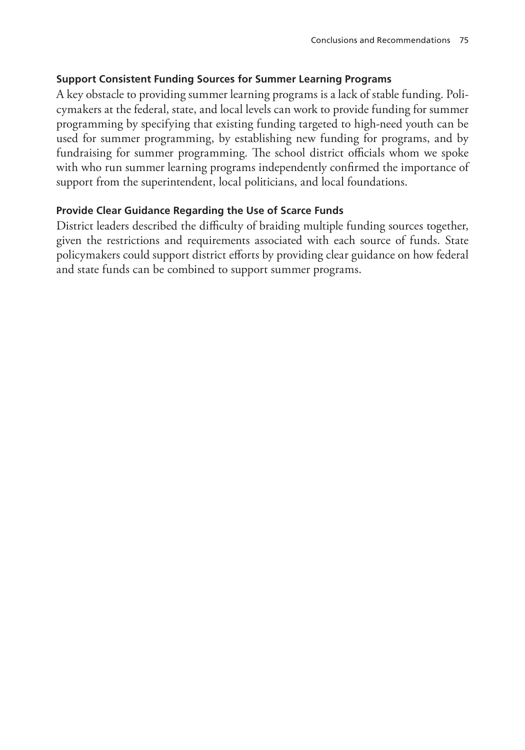### Support Consistent Funding Sources for Summer Learning Programs

A key obstacle to providing summer learning programs is a lack of stable funding. Policymakers at the federal, state, and local levels can work to provide funding for summer programming by specifying that existing funding targeted to high-need youth can be used for summer programming, by establishing new funding for programs, and by fundraising for summer programming. The school district officials whom we spoke with who run summer learning programs independently confirmed the importance of support from the superintendent, local politicians, and local foundations.

### Provide Clear Guidance Regarding the Use of Scarce Funds

District leaders described the difficulty of braiding multiple funding sources together, given the restrictions and requirements associated with each source of funds. State policymakers could support district efforts by providing clear guidance on how federal and state funds can be combined to support summer programs.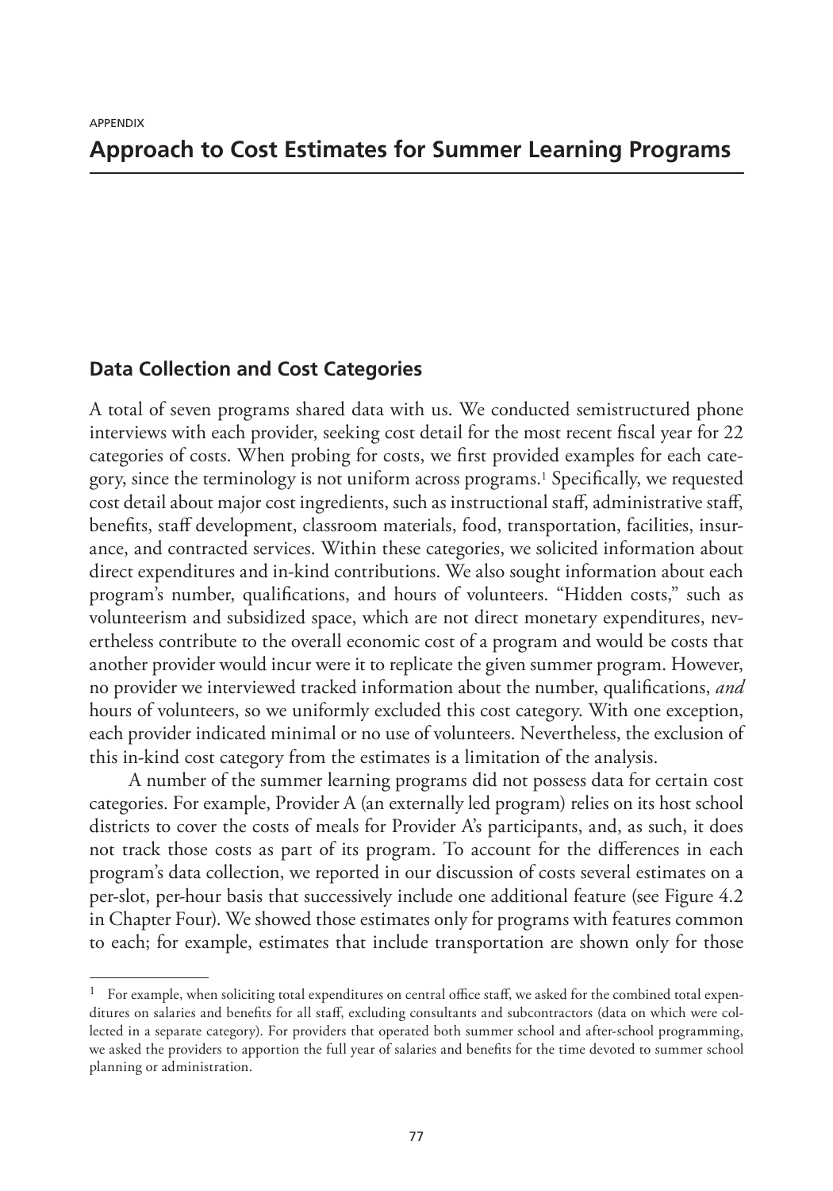APPENDIX

# Approach to Cost Estimates for Summer Learning Programs

## Data Collection and Cost Categories

A total of seven programs shared data with us. We conducted semistructured phone interviews with each provider, seeking cost detail for the most recent fiscal year for 22 categories of costs. When probing for costs, we first provided examples for each category, since the terminology is not uniform across programs.[1] Specifically, we requested cost detail about major cost ingredients, such as instructional staff, administrative staff, benefits, staff development, classroom materials, food, transportation, facilities, insurance, and contracted services. Within these categories, we solicited information about direct expenditures and in-kind contributions. We also sought information about each program's number, qualifications, and hours of volunteers. "Hidden costs," such as volunteerism and subsidized space, which are not direct monetary expenditures, nevertheless contribute to the overall economic cost of a program and would be costs that another provider would incur were it to replicate the given summer program. However, no provider we interviewed tracked information about the number, qualifications, *and* hours of volunteers, so we uniformly excluded this cost category. With one exception, each provider indicated minimal or no use of volunteers. Nevertheless, the exclusion of this in-kind cost category from the estimates is a limitation of the analysis.

A number of the summer learning programs did not possess data for certain cost categories. For example, Provider A (an externally led program) relies on its host school districts to cover the costs of meals for Provider A's participants, and, as such, it does not track those costs as part of its program. To account for the differences in each program's data collection, we reported in our discussion of costs several estimates on a per-slot, per-hour basis that successively include one additional feature (see Figure 4.2 in Chapter Four). We showed those estimates only for programs with features common to each; for example, estimates that include transportation are shown only for those

---

[1] For example, when soliciting total expenditures on central office staff, we asked for the combined total expenditures on salaries and benefits for all staff, excluding consultants and subcontractors (data on which were collected in a separate category). For providers that operated both summer school and after-school programming, we asked the providers to apportion the full year of salaries and benefits for the time devoted to summer school planning or administration.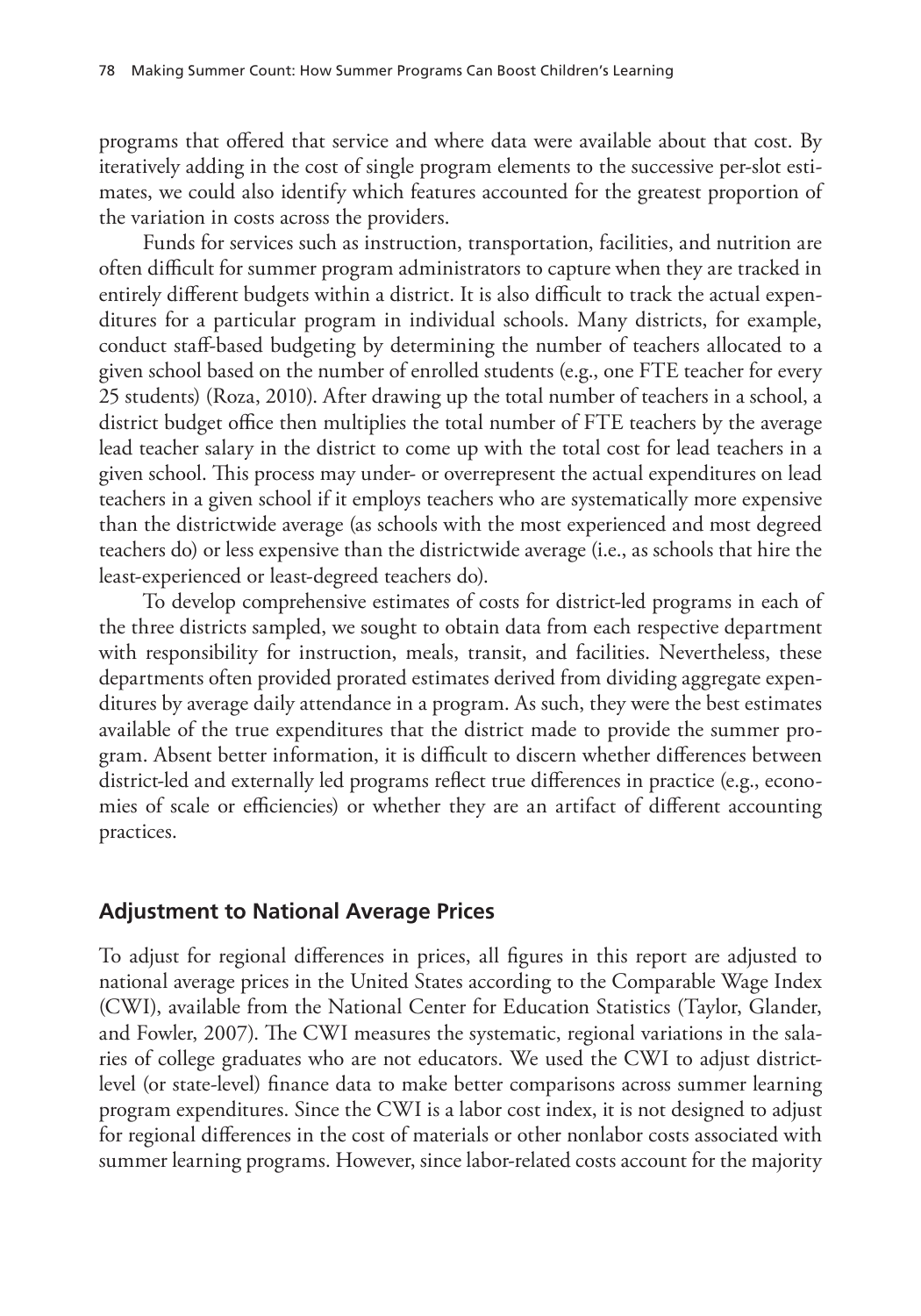programs that offered that service and where data were available about that cost. By iteratively adding in the cost of single program elements to the successive per-slot estimates, we could also identify which features accounted for the greatest proportion of the variation in costs across the providers.

Funds for services such as instruction, transportation, facilities, and nutrition are often difficult for summer program administrators to capture when they are tracked in entirely different budgets within a district. It is also difficult to track the actual expenditures for a particular program in individual schools. Many districts, for example, conduct staff-based budgeting by determining the number of teachers allocated to a given school based on the number of enrolled students (e.g., one FTE teacher for every 25 students) (Roza, 2010). After drawing up the total number of teachers in a school, a district budget office then multiplies the total number of FTE teachers by the average lead teacher salary in the district to come up with the total cost for lead teachers in a given school. This process may under- or overrepresent the actual expenditures on lead teachers in a given school if it employs teachers who are systematically more expensive than the districtwide average (as schools with the most experienced and most degreed teachers do) or less expensive than the districtwide average (i.e., as schools that hire the least-experienced or least-degreed teachers do).

To develop comprehensive estimates of costs for district-led programs in each of the three districts sampled, we sought to obtain data from each respective department with responsibility for instruction, meals, transit, and facilities. Nevertheless, these departments often provided prorated estimates derived from dividing aggregate expenditures by average daily attendance in a program. As such, they were the best estimates available of the true expenditures that the district made to provide the summer program. Absent better information, it is difficult to discern whether differences between district-led and externally led programs reflect true differences in practice (e.g., economies of scale or efficiencies) or whether they are an artifact of different accounting practices.

## Adjustment to National Average Prices

To adjust for regional differences in prices, all figures in this report are adjusted to national average prices in the United States according to the Comparable Wage Index (CWI), available from the National Center for Education Statistics (Taylor, Glander, and Fowler, 2007). The CWI measures the systematic, regional variations in the salaries of college graduates who are not educators. We used the CWI to adjust district-level (or state-level) finance data to make better comparisons across summer learning program expenditures. Since the CWI is a labor cost index, it is not designed to adjust for regional differences in the cost of materials or other nonlabor costs associated with summer learning programs. However, since labor-related costs account for the majority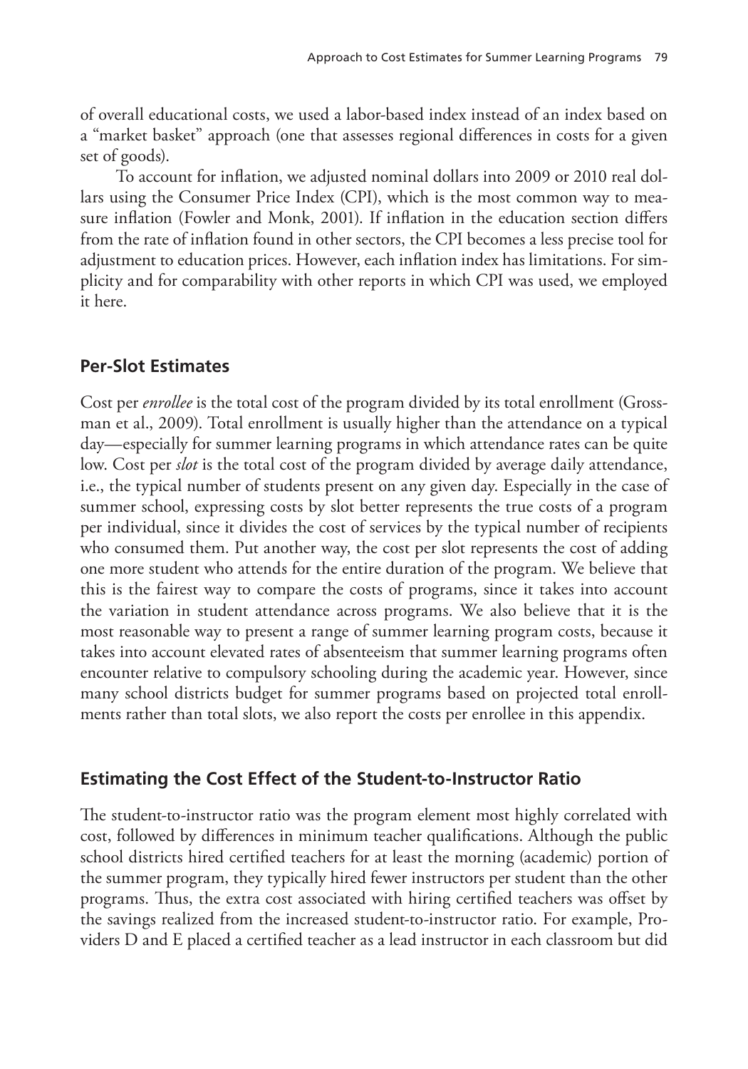of overall educational costs, we used a labor-based index instead of an index based on a "market basket" approach (one that assesses regional differences in costs for a given set of goods).

To account for inflation, we adjusted nominal dollars into 2009 or 2010 real dollars using the Consumer Price Index (CPI), which is the most common way to measure inflation (Fowler and Monk, 2001). If inflation in the education section differs from the rate of inflation found in other sectors, the CPI becomes a less precise tool for adjustment to education prices. However, each inflation index has limitations. For simplicity and for comparability with other reports in which CPI was used, we employed it here.

## Per-Slot Estimates

Cost per *enrollee* is the total cost of the program divided by its total enrollment (Grossman et al., 2009). Total enrollment is usually higher than the attendance on a typical day—especially for summer learning programs in which attendance rates can be quite low. Cost per *slot* is the total cost of the program divided by average daily attendance, i.e., the typical number of students present on any given day. Especially in the case of summer school, expressing costs by slot better represents the true costs of a program per individual, since it divides the cost of services by the typical number of recipients who consumed them. Put another way, the cost per slot represents the cost of adding one more student who attends for the entire duration of the program. We believe that this is the fairest way to compare the costs of programs, since it takes into account the variation in student attendance across programs. We also believe that it is the most reasonable way to present a range of summer learning program costs, because it takes into account elevated rates of absenteeism that summer learning programs often encounter relative to compulsory schooling during the academic year. However, since many school districts budget for summer programs based on projected total enrollments rather than total slots, we also report the costs per enrollee in this appendix.

## Estimating the Cost Effect of the Student-to-Instructor Ratio

The student-to-instructor ratio was the program element most highly correlated with cost, followed by differences in minimum teacher qualifications. Although the public school districts hired certified teachers for at least the morning (academic) portion of the summer program, they typically hired fewer instructors per student than the other programs. Thus, the extra cost associated with hiring certified teachers was offset by the savings realized from the increased student-to-instructor ratio. For example, Providers D and E placed a certified teacher as a lead instructor in each classroom but did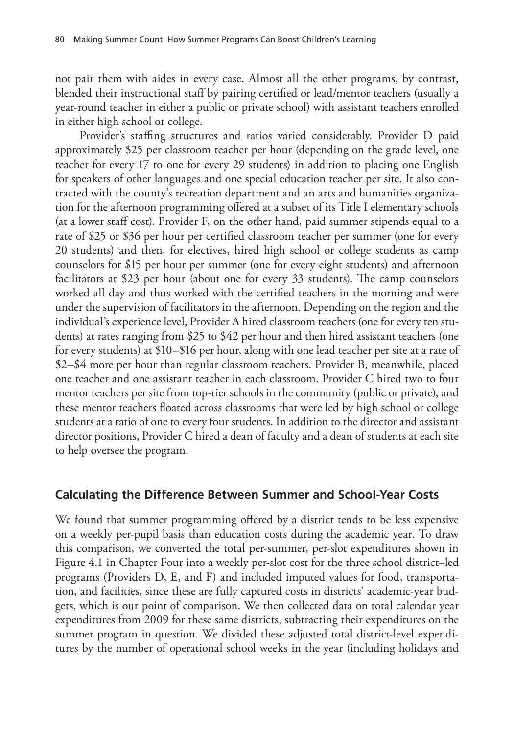not pair them with aides in every case. Almost all the other programs, by contrast, blended their instructional staff by pairing certified or lead/mentor teachers (usually a year-round teacher in either a public or private school) with assistant teachers enrolled in either high school or college.

Provider's staffing structures and ratios varied considerably. Provider D paid approximately $25 per classroom teacher per hour (depending on the grade level, one teacher for every 17 to one for every 29 students) in addition to placing one English for speakers of other languages and one special education teacher per site. It also contracted with the county's recreation department and an arts and humanities organization for the afternoon programming offered at a subset of its Title I elementary schools (at a lower staff cost). Provider F, on the other hand, paid summer stipends equal to a rate of $25 or $36 per hour per certified classroom teacher per summer (one for every 20 students) and then, for electives, hired high school or college students as camp counselors for $15 per hour per summer (one for every eight students) and afternoon facilitators at $23 per hour (about one for every 33 students). The camp counselors worked all day and thus worked with the certified teachers in the morning and were under the supervision of facilitators in the afternoon. Depending on the region and the individual's experience level, Provider A hired classroom teachers (one for every ten students) at rates ranging from $25 to $42 per hour and then hired assistant teachers (one for every students) at $10–$16 per hour, along with one lead teacher per site at a rate of $2–$4 more per hour than regular classroom teachers. Provider B, meanwhile, placed one teacher and one assistant teacher in each classroom. Provider C hired two to four mentor teachers per site from top-tier schools in the community (public or private), and these mentor teachers floated across classrooms that were led by high school or college students at a ratio of one to every four students. In addition to the director and assistant director positions, Provider C hired a dean of faculty and a dean of students at each site to help oversee the program.

## Calculating the Difference Between Summer and School-Year Costs

We found that summer programming offered by a district tends to be less expensive on a weekly per-pupil basis than education costs during the academic year. To draw this comparison, we converted the total per-summer, per-slot expenditures shown in Figure 4.1 in Chapter Four into a weekly per-slot cost for the three school district–led programs (Providers D, E, and F) and included imputed values for food, transportation, and facilities, since these are fully captured costs in districts' academic-year budgets, which is our point of comparison. We then collected data on total calendar year expenditures from 2009 for these same districts, subtracting their expenditures on the summer program in question. We divided these adjusted total district-level expenditures by the number of operational school weeks in the year (including holidays and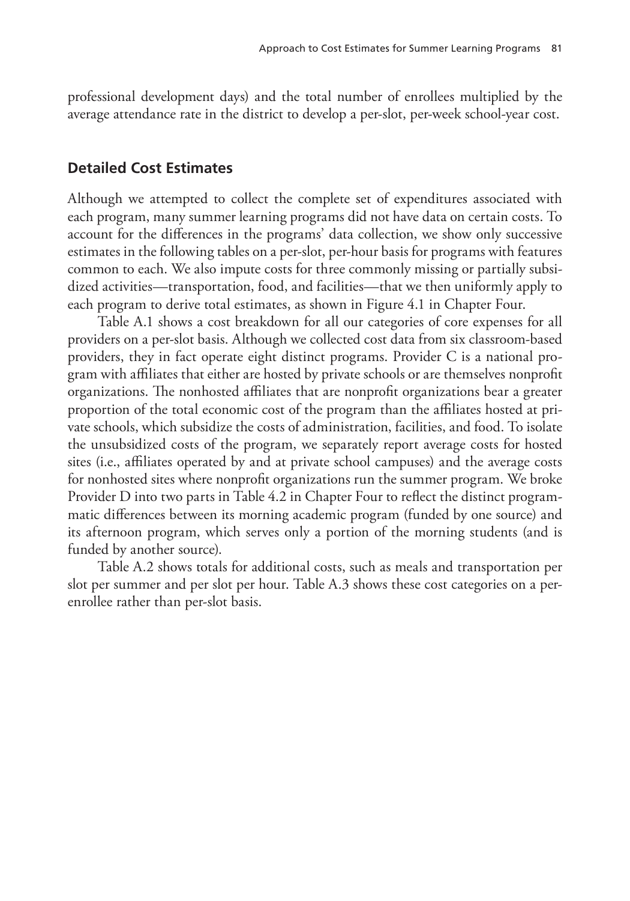professional development days) and the total number of enrollees multiplied by the average attendance rate in the district to develop a per-slot, per-week school-year cost.

## Detailed Cost Estimates

Although we attempted to collect the complete set of expenditures associated with each program, many summer learning programs did not have data on certain costs. To account for the differences in the programs' data collection, we show only successive estimates in the following tables on a per-slot, per-hour basis for programs with features common to each. We also impute costs for three commonly missing or partially subsidized activities—transportation, food, and facilities—that we then uniformly apply to each program to derive total estimates, as shown in Figure 4.1 in Chapter Four.

Table A.1 shows a cost breakdown for all our categories of core expenses for all providers on a per-slot basis. Although we collected cost data from six classroom-based providers, they in fact operate eight distinct programs. Provider C is a national program with affiliates that either are hosted by private schools or are themselves nonprofit organizations. The nonhosted affiliates that are nonprofit organizations bear a greater proportion of the total economic cost of the program than the affiliates hosted at private schools, which subsidize the costs of administration, facilities, and food. To isolate the unsubsidized costs of the program, we separately report average costs for hosted sites (i.e., affiliates operated by and at private school campuses) and the average costs for nonhosted sites where nonprofit organizations run the summer program. We broke Provider D into two parts in Table 4.2 in Chapter Four to reflect the distinct programmatic differences between its morning academic program (funded by one source) and its afternoon program, which serves only a portion of the morning students (and is funded by another source).

Table A.2 shows totals for additional costs, such as meals and transportation per slot per summer and per slot per hour. Table A.3 shows these cost categories on a per-enrollee rather than per-slot basis.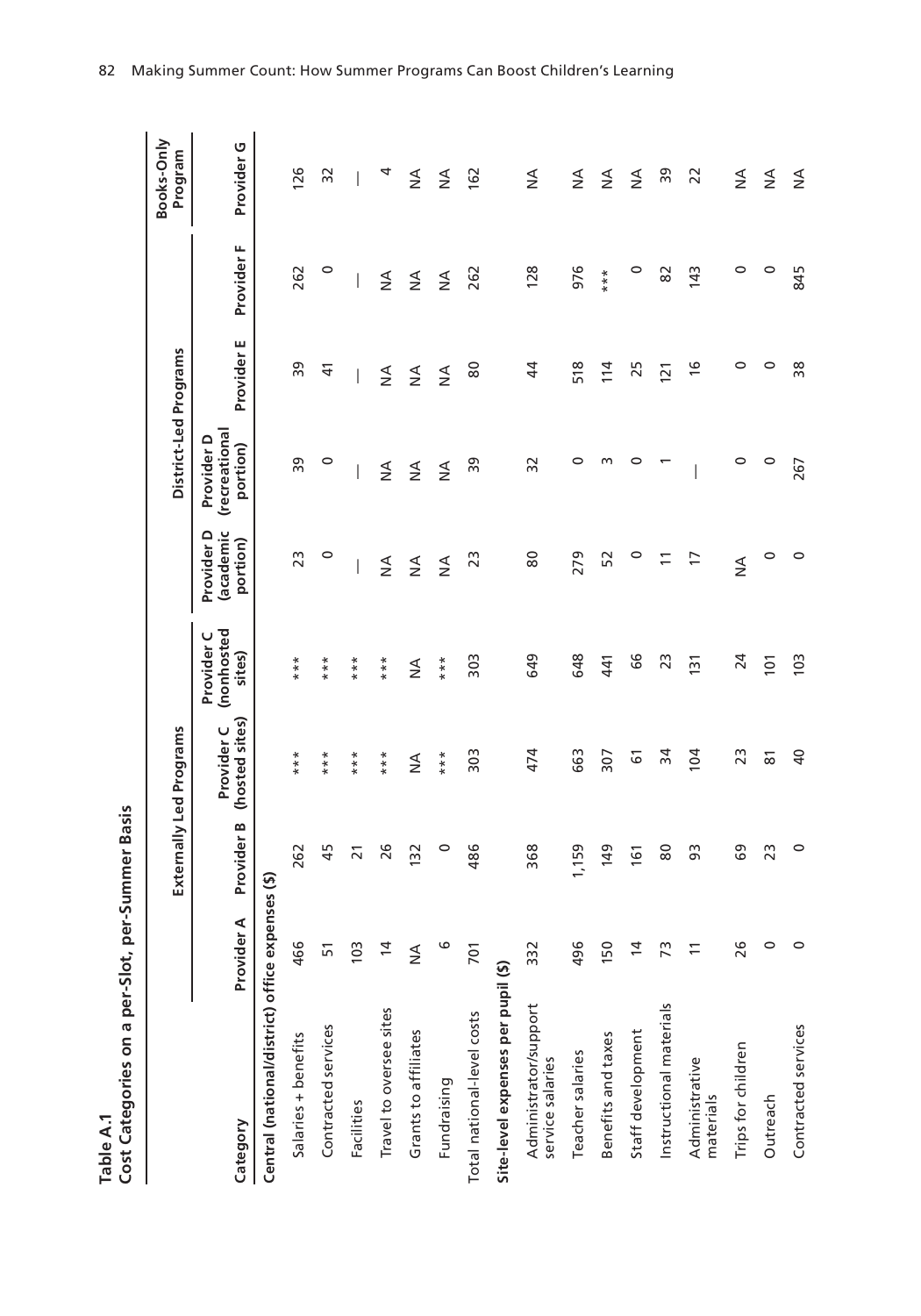**Table A.1**
**Cost Categories on a per-Slot, per-Summer Basis**

| Category | Externally Led Programs | | | | District-Led Programs | | | | Books-Only Program |
|---|---|---|---|---|---|---|---|---|---|
| | Provider A | Provider B | Provider C (hosted sites) | Provider C (nonhosted sites) | Provider D (academic portion) | Provider D (recreational portion) | Provider E | Provider F | Provider G |
| **Central (national/district) office expenses ($)** | | | | | | | | | |
| Salaries + benefits | 466 | 262 | *** | *** | 23 | 39 | 39 | 262 | 126 |
| Contracted services | 51 | 45 | *** | *** | 0 | 0 | 41 | 0 | 32 |
| Facilities | 103 | 21 | *** | *** | — | — | — | — | — |
| Travel to oversee sites | 14 | 26 | *** | *** | NA | NA | NA | NA | 4 |
| Grants to affiliates | NA | 132 | NA | NA | NA | NA | NA | NA | NA |
| Fundraising | 6 | 0 | *** | *** | NA | NA | NA | NA | NA |
| Total national-level costs | 701 | 486 | 303 | 303 | 23 | 39 | 80 | 262 | 162 |
| **Site-level expenses per pupil ($)** | | | | | | | | | |
| Administrator/support service salaries | 332 | 368 | 474 | 649 | 80 | 32 | 44 | 128 | NA |
| Teacher salaries | 496 | 1,159 | 663 | 648 | 279 | 0 | 518 | 976 | NA |
| Benefits and taxes | 150 | 149 | 307 | 441 | 52 | 3 | 114 | *** | NA |
| Staff development | 14 | 161 | 61 | 66 | 0 | 0 | 25 | 0 | NA |
| Instructional materials | 73 | 80 | 34 | 23 | 11 | 1 | 121 | 82 | 39 |
| Administrative materials | 11 | 93 | 104 | 131 | 17 | — | 16 | 143 | 22 |
| Trips for children | 26 | 69 | 23 | 24 | NA | 0 | 0 | 0 | NA |
| Outreach | 0 | 23 | 81 | 101 | 0 | 0 | 0 | 0 | NA |
| Contracted services | 0 | 0 | 40 | 103 | 0 | 267 | 38 | 845 | NA |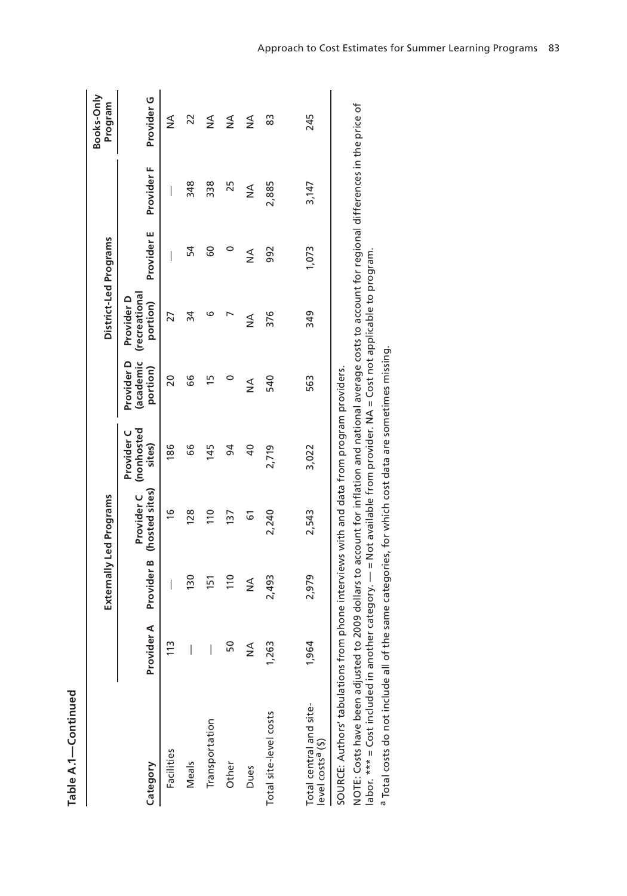**Table A.1—Continued**

| Category | Externally Led Programs | | | | District-Led Programs | | | | Books-Only Program |
|---|---|---|---|---|---|---|---|---|---|
| | Provider A | Provider B | Provider C (hosted sites) | Provider C (nonhosted sites) | Provider D (academic portion) | Provider D (recreational portion) | Provider E | Provider F | Provider G |
| Facilities | 113 | — | 16 | 186 | 20 | 27 | — | — | NA |
| Meals | — | 130 | 128 | 66 | 66 | 34 | 54 | 348 | 22 |
| Transportation | — | 151 | 110 | 145 | 15 | 6 | 60 | 338 | NA |
| Other | 50 | 110 | 137 | 94 | 0 | 7 | 0 | 25 | NA |
| Dues | NA | NA | 61 | 40 | NA | NA | NA | NA | NA |
| Total site-level costs | 1,263 | 2,493 | 2,240 | 2,719 | 540 | 376 | 992 | 2,885 | 83 |
| Total central and site-level costs[a] ($) | 1,964 | 2,979 | 2,543 | 3,022 | 563 | 349 | 1,073 | 3,147 | 245 |

SOURCE: Authors' tabulations from phone interviews with and data from program providers.

NOTE: Costs have been adjusted to 2009 dollars to account for inflation and national average costs to account for regional differences in the price of labor. *** = Cost included in another category. — = Not available from provider. NA = Cost not applicable to program.

[a] Total costs do not include all of the same categories, for which cost data are sometimes missing.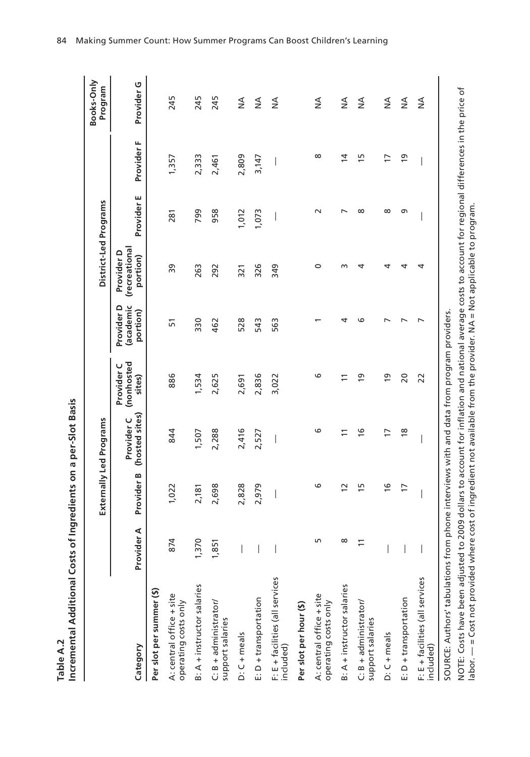**Table A.2**
**Incremental Additional Costs of Ingredients on a per-Slot Basis**

| Category | Externally Led Programs | | | | District-Led Programs | | | | Books-Only Program |
|---|---|---|---|---|---|---|---|---|---|
| | Provider A | Provider B | Provider C (hosted sites) | Provider C (nonhosted sites) | Provider D (academic portion) | Provider D (recreational portion) | Provider E | Provider F | Provider G |
| **Per slot per summer ($)** | | | | | | | | | |
| A: central office + site operating costs only | 874 | 1,022 | 844 | 886 | 51 | 39 | 281 | 1,357 | 245 |
| B: A + instructor salaries | 1,370 | 2,181 | 1,507 | 1,534 | 330 | 263 | 799 | 2,333 | 245 |
| C: B + administrator/ support salaries | 1,851 | 2,698 | 2,288 | 2,625 | 462 | 292 | 958 | 2,461 | 245 |
| D: C + meals | — | 2,828 | 2,416 | 2,691 | 528 | 321 | 1,012 | 2,809 | NA |
| E: D + transportation | — | 2,979 | 2,527 | 2,836 | 543 | 326 | 1,073 | 3,147 | NA |
| F: E + facilities (all services included) | — | — | — | 3,022 | 563 | 349 | — | — | NA |
| **Per slot per hour ($)** | | | | | | | | | |
| A: central office + site operating costs only | 5 | 6 | 6 | 6 | 1 | 0 | 2 | 8 | NA |
| B: A + instructor salaries | 8 | 12 | 11 | 11 | 4 | 3 | 7 | 14 | NA |
| C: B + administrator/ support salaries | 11 | 15 | 16 | 19 | 6 | 4 | 8 | 15 | NA |
| D: C + meals | — | 16 | 17 | 19 | 7 | 4 | 8 | 17 | NA |
| E: D + transportation | — | 17 | 18 | 20 | 7 | 4 | 9 | 19 | NA |
| F: E + facilities (all services included) | — | — | — | 22 | 7 | 4 | — | — | NA |

SOURCE: Authors' tabulations from phone interviews with and data from program providers.

NOTE: Costs have been adjusted to 2009 dollars to account for inflation and national average costs to account for regional differences in the price of labor. — = Cost not provided where cost of ingredient not available from the provider. NA = Not applicable to program.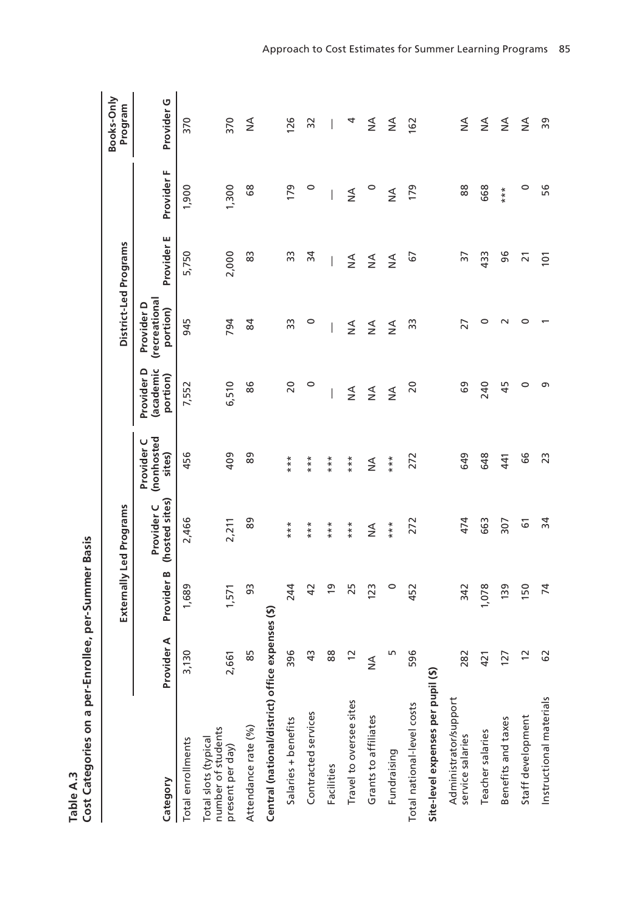**Table A.3**
**Cost Categories on a per-Enrollee, per-Summer Basis**

| Category | Externally Led Programs | | | | District-Led Programs | | | | Books-Only Program |
|---|---|---|---|---|---|---|---|---|---|
| | Provider A | Provider B | Provider C (hosted sites) | Provider C (nonhosted sites) | Provider D (academic portion) | Provider D (recreational portion) | Provider E | Provider F | Provider G |
| Total enrollments | 3,130 | 1,689 | 2,466 | 456 | 7,552 | 945 | 5,750 | 1,900 | 370 |
| Total slots (typical number of students present per day) | 2,661 | 1,571 | 2,211 | 409 | 6,510 | 794 | 2,000 | 1,300 | 370 |
| Attendance rate (%) | 85 | 93 | 89 | 89 | 86 | 84 | 83 | 68 | NA |
| **Central (national/district) office expenses ($)** | | | | | | | | | |
| Salaries + benefits | 396 | 244 | *** | *** | 20 | 33 | 33 | 179 | 126 |
| Contracted services | 43 | 42 | *** | *** | 0 | 0 | 34 | 0 | 32 |
| Facilities | 88 | 19 | *** | *** | — | — | — | — | — |
| Travel to oversee sites | 12 | 25 | *** | *** | NA | NA | NA | NA | 4 |
| Grants to affiliates | NA | 123 | NA | NA | NA | NA | NA | 0 | NA |
| Fundraising | 5 | 0 | *** | *** | NA | NA | NA | NA | NA |
| Total national-level costs | 596 | 452 | 272 | 272 | 20 | 33 | 67 | 179 | 162 |
| **Site-level expenses per pupil ($)** | | | | | | | | | |
| Administrator/support service salaries | 282 | 342 | 474 | 649 | 69 | 27 | 37 | 88 | NA |
| Teacher salaries | 421 | 1,078 | 663 | 648 | 240 | 0 | 433 | 668 | NA |
| Benefits and taxes | 127 | 139 | 307 | 441 | 45 | 2 | 96 | *** | NA |
| Staff development | 12 | 150 | 61 | 66 | 0 | 0 | 21 | 0 | NA |
| Instructional materials | 62 | 74 | 34 | 23 | 9 | 1 | 101 | 56 | 39 |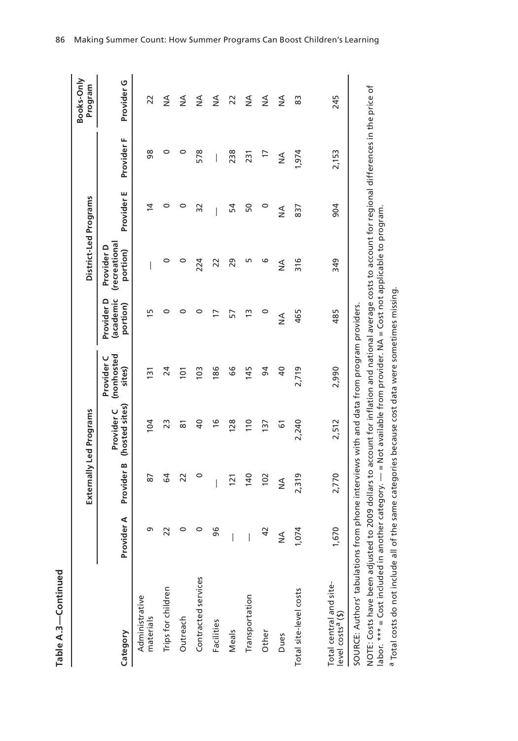**Table A.3—Continued**

| Category | Externally Led Programs | | | | District-Led Programs | | | | Books-Only Program |
|---|---|---|---|---|---|---|---|---|---|
| | Provider A | Provider B | Provider C (hosted sites) | Provider C (nonhosted sites) | Provider D (academic portion) | Provider D (recreational portion) | Provider E | Provider F | Provider G |
| Administrative materials | 9 | 87 | 104 | 131 | 15 | — | 14 | 98 | 22 |
| Trips for children | 22 | 64 | 23 | 24 | 0 | 0 | 0 | 0 | NA |
| Outreach | 0 | 22 | 81 | 101 | 0 | 0 | 0 | 0 | NA |
| Contracted services | 0 | 0 | 40 | 103 | 0 | 224 | 32 | 578 | NA |
| Facilities | 96 | — | 16 | 186 | 17 | 22 | — | — | NA |
| Meals | — | 121 | 128 | 66 | 57 | 29 | 54 | 238 | 22 |
| Transportation | — | 140 | 110 | 145 | 13 | 5 | 50 | 231 | NA |
| Other | 42 | 102 | 137 | 94 | 0 | 6 | 0 | 17 | NA |
| Dues | NA | NA | 61 | 40 | NA | NA | NA | NA | NA |
| Total site-level costs | 1,074 | 2,319 | 2,240 | 2,719 | 465 | 316 | 837 | 1,974 | 83 |
| Total central and site-level costs[a] ($) | 1,670 | 2,770 | 2,512 | 2,990 | 485 | 349 | 904 | 2,153 | 245 |

SOURCE: Authors' tabulations from phone interviews with and data from program providers.

NOTE: Costs have been adjusted to 2009 dollars to account for inflation and national average costs to account for regional differences in the price of labor. *** = Cost included in another category. — = Not available from provider. NA = Cost not applicable to program.

[a] Total costs do not include all of the same categories because cost data were sometimes missing.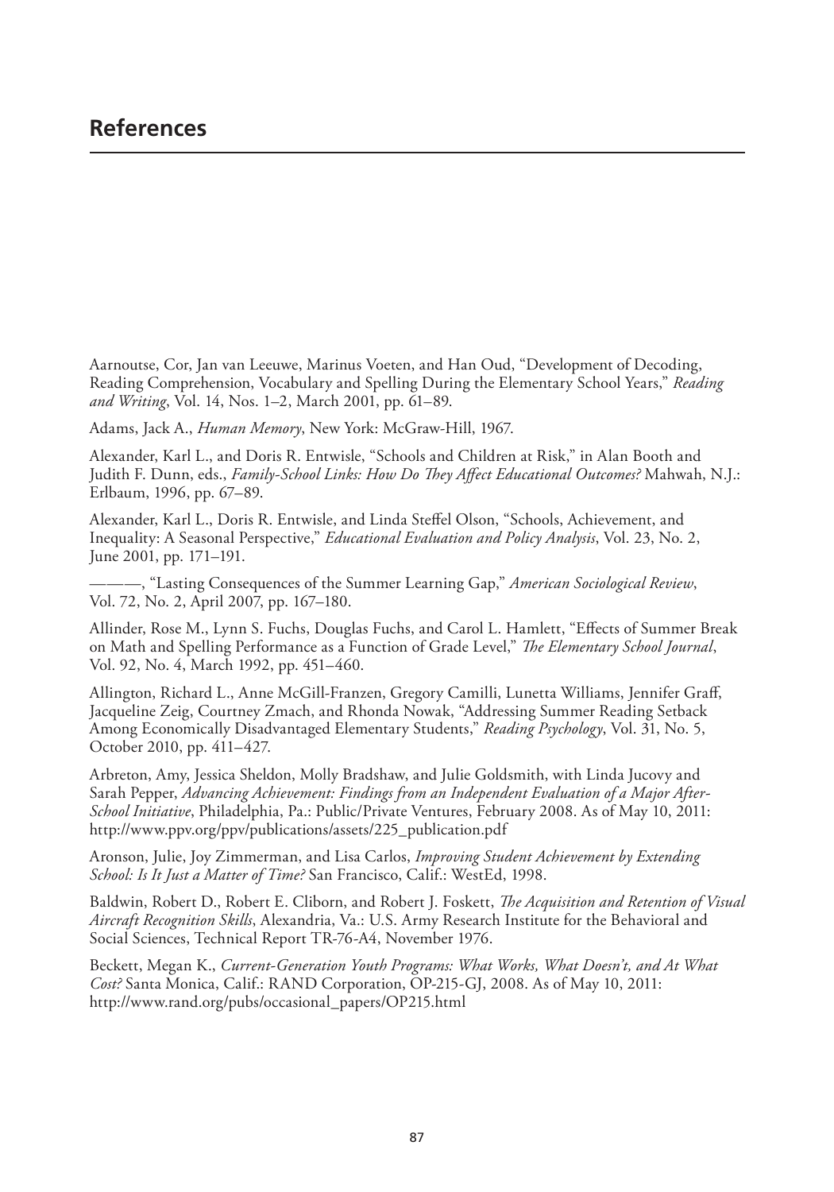# References

Aarnoutse, Cor, Jan van Leeuwe, Marinus Voeten, and Han Oud, "Development of Decoding, Reading Comprehension, Vocabulary and Spelling During the Elementary School Years," *Reading and Writing*, Vol. 14, Nos. 1–2, March 2001, pp. 61–89.

Adams, Jack A., *Human Memory*, New York: McGraw-Hill, 1967.

Alexander, Karl L., and Doris R. Entwisle, "Schools and Children at Risk," in Alan Booth and Judith F. Dunn, eds., *Family-School Links: How Do They Affect Educational Outcomes?* Mahwah, N.J.: Erlbaum, 1996, pp. 67–89.

Alexander, Karl L., Doris R. Entwisle, and Linda Steffel Olson, "Schools, Achievement, and Inequality: A Seasonal Perspective," *Educational Evaluation and Policy Analysis*, Vol. 23, No. 2, June 2001, pp. 171–191.

———, "Lasting Consequences of the Summer Learning Gap," *American Sociological Review*, Vol. 72, No. 2, April 2007, pp. 167–180.

Allinder, Rose M., Lynn S. Fuchs, Douglas Fuchs, and Carol L. Hamlett, "Effects of Summer Break on Math and Spelling Performance as a Function of Grade Level," *The Elementary School Journal*, Vol. 92, No. 4, March 1992, pp. 451–460.

Allington, Richard L., Anne McGill-Franzen, Gregory Camilli, Lunetta Williams, Jennifer Graff, Jacqueline Zeig, Courtney Zmach, and Rhonda Nowak, "Addressing Summer Reading Setback Among Economically Disadvantaged Elementary Students," *Reading Psychology*, Vol. 31, No. 5, October 2010, pp. 411–427.

Arbreton, Amy, Jessica Sheldon, Molly Bradshaw, and Julie Goldsmith, with Linda Jucovy and Sarah Pepper, *Advancing Achievement: Findings from an Independent Evaluation of a Major After-School Initiative*, Philadelphia, Pa.: Public/Private Ventures, February 2008. As of May 10, 2011: http://www.ppv.org/ppv/publications/assets/225_publication.pdf

Aronson, Julie, Joy Zimmerman, and Lisa Carlos, *Improving Student Achievement by Extending School: Is It Just a Matter of Time?* San Francisco, Calif.: WestEd, 1998.

Baldwin, Robert D., Robert E. Cliborn, and Robert J. Foskett, *The Acquisition and Retention of Visual Aircraft Recognition Skills*, Alexandria, Va.: U.S. Army Research Institute for the Behavioral and Social Sciences, Technical Report TR-76-A4, November 1976.

Beckett, Megan K., *Current-Generation Youth Programs: What Works, What Doesn't, and At What Cost?* Santa Monica, Calif.: RAND Corporation, OP-215-GJ, 2008. As of May 10, 2011: http://www.rand.org/pubs/occasional_papers/OP215.html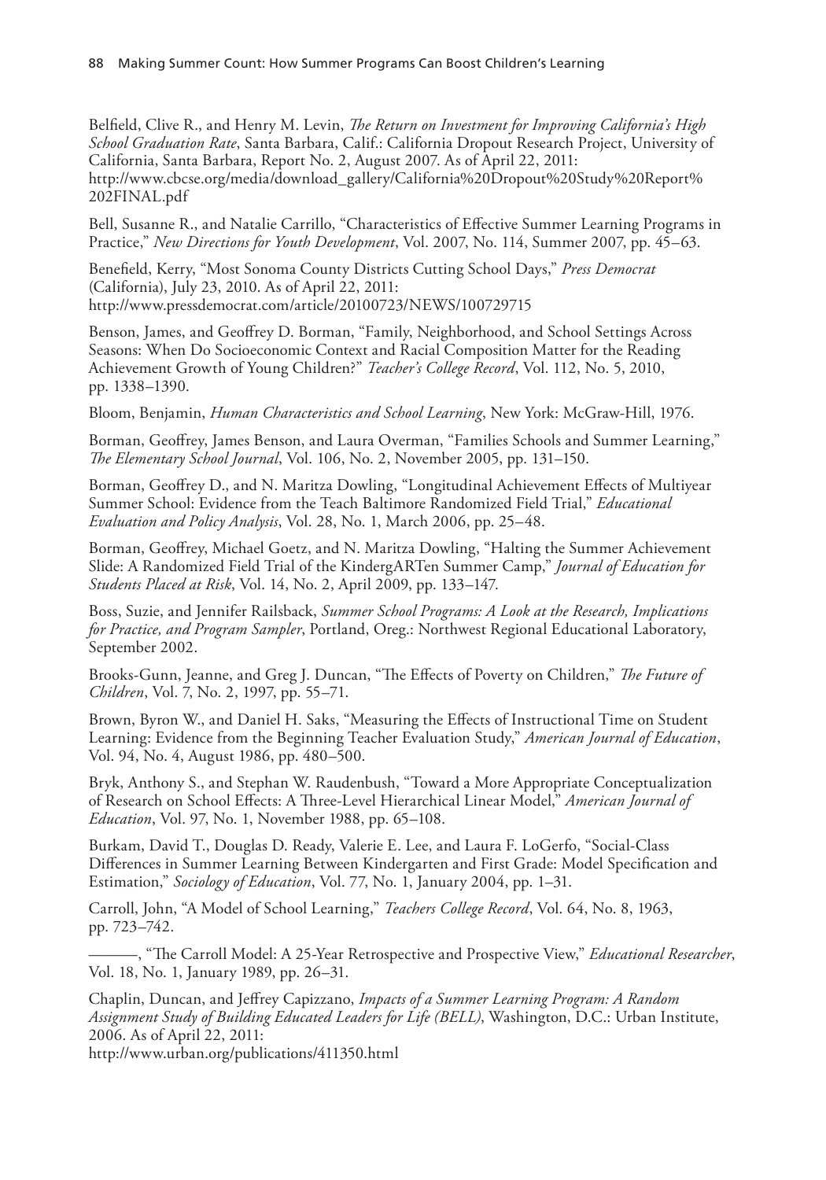Belfield, Clive R., and Henry M. Levin, *The Return on Investment for Improving California's High School Graduation Rate*, Santa Barbara, Calif.: California Dropout Research Project, University of California, Santa Barbara, Report No. 2, August 2007. As of April 22, 2011: http://www.cbcse.org/media/download_gallery/California%20Dropout%20Study%20Report%202FINAL.pdf

Bell, Susanne R., and Natalie Carrillo, "Characteristics of Effective Summer Learning Programs in Practice," *New Directions for Youth Development*, Vol. 2007, No. 114, Summer 2007, pp. 45–63.

Benefield, Kerry, "Most Sonoma County Districts Cutting School Days," *Press Democrat* (California), July 23, 2010. As of April 22, 2011: http://www.pressdemocrat.com/article/20100723/NEWS/100729715

Benson, James, and Geoffrey D. Borman, "Family, Neighborhood, and School Settings Across Seasons: When Do Socioeconomic Context and Racial Composition Matter for the Reading Achievement Growth of Young Children?" *Teacher's College Record*, Vol. 112, No. 5, 2010, pp. 1338–1390.

Bloom, Benjamin, *Human Characteristics and School Learning*, New York: McGraw-Hill, 1976.

Borman, Geoffrey, James Benson, and Laura Overman, "Families Schools and Summer Learning," *The Elementary School Journal*, Vol. 106, No. 2, November 2005, pp. 131–150.

Borman, Geoffrey D., and N. Maritza Dowling, "Longitudinal Achievement Effects of Multiyear Summer School: Evidence from the Teach Baltimore Randomized Field Trial," *Educational Evaluation and Policy Analysis*, Vol. 28, No. 1, March 2006, pp. 25–48.

Borman, Geoffrey, Michael Goetz, and N. Maritza Dowling, "Halting the Summer Achievement Slide: A Randomized Field Trial of the KindergARTen Summer Camp," *Journal of Education for Students Placed at Risk*, Vol. 14, No. 2, April 2009, pp. 133–147.

Boss, Suzie, and Jennifer Railsback, *Summer School Programs: A Look at the Research, Implications for Practice, and Program Sampler*, Portland, Oreg.: Northwest Regional Educational Laboratory, September 2002.

Brooks-Gunn, Jeanne, and Greg J. Duncan, "The Effects of Poverty on Children," *The Future of Children*, Vol. 7, No. 2, 1997, pp. 55–71.

Brown, Byron W., and Daniel H. Saks, "Measuring the Effects of Instructional Time on Student Learning: Evidence from the Beginning Teacher Evaluation Study," *American Journal of Education*, Vol. 94, No. 4, August 1986, pp. 480–500.

Bryk, Anthony S., and Stephan W. Raudenbush, "Toward a More Appropriate Conceptualization of Research on School Effects: A Three-Level Hierarchical Linear Model," *American Journal of Education*, Vol. 97, No. 1, November 1988, pp. 65–108.

Burkam, David T., Douglas D. Ready, Valerie E. Lee, and Laura F. LoGerfo, "Social-Class Differences in Summer Learning Between Kindergarten and First Grade: Model Specification and Estimation," *Sociology of Education*, Vol. 77, No. 1, January 2004, pp. 1–31.

Carroll, John, "A Model of School Learning," *Teachers College Record*, Vol. 64, No. 8, 1963, pp. 723–742.

———, "The Carroll Model: A 25-Year Retrospective and Prospective View," *Educational Researcher*, Vol. 18, No. 1, January 1989, pp. 26–31.

Chaplin, Duncan, and Jeffrey Capizzano, *Impacts of a Summer Learning Program: A Random Assignment Study of Building Educated Leaders for Life (BELL)*, Washington, D.C.: Urban Institute, 2006. As of April 22, 2011: http://www.urban.org/publications/411350.html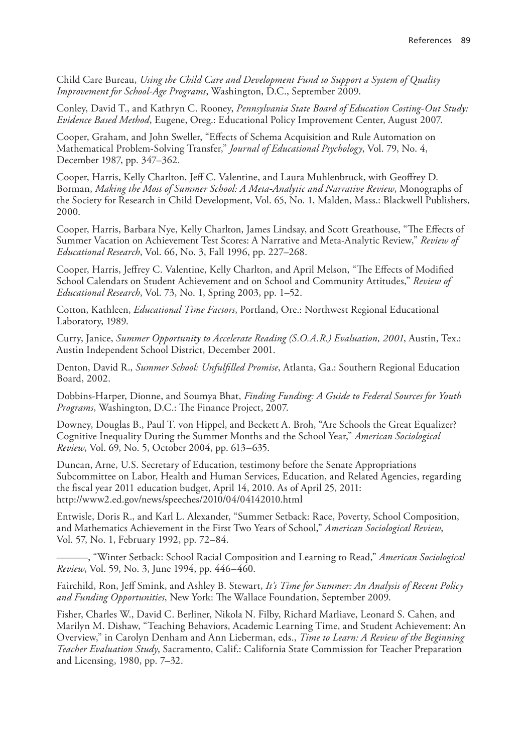Child Care Bureau, *Using the Child Care and Development Fund to Support a System of Quality Improvement for School-Age Programs*, Washington, D.C., September 2009.

Conley, David T., and Kathryn C. Rooney, *Pennsylvania State Board of Education Costing-Out Study: Evidence Based Method*, Eugene, Oreg.: Educational Policy Improvement Center, August 2007.

Cooper, Graham, and John Sweller, "Effects of Schema Acquisition and Rule Automation on Mathematical Problem-Solving Transfer," *Journal of Educational Psychology*, Vol. 79, No. 4, December 1987, pp. 347–362.

Cooper, Harris, Kelly Charlton, Jeff C. Valentine, and Laura Muhlenbruck, with Geoffrey D. Borman, *Making the Most of Summer School: A Meta-Analytic and Narrative Review*, Monographs of the Society for Research in Child Development, Vol. 65, No. 1, Malden, Mass.: Blackwell Publishers, 2000.

Cooper, Harris, Barbara Nye, Kelly Charlton, James Lindsay, and Scott Greathouse, "The Effects of Summer Vacation on Achievement Test Scores: A Narrative and Meta-Analytic Review," *Review of Educational Research*, Vol. 66, No. 3, Fall 1996, pp. 227–268.

Cooper, Harris, Jeffrey C. Valentine, Kelly Charlton, and April Melson, "The Effects of Modified School Calendars on Student Achievement and on School and Community Attitudes," *Review of Educational Research*, Vol. 73, No. 1, Spring 2003, pp. 1–52.

Cotton, Kathleen, *Educational Time Factors*, Portland, Ore.: Northwest Regional Educational Laboratory, 1989.

Curry, Janice, *Summer Opportunity to Accelerate Reading (S.O.A.R.) Evaluation, 2001*, Austin, Tex.: Austin Independent School District, December 2001.

Denton, David R., *Summer School: Unfulfilled Promise*, Atlanta, Ga.: Southern Regional Education Board, 2002.

Dobbins-Harper, Dionne, and Soumya Bhat, *Finding Funding: A Guide to Federal Sources for Youth Programs*, Washington, D.C.: The Finance Project, 2007.

Downey, Douglas B., Paul T. von Hippel, and Beckett A. Broh, "Are Schools the Great Equalizer? Cognitive Inequality During the Summer Months and the School Year," *American Sociological Review*, Vol. 69, No. 5, October 2004, pp. 613–635.

Duncan, Arne, U.S. Secretary of Education, testimony before the Senate Appropriations Subcommittee on Labor, Health and Human Services, Education, and Related Agencies, regarding the fiscal year 2011 education budget, April 14, 2010. As of April 25, 2011: http://www2.ed.gov/news/speeches/2010/04/04142010.html

Entwisle, Doris R., and Karl L. Alexander, "Summer Setback: Race, Poverty, School Composition, and Mathematics Achievement in the First Two Years of School," *American Sociological Review*, Vol. 57, No. 1, February 1992, pp. 72–84.

———, "Winter Setback: School Racial Composition and Learning to Read," *American Sociological Review*, Vol. 59, No. 3, June 1994, pp. 446–460.

Fairchild, Ron, Jeff Smink, and Ashley B. Stewart, *It's Time for Summer: An Analysis of Recent Policy and Funding Opportunities*, New York: The Wallace Foundation, September 2009.

Fisher, Charles W., David C. Berliner, Nikola N. Filby, Richard Marliave, Leonard S. Cahen, and Marilyn M. Dishaw, "Teaching Behaviors, Academic Learning Time, and Student Achievement: An Overview," in Carolyn Denham and Ann Lieberman, eds., *Time to Learn: A Review of the Beginning Teacher Evaluation Study*, Sacramento, Calif.: California State Commission for Teacher Preparation and Licensing, 1980, pp. 7–32.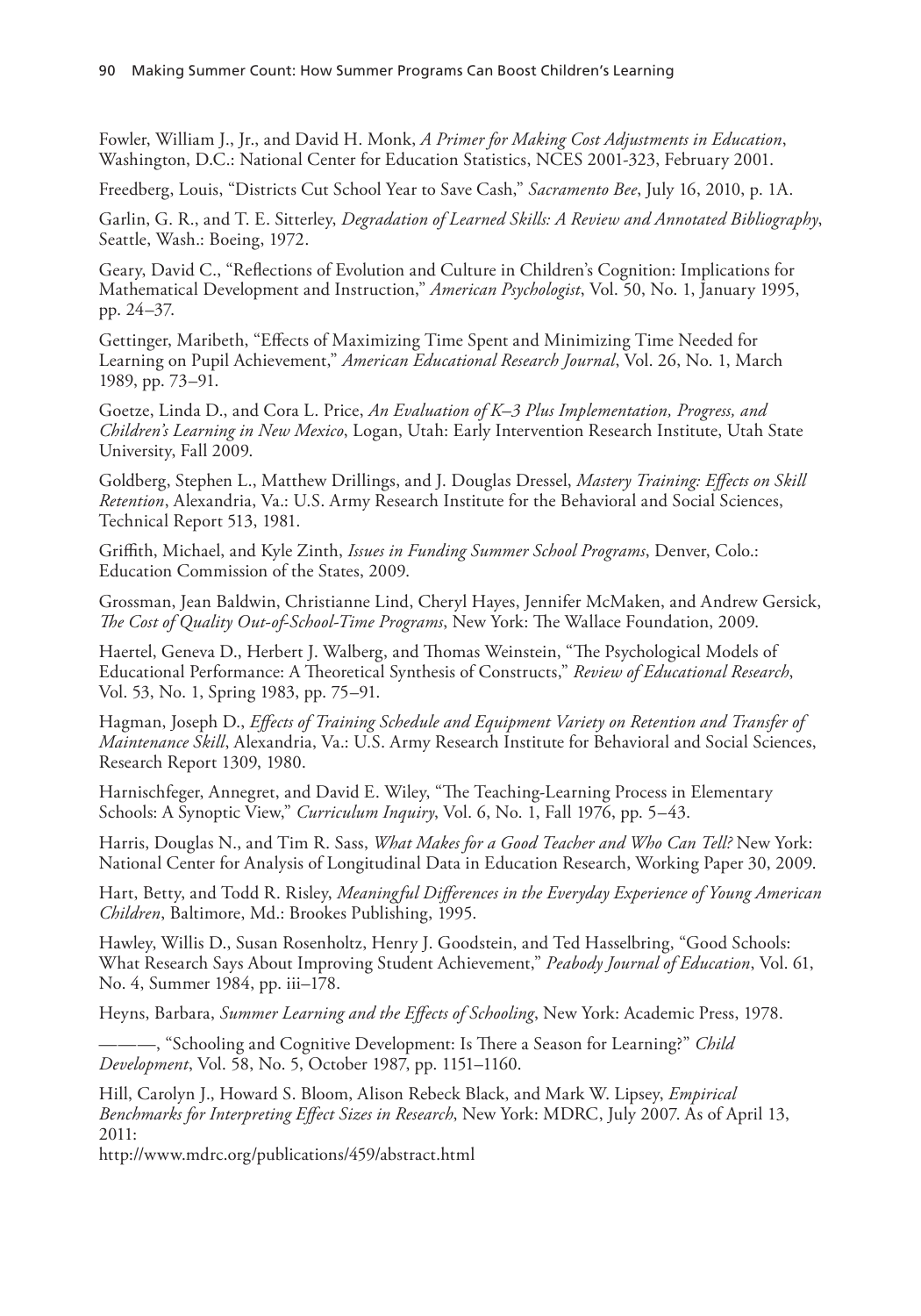Fowler, William J., Jr., and David H. Monk, *A Primer for Making Cost Adjustments in Education*, Washington, D.C.: National Center for Education Statistics, NCES 2001-323, February 2001.

Freedberg, Louis, "Districts Cut School Year to Save Cash," *Sacramento Bee*, July 16, 2010, p. 1A.

Garlin, G. R., and T. E. Sitterley, *Degradation of Learned Skills: A Review and Annotated Bibliography*, Seattle, Wash.: Boeing, 1972.

Geary, David C., "Reflections of Evolution and Culture in Children's Cognition: Implications for Mathematical Development and Instruction," *American Psychologist*, Vol. 50, No. 1, January 1995, pp. 24–37.

Gettinger, Maribeth, "Effects of Maximizing Time Spent and Minimizing Time Needed for Learning on Pupil Achievement," *American Educational Research Journal*, Vol. 26, No. 1, March 1989, pp. 73–91.

Goetze, Linda D., and Cora L. Price, *An Evaluation of K–3 Plus Implementation, Progress, and Children's Learning in New Mexico*, Logan, Utah: Early Intervention Research Institute, Utah State University, Fall 2009.

Goldberg, Stephen L., Matthew Drillings, and J. Douglas Dressel, *Mastery Training: Effects on Skill Retention*, Alexandria, Va.: U.S. Army Research Institute for the Behavioral and Social Sciences, Technical Report 513, 1981.

Griffith, Michael, and Kyle Zinth, *Issues in Funding Summer School Programs*, Denver, Colo.: Education Commission of the States, 2009.

Grossman, Jean Baldwin, Christianne Lind, Cheryl Hayes, Jennifer McMaken, and Andrew Gersick, *The Cost of Quality Out-of-School-Time Programs*, New York: The Wallace Foundation, 2009.

Haertel, Geneva D., Herbert J. Walberg, and Thomas Weinstein, "The Psychological Models of Educational Performance: A Theoretical Synthesis of Constructs," *Review of Educational Research*, Vol. 53, No. 1, Spring 1983, pp. 75–91.

Hagman, Joseph D., *Effects of Training Schedule and Equipment Variety on Retention and Transfer of Maintenance Skill*, Alexandria, Va.: U.S. Army Research Institute for Behavioral and Social Sciences, Research Report 1309, 1980.

Harnischfeger, Annegret, and David E. Wiley, "The Teaching-Learning Process in Elementary Schools: A Synoptic View," *Curriculum Inquiry*, Vol. 6, No. 1, Fall 1976, pp. 5–43.

Harris, Douglas N., and Tim R. Sass, *What Makes for a Good Teacher and Who Can Tell?* New York: National Center for Analysis of Longitudinal Data in Education Research, Working Paper 30, 2009.

Hart, Betty, and Todd R. Risley, *Meaningful Differences in the Everyday Experience of Young American Children*, Baltimore, Md.: Brookes Publishing, 1995.

Hawley, Willis D., Susan Rosenholtz, Henry J. Goodstein, and Ted Hasselbring, "Good Schools: What Research Says About Improving Student Achievement," *Peabody Journal of Education*, Vol. 61, No. 4, Summer 1984, pp. iii–178.

Heyns, Barbara, *Summer Learning and the Effects of Schooling*, New York: Academic Press, 1978.

———, "Schooling and Cognitive Development: Is There a Season for Learning?" *Child Development*, Vol. 58, No. 5, October 1987, pp. 1151–1160.

Hill, Carolyn J., Howard S. Bloom, Alison Rebeck Black, and Mark W. Lipsey, *Empirical Benchmarks for Interpreting Effect Sizes in Research*, New York: MDRC, July 2007. As of April 13, 2011:
http://www.mdrc.org/publications/459/abstract.html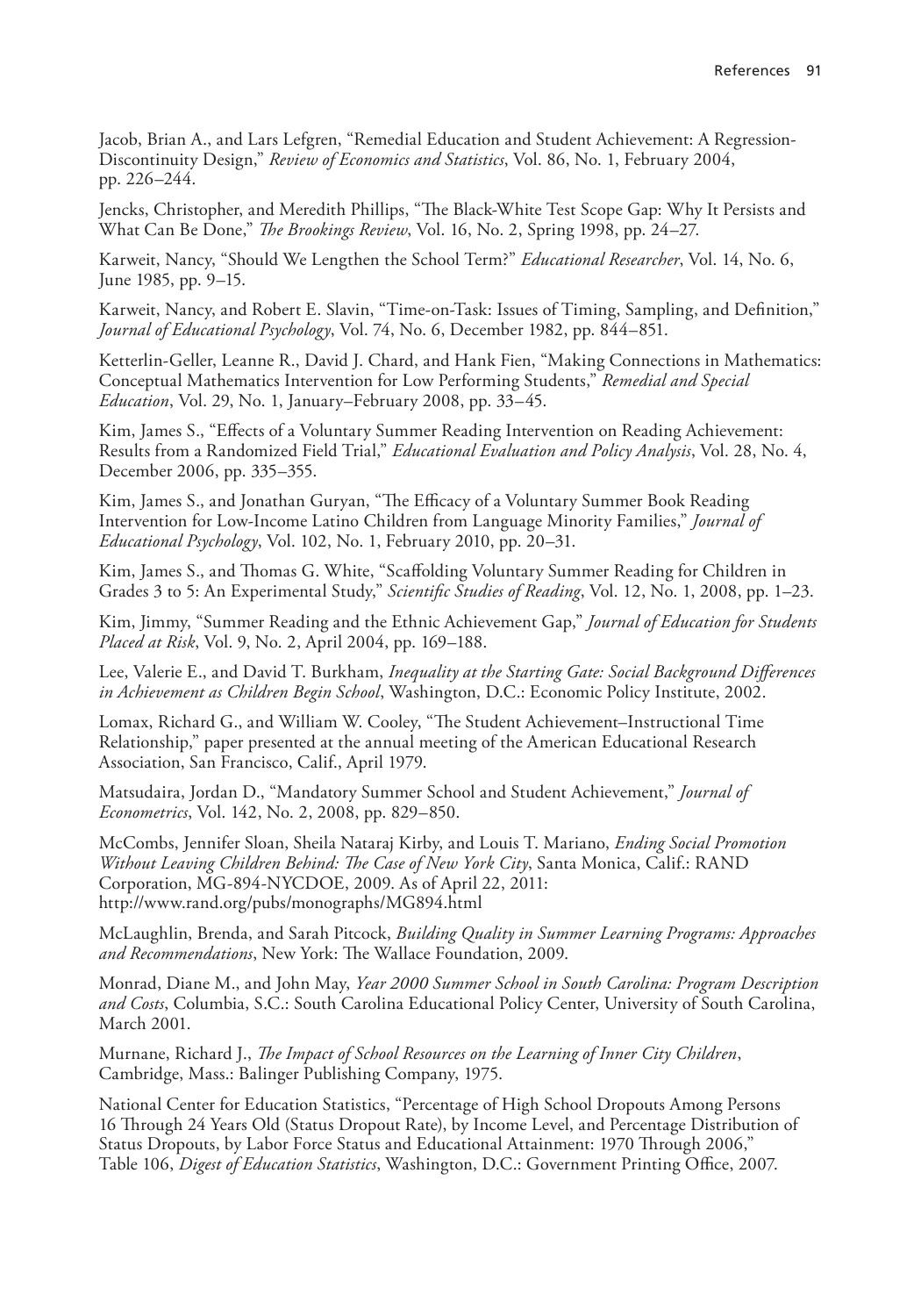Jacob, Brian A., and Lars Lefgren, "Remedial Education and Student Achievement: A Regression-Discontinuity Design," *Review of Economics and Statistics*, Vol. 86, No. 1, February 2004, pp. 226–244.

Jencks, Christopher, and Meredith Phillips, "The Black-White Test Scope Gap: Why It Persists and What Can Be Done," *The Brookings Review*, Vol. 16, No. 2, Spring 1998, pp. 24–27.

Karweit, Nancy, "Should We Lengthen the School Term?" *Educational Researcher*, Vol. 14, No. 6, June 1985, pp. 9–15.

Karweit, Nancy, and Robert E. Slavin, "Time-on-Task: Issues of Timing, Sampling, and Definition," *Journal of Educational Psychology*, Vol. 74, No. 6, December 1982, pp. 844–851.

Ketterlin-Geller, Leanne R., David J. Chard, and Hank Fien, "Making Connections in Mathematics: Conceptual Mathematics Intervention for Low Performing Students," *Remedial and Special Education*, Vol. 29, No. 1, January–February 2008, pp. 33–45.

Kim, James S., "Effects of a Voluntary Summer Reading Intervention on Reading Achievement: Results from a Randomized Field Trial," *Educational Evaluation and Policy Analysis*, Vol. 28, No. 4, December 2006, pp. 335–355.

Kim, James S., and Jonathan Guryan, "The Efficacy of a Voluntary Summer Book Reading Intervention for Low-Income Latino Children from Language Minority Families," *Journal of Educational Psychology*, Vol. 102, No. 1, February 2010, pp. 20–31.

Kim, James S., and Thomas G. White, "Scaffolding Voluntary Summer Reading for Children in Grades 3 to 5: An Experimental Study," *Scientific Studies of Reading*, Vol. 12, No. 1, 2008, pp. 1–23.

Kim, Jimmy, "Summer Reading and the Ethnic Achievement Gap," *Journal of Education for Students Placed at Risk*, Vol. 9, No. 2, April 2004, pp. 169–188.

Lee, Valerie E., and David T. Burkham, *Inequality at the Starting Gate: Social Background Differences in Achievement as Children Begin School*, Washington, D.C.: Economic Policy Institute, 2002.

Lomax, Richard G., and William W. Cooley, "The Student Achievement–Instructional Time Relationship," paper presented at the annual meeting of the American Educational Research Association, San Francisco, Calif., April 1979.

Matsudaira, Jordan D., "Mandatory Summer School and Student Achievement," *Journal of Econometrics*, Vol. 142, No. 2, 2008, pp. 829–850.

McCombs, Jennifer Sloan, Sheila Nataraj Kirby, and Louis T. Mariano, *Ending Social Promotion Without Leaving Children Behind: The Case of New York City*, Santa Monica, Calif.: RAND Corporation, MG-894-NYCDOE, 2009. As of April 22, 2011: http://www.rand.org/pubs/monographs/MG894.html

McLaughlin, Brenda, and Sarah Pitcock, *Building Quality in Summer Learning Programs: Approaches and Recommendations*, New York: The Wallace Foundation, 2009.

Monrad, Diane M., and John May, *Year 2000 Summer School in South Carolina: Program Description and Costs*, Columbia, S.C.: South Carolina Educational Policy Center, University of South Carolina, March 2001.

Murnane, Richard J., *The Impact of School Resources on the Learning of Inner City Children*, Cambridge, Mass.: Balinger Publishing Company, 1975.

National Center for Education Statistics, "Percentage of High School Dropouts Among Persons 16 Through 24 Years Old (Status Dropout Rate), by Income Level, and Percentage Distribution of Status Dropouts, by Labor Force Status and Educational Attainment: 1970 Through 2006," Table 106, *Digest of Education Statistics*, Washington, D.C.: Government Printing Office, 2007.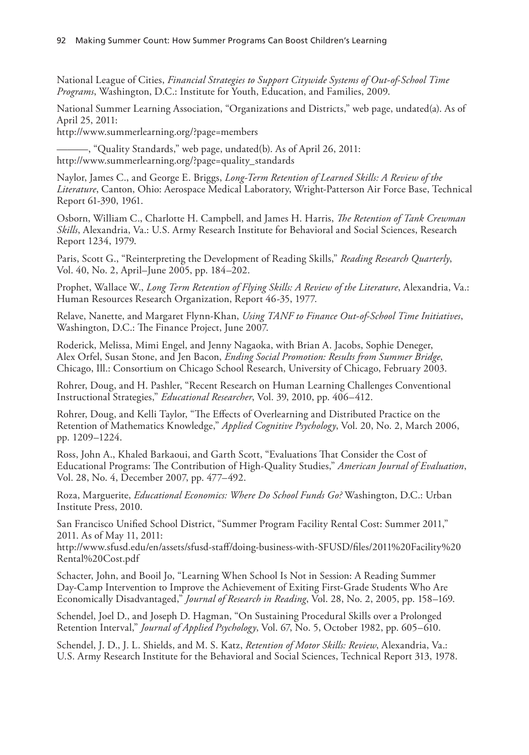National League of Cities, *Financial Strategies to Support Citywide Systems of Out-of-School Time Programs*, Washington, D.C.: Institute for Youth, Education, and Families, 2009.

National Summer Learning Association, "Organizations and Districts," web page, undated(a). As of April 25, 2011:
http://www.summerlearning.org/?page=members

———, "Quality Standards," web page, undated(b). As of April 26, 2011:
http://www.summerlearning.org/?page=quality_standards

Naylor, James C., and George E. Briggs, *Long-Term Retention of Learned Skills: A Review of the Literature*, Canton, Ohio: Aerospace Medical Laboratory, Wright-Patterson Air Force Base, Technical Report 61-390, 1961.

Osborn, William C., Charlotte H. Campbell, and James H. Harris, *The Retention of Tank Crewman Skills*, Alexandria, Va.: U.S. Army Research Institute for Behavioral and Social Sciences, Research Report 1234, 1979.

Paris, Scott G., "Reinterpreting the Development of Reading Skills," *Reading Research Quarterly*, Vol. 40, No. 2, April–June 2005, pp. 184–202.

Prophet, Wallace W., *Long Term Retention of Flying Skills: A Review of the Literature*, Alexandria, Va.: Human Resources Research Organization, Report 46-35, 1977.

Relave, Nanette, and Margaret Flynn-Khan, *Using TANF to Finance Out-of-School Time Initiatives*, Washington, D.C.: The Finance Project, June 2007.

Roderick, Melissa, Mimi Engel, and Jenny Nagaoka, with Brian A. Jacobs, Sophie Deneger, Alex Orfel, Susan Stone, and Jen Bacon, *Ending Social Promotion: Results from Summer Bridge*, Chicago, Ill.: Consortium on Chicago School Research, University of Chicago, February 2003.

Rohrer, Doug, and H. Pashler, "Recent Research on Human Learning Challenges Conventional Instructional Strategies," *Educational Researcher*, Vol. 39, 2010, pp. 406–412.

Rohrer, Doug, and Kelli Taylor, "The Effects of Overlearning and Distributed Practice on the Retention of Mathematics Knowledge," *Applied Cognitive Psychology*, Vol. 20, No. 2, March 2006, pp. 1209–1224.

Ross, John A., Khaled Barkaoui, and Garth Scott, "Evaluations That Consider the Cost of Educational Programs: The Contribution of High-Quality Studies," *American Journal of Evaluation*, Vol. 28, No. 4, December 2007, pp. 477–492.

Roza, Marguerite, *Educational Economics: Where Do School Funds Go?* Washington, D.C.: Urban Institute Press, 2010.

San Francisco Unified School District, "Summer Program Facility Rental Cost: Summer 2011," 2011. As of May 11, 2011:
http://www.sfusd.edu/en/assets/sfusd-staff/doing-business-with-SFUSD/files/2011%20Facility%20Rental%20Cost.pdf

Schacter, John, and Booil Jo, "Learning When School Is Not in Session: A Reading Summer Day-Camp Intervention to Improve the Achievement of Exiting First-Grade Students Who Are Economically Disadvantaged," *Journal of Research in Reading*, Vol. 28, No. 2, 2005, pp. 158–169.

Schendel, Joel D., and Joseph D. Hagman, "On Sustaining Procedural Skills over a Prolonged Retention Interval," *Journal of Applied Psychology*, Vol. 67, No. 5, October 1982, pp. 605–610.

Schendel, J. D., J. L. Shields, and M. S. Katz, *Retention of Motor Skills: Review*, Alexandria, Va.: U.S. Army Research Institute for the Behavioral and Social Sciences, Technical Report 313, 1978.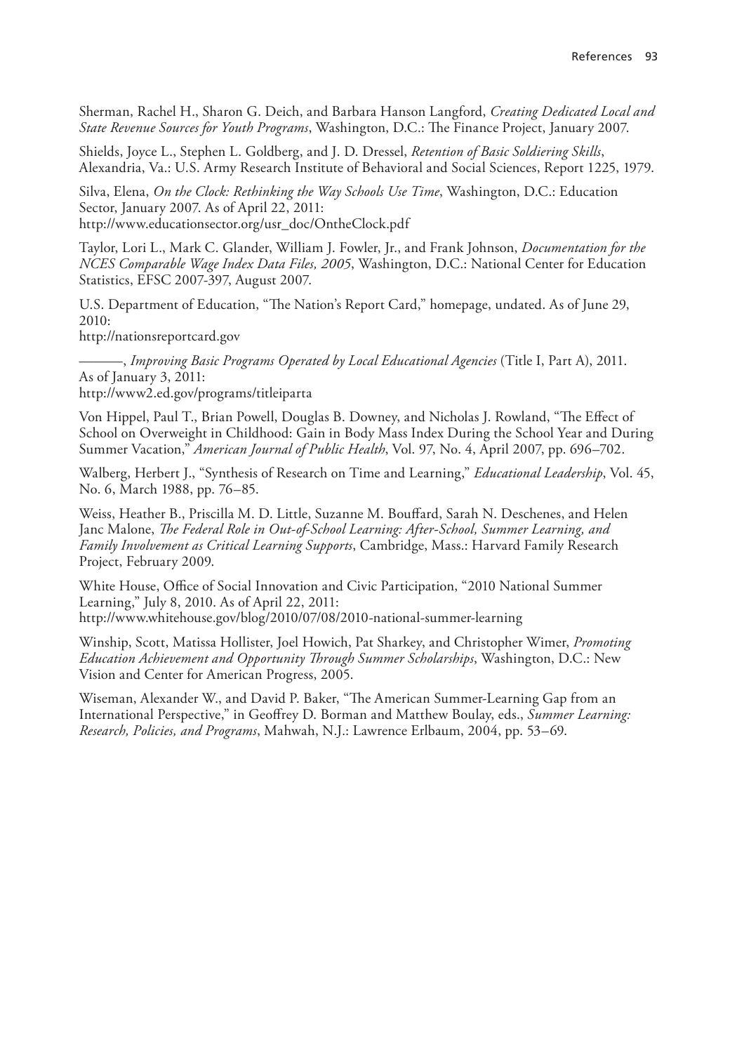Sherman, Rachel H., Sharon G. Deich, and Barbara Hanson Langford, *Creating Dedicated Local and State Revenue Sources for Youth Programs*, Washington, D.C.: The Finance Project, January 2007.

Shields, Joyce L., Stephen L. Goldberg, and J. D. Dressel, *Retention of Basic Soldiering Skills*, Alexandria, Va.: U.S. Army Research Institute of Behavioral and Social Sciences, Report 1225, 1979.

Silva, Elena, *On the Clock: Rethinking the Way Schools Use Time*, Washington, D.C.: Education Sector, January 2007. As of April 22, 2011:
http://www.educationsector.org/usr_doc/OntheClock.pdf

Taylor, Lori L., Mark C. Glander, William J. Fowler, Jr., and Frank Johnson, *Documentation for the NCES Comparable Wage Index Data Files, 2005*, Washington, D.C.: National Center for Education Statistics, EFSC 2007-397, August 2007.

U.S. Department of Education, "The Nation's Report Card," homepage, undated. As of June 29, 2010:
http://nationsreportcard.gov

———, *Improving Basic Programs Operated by Local Educational Agencies* (Title I, Part A), 2011. As of January 3, 2011:
http://www2.ed.gov/programs/titleiparta

Von Hippel, Paul T., Brian Powell, Douglas B. Downey, and Nicholas J. Rowland, "The Effect of School on Overweight in Childhood: Gain in Body Mass Index During the School Year and During Summer Vacation," *American Journal of Public Health*, Vol. 97, No. 4, April 2007, pp. 696–702.

Walberg, Herbert J., "Synthesis of Research on Time and Learning," *Educational Leadership*, Vol. 45, No. 6, March 1988, pp. 76–85.

Weiss, Heather B., Priscilla M. D. Little, Suzanne M. Bouffard, Sarah N. Deschenes, and Helen Janc Malone, *The Federal Role in Out-of-School Learning: After-School, Summer Learning, and Family Involvement as Critical Learning Supports*, Cambridge, Mass.: Harvard Family Research Project, February 2009.

White House, Office of Social Innovation and Civic Participation, "2010 National Summer Learning," July 8, 2010. As of April 22, 2011:
http://www.whitehouse.gov/blog/2010/07/08/2010-national-summer-learning

Winship, Scott, Matissa Hollister, Joel Howich, Pat Sharkey, and Christopher Wimer, *Promoting Education Achievement and Opportunity Through Summer Scholarships*, Washington, D.C.: New Vision and Center for American Progress, 2005.

Wiseman, Alexander W., and David P. Baker, "The American Summer-Learning Gap from an International Perspective," in Geoffrey D. Borman and Matthew Boulay, eds., *Summer Learning: Research, Policies, and Programs*, Mahwah, N.J.: Lawrence Erlbaum, 2004, pp. 53–69.